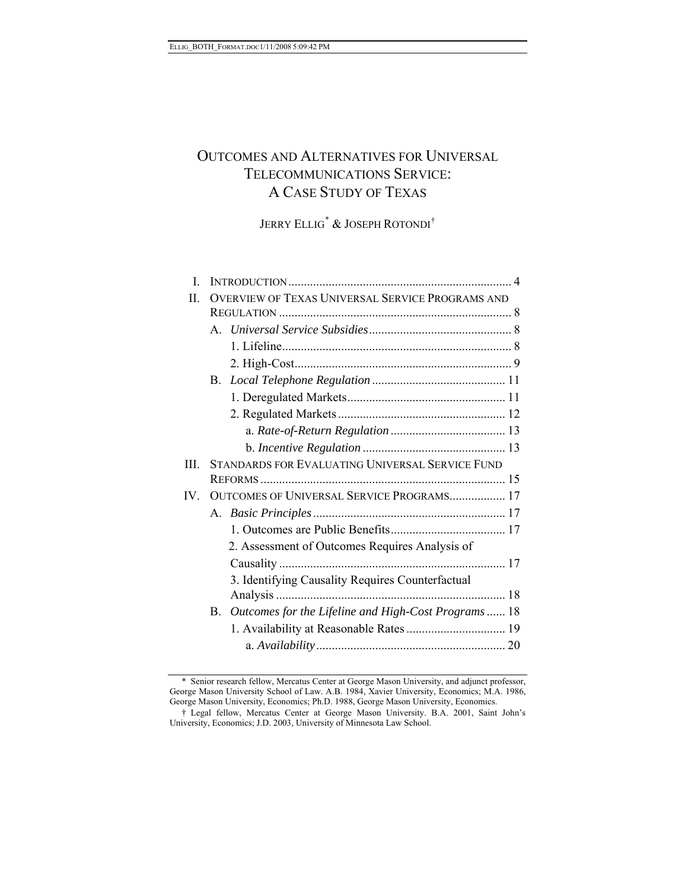# OUTCOMES AND ALTERNATIVES FOR UNIVERSAL TELECOMMUNICATIONS SERVICE: A CASE STUDY OF TEXAS

JERRY ELLIG[*] & JOSEPH ROTONDI[†]

- I. INTRODUCTION ........................................................................ 4
- II. OVERVIEW OF TEXAS UNIVERSAL SERVICE PROGRAMS AND REGULATION ........................................................................... 8
  - A. *Universal Service Subsidies* .............................................. 8
    - 1. Lifeline.......................................................................... 8
    - 2. High-Cost...................................................................... 9
  - B. *Local Telephone Regulation* ........................................... 11
    - 1. Deregulated Markets................................................... 11
    - 2. Regulated Markets ...................................................... 12
      - a. *Rate-of-Return Regulation* ..................................... 13
      - b. *Incentive Regulation* .............................................. 13
- III. STANDARDS FOR EVALUATING UNIVERSAL SERVICE FUND REFORMS ............................................................................... 15
- IV. OUTCOMES OF UNIVERSAL SERVICE PROGRAMS.................. 17
  - A. *Basic Principles* ............................................................. 17
    - 1. Outcomes are Public Benefits..................................... 17
    - 2. Assessment of Outcomes Requires Analysis of Causality ......................................................................... 17
    - 3. Identifying Causality Requires Counterfactual Analysis .......................................................................... 18
  - B. *Outcomes for the Lifeline and High-Cost Programs* ...... 18
    - 1. Availability at Reasonable Rates ................................ 19
      - a. *Availability* ............................................................. 20

---

\* Senior research fellow, Mercatus Center at George Mason University, and adjunct professor, George Mason University School of Law. A.B. 1984, Xavier University, Economics; M.A. 1986, George Mason University, Economics; Ph.D. 1988, George Mason University, Economics.

† Legal fellow, Mercatus Center at George Mason University. B.A. 2001, Saint John's University, Economics; J.D. 2003, University of Minnesota Law School.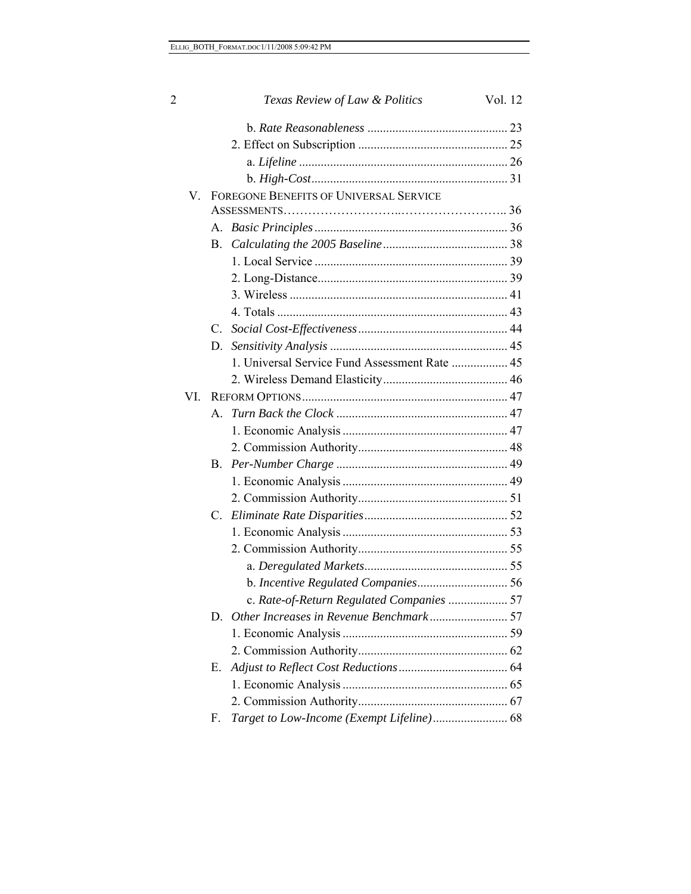b. *Rate Reasonableness* ............................................. 23

2. Effect on Subscription ................................................ 25

a. *Lifeline* .................................................................. 26

b. *High-Cost*............................................................... 31

V. FOREGONE BENEFITS OF UNIVERSAL SERVICE ASSESSMENTS……………………..…………………….. 36

A. *Basic Principles*.............................................................. 36

B. *Calculating the 2005 Baseline*........................................ 38

1. Local Service ............................................................. 39

2. Long-Distance............................................................ 39

3. Wireless ..................................................................... 41

4. Totals ......................................................................... 43

C. *Social Cost-Effectiveness*................................................ 44

D. *Sensitivity Analysis* ......................................................... 45

1. Universal Service Fund Assessment Rate .................. 45

2. Wireless Demand Elasticity........................................ 46

VI. REFORM OPTIONS.................................................................. 47

A. *Turn Back the Clock* ....................................................... 47

1. Economic Analysis ..................................................... 47

2. Commission Authority................................................ 48

B. *Per-Number Charge* ....................................................... 49

1. Economic Analysis ..................................................... 49

2. Commission Authority................................................ 51

C. *Eliminate Rate Disparities*.............................................. 52

1. Economic Analysis ..................................................... 53

2. Commission Authority................................................ 55

a. *Deregulated Markets*.............................................. 55

b. *Incentive Regulated Companies*............................. 56

c. *Rate-of-Return Regulated Companies* ................... 57

D. *Other Increases in Revenue Benchmark*......................... 57

1. Economic Analysis ..................................................... 59

2. Commission Authority................................................ 62

E. *Adjust to Reflect Cost Reductions*................................... 64

1. Economic Analysis ..................................................... 65

2. Commission Authority................................................ 67

F. *Target to Low-Income (Exempt Lifeline)*........................ 68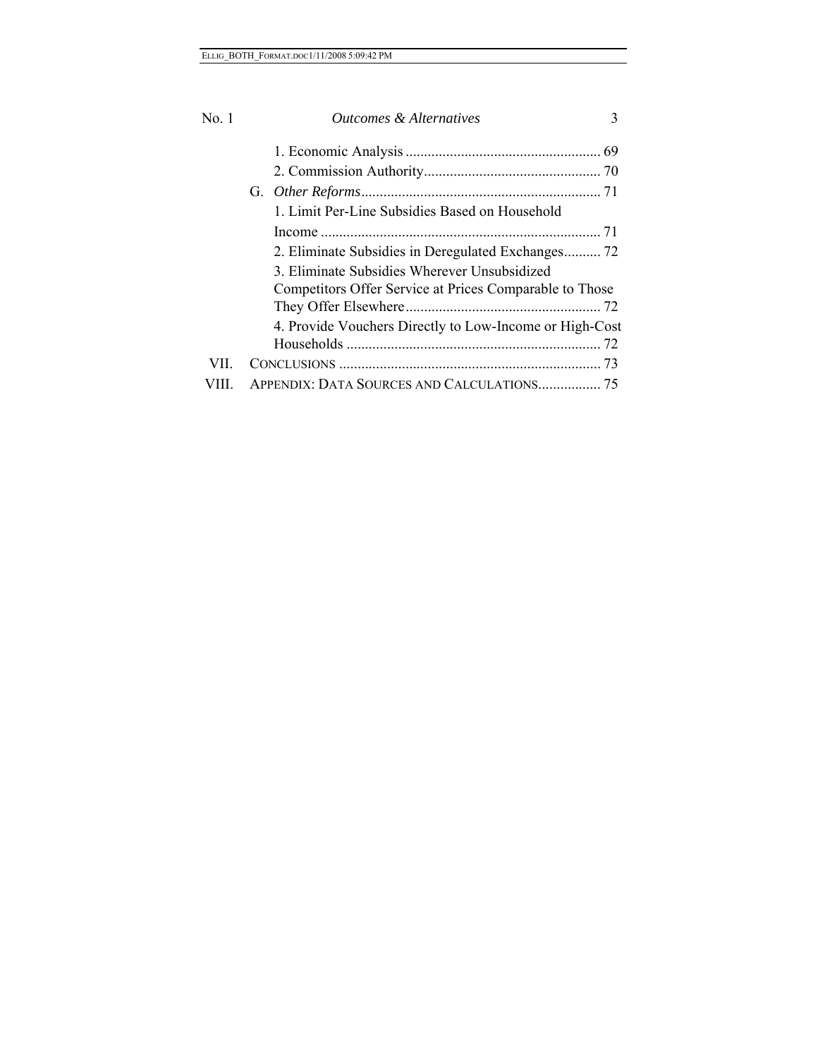1. Economic Analysis ..................................................... 69

2. Commission Authority................................................ 70

G. *Other Reforms*................................................................. 71

1. Limit Per-Line Subsidies Based on Household Income ........................................................................... 71

2. Eliminate Subsidies in Deregulated Exchanges.......... 72

3. Eliminate Subsidies Wherever Unsubsidized Competitors Offer Service at Prices Comparable to Those They Offer Elsewhere..................................................... 72

4. Provide Vouchers Directly to Low-Income or High-Cost Households ..................................................................... 72

VII. CONCLUSIONS ....................................................................... 73

VIII. APPENDIX: DATA SOURCES AND CALCULATIONS................. 75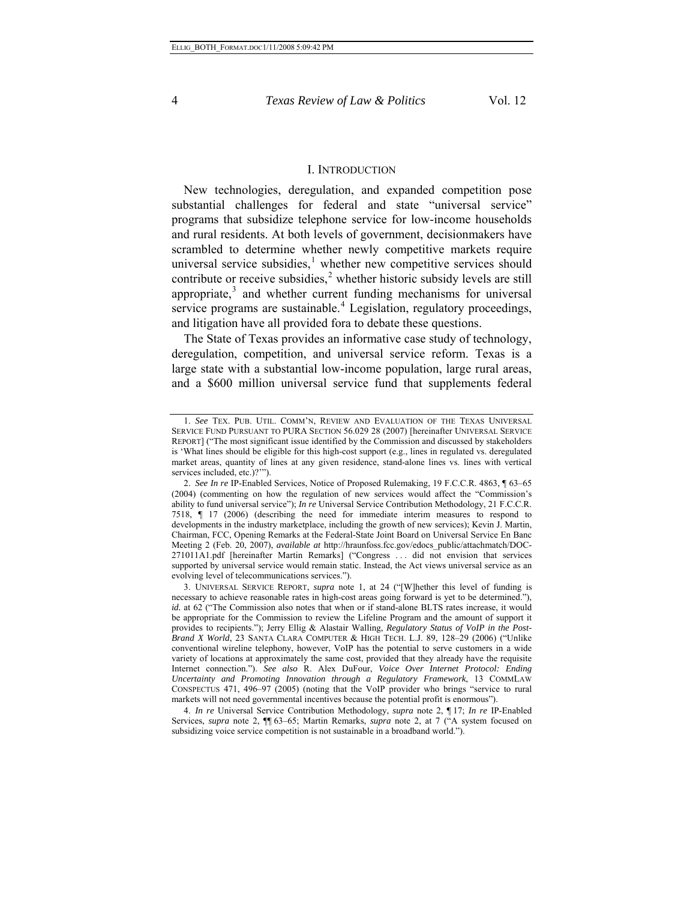## I. INTRODUCTION

New technologies, deregulation, and expanded competition pose substantial challenges for federal and state "universal service" programs that subsidize telephone service for low-income households and rural residents. At both levels of government, decisionmakers have scrambled to determine whether newly competitive markets require universal service subsidies,[1] whether new competitive services should contribute or receive subsidies,[2] whether historic subsidy levels are still appropriate,[3] and whether current funding mechanisms for universal service programs are sustainable.[4] Legislation, regulatory proceedings, and litigation have all provided fora to debate these questions.

The State of Texas provides an informative case study of technology, deregulation, competition, and universal service reform. Texas is a large state with a substantial low-income population, large rural areas, and a $600 million universal service fund that supplements federal

---

1. *See* TEX. PUB. UTIL. COMM'N, REVIEW AND EVALUATION OF THE TEXAS UNIVERSAL SERVICE FUND PURSUANT TO PURA SECTION 56.029 28 (2007) [hereinafter UNIVERSAL SERVICE REPORT] ("The most significant issue identified by the Commission and discussed by stakeholders is 'What lines should be eligible for this high-cost support (e.g., lines in regulated vs. deregulated market areas, quantity of lines at any given residence, stand-alone lines vs. lines with vertical services included, etc.)?'").

2. *See In re* IP-Enabled Services, Notice of Proposed Rulemaking, 19 F.C.C.R. 4863, ¶ 63–65 (2004) (commenting on how the regulation of new services would affect the "Commission's ability to fund universal service"); *In re* Universal Service Contribution Methodology, 21 F.C.C.R. 7518, ¶ 17 (2006) (describing the need for immediate interim measures to respond to developments in the industry marketplace, including the growth of new services); Kevin J. Martin, Chairman, FCC, Opening Remarks at the Federal-State Joint Board on Universal Service En Banc Meeting 2 (Feb. 20, 2007), *available at* http://hraunfoss.fcc.gov/edocs_public/attachmatch/DOC-271011A1.pdf [hereinafter Martin Remarks] ("Congress . . . did not envision that services supported by universal service would remain static. Instead, the Act views universal service as an evolving level of telecommunications services.").

3. UNIVERSAL SERVICE REPORT, *supra* note 1, at 24 ("[W]hether this level of funding is necessary to achieve reasonable rates in high-cost areas going forward is yet to be determined."), *id.* at 62 ("The Commission also notes that when or if stand-alone BLTS rates increase, it would be appropriate for the Commission to review the Lifeline Program and the amount of support it provides to recipients."); Jerry Ellig & Alastair Walling, *Regulatory Status of VoIP in the Post-Brand X World*, 23 SANTA CLARA COMPUTER & HIGH TECH. L.J. 89, 128–29 (2006) ("Unlike conventional wireline telephony, however, VoIP has the potential to serve customers in a wide variety of locations at approximately the same cost, provided that they already have the requisite Internet connection."). *See also* R. Alex DuFour, *Voice Over Internet Protocol: Ending Uncertainty and Promoting Innovation through a Regulatory Framework*, 13 COMMLAW CONSPECTUS 471, 496–97 (2005) (noting that the VoIP provider who brings "service to rural markets will not need governmental incentives because the potential profit is enormous").

4. *In re* Universal Service Contribution Methodology, *supra* note 2, ¶ 17; *In re* IP-Enabled Services, *supra* note 2, ¶¶ 63–65; Martin Remarks, *supra* note 2, at 7 ("A system focused on subsidizing voice service competition is not sustainable in a broadband world.").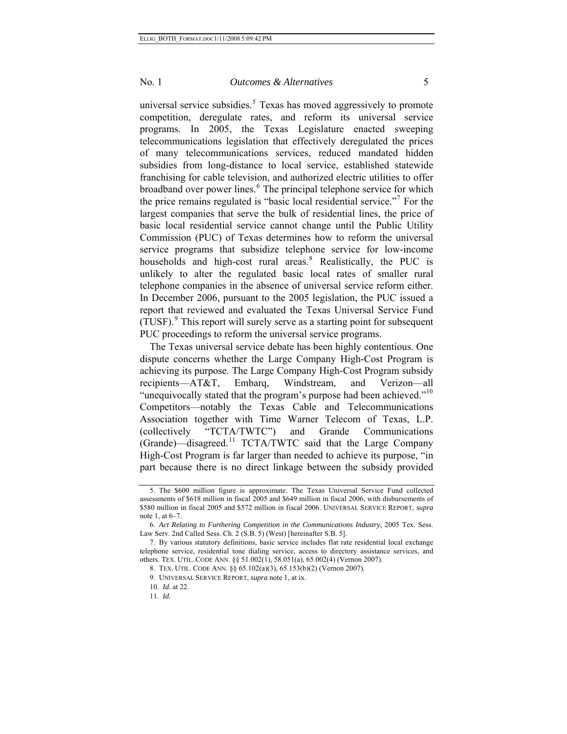universal service subsidies.[5] Texas has moved aggressively to promote competition, deregulate rates, and reform its universal service programs. In 2005, the Texas Legislature enacted sweeping telecommunications legislation that effectively deregulated the prices of many telecommunications services, reduced mandated hidden subsidies from long-distance to local service, established statewide franchising for cable television, and authorized electric utilities to offer broadband over power lines.[6] The principal telephone service for which the price remains regulated is "basic local residential service."[7] For the largest companies that serve the bulk of residential lines, the price of basic local residential service cannot change until the Public Utility Commission (PUC) of Texas determines how to reform the universal service programs that subsidize telephone service for low-income households and high-cost rural areas.[8] Realistically, the PUC is unlikely to alter the regulated basic local rates of smaller rural telephone companies in the absence of universal service reform either. In December 2006, pursuant to the 2005 legislation, the PUC issued a report that reviewed and evaluated the Texas Universal Service Fund (TUSF).[9] This report will surely serve as a starting point for subsequent PUC proceedings to reform the universal service programs.

The Texas universal service debate has been highly contentious. One dispute concerns whether the Large Company High-Cost Program is achieving its purpose. The Large Company High-Cost Program subsidy recipients—AT&T, Embarq, Windstream, and Verizon—all "unequivocally stated that the program's purpose had been achieved."[10] Competitors—notably the Texas Cable and Telecommunications Association together with Time Warner Telecom of Texas, L.P. (collectively "TCTA/TWTC") and Grande Communications (Grande)—disagreed.[11] TCTA/TWTC said that the Large Company High-Cost Program is far larger than needed to achieve its purpose, "in part because there is no direct linkage between the subsidy provided

---

5. The $600 million figure is approximate. The Texas Universal Service Fund collected assessments of $618 million in fiscal 2005 and $649 million in fiscal 2006, with disbursements of $580 million in fiscal 2005 and $572 million in fiscal 2006. UNIVERSAL SERVICE REPORT, *supra* note 1, at 6–7.

6. *Act Relating to Furthering Competition in the Communications Industry*, 2005 Tex. Sess. Law Serv. 2nd Called Sess. Ch. 2 (S.B. 5) (West) [hereinafter S.B. 5].

7. By various statutory definitions, basic service includes flat rate residential local exchange telephone service, residential tone dialing service, access to directory assistance services, and others. TEX. UTIL. CODE ANN. §§ 51.002(1), 58.051(a), 65.002(4) (Vernon 2007).

8. TEX. UTIL. CODE ANN. §§ 65.102(a)(3), 65.153(b)(2) (Vernon 2007).

9. UNIVERSAL SERVICE REPORT, *supra* note 1, at ix.

10. *Id.* at 22.

11. *Id.*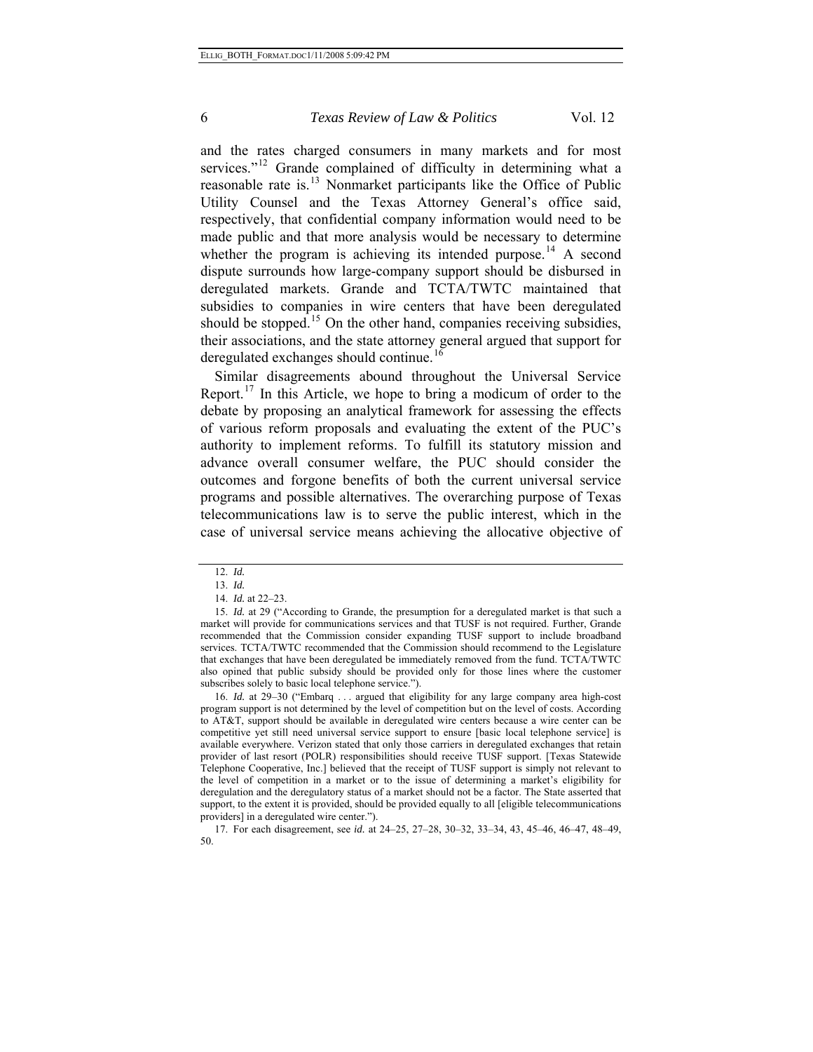and the rates charged consumers in many markets and for most services."[12] Grande complained of difficulty in determining what a reasonable rate is.[13] Nonmarket participants like the Office of Public Utility Counsel and the Texas Attorney General's office said, respectively, that confidential company information would need to be made public and that more analysis would be necessary to determine whether the program is achieving its intended purpose.[14] A second dispute surrounds how large-company support should be disbursed in deregulated markets. Grande and TCTA/TWTC maintained that subsidies to companies in wire centers that have been deregulated should be stopped.[15] On the other hand, companies receiving subsidies, their associations, and the state attorney general argued that support for deregulated exchanges should continue.[16]

Similar disagreements abound throughout the Universal Service Report.[17] In this Article, we hope to bring a modicum of order to the debate by proposing an analytical framework for assessing the effects of various reform proposals and evaluating the extent of the PUC's authority to implement reforms. To fulfill its statutory mission and advance overall consumer welfare, the PUC should consider the outcomes and forgone benefits of both the current universal service programs and possible alternatives. The overarching purpose of Texas telecommunications law is to serve the public interest, which in the case of universal service means achieving the allocative objective of

12. *Id.*

13. *Id.*

14. *Id.* at 22–23.

15. *Id.* at 29 ("According to Grande, the presumption for a deregulated market is that such a market will provide for communications services and that TUSF is not required. Further, Grande recommended that the Commission consider expanding TUSF support to include broadband services. TCTA/TWTC recommended that the Commission should recommend to the Legislature that exchanges that have been deregulated be immediately removed from the fund. TCTA/TWTC also opined that public subsidy should be provided only for those lines where the customer subscribes solely to basic local telephone service.").

16. *Id.* at 29–30 ("Embarq . . . argued that eligibility for any large company area high-cost program support is not determined by the level of competition but on the level of costs. According to AT&T, support should be available in deregulated wire centers because a wire center can be competitive yet still need universal service support to ensure [basic local telephone service] is available everywhere. Verizon stated that only those carriers in deregulated exchanges that retain provider of last resort (POLR) responsibilities should receive TUSF support. [Texas Statewide Telephone Cooperative, Inc.] believed that the receipt of TUSF support is simply not relevant to the level of competition in a market or to the issue of determining a market's eligibility for deregulation and the deregulatory status of a market should not be a factor. The State asserted that support, to the extent it is provided, should be provided equally to all [eligible telecommunications providers] in a deregulated wire center.").

17. For each disagreement, see *id.* at 24–25, 27–28, 30–32, 33–34, 43, 45–46, 46–47, 48–49, 50.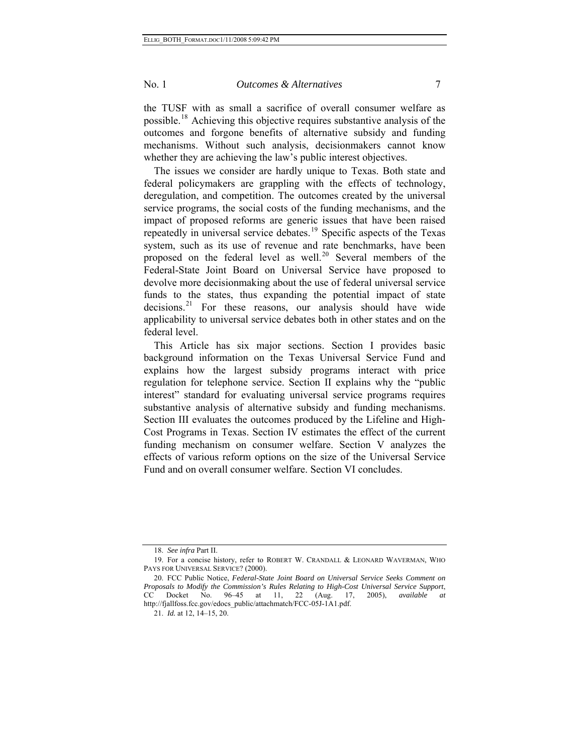the TUSF with as small a sacrifice of overall consumer welfare as possible.[18] Achieving this objective requires substantive analysis of the outcomes and forgone benefits of alternative subsidy and funding mechanisms. Without such analysis, decisionmakers cannot know whether they are achieving the law's public interest objectives.

The issues we consider are hardly unique to Texas. Both state and federal policymakers are grappling with the effects of technology, deregulation, and competition. The outcomes created by the universal service programs, the social costs of the funding mechanisms, and the impact of proposed reforms are generic issues that have been raised repeatedly in universal service debates.[19] Specific aspects of the Texas system, such as its use of revenue and rate benchmarks, have been proposed on the federal level as well.[20] Several members of the Federal-State Joint Board on Universal Service have proposed to devolve more decisionmaking about the use of federal universal service funds to the states, thus expanding the potential impact of state decisions.[21] For these reasons, our analysis should have wide applicability to universal service debates both in other states and on the federal level.

This Article has six major sections. Section I provides basic background information on the Texas Universal Service Fund and explains how the largest subsidy programs interact with price regulation for telephone service. Section II explains why the "public interest" standard for evaluating universal service programs requires substantive analysis of alternative subsidy and funding mechanisms. Section III evaluates the outcomes produced by the Lifeline and High-Cost Programs in Texas. Section IV estimates the effect of the current funding mechanism on consumer welfare. Section V analyzes the effects of various reform options on the size of the Universal Service Fund and on overall consumer welfare. Section VI concludes.

---

18. *See infra* Part II.

19. For a concise history, refer to ROBERT W. CRANDALL & LEONARD WAVERMAN, WHO PAYS FOR UNIVERSAL SERVICE? (2000).

20. FCC Public Notice, *Federal-State Joint Board on Universal Service Seeks Comment on Proposals to Modify the Commission's Rules Relating to High-Cost Universal Service Support*, CC Docket No. 96–45 at 11, 22 (Aug. 17, 2005), *available at* http://fjallfoss.fcc.gov/edocs_public/attachmatch/FCC-05J-1A1.pdf.

21. *Id.* at 12, 14–15, 20.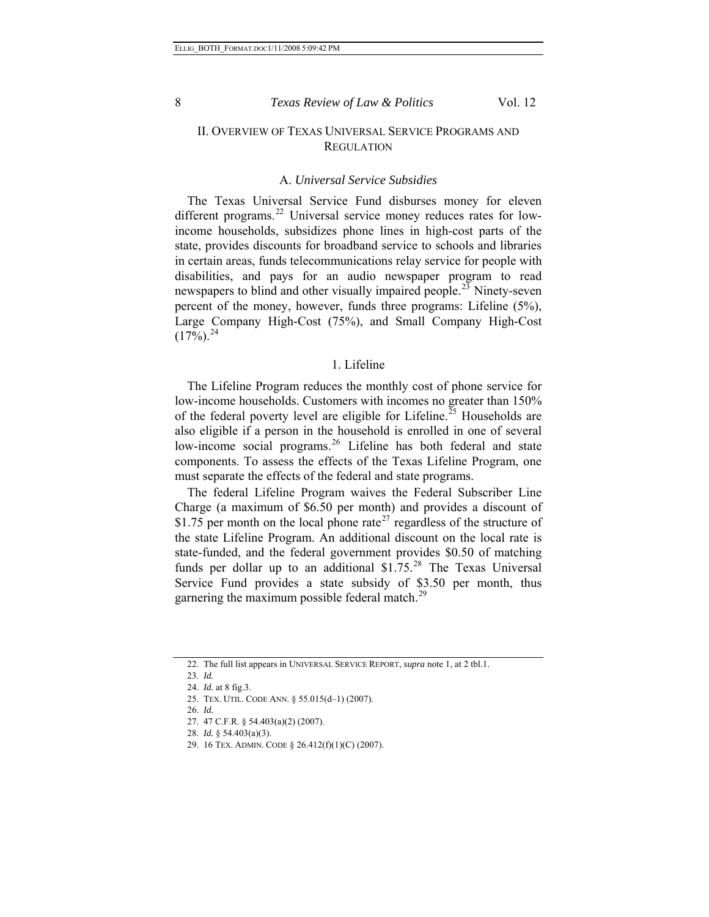## II. Overview of Texas Universal Service Programs and Regulation

### A. *Universal Service Subsidies*

The Texas Universal Service Fund disburses money for eleven different programs.[22] Universal service money reduces rates for low-income households, subsidizes phone lines in high-cost parts of the state, provides discounts for broadband service to schools and libraries in certain areas, funds telecommunications relay service for people with disabilities, and pays for an audio newspaper program to read newspapers to blind and other visually impaired people.[23] Ninety-seven percent of the money, however, funds three programs: Lifeline (5%), Large Company High-Cost (75%), and Small Company High-Cost (17%).[24]

#### 1. Lifeline

The Lifeline Program reduces the monthly cost of phone service for low-income households. Customers with incomes no greater than 150% of the federal poverty level are eligible for Lifeline.[25] Households are also eligible if a person in the household is enrolled in one of several low-income social programs.[26] Lifeline has both federal and state components. To assess the effects of the Texas Lifeline Program, one must separate the effects of the federal and state programs.

The federal Lifeline Program waives the Federal Subscriber Line Charge (a maximum of $6.50 per month) and provides a discount of $1.75 per month on the local phone rate[27] regardless of the structure of the state Lifeline Program. An additional discount on the local rate is state-funded, and the federal government provides $0.50 of matching funds per dollar up to an additional $1.75.[28] The Texas Universal Service Fund provides a state subsidy of $3.50 per month, thus garnering the maximum possible federal match.[29]

---

22. The full list appears in UNIVERSAL SERVICE REPORT, *supra* note 1, at 2 tbl.1.
23. *Id.*
24. *Id.* at 8 fig.3.
25. TEX. UTIL. CODE ANN. § 55.015(d–1) (2007).
26. *Id.*
27. 47 C.F.R. § 54.403(a)(2) (2007).
28. *Id.* § 54.403(a)(3).
29. 16 TEX. ADMIN. CODE § 26.412(f)(1)(C) (2007).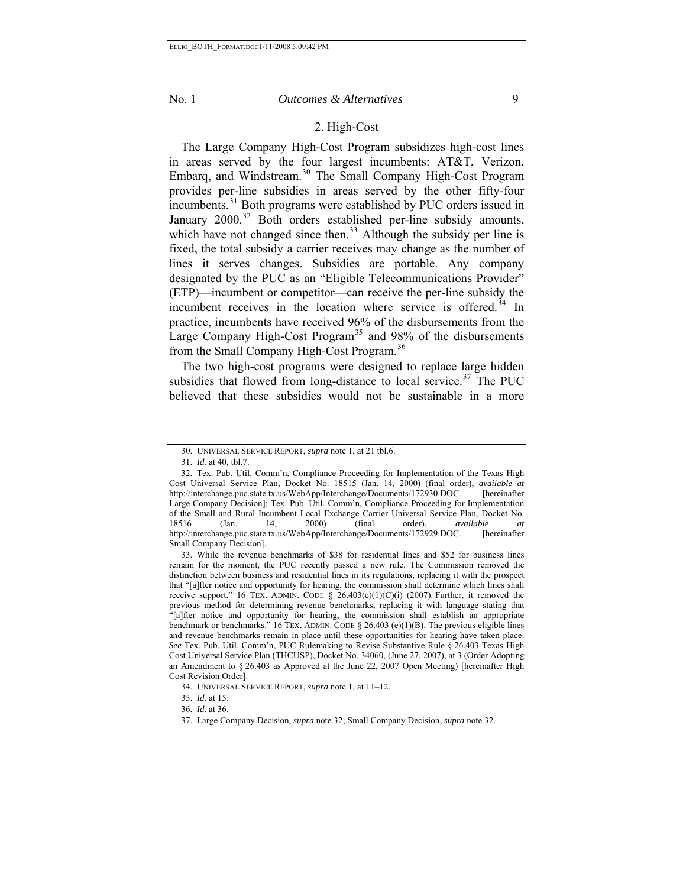### 2. High-Cost

The Large Company High-Cost Program subsidizes high-cost lines in areas served by the four largest incumbents: AT&T, Verizon, Embarq, and Windstream.[30] The Small Company High-Cost Program provides per-line subsidies in areas served by the other fifty-four incumbents.[31] Both programs were established by PUC orders issued in January 2000.[32] Both orders established per-line subsidy amounts, which have not changed since then.[33] Although the subsidy per line is fixed, the total subsidy a carrier receives may change as the number of lines it serves changes. Subsidies are portable. Any company designated by the PUC as an "Eligible Telecommunications Provider" (ETP)—incumbent or competitor—can receive the per-line subsidy the incumbent receives in the location where service is offered.[34] In practice, incumbents have received 96% of the disbursements from the Large Company High-Cost Program[35] and 98% of the disbursements from the Small Company High-Cost Program.[36]

The two high-cost programs were designed to replace large hidden subsidies that flowed from long-distance to local service.[37] The PUC believed that these subsidies would not be sustainable in a more

---

30. UNIVERSAL SERVICE REPORT, *supra* note 1, at 21 tbl.6.

31. *Id.* at 40, tbl.7.

32. Tex. Pub. Util. Comm'n, Compliance Proceeding for Implementation of the Texas High Cost Universal Service Plan, Docket No. 18515 (Jan. 14, 2000) (final order), *available at* http://interchange.puc.state.tx.us/WebApp/Interchange/Documents/172930.DOC. [hereinafter Large Company Decision]; Tex. Pub. Util. Comm'n, Compliance Proceeding for Implementation of the Small and Rural Incumbent Local Exchange Carrier Universal Service Plan, Docket No. 18516 (Jan. 14, 2000) (final order), *available at* http://interchange.puc.state.tx.us/WebApp/Interchange/Documents/172929.DOC. [hereinafter Small Company Decision].

33. While the revenue benchmarks of $38 for residential lines and $52 for business lines remain for the moment, the PUC recently passed a new rule. The Commission removed the distinction between business and residential lines in its regulations, replacing it with the prospect that "[a]fter notice and opportunity for hearing, the commission shall determine which lines shall receive support." 16 TEX. ADMIN. CODE § 26.403(e)(1)(C)(i) (2007). Further, it removed the previous method for determining revenue benchmarks, replacing it with language stating that "[a]fter notice and opportunity for hearing, the commission shall establish an appropriate benchmark or benchmarks." 16 TEX. ADMIN. CODE § 26.403 (e)(1)(B). The previous eligible lines and revenue benchmarks remain in place until these opportunities for hearing have taken place. *See* Tex. Pub. Util. Comm'n, PUC Rulemaking to Revise Substantive Rule § 26.403 Texas High Cost Universal Service Plan (THCUSP), Docket No. 34060, (June 27, 2007), at 3 (Order Adopting an Amendment to § 26.403 as Approved at the June 22, 2007 Open Meeting) [hereinafter High Cost Revision Order].

34. UNIVERSAL SERVICE REPORT, *supra* note 1, at 11–12.

35. *Id.* at 15.

36. *Id.* at 36.

37. Large Company Decision, *supra* note 32; Small Company Decision, *supra* note 32.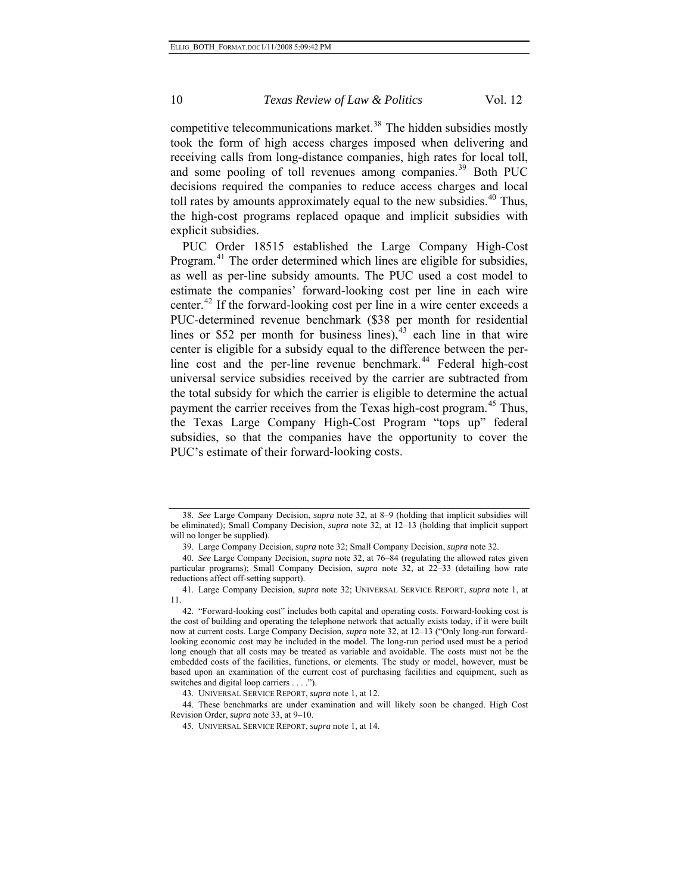competitive telecommunications market.[38] The hidden subsidies mostly took the form of high access charges imposed when delivering and receiving calls from long-distance companies, high rates for local toll, and some pooling of toll revenues among companies.[39] Both PUC decisions required the companies to reduce access charges and local toll rates by amounts approximately equal to the new subsidies.[40] Thus, the high-cost programs replaced opaque and implicit subsidies with explicit subsidies.

PUC Order 18515 established the Large Company High-Cost Program.[41] The order determined which lines are eligible for subsidies, as well as per-line subsidy amounts. The PUC used a cost model to estimate the companies' forward-looking cost per line in each wire center.[42] If the forward-looking cost per line in a wire center exceeds a PUC-determined revenue benchmark ($38 per month for residential lines or $52 per month for business lines),[43] each line in that wire center is eligible for a subsidy equal to the difference between the per-line cost and the per-line revenue benchmark.[44] Federal high-cost universal service subsidies received by the carrier are subtracted from the total subsidy for which the carrier is eligible to determine the actual payment the carrier receives from the Texas high-cost program.[45] Thus, the Texas Large Company High-Cost Program "tops up" federal subsidies, so that the companies have the opportunity to cover the PUC's estimate of their forward-looking costs.

---

38. *See* Large Company Decision, *supra* note 32, at 8–9 (holding that implicit subsidies will be eliminated); Small Company Decision, *supra* note 32, at 12–13 (holding that implicit support will no longer be supplied).

39. Large Company Decision, *supra* note 32; Small Company Decision, *supra* note 32.

40. *See* Large Company Decision, *supra* note 32, at 76–84 (regulating the allowed rates given particular programs); Small Company Decision, *supra* note 32, at 22–33 (detailing how rate reductions affect off-setting support).

41. Large Company Decision, *supra* note 32; UNIVERSAL SERVICE REPORT, *supra* note 1, at 11.

42. "Forward-looking cost" includes both capital and operating costs. Forward-looking cost is the cost of building and operating the telephone network that actually exists today, if it were built now at current costs. Large Company Decision, *supra* note 32, at 12–13 ("Only long-run forward-looking economic cost may be included in the model. The long-run period used must be a period long enough that all costs may be treated as variable and avoidable. The costs must not be the embedded costs of the facilities, functions, or elements. The study or model, however, must be based upon an examination of the current cost of purchasing facilities and equipment, such as switches and digital loop carriers . . . .").

43. UNIVERSAL SERVICE REPORT, *supra* note 1, at 12.

44. These benchmarks are under examination and will likely soon be changed. High Cost Revision Order, *supra* note 33, at 9–10.

45. UNIVERSAL SERVICE REPORT, *supra* note 1, at 14.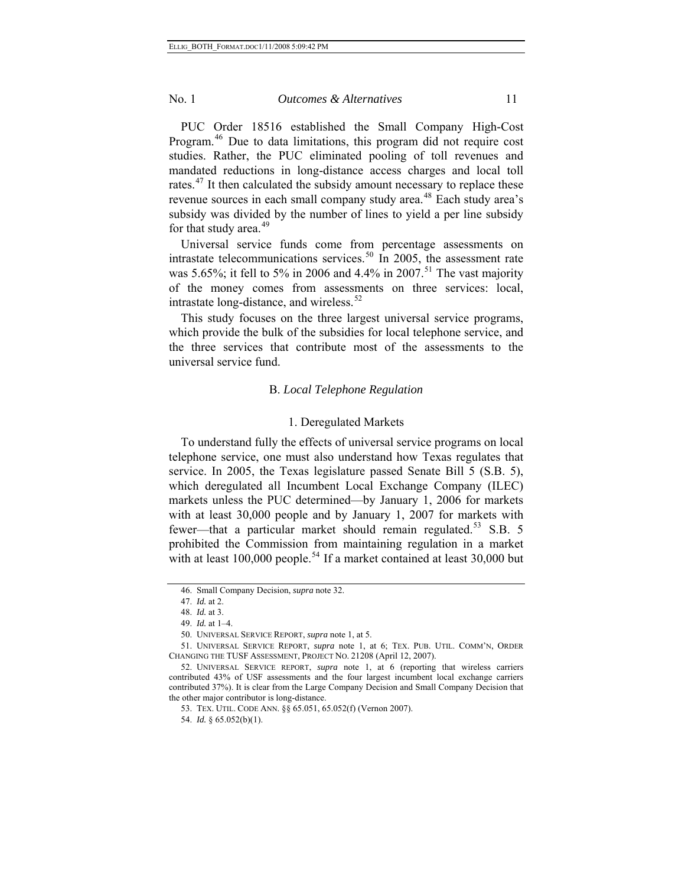PUC Order 18516 established the Small Company High-Cost Program.[46] Due to data limitations, this program did not require cost studies. Rather, the PUC eliminated pooling of toll revenues and mandated reductions in long-distance access charges and local toll rates.[47] It then calculated the subsidy amount necessary to replace these revenue sources in each small company study area.[48] Each study area's subsidy was divided by the number of lines to yield a per line subsidy for that study area.[49]

Universal service funds come from percentage assessments on intrastate telecommunications services.[50] In 2005, the assessment rate was 5.65%; it fell to 5% in 2006 and 4.4% in 2007.[51] The vast majority of the money comes from assessments on three services: local, intrastate long-distance, and wireless.[52]

This study focuses on the three largest universal service programs, which provide the bulk of the subsidies for local telephone service, and the three services that contribute most of the assessments to the universal service fund.

### B. *Local Telephone Regulation*

#### 1. Deregulated Markets

To understand fully the effects of universal service programs on local telephone service, one must also understand how Texas regulates that service. In 2005, the Texas legislature passed Senate Bill 5 (S.B. 5), which deregulated all Incumbent Local Exchange Company (ILEC) markets unless the PUC determined—by January 1, 2006 for markets with at least 30,000 people and by January 1, 2007 for markets with fewer—that a particular market should remain regulated.[53] S.B. 5 prohibited the Commission from maintaining regulation in a market with at least 100,000 people.[54] If a market contained at least 30,000 but

---

46. Small Company Decision, *supra* note 32.

47. *Id.* at 2.

48. *Id.* at 3.

49. *Id.* at 1–4.

50. UNIVERSAL SERVICE REPORT, *supra* note 1, at 5.

51. UNIVERSAL SERVICE REPORT, *supra* note 1, at 6; TEX. PUB. UTIL. COMM'N, ORDER CHANGING THE TUSF ASSESSMENT, PROJECT NO. 21208 (April 12, 2007).

52. UNIVERSAL SERVICE REPORT, *supra* note 1, at 6 (reporting that wireless carriers contributed 43% of USF assessments and the four largest incumbent local exchange carriers contributed 37%). It is clear from the Large Company Decision and Small Company Decision that the other major contributor is long-distance.

53. TEX. UTIL. CODE ANN. §§ 65.051, 65.052(f) (Vernon 2007).

54. *Id.* § 65.052(b)(1).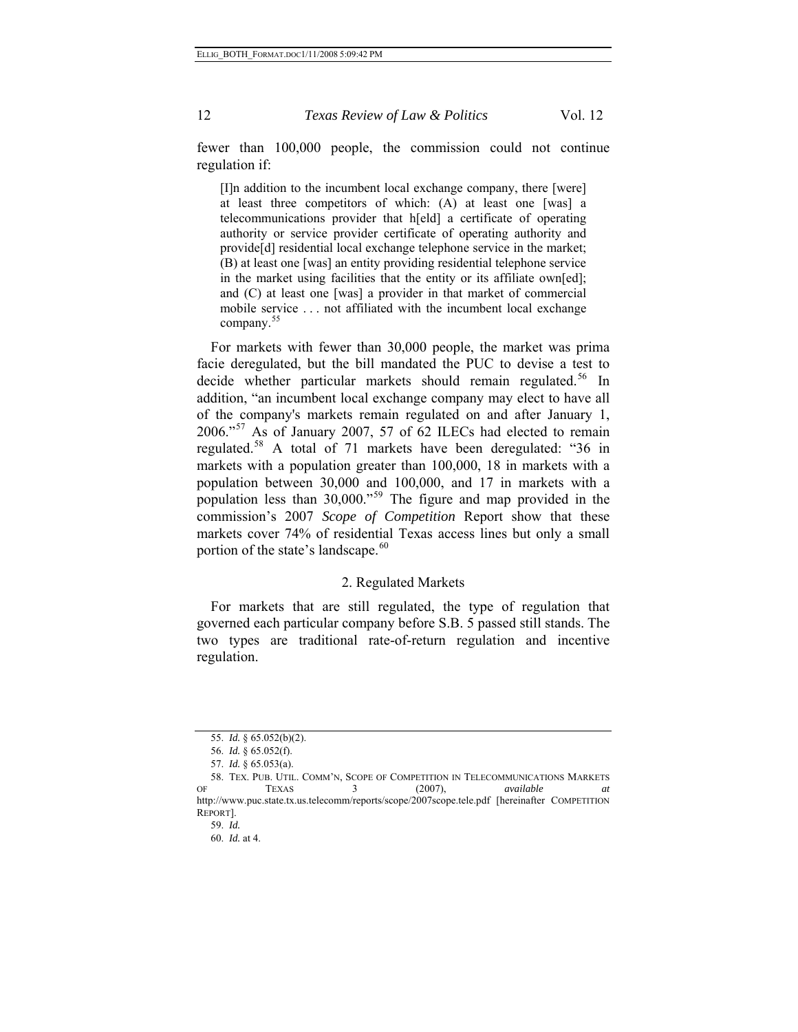fewer than 100,000 people, the commission could not continue regulation if:

> [I]n addition to the incumbent local exchange company, there [were] at least three competitors of which: (A) at least one [was] a telecommunications provider that h[eld] a certificate of operating authority or service provider certificate of operating authority and provide[d] residential local exchange telephone service in the market; (B) at least one [was] an entity providing residential telephone service in the market using facilities that the entity or its affiliate own[ed]; and (C) at least one [was] a provider in that market of commercial mobile service . . . not affiliated with the incumbent local exchange company.[55]

For markets with fewer than 30,000 people, the market was prima facie deregulated, but the bill mandated the PUC to devise a test to decide whether particular markets should remain regulated.[56] In addition, "an incumbent local exchange company may elect to have all of the company's markets remain regulated on and after January 1, 2006."[57] As of January 2007, 57 of 62 ILECs had elected to remain regulated.[58] A total of 71 markets have been deregulated: "36 in markets with a population greater than 100,000, 18 in markets with a population between 30,000 and 100,000, and 17 in markets with a population less than 30,000."[59] The figure and map provided in the commission's 2007 *Scope of Competition* Report show that these markets cover 74% of residential Texas access lines but only a small portion of the state's landscape.[60]

### 2. Regulated Markets

For markets that are still regulated, the type of regulation that governed each particular company before S.B. 5 passed still stands. The two types are traditional rate-of-return regulation and incentive regulation.

---

55. *Id.* § 65.052(b)(2).

56. *Id.* § 65.052(f).

57. *Id.* § 65.053(a).

58. TEX. PUB. UTIL. COMM'N, SCOPE OF COMPETITION IN TELECOMMUNICATIONS MARKETS OF TEXAS 3 (2007), *available at* http://www.puc.state.tx.us.telecomm/reports/scope/2007scope.tele.pdf [hereinafter COMPETITION REPORT].

59. *Id.*

60. *Id.* at 4.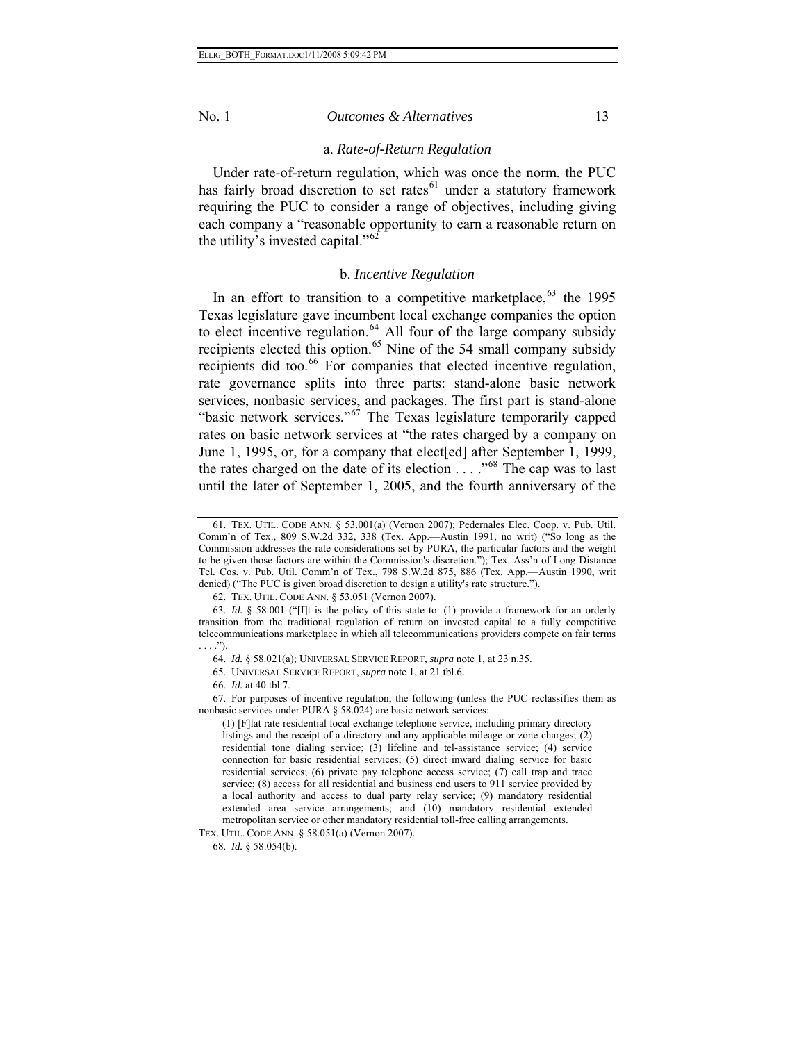#### a. *Rate-of-Return Regulation*

Under rate-of-return regulation, which was once the norm, the PUC has fairly broad discretion to set rates[61] under a statutory framework requiring the PUC to consider a range of objectives, including giving each company a "reasonable opportunity to earn a reasonable return on the utility's invested capital."[62]

#### b. *Incentive Regulation*

In an effort to transition to a competitive marketplace,[63] the 1995 Texas legislature gave incumbent local exchange companies the option to elect incentive regulation.[64] All four of the large company subsidy recipients elected this option.[65] Nine of the 54 small company subsidy recipients did too.[66] For companies that elected incentive regulation, rate governance splits into three parts: stand-alone basic network services, nonbasic services, and packages. The first part is stand-alone "basic network services."[67] The Texas legislature temporarily capped rates on basic network services at "the rates charged by a company on June 1, 1995, or, for a company that elect[ed] after September 1, 1999, the rates charged on the date of its election . . . ."[68] The cap was to last until the later of September 1, 2005, and the fourth anniversary of the

---

61. TEX. UTIL. CODE ANN. § 53.001(a) (Vernon 2007); Pedernales Elec. Coop. v. Pub. Util. Comm'n of Tex., 809 S.W.2d 332, 338 (Tex. App.—Austin 1991, no writ) ("So long as the Commission addresses the rate considerations set by PURA, the particular factors and the weight to be given those factors are within the Commission's discretion."); Tex. Ass'n of Long Distance Tel. Cos. v. Pub. Util. Comm'n of Tex., 798 S.W.2d 875, 886 (Tex. App.—Austin 1990, writ denied) ("The PUC is given broad discretion to design a utility's rate structure.").

62. TEX. UTIL. CODE ANN. § 53.051 (Vernon 2007).

63. *Id.* § 58.001 ("[I]t is the policy of this state to: (1) provide a framework for an orderly transition from the traditional regulation of return on invested capital to a fully competitive telecommunications marketplace in which all telecommunications providers compete on fair terms . . . .").

64. *Id.* § 58.021(a); UNIVERSAL SERVICE REPORT, *supra* note 1, at 23 n.35.

65. UNIVERSAL SERVICE REPORT, *supra* note 1, at 21 tbl.6.

66. *Id.* at 40 tbl.7.

67. For purposes of incentive regulation, the following (unless the PUC reclassifies them as nonbasic services under PURA § 58.024) are basic network services:

> (1) [F]lat rate residential local exchange telephone service, including primary directory listings and the receipt of a directory and any applicable mileage or zone charges; (2) residential tone dialing service; (3) lifeline and tel-assistance service; (4) service connection for basic residential services; (5) direct inward dialing service for basic residential services; (6) private pay telephone access service; (7) call trap and trace service; (8) access for all residential and business end users to 911 service provided by a local authority and access to dual party relay service; (9) mandatory residential extended area service arrangements; and (10) mandatory residential extended metropolitan service or other mandatory residential toll-free calling arrangements.

TEX. UTIL. CODE ANN. § 58.051(a) (Vernon 2007).

68. *Id.* § 58.054(b).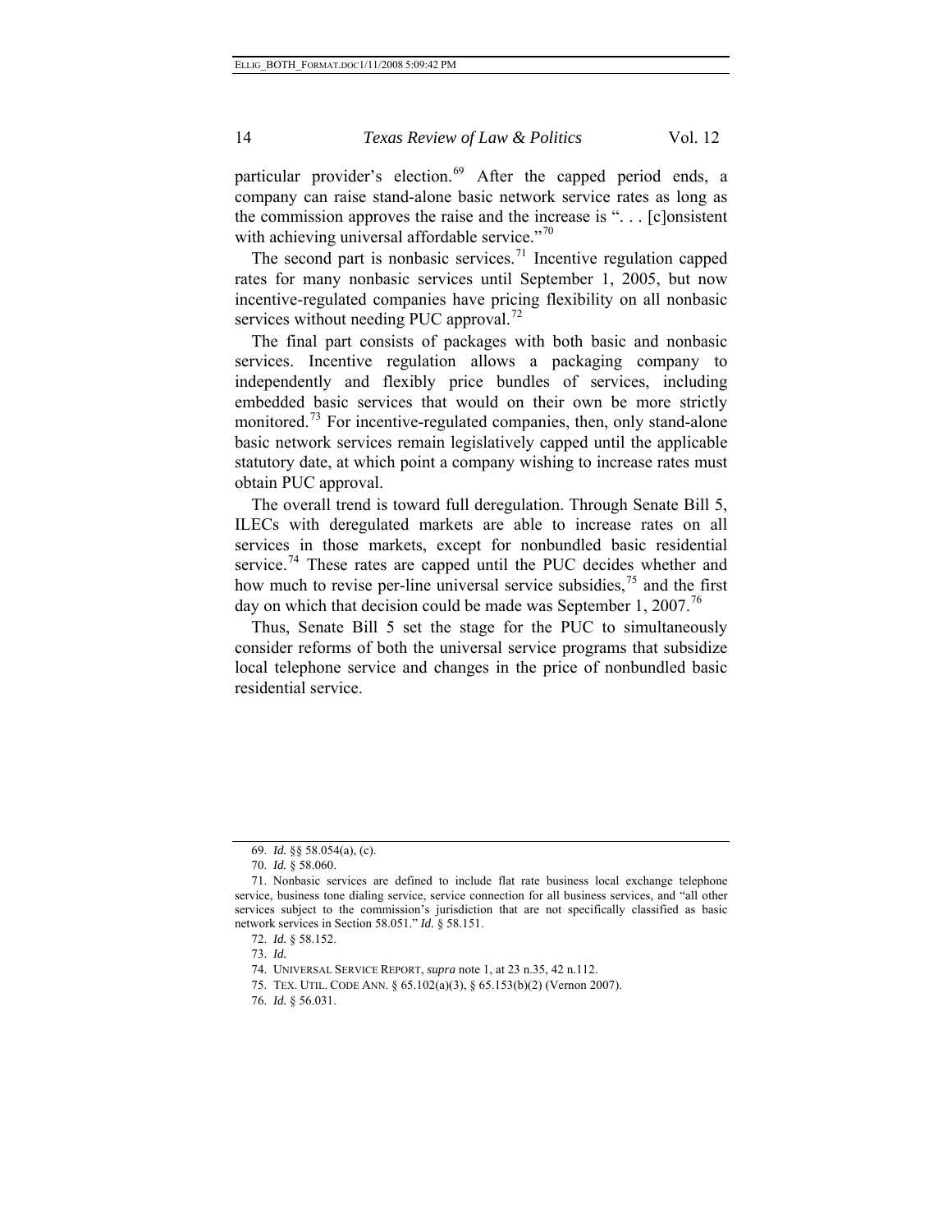particular provider's election.[69] After the capped period ends, a company can raise stand-alone basic network service rates as long as the commission approves the raise and the increase is ". . . [c]onsistent with achieving universal affordable service."[70]

The second part is nonbasic services.[71] Incentive regulation capped rates for many nonbasic services until September 1, 2005, but now incentive-regulated companies have pricing flexibility on all nonbasic services without needing PUC approval.[72]

The final part consists of packages with both basic and nonbasic services. Incentive regulation allows a packaging company to independently and flexibly price bundles of services, including embedded basic services that would on their own be more strictly monitored.[73] For incentive-regulated companies, then, only stand-alone basic network services remain legislatively capped until the applicable statutory date, at which point a company wishing to increase rates must obtain PUC approval.

The overall trend is toward full deregulation. Through Senate Bill 5, ILECs with deregulated markets are able to increase rates on all services in those markets, except for nonbundled basic residential service.[74] These rates are capped until the PUC decides whether and how much to revise per-line universal service subsidies,[75] and the first day on which that decision could be made was September 1, 2007.[76]

Thus, Senate Bill 5 set the stage for the PUC to simultaneously consider reforms of both the universal service programs that subsidize local telephone service and changes in the price of nonbundled basic residential service.

---

69. *Id.* §§ 58.054(a), (c).

70. *Id.* § 58.060.

71. Nonbasic services are defined to include flat rate business local exchange telephone service, business tone dialing service, service connection for all business services, and "all other services subject to the commission's jurisdiction that are not specifically classified as basic network services in Section 58.051." *Id.* § 58.151.

72. *Id.* § 58.152.

73. *Id.*

74. UNIVERSAL SERVICE REPORT, *supra* note 1, at 23 n.35, 42 n.112.

75. TEX. UTIL. CODE ANN. § 65.102(a)(3), § 65.153(b)(2) (Vernon 2007).

76. *Id.* § 56.031.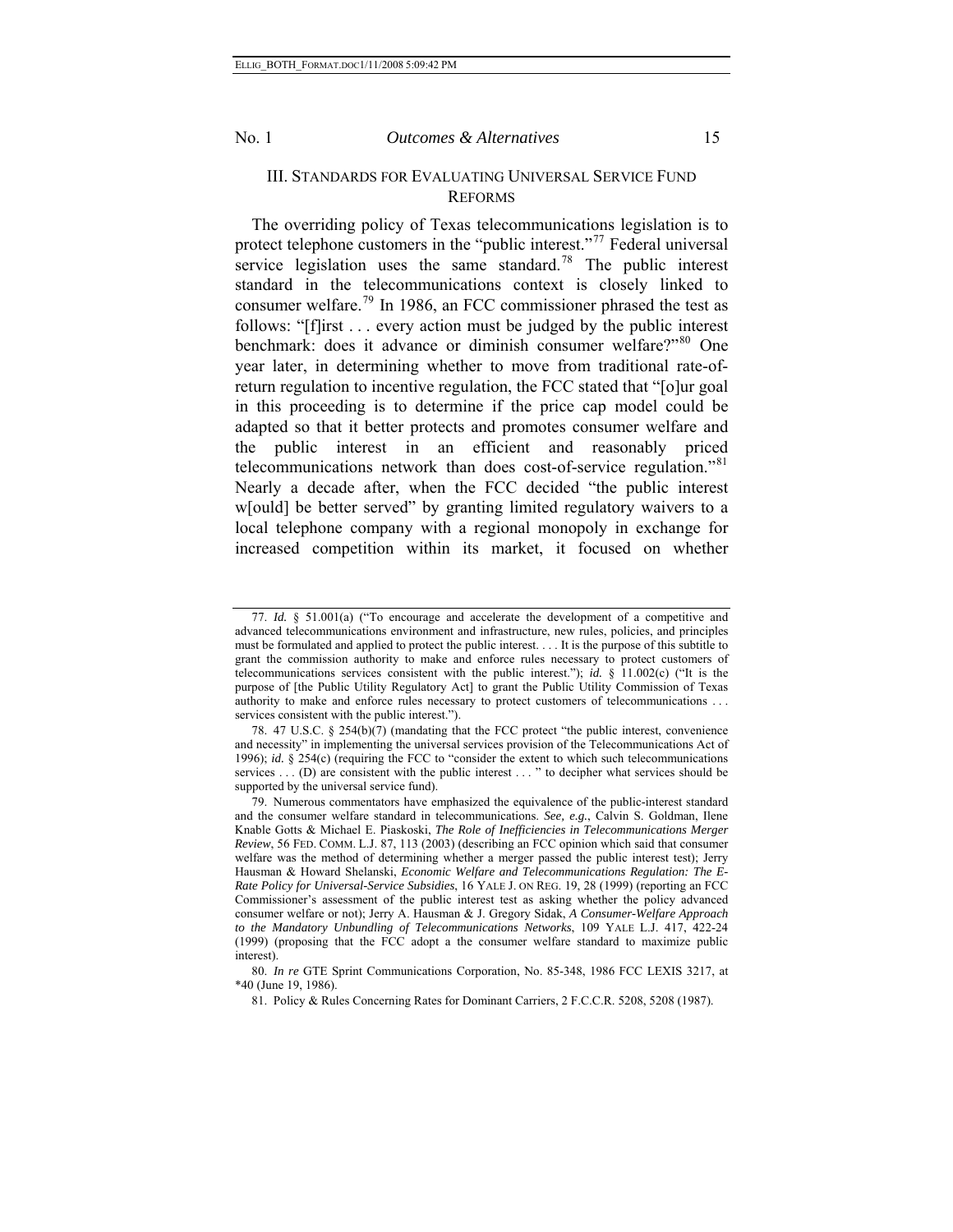## III. Standards for Evaluating Universal Service Fund Reforms

The overriding policy of Texas telecommunications legislation is to protect telephone customers in the "public interest."[77] Federal universal service legislation uses the same standard.[78] The public interest standard in the telecommunications context is closely linked to consumer welfare.[79] In 1986, an FCC commissioner phrased the test as follows: "[f]irst . . . every action must be judged by the public interest benchmark: does it advance or diminish consumer welfare?"[80] One year later, in determining whether to move from traditional rate-of-return regulation to incentive regulation, the FCC stated that "[o]ur goal in this proceeding is to determine if the price cap model could be adapted so that it better protects and promotes consumer welfare and the public interest in an efficient and reasonably priced telecommunications network than does cost-of-service regulation."[81] Nearly a decade after, when the FCC decided "the public interest w[ould] be better served" by granting limited regulatory waivers to a local telephone company with a regional monopoly in exchange for increased competition within its market, it focused on whether

---

77. *Id.* § 51.001(a) ("To encourage and accelerate the development of a competitive and advanced telecommunications environment and infrastructure, new rules, policies, and principles must be formulated and applied to protect the public interest. . . . It is the purpose of this subtitle to grant the commission authority to make and enforce rules necessary to protect customers of telecommunications services consistent with the public interest."); *id.* § 11.002(c) ("It is the purpose of [the Public Utility Regulatory Act] to grant the Public Utility Commission of Texas authority to make and enforce rules necessary to protect customers of telecommunications . . . services consistent with the public interest.").

78. 47 U.S.C. § 254(b)(7) (mandating that the FCC protect "the public interest, convenience and necessity" in implementing the universal services provision of the Telecommunications Act of 1996); *id.* § 254(c) (requiring the FCC to "consider the extent to which such telecommunications services . . . (D) are consistent with the public interest . . . " to decipher what services should be supported by the universal service fund).

79. Numerous commentators have emphasized the equivalence of the public-interest standard and the consumer welfare standard in telecommunications. *See, e.g.*, Calvin S. Goldman, Ilene Knable Gotts & Michael E. Piaskoski, *The Role of Inefficiencies in Telecommunications Merger Review*, 56 FED. COMM. L.J. 87, 113 (2003) (describing an FCC opinion which said that consumer welfare was the method of determining whether a merger passed the public interest test); Jerry Hausman & Howard Shelanski, *Economic Welfare and Telecommunications Regulation: The E-Rate Policy for Universal-Service Subsidies*, 16 YALE J. ON REG. 19, 28 (1999) (reporting an FCC Commissioner's assessment of the public interest test as asking whether the policy advanced consumer welfare or not); Jerry A. Hausman & J. Gregory Sidak, *A Consumer-Welfare Approach to the Mandatory Unbundling of Telecommunications Networks*, 109 YALE L.J. 417, 422-24 (1999) (proposing that the FCC adopt a the consumer welfare standard to maximize public interest).

80. *In re* GTE Sprint Communications Corporation, No. 85-348, 1986 FCC LEXIS 3217, at *40 (June 19, 1986).

81. Policy & Rules Concerning Rates for Dominant Carriers, 2 F.C.C.R. 5208, 5208 (1987).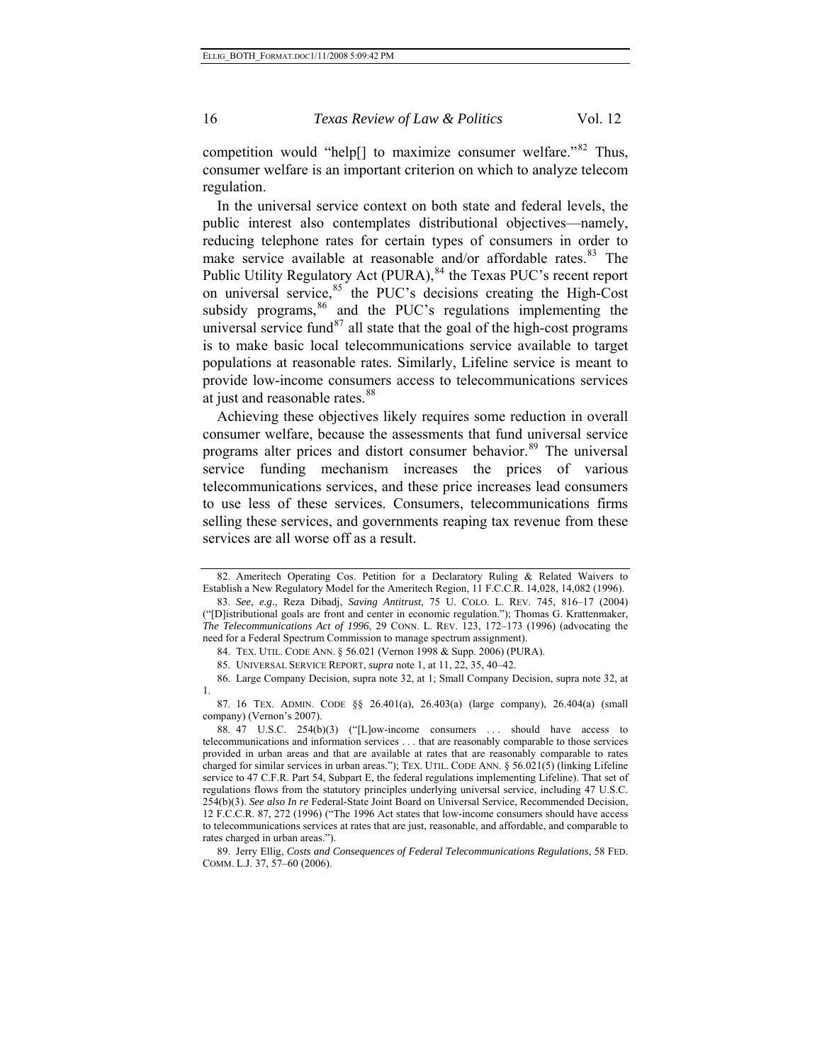competition would "help[] to maximize consumer welfare."[82] Thus, consumer welfare is an important criterion on which to analyze telecom regulation.

In the universal service context on both state and federal levels, the public interest also contemplates distributional objectives—namely, reducing telephone rates for certain types of consumers in order to make service available at reasonable and/or affordable rates.[83] The Public Utility Regulatory Act (PURA),[84] the Texas PUC's recent report on universal service,[85] the PUC's decisions creating the High-Cost subsidy programs,[86] and the PUC's regulations implementing the universal service fund[87] all state that the goal of the high-cost programs is to make basic local telecommunications service available to target populations at reasonable rates. Similarly, Lifeline service is meant to provide low-income consumers access to telecommunications services at just and reasonable rates.[88]

Achieving these objectives likely requires some reduction in overall consumer welfare, because the assessments that fund universal service programs alter prices and distort consumer behavior.[89] The universal service funding mechanism increases the prices of various telecommunications services, and these price increases lead consumers to use less of these services. Consumers, telecommunications firms selling these services, and governments reaping tax revenue from these services are all worse off as a result.

---

82. Ameritech Operating Cos. Petition for a Declaratory Ruling & Related Waivers to Establish a New Regulatory Model for the Ameritech Region, 11 F.C.C.R. 14,028, 14,082 (1996).

83. *See*, *e.g*., Reza Dibadj, *Saving Antitrust*, 75 U. COLO. L. REV. 745, 816–17 (2004) ("[D]istributional goals are front and center in economic regulation."); Thomas G. Krattenmaker, *The Telecommunications Act of 1996*, 29 CONN. L. REV. 123, 172–173 (1996) (advocating the need for a Federal Spectrum Commission to manage spectrum assignment).

84. TEX. UTIL. CODE ANN. § 56.021 (Vernon 1998 & Supp. 2006) (PURA).

85. UNIVERSAL SERVICE REPORT, *supra* note 1, at 11, 22, 35, 40–42.

86. Large Company Decision, supra note 32, at 1; Small Company Decision, supra note 32, at 1.

87. 16 TEX. ADMIN. CODE §§ 26.401(a), 26.403(a) (large company), 26.404(a) (small company) (Vernon's 2007).

88. 47 U.S.C. 254(b)(3) ("[L]ow-income consumers . . . should have access to telecommunications and information services . . . that are reasonably comparable to those services provided in urban areas and that are available at rates that are reasonably comparable to rates charged for similar services in urban areas."); TEX. UTIL. CODE ANN. § 56.021(5) (linking Lifeline service to 47 C.F.R. Part 54, Subpart E, the federal regulations implementing Lifeline). That set of regulations flows from the statutory principles underlying universal service, including 47 U.S.C. 254(b)(3). *See also In re* Federal-State Joint Board on Universal Service, Recommended Decision, 12 F.C.C.R. 87, 272 (1996) ("The 1996 Act states that low-income consumers should have access to telecommunications services at rates that are just, reasonable, and affordable, and comparable to rates charged in urban areas.").

89. Jerry Ellig, *Costs and Consequences of Federal Telecommunications Regulations*, 58 FED. COMM. L.J. 37, 57–60 (2006).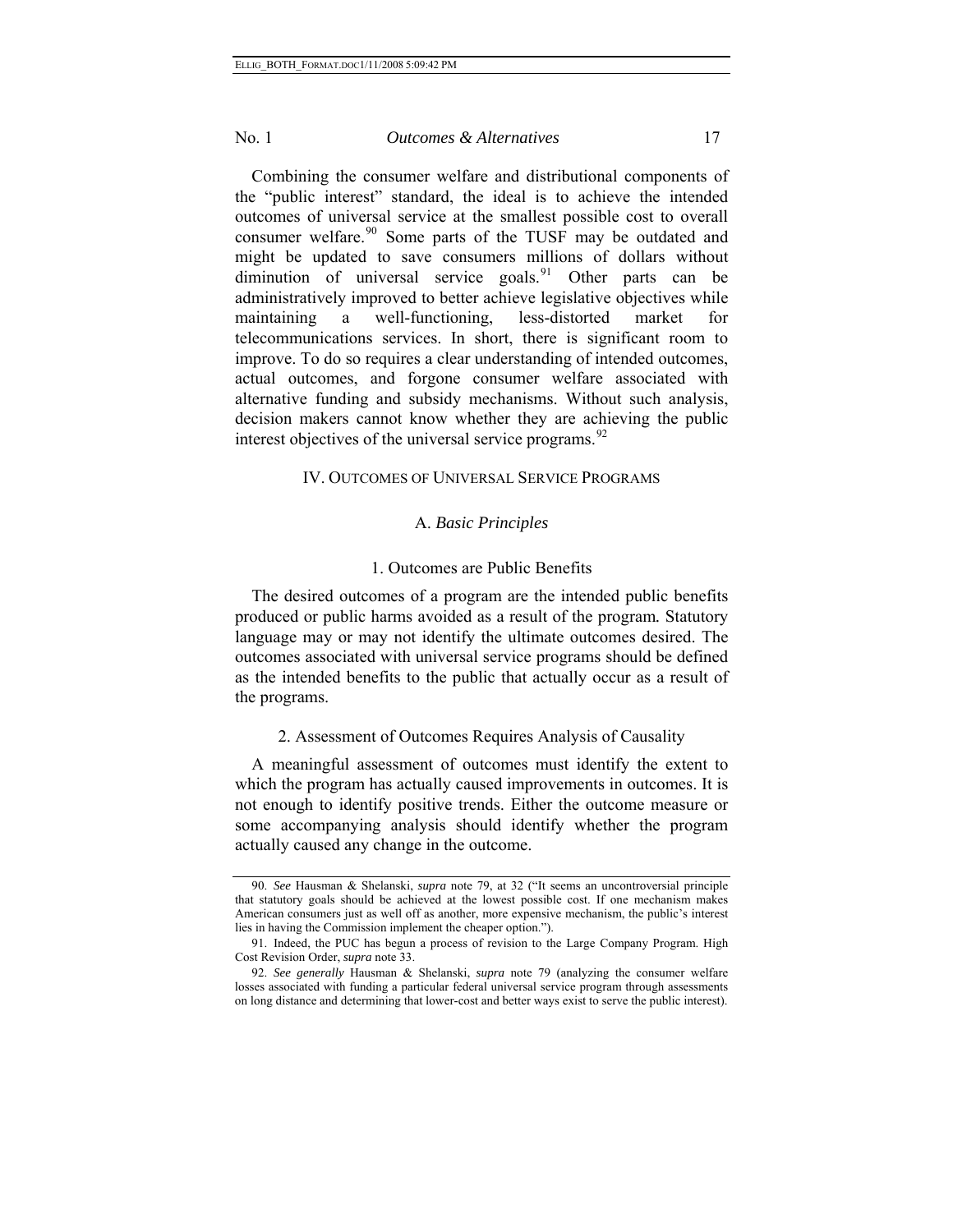Combining the consumer welfare and distributional components of the "public interest" standard, the ideal is to achieve the intended outcomes of universal service at the smallest possible cost to overall consumer welfare.[90] Some parts of the TUSF may be outdated and might be updated to save consumers millions of dollars without diminution of universal service goals.[91] Other parts can be administratively improved to better achieve legislative objectives while maintaining a well-functioning, less-distorted market for telecommunications services. In short, there is significant room to improve. To do so requires a clear understanding of intended outcomes, actual outcomes, and forgone consumer welfare associated with alternative funding and subsidy mechanisms. Without such analysis, decision makers cannot know whether they are achieving the public interest objectives of the universal service programs.[92]

## IV. Outcomes of Universal Service Programs

### A. *Basic Principles*

#### 1. Outcomes are Public Benefits

The desired outcomes of a program are the intended public benefits produced or public harms avoided as a result of the program. Statutory language may or may not identify the ultimate outcomes desired. The outcomes associated with universal service programs should be defined as the intended benefits to the public that actually occur as a result of the programs.

#### 2. Assessment of Outcomes Requires Analysis of Causality

A meaningful assessment of outcomes must identify the extent to which the program has actually caused improvements in outcomes. It is not enough to identify positive trends. Either the outcome measure or some accompanying analysis should identify whether the program actually caused any change in the outcome.

---

90. *See* Hausman & Shelanski, *supra* note 79, at 32 ("It seems an uncontroversial principle that statutory goals should be achieved at the lowest possible cost. If one mechanism makes American consumers just as well off as another, more expensive mechanism, the public's interest lies in having the Commission implement the cheaper option.").

91. Indeed, the PUC has begun a process of revision to the Large Company Program. High Cost Revision Order, *supra* note 33.

92. *See generally* Hausman & Shelanski, *supra* note 79 (analyzing the consumer welfare losses associated with funding a particular federal universal service program through assessments on long distance and determining that lower-cost and better ways exist to serve the public interest).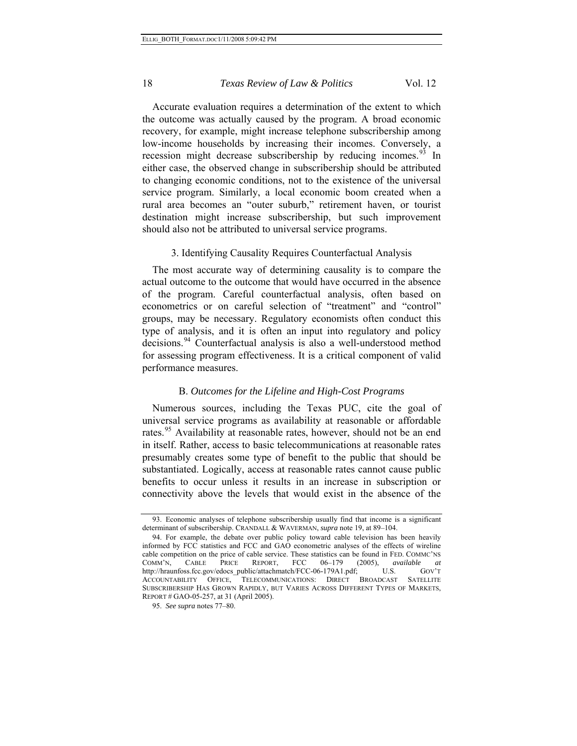Accurate evaluation requires a determination of the extent to which the outcome was actually caused by the program. A broad economic recovery, for example, might increase telephone subscribership among low-income households by increasing their incomes. Conversely, a recession might decrease subscribership by reducing incomes.[93] In either case, the observed change in subscribership should be attributed to changing economic conditions, not to the existence of the universal service program. Similarly, a local economic boom created when a rural area becomes an "outer suburb," retirement haven, or tourist destination might increase subscribership, but such improvement should also not be attributed to universal service programs.

### 3. Identifying Causality Requires Counterfactual Analysis

The most accurate way of determining causality is to compare the actual outcome to the outcome that would have occurred in the absence of the program. Careful counterfactual analysis, often based on econometrics or on careful selection of "treatment" and "control" groups, may be necessary. Regulatory economists often conduct this type of analysis, and it is often an input into regulatory and policy decisions.[94] Counterfactual analysis is also a well-understood method for assessing program effectiveness. It is a critical component of valid performance measures.

## B. *Outcomes for the Lifeline and High-Cost Programs*

Numerous sources, including the Texas PUC, cite the goal of universal service programs as availability at reasonable or affordable rates.[95] Availability at reasonable rates, however, should not be an end in itself. Rather, access to basic telecommunications at reasonable rates presumably creates some type of benefit to the public that should be substantiated. Logically, access at reasonable rates cannot cause public benefits to occur unless it results in an increase in subscription or connectivity above the levels that would exist in the absence of the

---

93. Economic analyses of telephone subscribership usually find that income is a significant determinant of subscribership. CRANDALL & WAVERMAN, *supra* note 19, at 89–104.

94. For example, the debate over public policy toward cable television has been heavily informed by FCC statistics and FCC and GAO econometric analyses of the effects of wireline cable competition on the price of cable service. These statistics can be found in FED. COMMC'NS COMM'N, CABLE PRICE REPORT, FCC 06–179 (2005), *available at* http://hraunfoss.fcc.gov/edocs_public/attachmatch/FCC-06-179A1.pdf; U.S. GOV'T ACCOUNTABILITY OFFICE, TELECOMMUNICATIONS: DIRECT BROADCAST SATELLITE SUBSCRIBERSHIP HAS GROWN RAPIDLY, BUT VARIES ACROSS DIFFERENT TYPES OF MARKETS, REPORT # GAO-05-257, at 31 (April 2005).

95. *See supra* notes 77–80.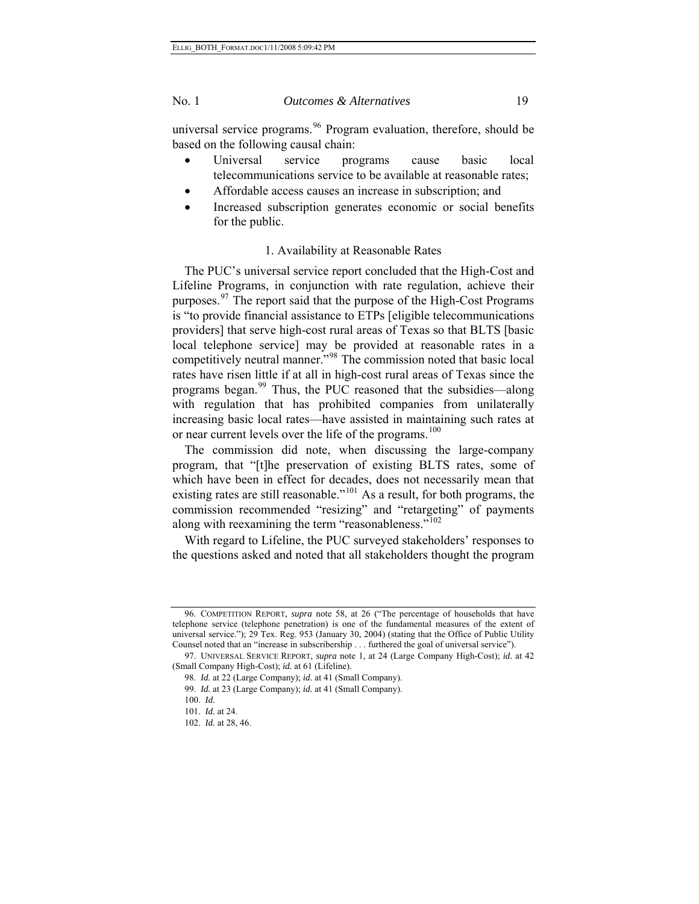universal service programs.[96] Program evaluation, therefore, should be based on the following causal chain:

- Universal service programs cause basic local telecommunications service to be available at reasonable rates;
- Affordable access causes an increase in subscription; and
- Increased subscription generates economic or social benefits for the public.

### 1. Availability at Reasonable Rates

The PUC's universal service report concluded that the High-Cost and Lifeline Programs, in conjunction with rate regulation, achieve their purposes.[97] The report said that the purpose of the High-Cost Programs is "to provide financial assistance to ETPs [eligible telecommunications providers] that serve high-cost rural areas of Texas so that BLTS [basic local telephone service] may be provided at reasonable rates in a competitively neutral manner."[98] The commission noted that basic local rates have risen little if at all in high-cost rural areas of Texas since the programs began.[99] Thus, the PUC reasoned that the subsidies—along with regulation that has prohibited companies from unilaterally increasing basic local rates—have assisted in maintaining such rates at or near current levels over the life of the programs.[100]

The commission did note, when discussing the large-company program, that "[t]he preservation of existing BLTS rates, some of which have been in effect for decades, does not necessarily mean that existing rates are still reasonable."[101] As a result, for both programs, the commission recommended "resizing" and "retargeting" of payments along with reexamining the term "reasonableness."[102]

With regard to Lifeline, the PUC surveyed stakeholders' responses to the questions asked and noted that all stakeholders thought the program

---

96. COMPETITION REPORT, *supra* note 58, at 26 ("The percentage of households that have telephone service (telephone penetration) is one of the fundamental measures of the extent of universal service."); 29 Tex. Reg. 953 (January 30, 2004) (stating that the Office of Public Utility Counsel noted that an "increase in subscribership . . . furthered the goal of universal service").

97. UNIVERSAL SERVICE REPORT, *supra* note 1, at 24 (Large Company High-Cost); *id.* at 42 (Small Company High-Cost); *id.* at 61 (Lifeline).

98. *Id.* at 22 (Large Company); *id.* at 41 (Small Company).

99. *Id.* at 23 (Large Company); *id.* at 41 (Small Company).

100. *Id.*

101. *Id.* at 24.

102. *Id.* at 28, 46.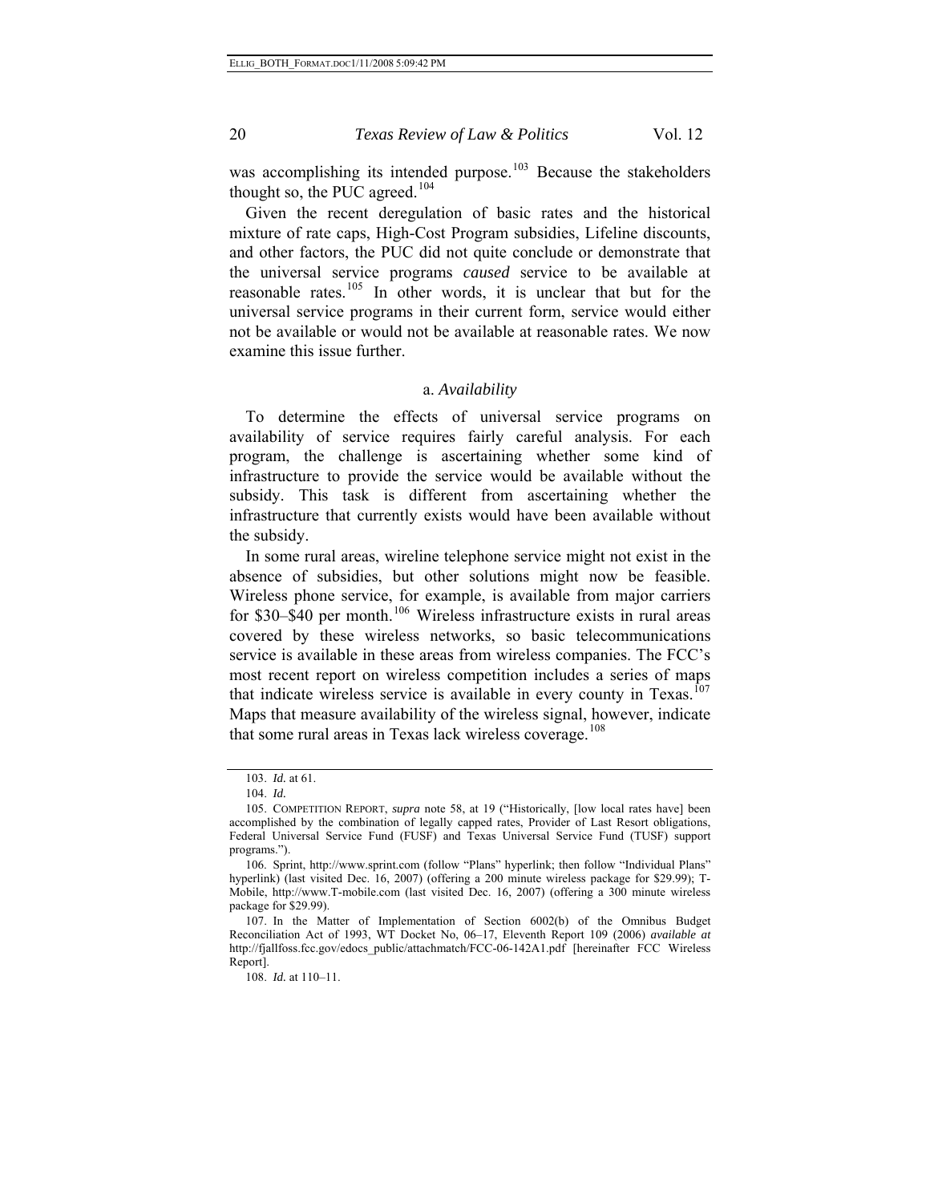was accomplishing its intended purpose.[103] Because the stakeholders thought so, the PUC agreed.[104]

Given the recent deregulation of basic rates and the historical mixture of rate caps, High-Cost Program subsidies, Lifeline discounts, and other factors, the PUC did not quite conclude or demonstrate that the universal service programs *caused* service to be available at reasonable rates.[105] In other words, it is unclear that but for the universal service programs in their current form, service would either not be available or would not be available at reasonable rates. We now examine this issue further.

### a. *Availability*

To determine the effects of universal service programs on availability of service requires fairly careful analysis. For each program, the challenge is ascertaining whether some kind of infrastructure to provide the service would be available without the subsidy. This task is different from ascertaining whether the infrastructure that currently exists would have been available without the subsidy.

In some rural areas, wireline telephone service might not exist in the absence of subsidies, but other solutions might now be feasible. Wireless phone service, for example, is available from major carriers for $30–$40 per month.[106] Wireless infrastructure exists in rural areas covered by these wireless networks, so basic telecommunications service is available in these areas from wireless companies. The FCC's most recent report on wireless competition includes a series of maps that indicate wireless service is available in every county in Texas.[107] Maps that measure availability of the wireless signal, however, indicate that some rural areas in Texas lack wireless coverage.[108]

---

103. *Id.* at 61.

104. *Id.*

105. COMPETITION REPORT, *supra* note 58, at 19 ("Historically, [low local rates have] been accomplished by the combination of legally capped rates, Provider of Last Resort obligations, Federal Universal Service Fund (FUSF) and Texas Universal Service Fund (TUSF) support programs.").

106. Sprint, http://www.sprint.com (follow "Plans" hyperlink; then follow "Individual Plans" hyperlink) (last visited Dec. 16, 2007) (offering a 200 minute wireless package for $29.99); T-Mobile, http://www.T-mobile.com (last visited Dec. 16, 2007) (offering a 300 minute wireless package for $29.99).

107. In the Matter of Implementation of Section 6002(b) of the Omnibus Budget Reconciliation Act of 1993, WT Docket No, 06–17, Eleventh Report 109 (2006) *available at* http://fjallfoss.fcc.gov/edocs_public/attachmatch/FCC-06-142A1.pdf [hereinafter FCC Wireless Report].

108. *Id.* at 110–11.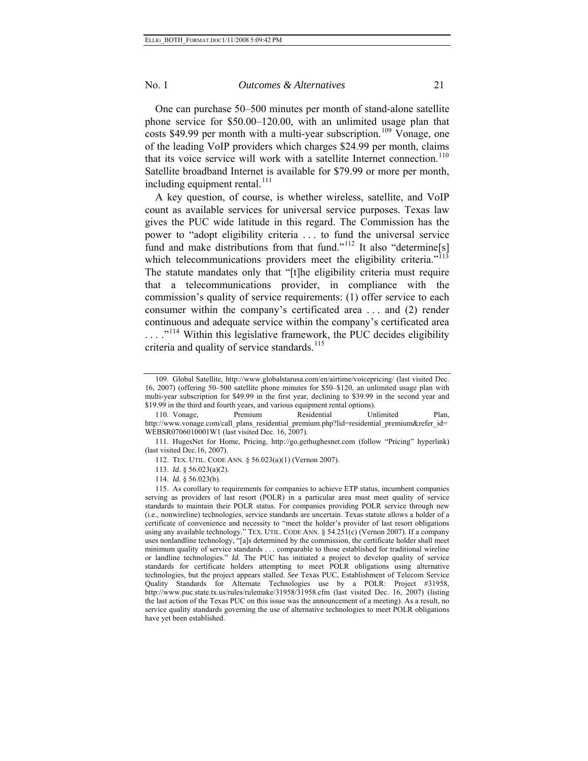One can purchase 50–500 minutes per month of stand-alone satellite phone service for $50.00–120.00, with an unlimited usage plan that costs $49.99 per month with a multi-year subscription.[109] Vonage, one of the leading VoIP providers which charges $24.99 per month, claims that its voice service will work with a satellite Internet connection.[110] Satellite broadband Internet is available for $79.99 or more per month, including equipment rental.[111]

A key question, of course, is whether wireless, satellite, and VoIP count as available services for universal service purposes. Texas law gives the PUC wide latitude in this regard. The Commission has the power to "adopt eligibility criteria . . . to fund the universal service fund and make distributions from that fund."[112] It also "determine[s] which telecommunications providers meet the eligibility criteria."[113] The statute mandates only that "[t]he eligibility criteria must require that a telecommunications provider, in compliance with the commission's quality of service requirements: (1) offer service to each consumer within the company's certificated area . . . and (2) render continuous and adequate service within the company's certificated area . . . ."[114] Within this legislative framework, the PUC decides eligibility criteria and quality of service standards.[115]

---

109. Global Satellite, http://www.globalstarusa.com/en/airtime/voicepricing/ (last visited Dec. 16, 2007) (offering 50–500 satellite phone minutes for $50–$120, an unlimited usage plan with multi-year subscription for $49.99 in the first year, declining to $39.99 in the second year and $19.99 in the third and fourth years, and various equipment rental options).

110. Vonage, Premium Residential Unlimited Plan, http://www.vonage.com/call_plans_residential_premium.php?lid=residential_premium&refer_id=WEBSR0706010001W1 (last visited Dec. 16, 2007).

111. HugesNet for Home, Pricing, http://go.gethughesnet.com (follow "Pricing" hyperlink) (last visited Dec.16, 2007).

112. TEX. UTIL. CODE ANN. § 56.023(a)(1) (Vernon 2007).

113. *Id.* § 56.023(a)(2).

114. *Id.* § 56.023(b).

115. As corollary to requirements for companies to achieve ETP status, incumbent companies serving as providers of last resort (POLR) in a particular area must meet quality of service standards to maintain their POLR status. For companies providing POLR service through new (i.e., nonwireline) technologies, service standards are uncertain. Texas statute allows a holder of a certificate of convenience and necessity to "meet the holder's provider of last resort obligations using any available technology." TEX. UTIL. CODE ANN. § 54.251(c) (Vernon 2007). If a company uses nonlandline technology, "[a]s determined by the commission, the certificate holder shall meet minimum quality of service standards . . . comparable to those established for traditional wireline or landline technologies." *Id.* The PUC has initiated a project to develop quality of service standards for certificate holders attempting to meet POLR obligations using alternative technologies, but the project appears stalled. *See* Texas PUC, Establishment of Telecom Service Quality Standards for Alternate Technologies use by a POLR: Project #31958, http://www.puc.state.tx.us/rules/rulemake/31958/31958.cfm (last visited Dec. 16, 2007) (listing the last action of the Texas PUC on this issue was the announcement of a meeting). As a result, no service quality standards governing the use of alternative technologies to meet POLR obligations have yet been established.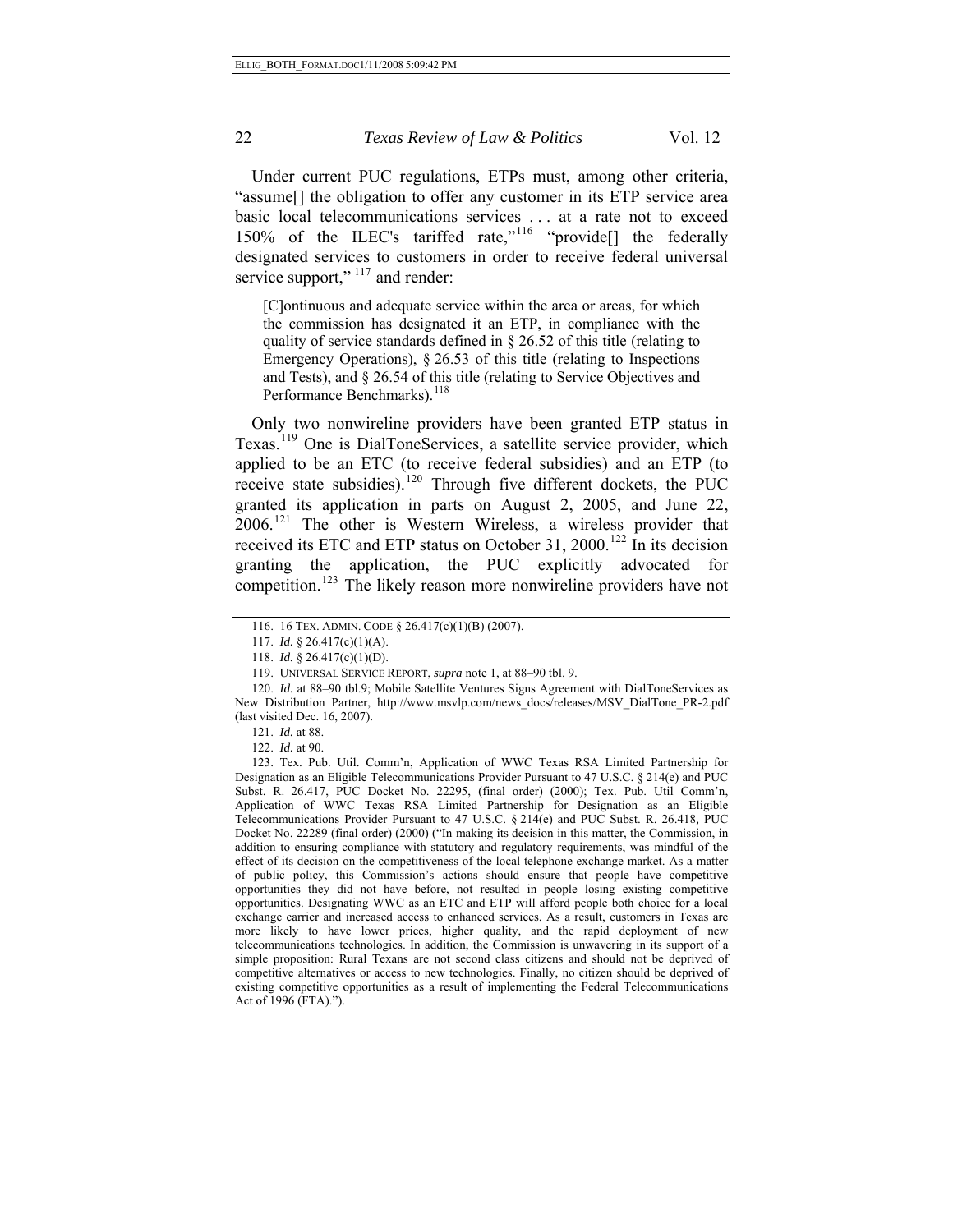Under current PUC regulations, ETPs must, among other criteria, "assume[] the obligation to offer any customer in its ETP service area basic local telecommunications services . . . at a rate not to exceed 150% of the ILEC's tariffed rate,"[116] "provide[] the federally designated services to customers in order to receive federal universal service support,"[117] and render:

> [C]ontinuous and adequate service within the area or areas, for which the commission has designated it an ETP, in compliance with the quality of service standards defined in § 26.52 of this title (relating to Emergency Operations), § 26.53 of this title (relating to Inspections and Tests), and § 26.54 of this title (relating to Service Objectives and Performance Benchmarks).[118]

Only two nonwireline providers have been granted ETP status in Texas.[119] One is DialToneServices, a satellite service provider, which applied to be an ETC (to receive federal subsidies) and an ETP (to receive state subsidies).[120] Through five different dockets, the PUC granted its application in parts on August 2, 2005, and June 22, 2006.[121] The other is Western Wireless, a wireless provider that received its ETC and ETP status on October 31, 2000.[122] In its decision granting the application, the PUC explicitly advocated for competition.[123] The likely reason more nonwireline providers have not

116. 16 TEX. ADMIN. CODE § 26.417(c)(1)(B) (2007).

117. *Id.* § 26.417(c)(1)(A).

118. *Id.* § 26.417(c)(1)(D).

119. UNIVERSAL SERVICE REPORT, *supra* note 1, at 88–90 tbl. 9.

120. *Id.* at 88–90 tbl.9; Mobile Satellite Ventures Signs Agreement with DialToneServices as New Distribution Partner, http://www.msvlp.com/news_docs/releases/MSV_DialTone_PR-2.pdf (last visited Dec. 16, 2007).

121. *Id.* at 88.

122. *Id.* at 90.

123. Tex. Pub. Util. Comm'n, Application of WWC Texas RSA Limited Partnership for Designation as an Eligible Telecommunications Provider Pursuant to 47 U.S.C. § 214(e) and PUC Subst. R. 26.417, PUC Docket No. 22295, (final order) (2000); Tex. Pub. Util Comm'n, Application of WWC Texas RSA Limited Partnership for Designation as an Eligible Telecommunications Provider Pursuant to 47 U.S.C. § 214(e) and PUC Subst. R. 26.418, PUC Docket No. 22289 (final order) (2000) ("In making its decision in this matter, the Commission, in addition to ensuring compliance with statutory and regulatory requirements, was mindful of the effect of its decision on the competitiveness of the local telephone exchange market. As a matter of public policy, this Commission's actions should ensure that people have competitive opportunities they did not have before, not resulted in people losing existing competitive opportunities. Designating WWC as an ETC and ETP will afford people both choice for a local exchange carrier and increased access to enhanced services. As a result, customers in Texas are more likely to have lower prices, higher quality, and the rapid deployment of new telecommunications technologies. In addition, the Commission is unwavering in its support of a simple proposition: Rural Texans are not second class citizens and should not be deprived of competitive alternatives or access to new technologies. Finally, no citizen should be deprived of existing competitive opportunities as a result of implementing the Federal Telecommunications Act of 1996 (FTA).").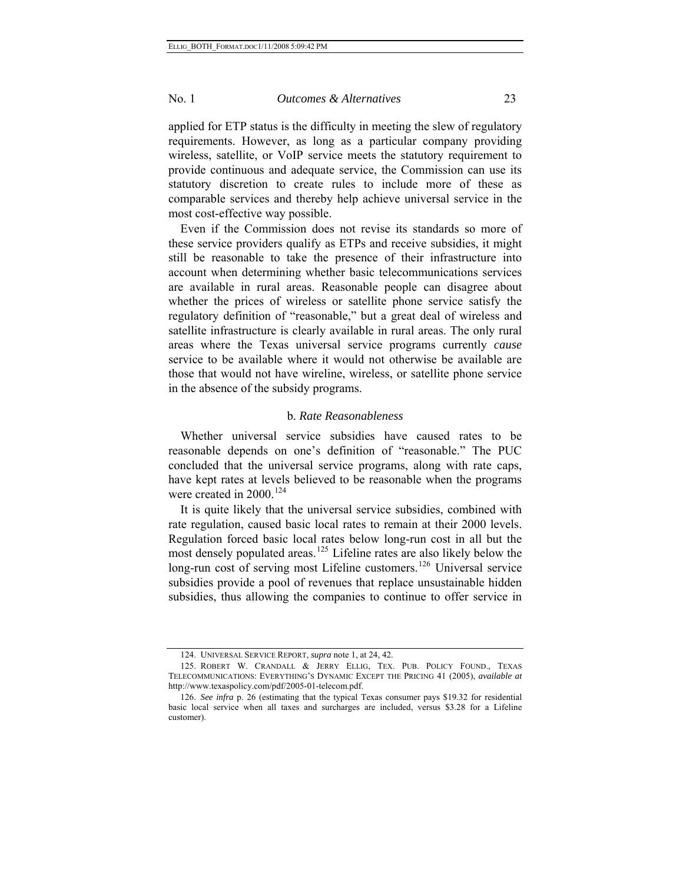applied for ETP status is the difficulty in meeting the slew of regulatory requirements. However, as long as a particular company providing wireless, satellite, or VoIP service meets the statutory requirement to provide continuous and adequate service, the Commission can use its statutory discretion to create rules to include more of these as comparable services and thereby help achieve universal service in the most cost-effective way possible.

Even if the Commission does not revise its standards so more of these service providers qualify as ETPs and receive subsidies, it might still be reasonable to take the presence of their infrastructure into account when determining whether basic telecommunications services are available in rural areas. Reasonable people can disagree about whether the prices of wireless or satellite phone service satisfy the regulatory definition of "reasonable," but a great deal of wireless and satellite infrastructure is clearly available in rural areas. The only rural areas where the Texas universal service programs currently *cause* service to be available where it would not otherwise be available are those that would not have wireline, wireless, or satellite phone service in the absence of the subsidy programs.

#### b. *Rate Reasonableness*

Whether universal service subsidies have caused rates to be reasonable depends on one's definition of "reasonable." The PUC concluded that the universal service programs, along with rate caps, have kept rates at levels believed to be reasonable when the programs were created in 2000.[124]

It is quite likely that the universal service subsidies, combined with rate regulation, caused basic local rates to remain at their 2000 levels. Regulation forced basic local rates below long-run cost in all but the most densely populated areas.[125] Lifeline rates are also likely below the long-run cost of serving most Lifeline customers.[126] Universal service subsidies provide a pool of revenues that replace unsustainable hidden subsidies, thus allowing the companies to continue to offer service in

---

124. UNIVERSAL SERVICE REPORT, *supra* note 1, at 24, 42.

125. ROBERT W. CRANDALL & JERRY ELLIG, TEX. PUB. POLICY FOUND., TEXAS TELECOMMUNICATIONS: EVERYTHING'S DYNAMIC EXCEPT THE PRICING 41 (2005), *available at* http://www.texaspolicy.com/pdf/2005-01-telecom.pdf.

126. *See infra* p. 26 (estimating that the typical Texas consumer pays $19.32 for residential basic local service when all taxes and surcharges are included, versus $3.28 for a Lifeline customer).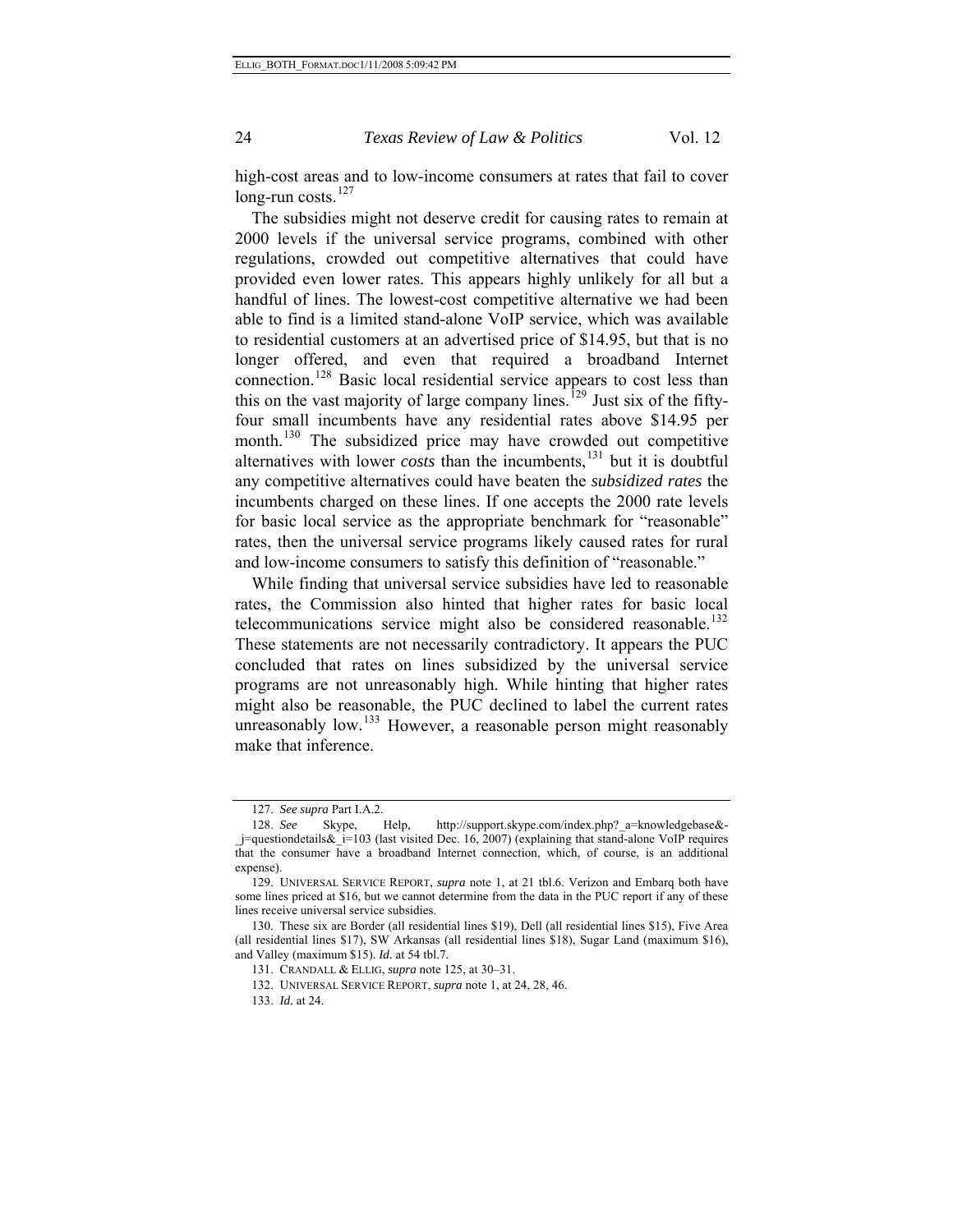high-cost areas and to low-income consumers at rates that fail to cover long-run costs.[127]

The subsidies might not deserve credit for causing rates to remain at 2000 levels if the universal service programs, combined with other regulations, crowded out competitive alternatives that could have provided even lower rates. This appears highly unlikely for all but a handful of lines. The lowest-cost competitive alternative we had been able to find is a limited stand-alone VoIP service, which was available to residential customers at an advertised price of $14.95, but that is no longer offered, and even that required a broadband Internet connection.[128] Basic local residential service appears to cost less than this on the vast majority of large company lines.[129] Just six of the fifty-four small incumbents have any residential rates above $14.95 per month.[130] The subsidized price may have crowded out competitive alternatives with lower *costs* than the incumbents,[131] but it is doubtful any competitive alternatives could have beaten the *subsidized rates* the incumbents charged on these lines. If one accepts the 2000 rate levels for basic local service as the appropriate benchmark for "reasonable" rates, then the universal service programs likely caused rates for rural and low-income consumers to satisfy this definition of "reasonable."

While finding that universal service subsidies have led to reasonable rates, the Commission also hinted that higher rates for basic local telecommunications service might also be considered reasonable.[132] These statements are not necessarily contradictory. It appears the PUC concluded that rates on lines subsidized by the universal service programs are not unreasonably high. While hinting that higher rates might also be reasonable, the PUC declined to label the current rates unreasonably low.[133] However, a reasonable person might reasonably make that inference.

---

127. *See supra* Part I.A.2.

128. *See* Skype, Help, http://support.skype.com/index.php?_a=knowledgebase&_j=questiondetails&_i=103 (last visited Dec. 16, 2007) (explaining that stand-alone VoIP requires that the consumer have a broadband Internet connection, which, of course, is an additional expense).

129. UNIVERSAL SERVICE REPORT, *supra* note 1, at 21 tbl.6. Verizon and Embarq both have some lines priced at $16, but we cannot determine from the data in the PUC report if any of these lines receive universal service subsidies.

130. These six are Border (all residential lines $19), Dell (all residential lines $15), Five Area (all residential lines $17), SW Arkansas (all residential lines $18), Sugar Land (maximum $16), and Valley (maximum $15). *Id.* at 54 tbl.7.

131. CRANDALL & ELLIG, *supra* note 125, at 30–31.

132. UNIVERSAL SERVICE REPORT, *supra* note 1, at 24, 28, 46.

133. *Id.* at 24.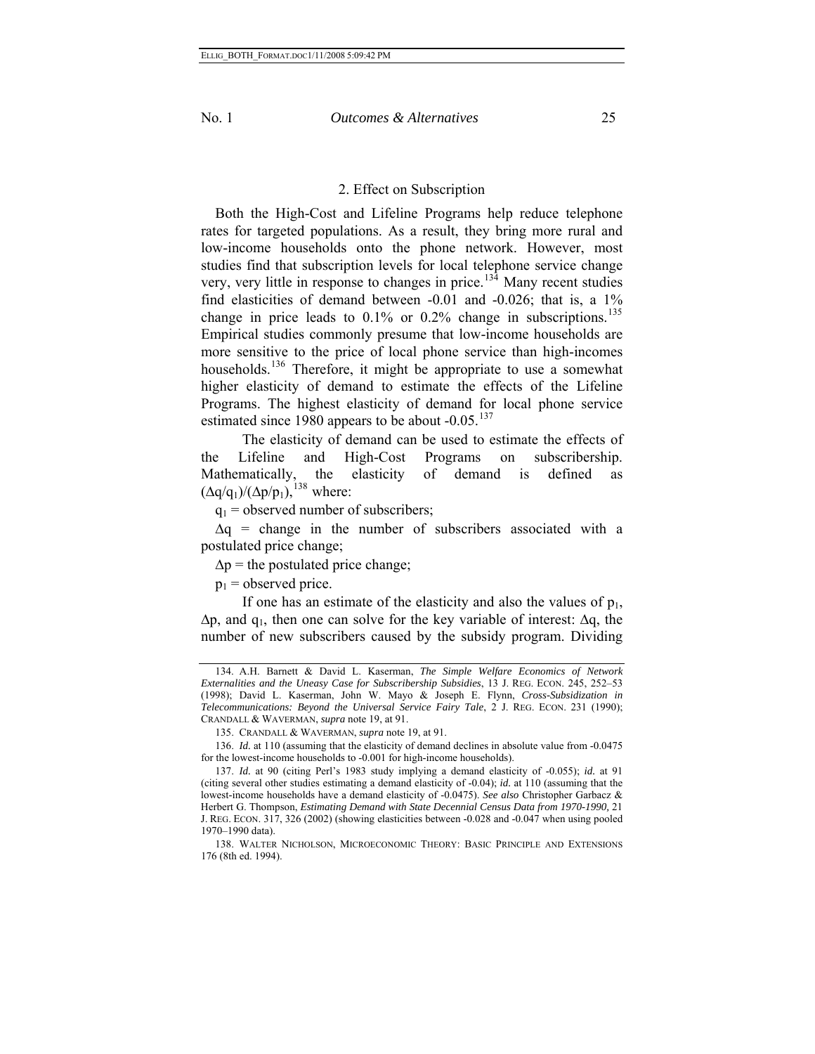### 2. Effect on Subscription

Both the High-Cost and Lifeline Programs help reduce telephone rates for targeted populations. As a result, they bring more rural and low-income households onto the phone network. However, most studies find that subscription levels for local telephone service change very, very little in response to changes in price.[134] Many recent studies find elasticities of demand between -0.01 and -0.026; that is, a 1% change in price leads to 0.1% or 0.2% change in subscriptions.[135] Empirical studies commonly presume that low-income households are more sensitive to the price of local phone service than high-incomes households.[136] Therefore, it might be appropriate to use a somewhat higher elasticity of demand to estimate the effects of the Lifeline Programs. The highest elasticity of demand for local phone service estimated since 1980 appears to be about -0.05.[137]

The elasticity of demand can be used to estimate the effects of the Lifeline and High-Cost Programs on subscribership. Mathematically, the elasticity of demand is defined as $(\Delta q/q_1)/(\Delta p/p_1)$,[138] where:

$q_1$ = observed number of subscribers;

$\Delta q$ = change in the number of subscribers associated with a postulated price change;

$\Delta p$ = the postulated price change;

$p_1$ = observed price.

If one has an estimate of the elasticity and also the values of $p_1$, $\Delta p$, and $q_1$, then one can solve for the key variable of interest: $\Delta q$, the number of new subscribers caused by the subsidy program. Dividing

---

134. A.H. Barnett & David L. Kaserman, *The Simple Welfare Economics of Network Externalities and the Uneasy Case for Subscribership Subsidies*, 13 J. REG. ECON. 245, 252–53 (1998); David L. Kaserman, John W. Mayo & Joseph E. Flynn, *Cross-Subsidization in Telecommunications: Beyond the Universal Service Fairy Tale*, 2 J. REG. ECON. 231 (1990); CRANDALL & WAVERMAN, *supra* note 19, at 91.

135. CRANDALL & WAVERMAN, *supra* note 19, at 91.

136. *Id.* at 110 (assuming that the elasticity of demand declines in absolute value from -0.0475 for the lowest-income households to -0.001 for high-income households).

137. *Id.* at 90 (citing Perl's 1983 study implying a demand elasticity of -0.055); *id.* at 91 (citing several other studies estimating a demand elasticity of -0.04); *id.* at 110 (assuming that the lowest-income households have a demand elasticity of -0.0475). *See also* Christopher Garbacz & Herbert G. Thompson, *Estimating Demand with State Decennial Census Data from 1970-1990,* 21 J. REG. ECON. 317, 326 (2002) (showing elasticities between -0.028 and -0.047 when using pooled 1970–1990 data).

138. WALTER NICHOLSON, MICROECONOMIC THEORY: BASIC PRINCIPLE AND EXTENSIONS 176 (8th ed. 1994).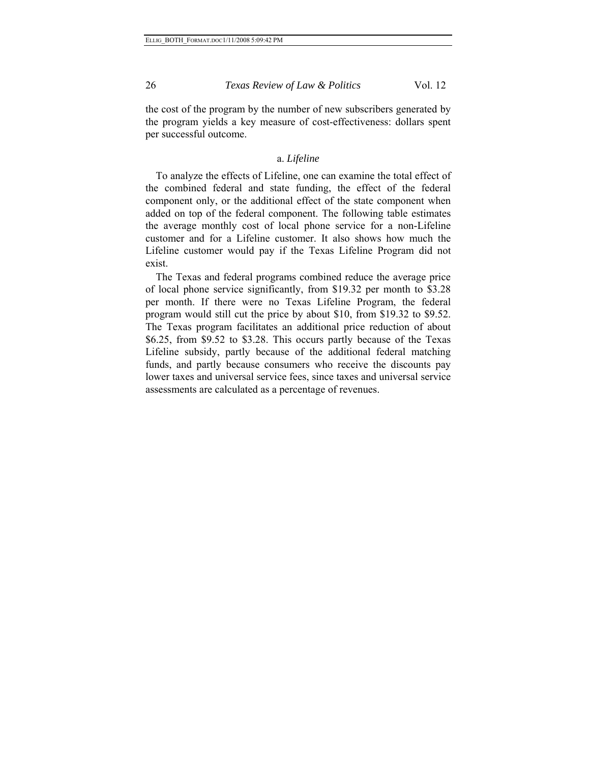the cost of the program by the number of new subscribers generated by the program yields a key measure of cost-effectiveness: dollars spent per successful outcome.

### a. *Lifeline*

To analyze the effects of Lifeline, one can examine the total effect of the combined federal and state funding, the effect of the federal component only, or the additional effect of the state component when added on top of the federal component. The following table estimates the average monthly cost of local phone service for a non-Lifeline customer and for a Lifeline customer. It also shows how much the Lifeline customer would pay if the Texas Lifeline Program did not exist.

The Texas and federal programs combined reduce the average price of local phone service significantly, from $19.32 per month to $3.28 per month. If there were no Texas Lifeline Program, the federal program would still cut the price by about $10, from $19.32 to $9.52. The Texas program facilitates an additional price reduction of about $6.25, from $9.52 to $3.28. This occurs partly because of the Texas Lifeline subsidy, partly because of the additional federal matching funds, and partly because consumers who receive the discounts pay lower taxes and universal service fees, since taxes and universal service assessments are calculated as a percentage of revenues.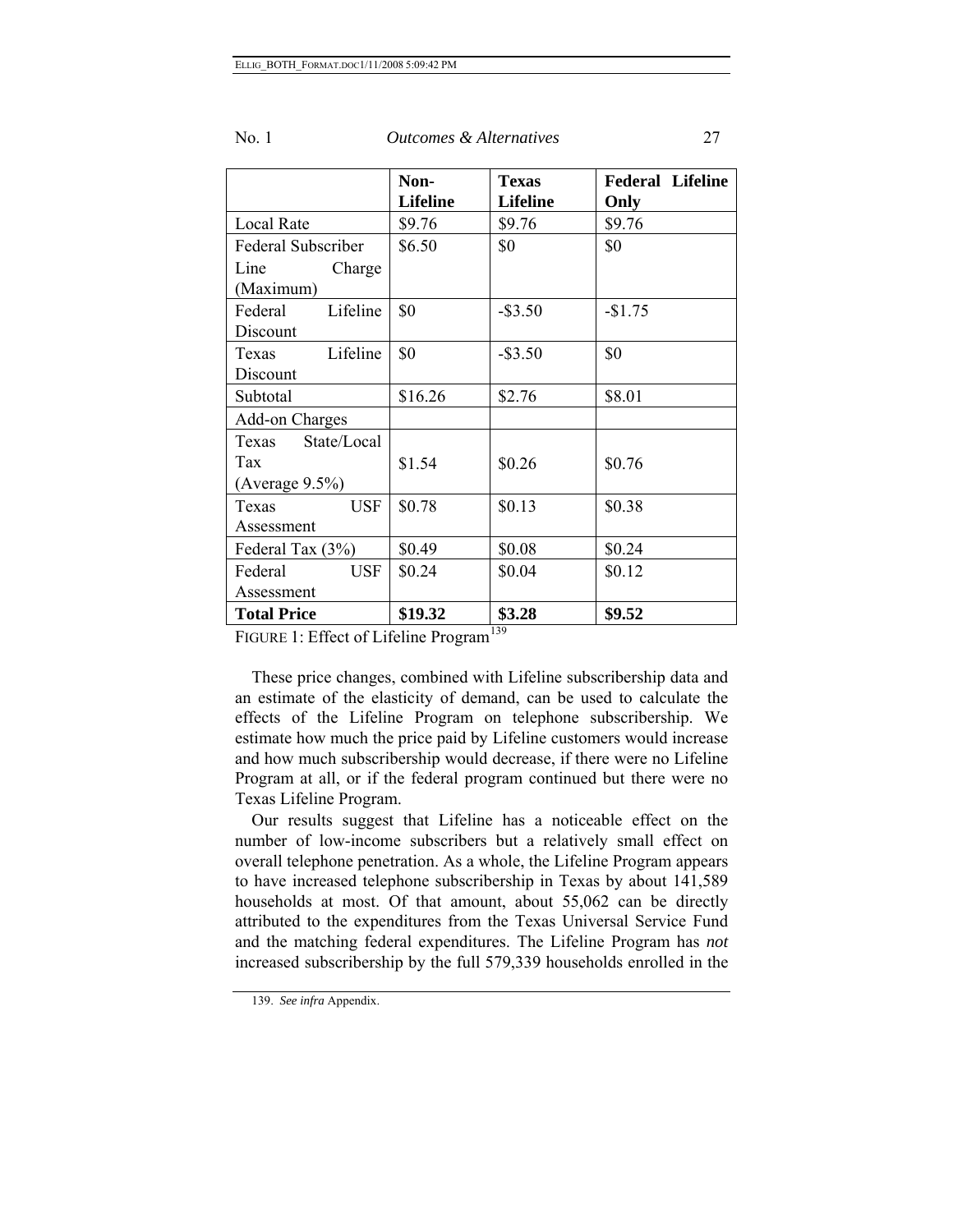| | Non-Lifeline | Texas Lifeline | Federal Lifeline Only |
|---|---|---|---|
| Local Rate | $9.76 | $9.76 | $9.76 |
| Federal Subscriber Line Charge (Maximum) | $6.50 | $0 | $0 |
| Federal Lifeline Discount | $0 | -$3.50 | -$1.75 |
| Texas Lifeline Discount | $0 | -$3.50 | $0 |
| Subtotal | $16.26 | $2.76 | $8.01 |
| Add-on Charges | | | |
| Texas State/Local Tax (Average 9.5%) | $1.54 | $0.26 | $0.76 |
| Texas USF Assessment | $0.78 | $0.13 | $0.38 |
| Federal Tax (3%) | $0.49 | $0.08 | $0.24 |
| Federal USF Assessment | $0.24 | $0.04 | $0.12 |
| **Total Price** | **$19.32** | **$3.28** | **$9.52** |

FIGURE 1: Effect of Lifeline Program[139]

These price changes, combined with Lifeline subscribership data and an estimate of the elasticity of demand, can be used to calculate the effects of the Lifeline Program on telephone subscribership. We estimate how much the price paid by Lifeline customers would increase and how much subscribership would decrease, if there were no Lifeline Program at all, or if the federal program continued but there were no Texas Lifeline Program.

Our results suggest that Lifeline has a noticeable effect on the number of low-income subscribers but a relatively small effect on overall telephone penetration. As a whole, the Lifeline Program appears to have increased telephone subscribership in Texas by about 141,589 households at most. Of that amount, about 55,062 can be directly attributed to the expenditures from the Texas Universal Service Fund and the matching federal expenditures. The Lifeline Program has *not* increased subscribership by the full 579,339 households enrolled in the

139. *See infra* Appendix.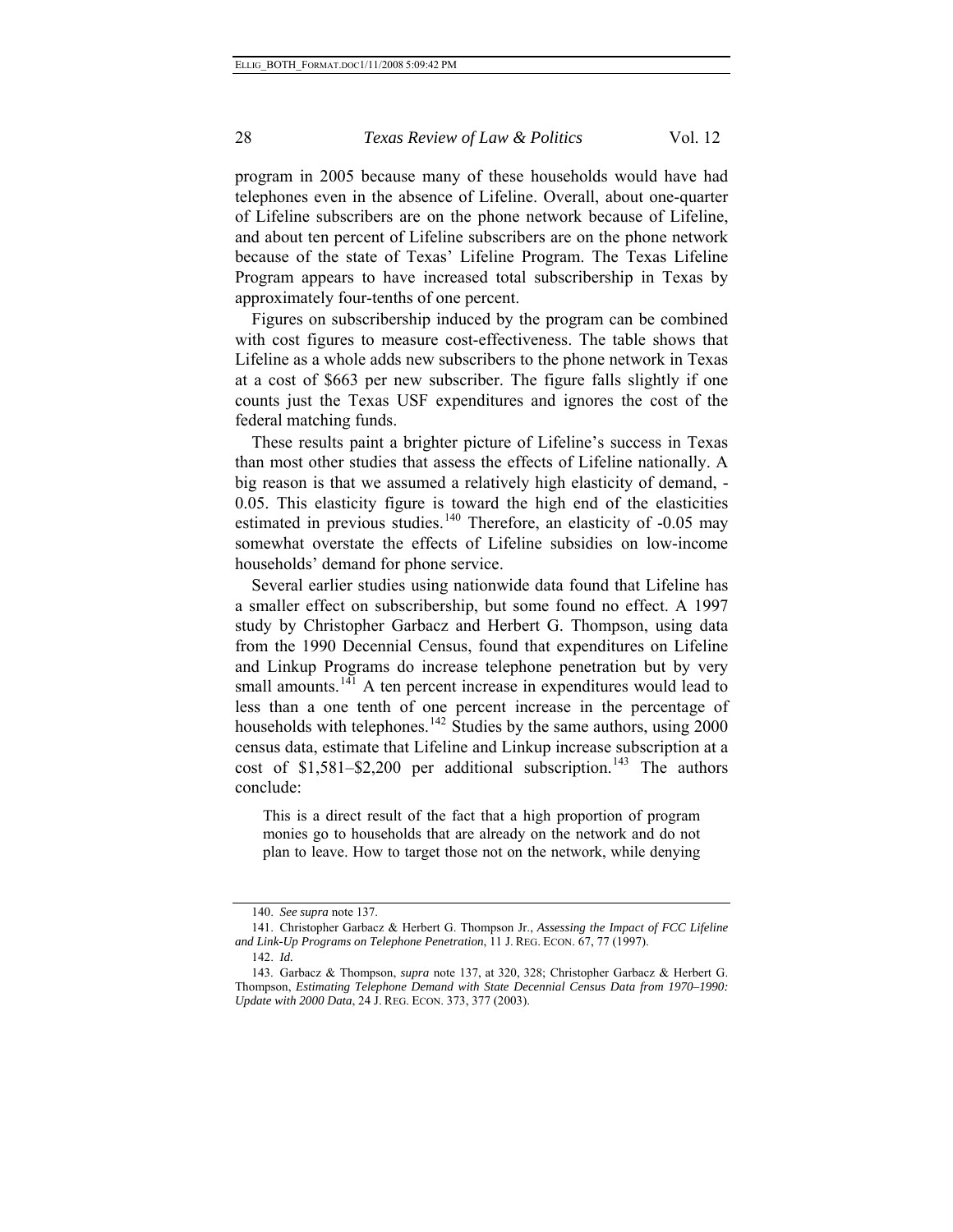program in 2005 because many of these households would have had telephones even in the absence of Lifeline. Overall, about one-quarter of Lifeline subscribers are on the phone network because of Lifeline, and about ten percent of Lifeline subscribers are on the phone network because of the state of Texas' Lifeline Program. The Texas Lifeline Program appears to have increased total subscribership in Texas by approximately four-tenths of one percent.

Figures on subscribership induced by the program can be combined with cost figures to measure cost-effectiveness. The table shows that Lifeline as a whole adds new subscribers to the phone network in Texas at a cost of $663 per new subscriber. The figure falls slightly if one counts just the Texas USF expenditures and ignores the cost of the federal matching funds.

These results paint a brighter picture of Lifeline's success in Texas than most other studies that assess the effects of Lifeline nationally. A big reason is that we assumed a relatively high elasticity of demand, -0.05. This elasticity figure is toward the high end of the elasticities estimated in previous studies.[140] Therefore, an elasticity of -0.05 may somewhat overstate the effects of Lifeline subsidies on low-income households' demand for phone service.

Several earlier studies using nationwide data found that Lifeline has a smaller effect on subscribership, but some found no effect. A 1997 study by Christopher Garbacz and Herbert G. Thompson, using data from the 1990 Decennial Census, found that expenditures on Lifeline and Linkup Programs do increase telephone penetration but by very small amounts.[141] A ten percent increase in expenditures would lead to less than a one tenth of one percent increase in the percentage of households with telephones.[142] Studies by the same authors, using 2000 census data, estimate that Lifeline and Linkup increase subscription at a cost of $1,581–$2,200 per additional subscription.[143] The authors conclude:

> This is a direct result of the fact that a high proportion of program monies go to households that are already on the network and do not plan to leave. How to target those not on the network, while denying

---

140. *See supra* note 137.

141. Christopher Garbacz & Herbert G. Thompson Jr., *Assessing the Impact of FCC Lifeline and Link-Up Programs on Telephone Penetration*, 11 J. REG. ECON. 67, 77 (1997).

142. *Id.*

143. Garbacz & Thompson, *supra* note 137, at 320, 328; Christopher Garbacz & Herbert G. Thompson, *Estimating Telephone Demand with State Decennial Census Data from 1970–1990: Update with 2000 Data*, 24 J. REG. ECON. 373, 377 (2003).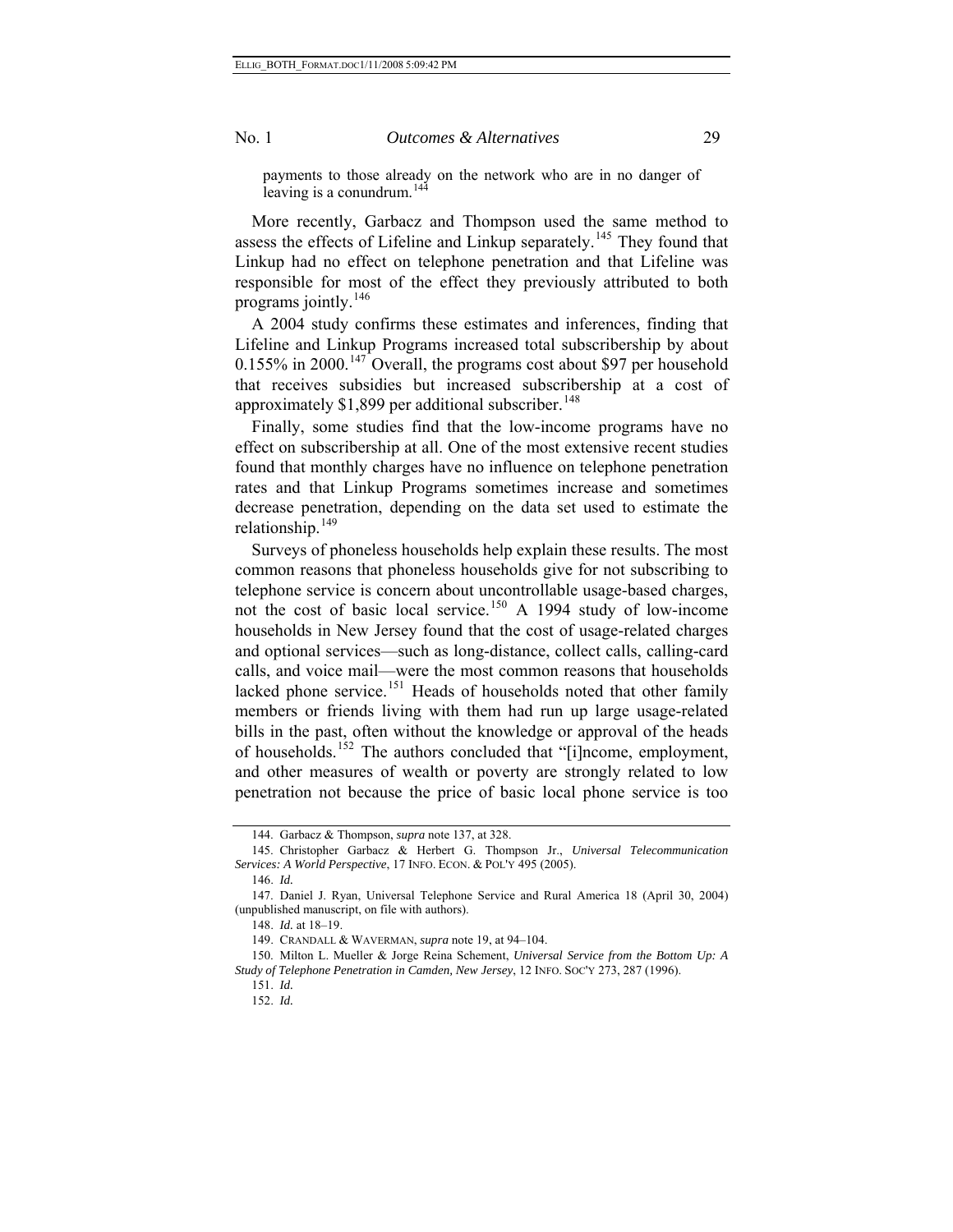payments to those already on the network who are in no danger of leaving is a conundrum.[144]

More recently, Garbacz and Thompson used the same method to assess the effects of Lifeline and Linkup separately.[145] They found that Linkup had no effect on telephone penetration and that Lifeline was responsible for most of the effect they previously attributed to both programs jointly.[146]

A 2004 study confirms these estimates and inferences, finding that Lifeline and Linkup Programs increased total subscribership by about 0.155% in 2000.[147] Overall, the programs cost about $97 per household that receives subsidies but increased subscribership at a cost of approximately $1,899 per additional subscriber.[148]

Finally, some studies find that the low-income programs have no effect on subscribership at all. One of the most extensive recent studies found that monthly charges have no influence on telephone penetration rates and that Linkup Programs sometimes increase and sometimes decrease penetration, depending on the data set used to estimate the relationship.[149]

Surveys of phoneless households help explain these results. The most common reasons that phoneless households give for not subscribing to telephone service is concern about uncontrollable usage-based charges, not the cost of basic local service.[150] A 1994 study of low-income households in New Jersey found that the cost of usage-related charges and optional services—such as long-distance, collect calls, calling-card calls, and voice mail—were the most common reasons that households lacked phone service.[151] Heads of households noted that other family members or friends living with them had run up large usage-related bills in the past, often without the knowledge or approval of the heads of households.[152] The authors concluded that "[i]ncome, employment, and other measures of wealth or poverty are strongly related to low penetration not because the price of basic local phone service is too

---

144. Garbacz & Thompson, *supra* note 137, at 328.

145. Christopher Garbacz & Herbert G. Thompson Jr., *Universal Telecommunication Services: A World Perspective*, 17 INFO. ECON. & POL'Y 495 (2005).

146. *Id.*

147. Daniel J. Ryan, Universal Telephone Service and Rural America 18 (April 30, 2004) (unpublished manuscript, on file with authors).

148. *Id.* at 18–19.

149. CRANDALL & WAVERMAN, *supra* note 19, at 94–104.

150. Milton L. Mueller & Jorge Reina Schement, *Universal Service from the Bottom Up: A Study of Telephone Penetration in Camden, New Jersey*, 12 INFO. SOC'Y 273, 287 (1996).

151. *Id.*

152. *Id.*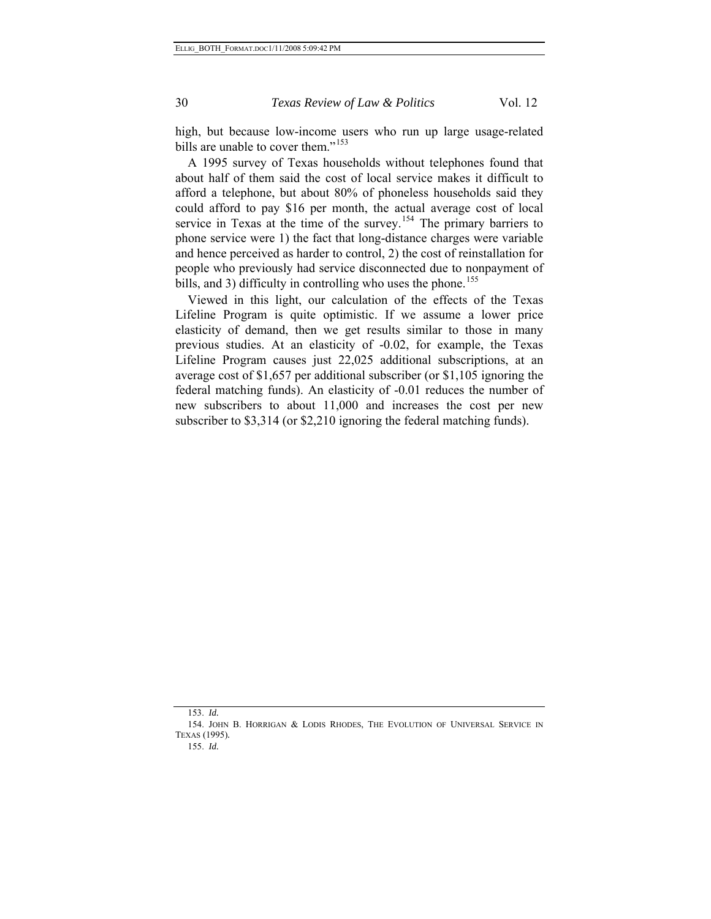high, but because low-income users who run up large usage-related bills are unable to cover them."[153]

A 1995 survey of Texas households without telephones found that about half of them said the cost of local service makes it difficult to afford a telephone, but about 80% of phoneless households said they could afford to pay $16 per month, the actual average cost of local service in Texas at the time of the survey.[154] The primary barriers to phone service were 1) the fact that long-distance charges were variable and hence perceived as harder to control, 2) the cost of reinstallation for people who previously had service disconnected due to nonpayment of bills, and 3) difficulty in controlling who uses the phone.[155]

Viewed in this light, our calculation of the effects of the Texas Lifeline Program is quite optimistic. If we assume a lower price elasticity of demand, then we get results similar to those in many previous studies. At an elasticity of -0.02, for example, the Texas Lifeline Program causes just 22,025 additional subscriptions, at an average cost of $1,657 per additional subscriber (or $1,105 ignoring the federal matching funds). An elasticity of -0.01 reduces the number of new subscribers to about 11,000 and increases the cost per new subscriber to $3,314 (or $2,210 ignoring the federal matching funds).

---

153. *Id.*

154. JOHN B. HORRIGAN & LODIS RHODES, THE EVOLUTION OF UNIVERSAL SERVICE IN TEXAS (1995).

155. *Id.*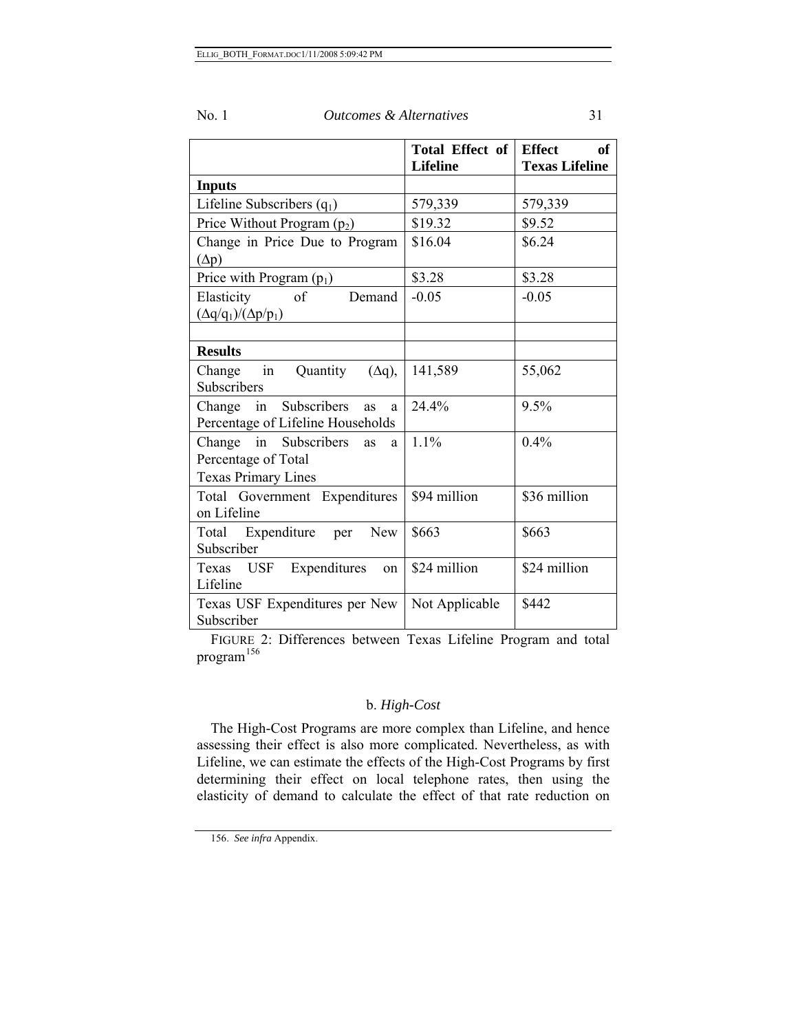| | Total Effect of Lifeline | Effect of Texas Lifeline |
|---|---|---|
| **Inputs** | | |
| Lifeline Subscribers ($q_1$) | 579,339 | 579,339 |
| Price Without Program ($p_2$) | \$19.32 | \$9.52 |
| Change in Price Due to Program ($\Delta p$) | \$16.04 | \$6.24 |
| Price with Program ($p_1$) | \$3.28 | \$3.28 |
| Elasticity of Demand $(\Delta q/q_1)/(\Delta p/p_1)$ | -0.05 | -0.05 |
| | | |
| **Results** | | |
| Change in Quantity ($\Delta q$), Subscribers | 141,589 | 55,062 |
| Change in Subscribers as a Percentage of Lifeline Households | 24.4% | 9.5% |
| Change in Subscribers as a Percentage of Total Texas Primary Lines | 1.1% | 0.4% |
| Total Government Expenditures on Lifeline | \$94 million | \$36 million |
| Total Expenditure per New Subscriber | \$663 | \$663 |
| Texas USF Expenditures on Lifeline | \$24 million | \$24 million |
| Texas USF Expenditures per New Subscriber | Not Applicable | \$442 |

FIGURE 2: Differences between Texas Lifeline Program and total program[156]

### b. *High-Cost*

The High-Cost Programs are more complex than Lifeline, and hence assessing their effect is also more complicated. Nevertheless, as with Lifeline, we can estimate the effects of the High-Cost Programs by first determining their effect on local telephone rates, then using the elasticity of demand to calculate the effect of that rate reduction on

156. *See infra* Appendix.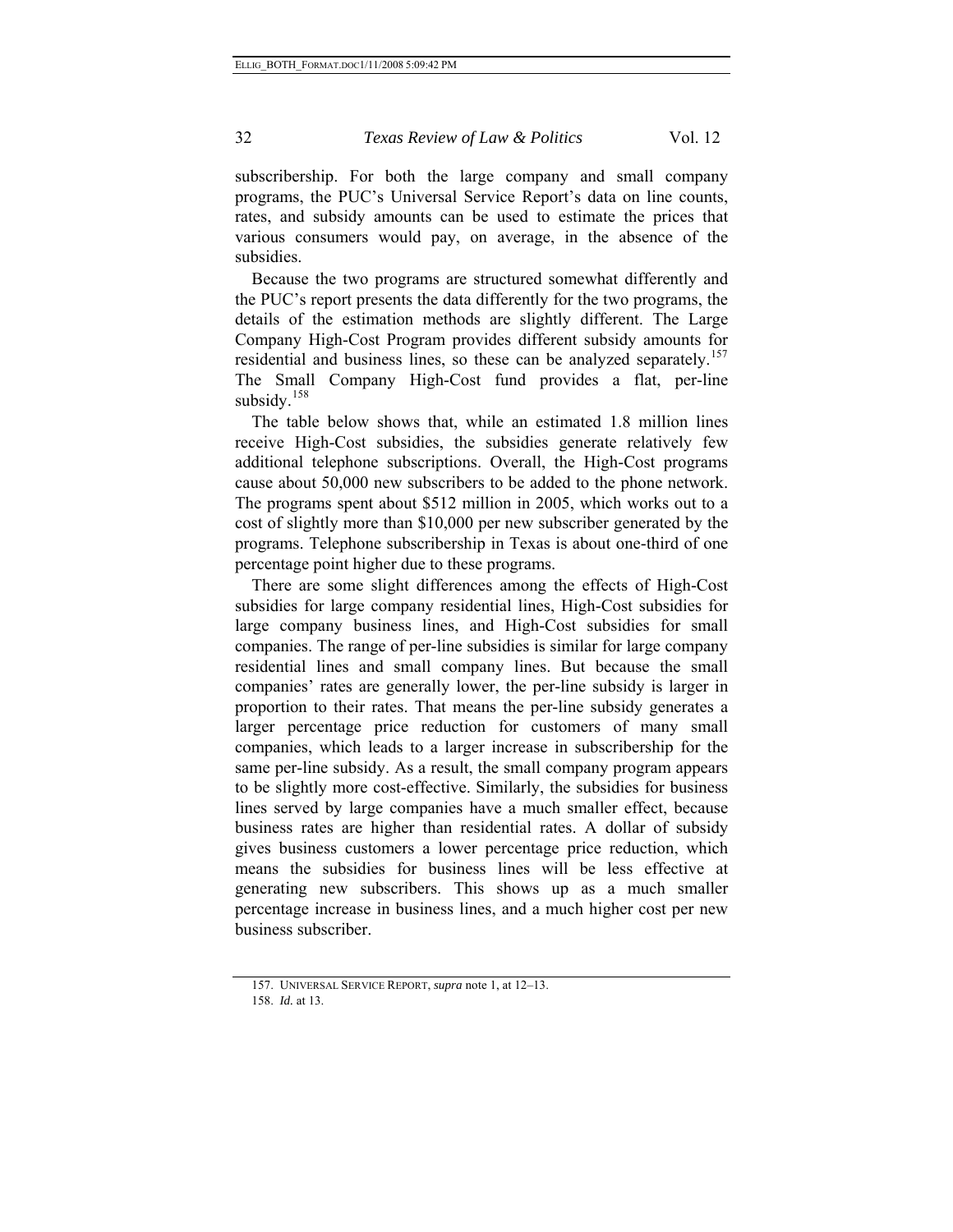subscribership. For both the large company and small company programs, the PUC's Universal Service Report's data on line counts, rates, and subsidy amounts can be used to estimate the prices that various consumers would pay, on average, in the absence of the subsidies.

Because the two programs are structured somewhat differently and the PUC's report presents the data differently for the two programs, the details of the estimation methods are slightly different. The Large Company High-Cost Program provides different subsidy amounts for residential and business lines, so these can be analyzed separately.[157] The Small Company High-Cost fund provides a flat, per-line subsidy.[158]

The table below shows that, while an estimated 1.8 million lines receive High-Cost subsidies, the subsidies generate relatively few additional telephone subscriptions. Overall, the High-Cost programs cause about 50,000 new subscribers to be added to the phone network. The programs spent about $512 million in 2005, which works out to a cost of slightly more than $10,000 per new subscriber generated by the programs. Telephone subscribership in Texas is about one-third of one percentage point higher due to these programs.

There are some slight differences among the effects of High-Cost subsidies for large company residential lines, High-Cost subsidies for large company business lines, and High-Cost subsidies for small companies. The range of per-line subsidies is similar for large company residential lines and small company lines. But because the small companies' rates are generally lower, the per-line subsidy is larger in proportion to their rates. That means the per-line subsidy generates a larger percentage price reduction for customers of many small companies, which leads to a larger increase in subscribership for the same per-line subsidy. As a result, the small company program appears to be slightly more cost-effective. Similarly, the subsidies for business lines served by large companies have a much smaller effect, because business rates are higher than residential rates. A dollar of subsidy gives business customers a lower percentage price reduction, which means the subsidies for business lines will be less effective at generating new subscribers. This shows up as a much smaller percentage increase in business lines, and a much higher cost per new business subscriber.

---

157. UNIVERSAL SERVICE REPORT, *supra* note 1, at 12–13.

158. *Id.* at 13.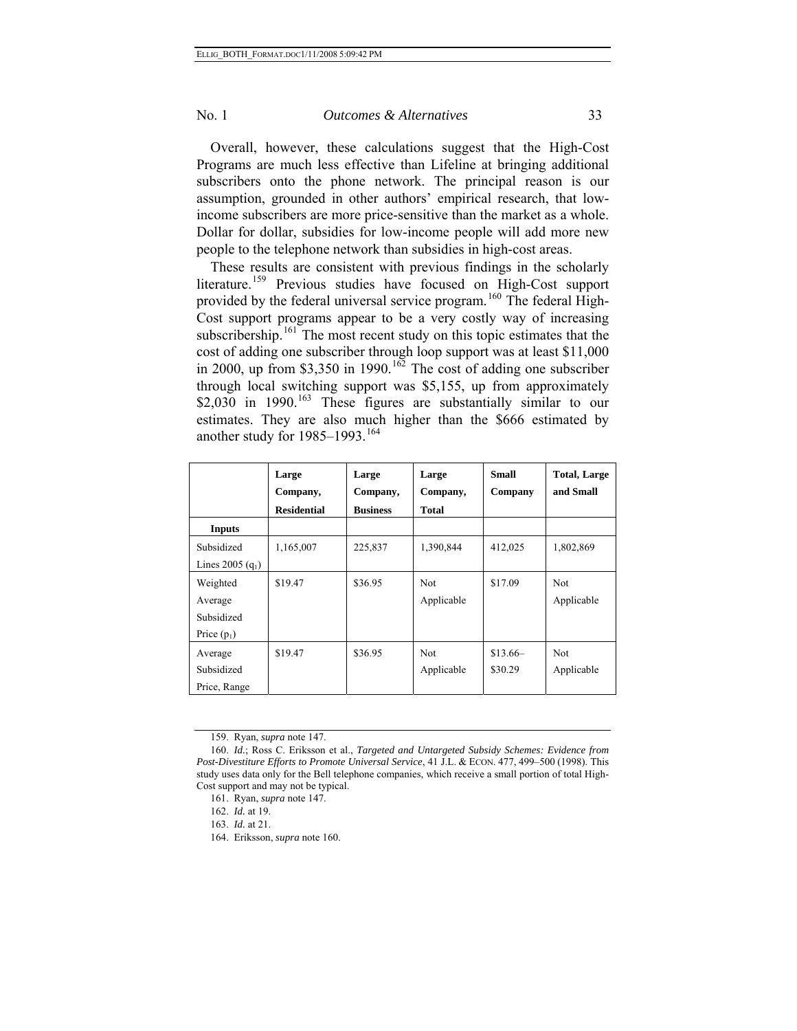Overall, however, these calculations suggest that the High-Cost Programs are much less effective than Lifeline at bringing additional subscribers onto the phone network. The principal reason is our assumption, grounded in other authors' empirical research, that low-income subscribers are more price-sensitive than the market as a whole. Dollar for dollar, subsidies for low-income people will add more new people to the telephone network than subsidies in high-cost areas.

These results are consistent with previous findings in the scholarly literature.[159] Previous studies have focused on High-Cost support provided by the federal universal service program.[160] The federal High-Cost support programs appear to be a very costly way of increasing subscribership.[161] The most recent study on this topic estimates that the cost of adding one subscriber through loop support was at least $11,000 in 2000, up from $3,350 in 1990.[162] The cost of adding one subscriber through local switching support was $5,155, up from approximately $2,030 in 1990.[163] These figures are substantially similar to our estimates. They are also much higher than the $666 estimated by another study for 1985–1993.[164]

| | **Large Company, Residential** | **Large Company, Business** | **Large Company, Total** | **Small Company** | **Total, Large and Small** |
|---|---|---|---|---|---|
| **Inputs** | | | | | |
| Subsidized Lines 2005 ($q_1$) | 1,165,007 | 225,837 | 1,390,844 | 412,025 | 1,802,869 |
| Weighted Average Subsidized Price ($p_1$) | $19.47 | $36.95 | Not Applicable | $17.09 | Not Applicable |
| Average Subsidized Price, Range | $19.47 | $36.95 | Not Applicable | $13.66–$30.29 | Not Applicable |

159. Ryan, *supra* note 147.

160. *Id.*; Ross C. Eriksson et al., *Targeted and Untargeted Subsidy Schemes: Evidence from Post-Divestiture Efforts to Promote Universal Service*, 41 J.L. & ECON. 477, 499–500 (1998). This study uses data only for the Bell telephone companies, which receive a small portion of total High-Cost support and may not be typical.

161. Ryan, *supra* note 147.

162. *Id.* at 19.

163. *Id.* at 21.

164. Eriksson, *supra* note 160.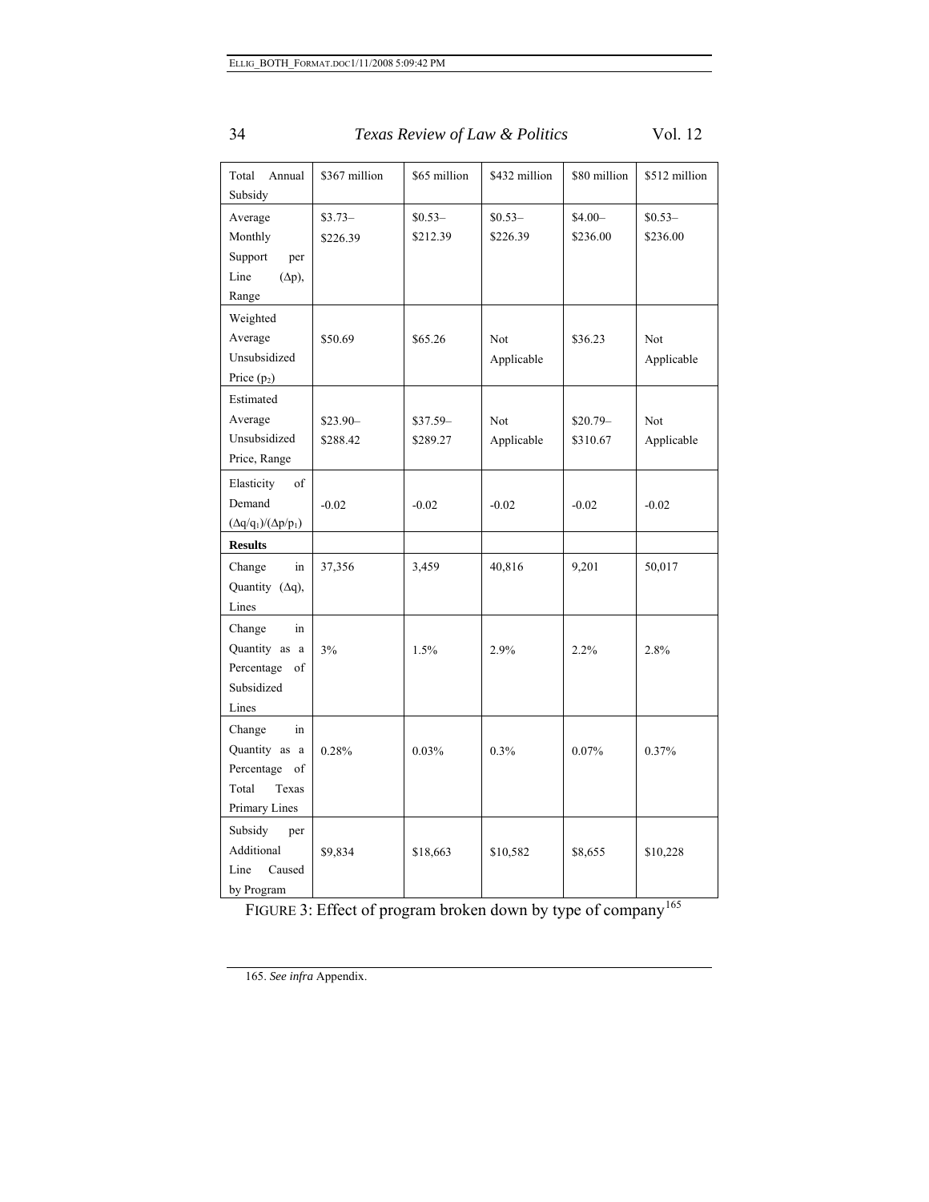| Total Annual Subsidy | \$367 million | \$65 million | \$432 million | \$80 million | \$512 million |
|---|---|---|---|---|---|
| Average Monthly Support per Line ($\Delta p$), Range | \$3.73–\$226.39 | \$0.53–\$212.39 | \$0.53–\$226.39 | \$4.00–\$236.00 | \$0.53–\$236.00 |
| Weighted Average Unsubsidized Price ($p_2$) | \$50.69 | \$65.26 | Not Applicable | \$36.23 | Not Applicable |
| Estimated Average Unsubsidized Price, Range | \$23.90–\$288.42 | \$37.59–\$289.27 | Not Applicable | \$20.79–\$310.67 | Not Applicable |
| Elasticity of Demand $(\Delta q/q_1)/(\Delta p/p_1)$ | -0.02 | -0.02 | -0.02 | -0.02 | -0.02 |
| **Results** | | | | | |
| Change in Quantity ($\Delta q$), Lines | 37,356 | 3,459 | 40,816 | 9,201 | 50,017 |
| Change in Quantity as a Percentage of Subsidized Lines | 3% | 1.5% | 2.9% | 2.2% | 2.8% |
| Change in Quantity as a Percentage of Total Texas Primary Lines | 0.28% | 0.03% | 0.3% | 0.07% | 0.37% |
| Subsidy per Additional Line Caused by Program | \$9,834 | \$18,663 | \$10,582 | \$8,655 | \$10,228 |

FIGURE 3: Effect of program broken down by type of company[165]

165. *See infra* Appendix.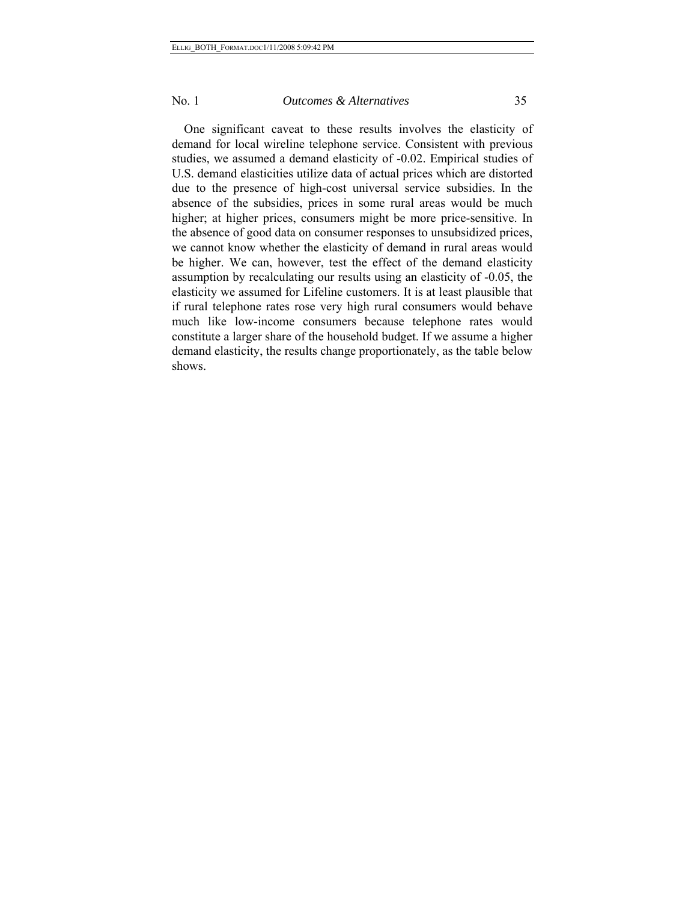One significant caveat to these results involves the elasticity of demand for local wireline telephone service. Consistent with previous studies, we assumed a demand elasticity of -0.02. Empirical studies of U.S. demand elasticities utilize data of actual prices which are distorted due to the presence of high-cost universal service subsidies. In the absence of the subsidies, prices in some rural areas would be much higher; at higher prices, consumers might be more price-sensitive. In the absence of good data on consumer responses to unsubsidized prices, we cannot know whether the elasticity of demand in rural areas would be higher. We can, however, test the effect of the demand elasticity assumption by recalculating our results using an elasticity of -0.05, the elasticity we assumed for Lifeline customers. It is at least plausible that if rural telephone rates rose very high rural consumers would behave much like low-income consumers because telephone rates would constitute a larger share of the household budget. If we assume a higher demand elasticity, the results change proportionately, as the table below shows.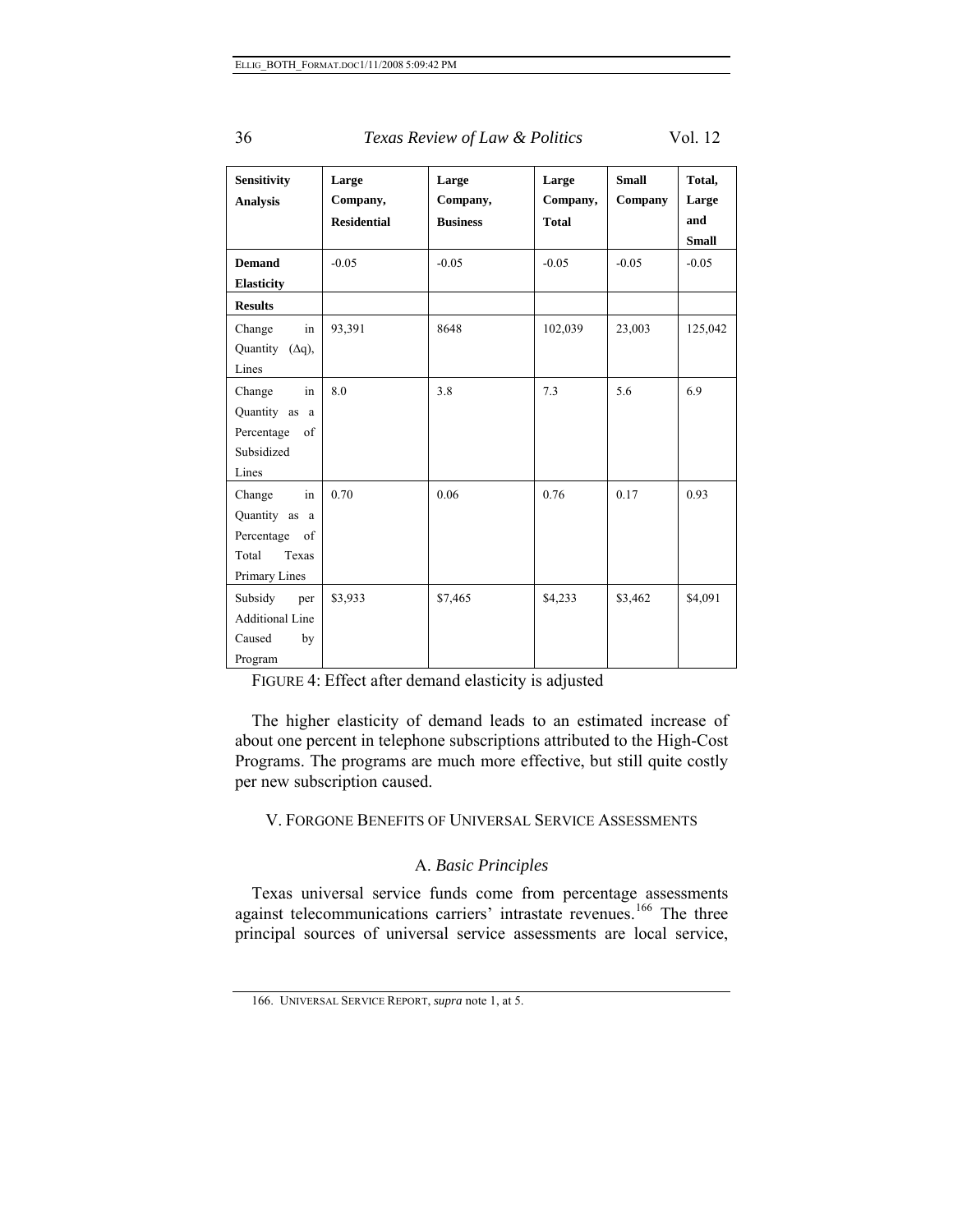| Sensitivity Analysis | Large Company, Residential | Large Company, Business | Large Company, Total | Small Company | Total, Large and Small |
|---|---|---|---|---|---|
| **Demand Elasticity** | -0.05 | -0.05 | -0.05 | -0.05 | -0.05 |
| **Results** | | | | | |
| Change in Quantity ($\Delta q$), Lines | 93,391 | 8648 | 102,039 | 23,003 | 125,042 |
| Change in Quantity as a Percentage of Subsidized Lines | 8.0 | 3.8 | 7.3 | 5.6 | 6.9 |
| Change in Quantity as a Percentage of Total Texas Primary Lines | 0.70 | 0.06 | 0.76 | 0.17 | 0.93 |
| Subsidy per Additional Line Caused by Program | \$3,933 | \$7,465 | \$4,233 | \$3,462 | \$4,091 |

FIGURE 4: Effect after demand elasticity is adjusted

The higher elasticity of demand leads to an estimated increase of about one percent in telephone subscriptions attributed to the High-Cost Programs. The programs are much more effective, but still quite costly per new subscription caused.

## V. FORGONE BENEFITS OF UNIVERSAL SERVICE ASSESSMENTS

### A. *Basic Principles*

Texas universal service funds come from percentage assessments against telecommunications carriers' intrastate revenues.[166] The three principal sources of universal service assessments are local service,

166. UNIVERSAL SERVICE REPORT, *supra* note 1, at 5.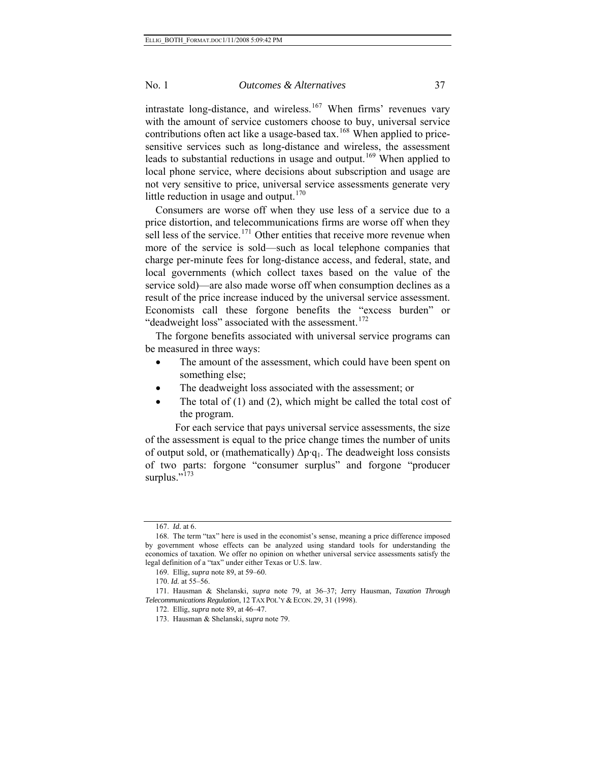intrastate long-distance, and wireless.[167] When firms' revenues vary with the amount of service customers choose to buy, universal service contributions often act like a usage-based tax.[168] When applied to price-sensitive services such as long-distance and wireless, the assessment leads to substantial reductions in usage and output.[169] When applied to local phone service, where decisions about subscription and usage are not very sensitive to price, universal service assessments generate very little reduction in usage and output.[170]

Consumers are worse off when they use less of a service due to a price distortion, and telecommunications firms are worse off when they sell less of the service.[171] Other entities that receive more revenue when more of the service is sold—such as local telephone companies that charge per-minute fees for long-distance access, and federal, state, and local governments (which collect taxes based on the value of the service sold)—are also made worse off when consumption declines as a result of the price increase induced by the universal service assessment. Economists call these forgone benefits the "excess burden" or "deadweight loss" associated with the assessment.[172]

The forgone benefits associated with universal service programs can be measured in three ways:

- The amount of the assessment, which could have been spent on something else;
- The deadweight loss associated with the assessment; or
- The total of (1) and (2), which might be called the total cost of the program.

For each service that pays universal service assessments, the size of the assessment is equal to the price change times the number of units of output sold, or (mathematically) $\Delta p \cdot q_1$. The deadweight loss consists of two parts: forgone "consumer surplus" and forgone "producer surplus."[173]

---

167. *Id.* at 6.

168. The term "tax" here is used in the economist's sense, meaning a price difference imposed by government whose effects can be analyzed using standard tools for understanding the economics of taxation. We offer no opinion on whether universal service assessments satisfy the legal definition of a "tax" under either Texas or U.S. law.

169. Ellig, *supra* note 89, at 59–60.

170. *Id.* at 55–56.

171. Hausman & Shelanski, *supra* note 79, at 36–37; Jerry Hausman, *Taxation Through Telecommunications Regulation*, 12 TAX POL'Y & ECON. 29, 31 (1998).

172. Ellig, *supra* note 89, at 46–47.

173. Hausman & Shelanski, *supra* note 79.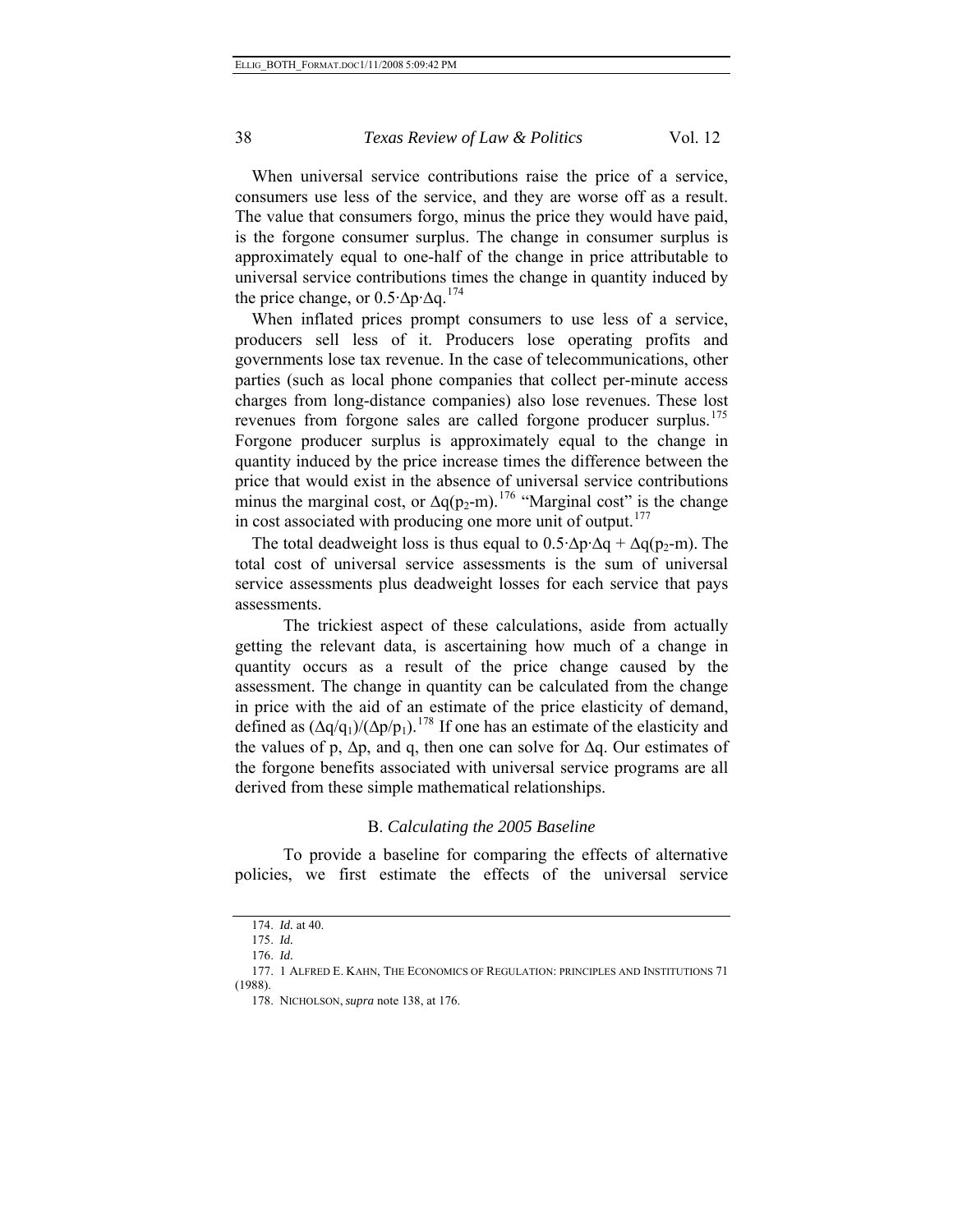When universal service contributions raise the price of a service, consumers use less of the service, and they are worse off as a result. The value that consumers forgo, minus the price they would have paid, is the forgone consumer surplus. The change in consumer surplus is approximately equal to one-half of the change in price attributable to universal service contributions times the change in quantity induced by the price change, or $0.5 \cdot \Delta p \cdot \Delta q$.[174]

When inflated prices prompt consumers to use less of a service, producers sell less of it. Producers lose operating profits and governments lose tax revenue. In the case of telecommunications, other parties (such as local phone companies that collect per-minute access charges from long-distance companies) also lose revenues. These lost revenues from forgone sales are called forgone producer surplus.[175] Forgone producer surplus is approximately equal to the change in quantity induced by the price increase times the difference between the price that would exist in the absence of universal service contributions minus the marginal cost, or $\Delta q(p_2\text{-}m)$.[176] "Marginal cost" is the change in cost associated with producing one more unit of output.[177]

The total deadweight loss is thus equal to $0.5 \cdot \Delta p \cdot \Delta q + \Delta q(p_2\text{-}m)$. The total cost of universal service assessments is the sum of universal service assessments plus deadweight losses for each service that pays assessments.

The trickiest aspect of these calculations, aside from actually getting the relevant data, is ascertaining how much of a change in quantity occurs as a result of the price change caused by the assessment. The change in quantity can be calculated from the change in price with the aid of an estimate of the price elasticity of demand, defined as $(\Delta q/q_1)/(\Delta p/p_1)$.[178] If one has an estimate of the elasticity and the values of p, $\Delta p$, and q, then one can solve for $\Delta q$. Our estimates of the forgone benefits associated with universal service programs are all derived from these simple mathematical relationships.

### B. *Calculating the 2005 Baseline*

To provide a baseline for comparing the effects of alternative policies, we first estimate the effects of the universal service

174. *Id.* at 40.

175. *Id.*

176. *Id.*

177. 1 ALFRED E. KAHN, THE ECONOMICS OF REGULATION: PRINCIPLES AND INSTITUTIONS 71 (1988).

178. NICHOLSON, *supra* note 138, at 176.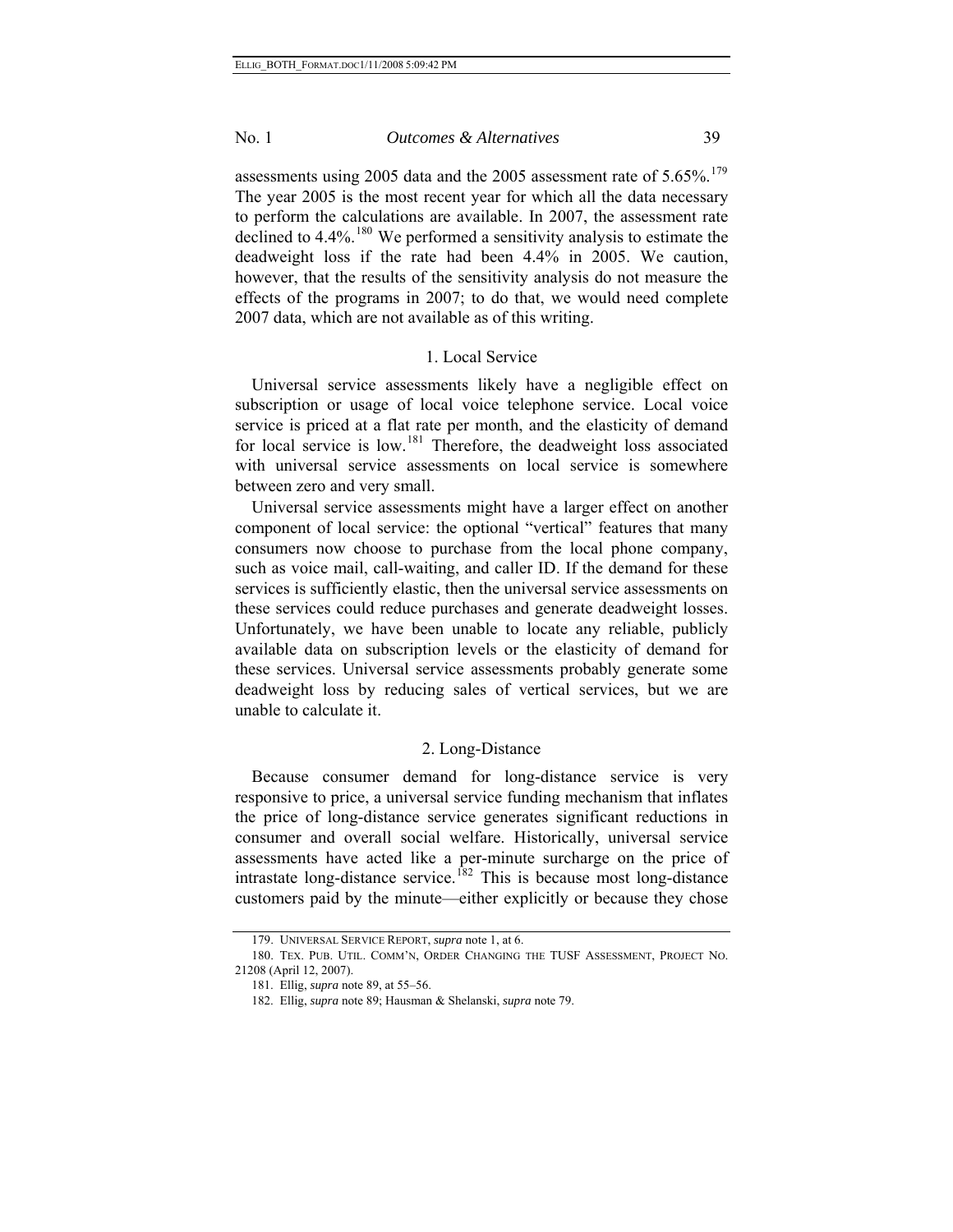assessments using 2005 data and the 2005 assessment rate of 5.65%.[179] The year 2005 is the most recent year for which all the data necessary to perform the calculations are available. In 2007, the assessment rate declined to 4.4%.[180] We performed a sensitivity analysis to estimate the deadweight loss if the rate had been 4.4% in 2005. We caution, however, that the results of the sensitivity analysis do not measure the effects of the programs in 2007; to do that, we would need complete 2007 data, which are not available as of this writing.

### 1. Local Service

Universal service assessments likely have a negligible effect on subscription or usage of local voice telephone service. Local voice service is priced at a flat rate per month, and the elasticity of demand for local service is low.[181] Therefore, the deadweight loss associated with universal service assessments on local service is somewhere between zero and very small.

Universal service assessments might have a larger effect on another component of local service: the optional "vertical" features that many consumers now choose to purchase from the local phone company, such as voice mail, call-waiting, and caller ID. If the demand for these services is sufficiently elastic, then the universal service assessments on these services could reduce purchases and generate deadweight losses. Unfortunately, we have been unable to locate any reliable, publicly available data on subscription levels or the elasticity of demand for these services. Universal service assessments probably generate some deadweight loss by reducing sales of vertical services, but we are unable to calculate it.

### 2. Long-Distance

Because consumer demand for long-distance service is very responsive to price, a universal service funding mechanism that inflates the price of long-distance service generates significant reductions in consumer and overall social welfare. Historically, universal service assessments have acted like a per-minute surcharge on the price of intrastate long-distance service.[182] This is because most long-distance customers paid by the minute—either explicitly or because they chose

---

179. UNIVERSAL SERVICE REPORT, *supra* note 1, at 6.

180. TEX. PUB. UTIL. COMM'N, ORDER CHANGING THE TUSF ASSESSMENT, PROJECT NO. 21208 (April 12, 2007).

181. Ellig, *supra* note 89, at 55–56.

182. Ellig, *supra* note 89; Hausman & Shelanski, *supra* note 79.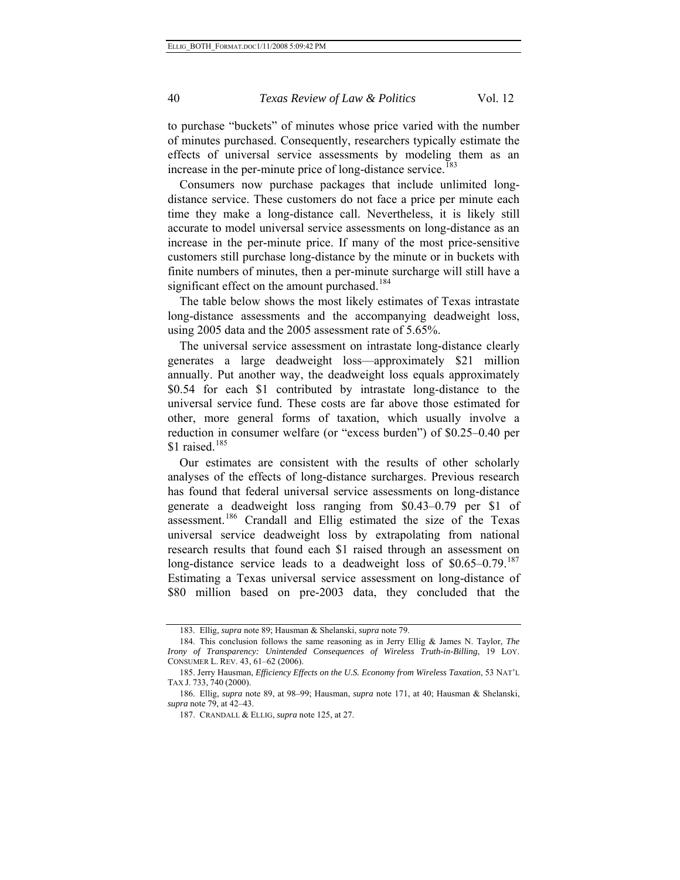to purchase "buckets" of minutes whose price varied with the number of minutes purchased. Consequently, researchers typically estimate the effects of universal service assessments by modeling them as an increase in the per-minute price of long-distance service.[183]

Consumers now purchase packages that include unlimited long-distance service. These customers do not face a price per minute each time they make a long-distance call. Nevertheless, it is likely still accurate to model universal service assessments on long-distance as an increase in the per-minute price. If many of the most price-sensitive customers still purchase long-distance by the minute or in buckets with finite numbers of minutes, then a per-minute surcharge will still have a significant effect on the amount purchased.[184]

The table below shows the most likely estimates of Texas intrastate long-distance assessments and the accompanying deadweight loss, using 2005 data and the 2005 assessment rate of 5.65%.

The universal service assessment on intrastate long-distance clearly generates a large deadweight loss—approximately $21 million annually. Put another way, the deadweight loss equals approximately $0.54 for each $1 contributed by intrastate long-distance to the universal service fund. These costs are far above those estimated for other, more general forms of taxation, which usually involve a reduction in consumer welfare (or "excess burden") of $0.25–0.40 per $1 raised.[185]

Our estimates are consistent with the results of other scholarly analyses of the effects of long-distance surcharges. Previous research has found that federal universal service assessments on long-distance generate a deadweight loss ranging from $0.43–0.79 per $1 of assessment.[186] Crandall and Ellig estimated the size of the Texas universal service deadweight loss by extrapolating from national research results that found each $1 raised through an assessment on long-distance service leads to a deadweight loss of $0.65–0.79.[187] Estimating a Texas universal service assessment on long-distance of $80 million based on pre-2003 data, they concluded that the

---

183. Ellig, *supra* note 89; Hausman & Shelanski, *supra* note 79.

184. This conclusion follows the same reasoning as in Jerry Ellig & James N. Taylor, *The Irony of Transparency: Unintended Consequences of Wireless Truth-in-Billing*, 19 LOY. CONSUMER L. REV. 43, 61–62 (2006).

185. Jerry Hausman, *Efficiency Effects on the U.S. Economy from Wireless Taxation*, 53 NAT'L TAX J. 733, 740 (2000).

186. Ellig, *supra* note 89, at 98–99; Hausman, *supra* note 171, at 40; Hausman & Shelanski, *supra* note 79, at 42–43.

187. CRANDALL & ELLIG, *supra* note 125, at 27.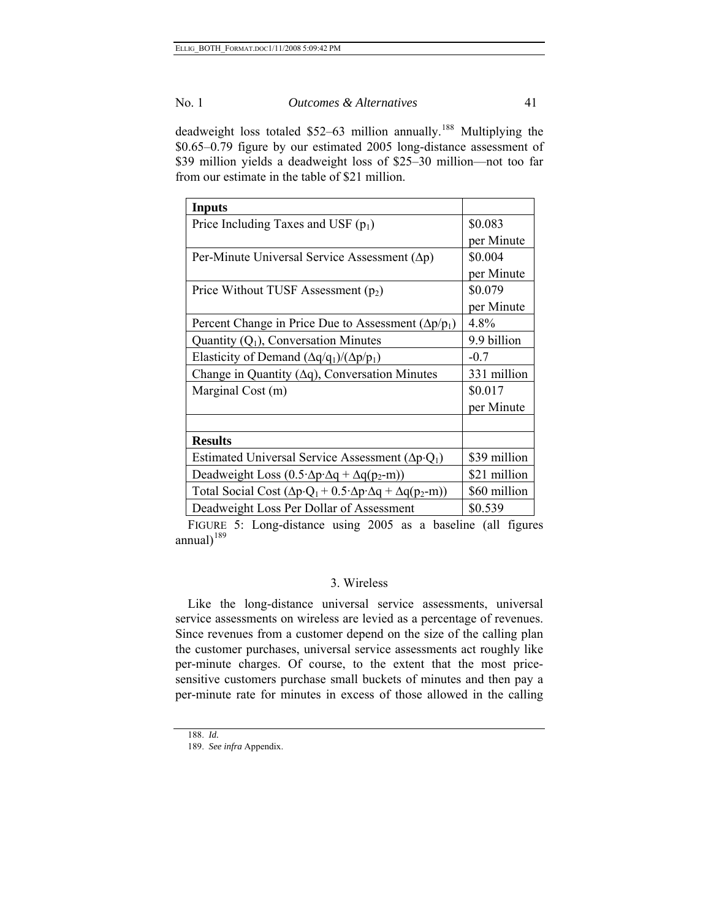deadweight loss totaled \$52–63 million annually.[188] Multiplying the \$0.65–0.79 figure by our estimated 2005 long-distance assessment of \$39 million yields a deadweight loss of \$25–30 million—not too far from our estimate in the table of \$21 million.

| **Inputs** | |
|---|---|
| Price Including Taxes and USF ($p_1$) | \$0.083 per Minute |
| Per-Minute Universal Service Assessment ($\Delta p$) | \$0.004 per Minute |
| Price Without TUSF Assessment ($p_2$) | \$0.079 per Minute |
| Percent Change in Price Due to Assessment ($\Delta p/p_1$) | 4.8% |
| Quantity ($Q_1$), Conversation Minutes | 9.9 billion |
| Elasticity of Demand ($(\Delta q/q_1)/(\Delta p/p_1)$) | -0.7 |
| Change in Quantity ($\Delta q$), Conversation Minutes | 331 million |
| Marginal Cost (m) | \$0.017 per Minute |
| | |
| **Results** | |
| Estimated Universal Service Assessment ($\Delta p \cdot Q_1$) | \$39 million |
| Deadweight Loss ($0.5 \cdot \Delta p \cdot \Delta q + \Delta q(p_2 - m)$) | \$21 million |
| Total Social Cost ($\Delta p \cdot Q_1 + 0.5 \cdot \Delta p \cdot \Delta q + \Delta q(p_2 - m)$) | \$60 million |
| Deadweight Loss Per Dollar of Assessment | \$0.539 |

FIGURE 5: Long-distance using 2005 as a baseline (all figures annual)[189]

### 3. Wireless

Like the long-distance universal service assessments, universal service assessments on wireless are levied as a percentage of revenues. Since revenues from a customer depend on the size of the calling plan the customer purchases, universal service assessments act roughly like per-minute charges. Of course, to the extent that the most price-sensitive customers purchase small buckets of minutes and then pay a per-minute rate for minutes in excess of those allowed in the calling

---

188. *Id.*

189. *See infra* Appendix.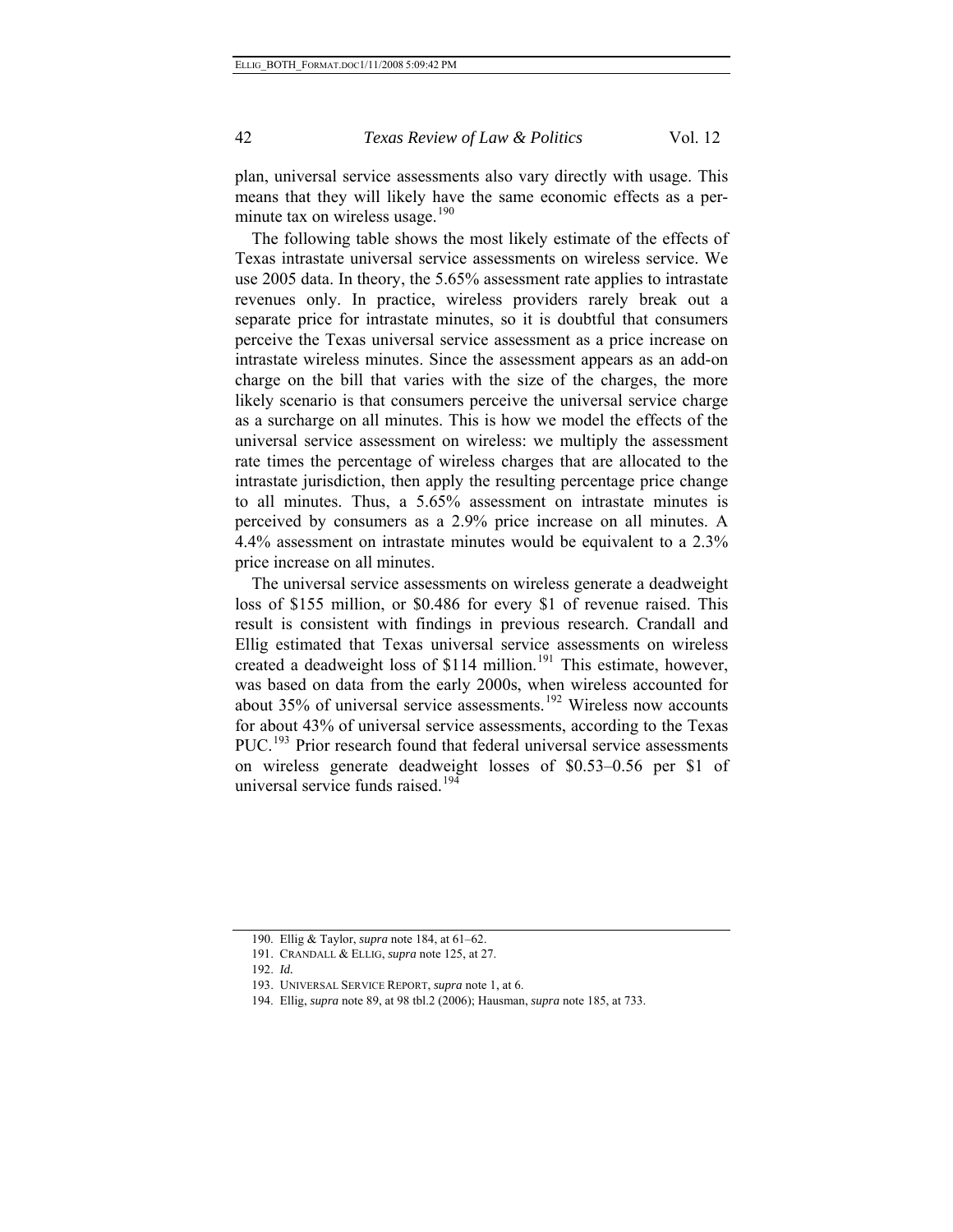plan, universal service assessments also vary directly with usage. This means that they will likely have the same economic effects as a per-minute tax on wireless usage.[190]

The following table shows the most likely estimate of the effects of Texas intrastate universal service assessments on wireless service. We use 2005 data. In theory, the 5.65% assessment rate applies to intrastate revenues only. In practice, wireless providers rarely break out a separate price for intrastate minutes, so it is doubtful that consumers perceive the Texas universal service assessment as a price increase on intrastate wireless minutes. Since the assessment appears as an add-on charge on the bill that varies with the size of the charges, the more likely scenario is that consumers perceive the universal service charge as a surcharge on all minutes. This is how we model the effects of the universal service assessment on wireless: we multiply the assessment rate times the percentage of wireless charges that are allocated to the intrastate jurisdiction, then apply the resulting percentage price change to all minutes. Thus, a 5.65% assessment on intrastate minutes is perceived by consumers as a 2.9% price increase on all minutes. A 4.4% assessment on intrastate minutes would be equivalent to a 2.3% price increase on all minutes.

The universal service assessments on wireless generate a deadweight loss of $155 million, or $0.486 for every $1 of revenue raised. This result is consistent with findings in previous research. Crandall and Ellig estimated that Texas universal service assessments on wireless created a deadweight loss of $114 million.[191] This estimate, however, was based on data from the early 2000s, when wireless accounted for about 35% of universal service assessments.[192] Wireless now accounts for about 43% of universal service assessments, according to the Texas PUC.[193] Prior research found that federal universal service assessments on wireless generate deadweight losses of $0.53–0.56 per $1 of universal service funds raised.[194]

---

190. Ellig & Taylor, *supra* note 184, at 61–62.

191. CRANDALL & ELLIG, *supra* note 125, at 27.

192. *Id.*

193. UNIVERSAL SERVICE REPORT, *supra* note 1, at 6.

194. Ellig, *supra* note 89, at 98 tbl.2 (2006); Hausman, *supra* note 185, at 733.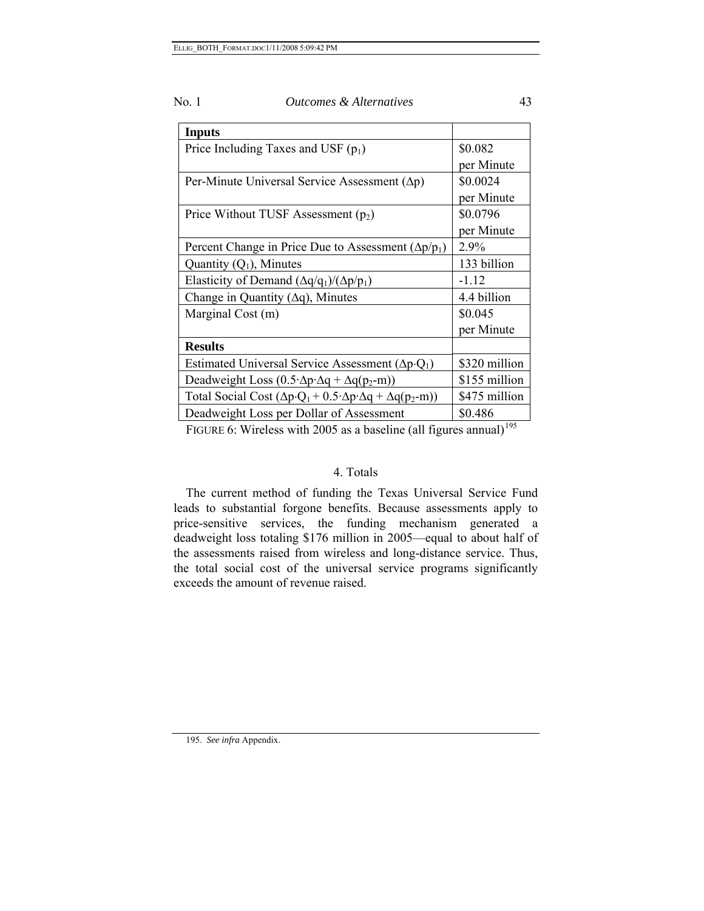| **Inputs** | |
|---|---|
| Price Including Taxes and USF ($p_1$) | \$0.082 per Minute |
| Per-Minute Universal Service Assessment ($\Delta p$) | \$0.0024 per Minute |
| Price Without TUSF Assessment ($p_2$) | \$0.0796 per Minute |
| Percent Change in Price Due to Assessment ($\Delta p/p_1$) | 2.9% |
| Quantity ($Q_1$), Minutes | 133 billion |
| Elasticity of Demand $(\Delta q/q_1)/(\Delta p/p_1)$ | -1.12 |
| Change in Quantity ($\Delta q$), Minutes | 4.4 billion |
| Marginal Cost (m) | \$0.045 per Minute |
| **Results** | |
| Estimated Universal Service Assessment ($\Delta p \cdot Q_1$) | \$320 million |
| Deadweight Loss ($0.5 \cdot \Delta p \cdot \Delta q + \Delta q(p_2 - m)$) | \$155 million |
| Total Social Cost ($\Delta p \cdot Q_1 + 0.5 \cdot \Delta p \cdot \Delta q + \Delta q(p_2 - m)$) | \$475 million |
| Deadweight Loss per Dollar of Assessment | \$0.486 |

FIGURE 6: Wireless with 2005 as a baseline (all figures annual)[195]

### 4. Totals

The current method of funding the Texas Universal Service Fund leads to substantial forgone benefits. Because assessments apply to price-sensitive services, the funding mechanism generated a deadweight loss totaling \$176 million in 2005—equal to about half of the assessments raised from wireless and long-distance service. Thus, the total social cost of the universal service programs significantly exceeds the amount of revenue raised.

195. *See infra* Appendix.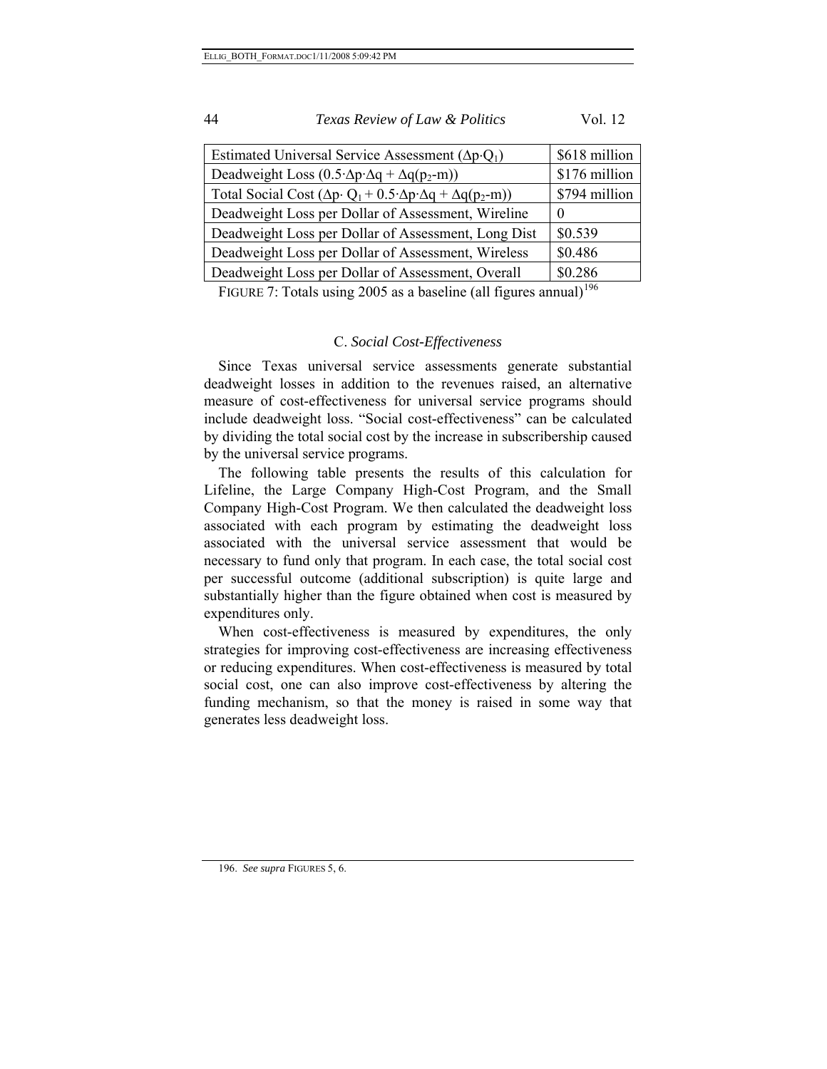| Estimated Universal Service Assessment ($\Delta p \cdot Q_1$) | \$618 million |
|---|---|
| Deadweight Loss ($0.5 \cdot \Delta p \cdot \Delta q + \Delta q(p_2\text{-}m)$) | \$176 million |
| Total Social Cost ($\Delta p \cdot Q_1 + 0.5 \cdot \Delta p \cdot \Delta q + \Delta q(p_2\text{-}m)$) | \$794 million |
| Deadweight Loss per Dollar of Assessment, Wireline | 0 |
| Deadweight Loss per Dollar of Assessment, Long Dist | \$0.539 |
| Deadweight Loss per Dollar of Assessment, Wireless | \$0.486 |
| Deadweight Loss per Dollar of Assessment, Overall | \$0.286 |

FIGURE 7: Totals using 2005 as a baseline (all figures annual)[196]

### C. *Social Cost-Effectiveness*

Since Texas universal service assessments generate substantial deadweight losses in addition to the revenues raised, an alternative measure of cost-effectiveness for universal service programs should include deadweight loss. "Social cost-effectiveness" can be calculated by dividing the total social cost by the increase in subscribership caused by the universal service programs.

The following table presents the results of this calculation for Lifeline, the Large Company High-Cost Program, and the Small Company High-Cost Program. We then calculated the deadweight loss associated with each program by estimating the deadweight loss associated with the universal service assessment that would be necessary to fund only that program. In each case, the total social cost per successful outcome (additional subscription) is quite large and substantially higher than the figure obtained when cost is measured by expenditures only.

When cost-effectiveness is measured by expenditures, the only strategies for improving cost-effectiveness are increasing effectiveness or reducing expenditures. When cost-effectiveness is measured by total social cost, one can also improve cost-effectiveness by altering the funding mechanism, so that the money is raised in some way that generates less deadweight loss.

196. *See supra* FIGURES 5, 6.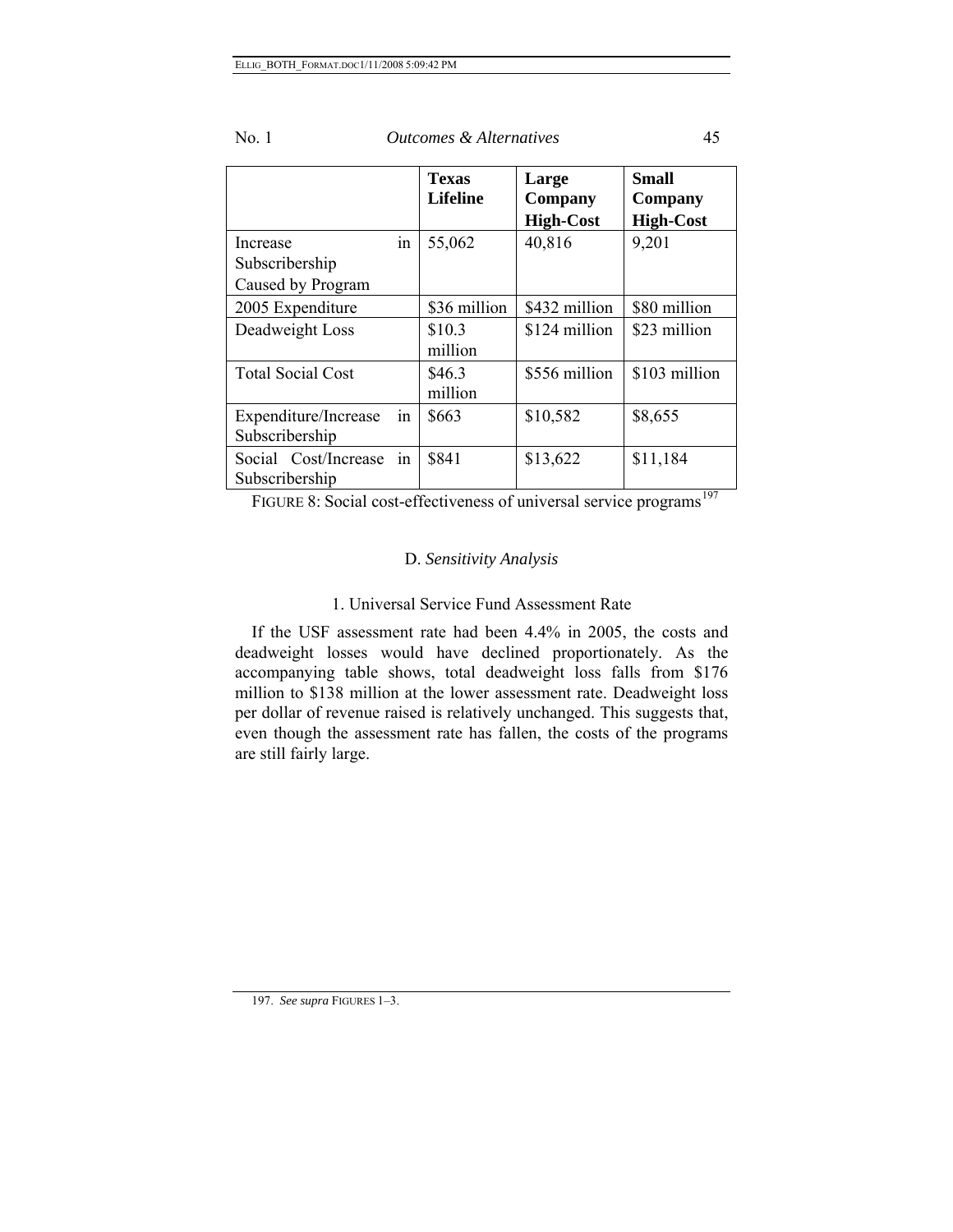| | Texas Lifeline | Large Company High-Cost | Small Company High-Cost |
|---|---|---|---|
| Increase in Subscribership Caused by Program | 55,062 | 40,816 | 9,201 |
| 2005 Expenditure | $36 million | $432 million | $80 million |
| Deadweight Loss | $10.3 million | $124 million | $23 million |
| Total Social Cost | $46.3 million | $556 million | $103 million |
| Expenditure/Increase in Subscribership | $663 | $10,582 | $8,655 |
| Social Cost/Increase in Subscribership | $841 | $13,622 | $11,184 |

FIGURE 8: Social cost-effectiveness of universal service programs[197]

### D. *Sensitivity Analysis*

#### 1. Universal Service Fund Assessment Rate

If the USF assessment rate had been 4.4% in 2005, the costs and deadweight losses would have declined proportionately. As the accompanying table shows, total deadweight loss falls from $176 million to $138 million at the lower assessment rate. Deadweight loss per dollar of revenue raised is relatively unchanged. This suggests that, even though the assessment rate has fallen, the costs of the programs are still fairly large.

---

197. *See supra* FIGURES 1–3.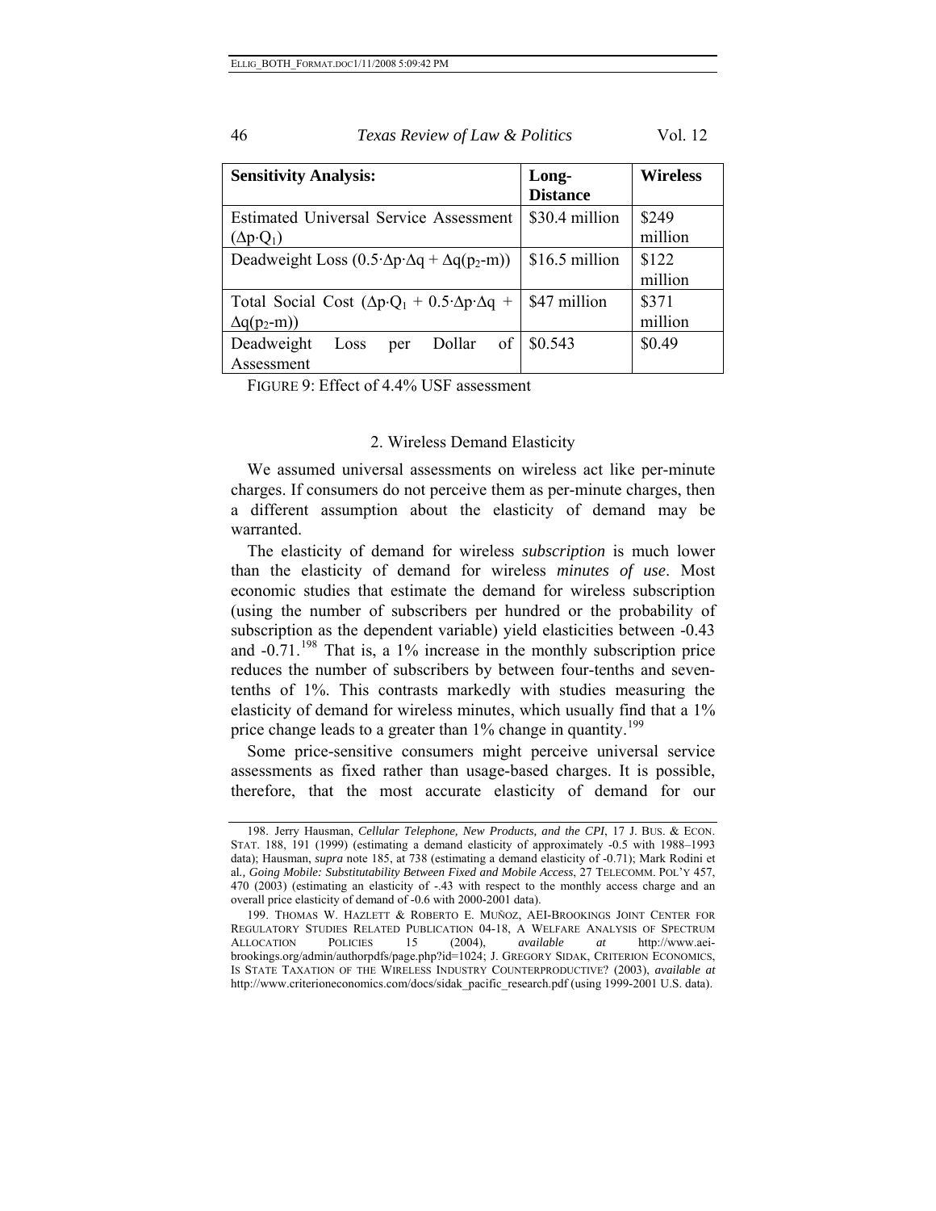| Sensitivity Analysis: | Long-Distance | Wireless |
|---|---|---|
| Estimated Universal Service Assessment ($\Delta p \cdot Q_1$) | \$30.4 million | \$249 million |
| Deadweight Loss ($0.5 \cdot \Delta p \cdot \Delta q + \Delta q(p_2 - m)$) | \$16.5 million | \$122 million |
| Total Social Cost ($\Delta p \cdot Q_1 + 0.5 \cdot \Delta p \cdot \Delta q + \Delta q(p_2 - m)$) | \$47 million | \$371 million |
| Deadweight Loss per Dollar of Assessment | \$0.543 | \$0.49 |

FIGURE 9: Effect of 4.4% USF assessment

### 2. Wireless Demand Elasticity

We assumed universal assessments on wireless act like per-minute charges. If consumers do not perceive them as per-minute charges, then a different assumption about the elasticity of demand may be warranted.

The elasticity of demand for wireless *subscription* is much lower than the elasticity of demand for wireless *minutes of use*. Most economic studies that estimate the demand for wireless subscription (using the number of subscribers per hundred or the probability of subscription as the dependent variable) yield elasticities between -0.43 and -0.71.[198] That is, a 1% increase in the monthly subscription price reduces the number of subscribers by between four-tenths and seven-tenths of 1%. This contrasts markedly with studies measuring the elasticity of demand for wireless minutes, which usually find that a 1% price change leads to a greater than 1% change in quantity.[199]

Some price-sensitive consumers might perceive universal service assessments as fixed rather than usage-based charges. It is possible, therefore, that the most accurate elasticity of demand for our

---

198. Jerry Hausman, *Cellular Telephone, New Products, and the CPI*, 17 J. BUS. & ECON. STAT. 188, 191 (1999) (estimating a demand elasticity of approximately -0.5 with 1988–1993 data); Hausman, *supra* note 185, at 738 (estimating a demand elasticity of -0.71); Mark Rodini et al*., Going Mobile: Substitutability Between Fixed and Mobile Access*, 27 TELECOMM. POL'Y 457, 470 (2003) (estimating an elasticity of -.43 with respect to the monthly access charge and an overall price elasticity of demand of -0.6 with 2000-2001 data).

199. THOMAS W. HAZLETT & ROBERTO E. MUÑOZ, AEI-BROOKINGS JOINT CENTER FOR REGULATORY STUDIES RELATED PUBLICATION 04-18, A WELFARE ANALYSIS OF SPECTRUM ALLOCATION POLICIES 15 (2004), *available at* http://www.aei-brookings.org/admin/authorpdfs/page.php?id=1024; J. GREGORY SIDAK, CRITERION ECONOMICS, IS STATE TAXATION OF THE WIRELESS INDUSTRY COUNTERPRODUCTIVE? (2003), *available at* http://www.criterioneconomics.com/docs/sidak_pacific_research.pdf (using 1999-2001 U.S. data).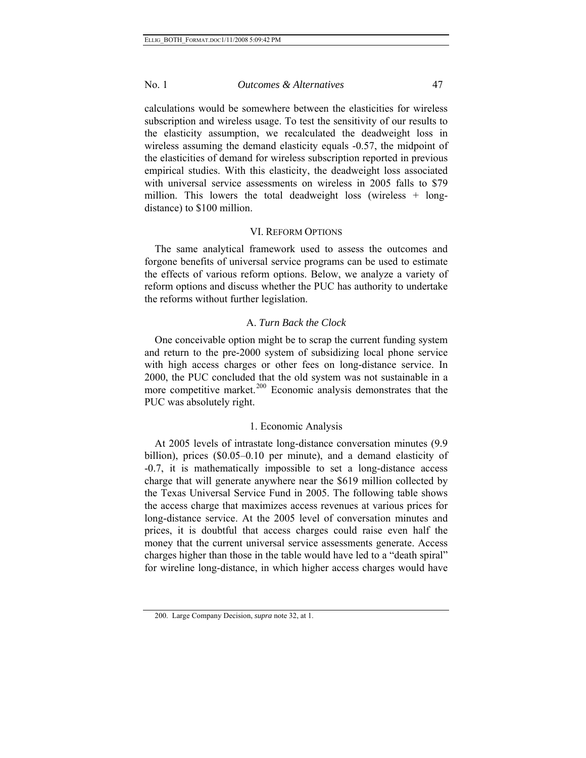calculations would be somewhere between the elasticities for wireless subscription and wireless usage. To test the sensitivity of our results to the elasticity assumption, we recalculated the deadweight loss in wireless assuming the demand elasticity equals -0.57, the midpoint of the elasticities of demand for wireless subscription reported in previous empirical studies. With this elasticity, the deadweight loss associated with universal service assessments on wireless in 2005 falls to $79 million. This lowers the total deadweight loss (wireless + long-distance) to $100 million.

## VI. Reform Options

The same analytical framework used to assess the outcomes and forgone benefits of universal service programs can be used to estimate the effects of various reform options. Below, we analyze a variety of reform options and discuss whether the PUC has authority to undertake the reforms without further legislation.

### A. *Turn Back the Clock*

One conceivable option might be to scrap the current funding system and return to the pre-2000 system of subsidizing local phone service with high access charges or other fees on long-distance service. In 2000, the PUC concluded that the old system was not sustainable in a more competitive market.[200] Economic analysis demonstrates that the PUC was absolutely right.

#### 1. Economic Analysis

At 2005 levels of intrastate long-distance conversation minutes (9.9 billion), prices ($0.05–0.10 per minute), and a demand elasticity of -0.7, it is mathematically impossible to set a long-distance access charge that will generate anywhere near the $619 million collected by the Texas Universal Service Fund in 2005. The following table shows the access charge that maximizes access revenues at various prices for long-distance service. At the 2005 level of conversation minutes and prices, it is doubtful that access charges could raise even half the money that the current universal service assessments generate. Access charges higher than those in the table would have led to a "death spiral" for wireline long-distance, in which higher access charges would have

200. Large Company Decision, *supra* note 32, at 1.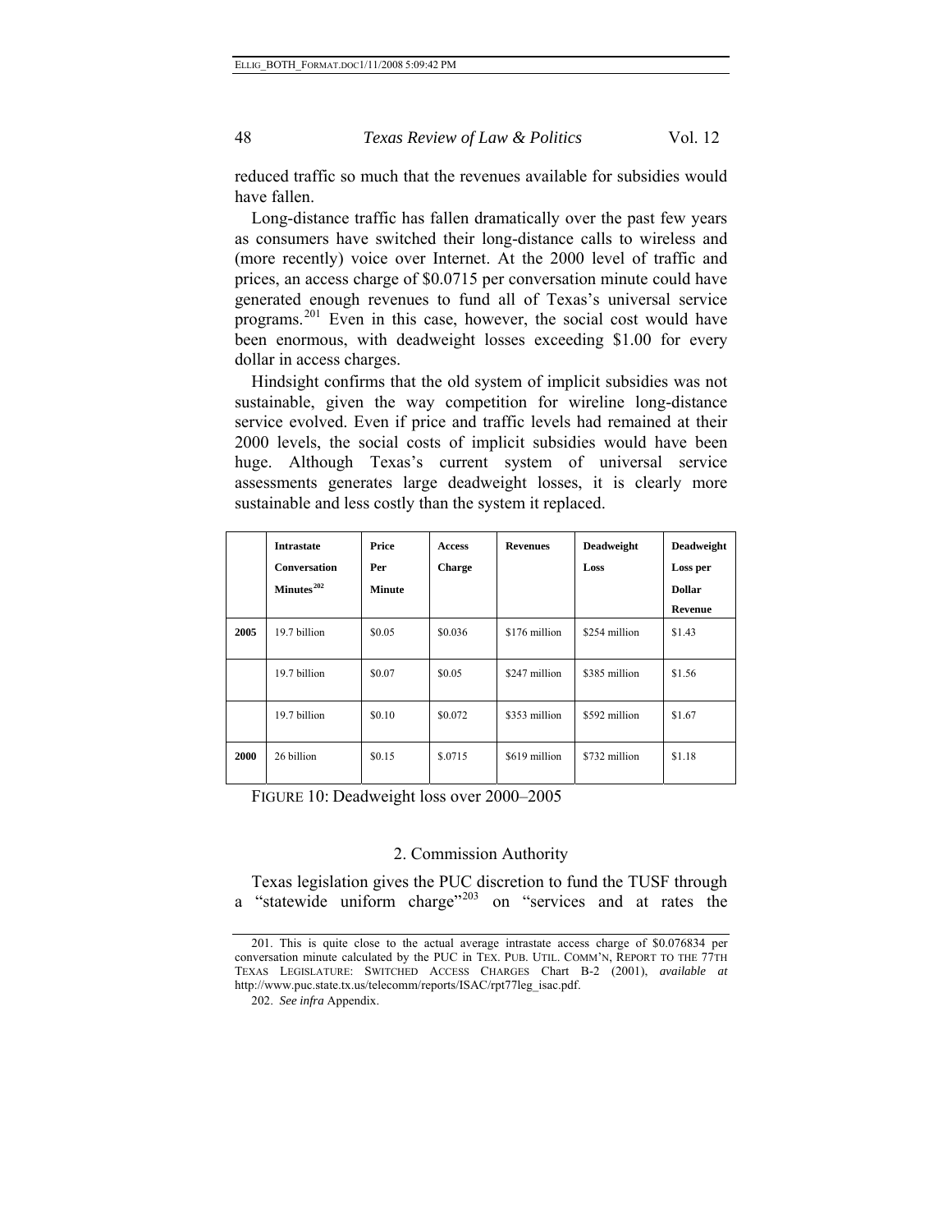reduced traffic so much that the revenues available for subsidies would have fallen.

Long-distance traffic has fallen dramatically over the past few years as consumers have switched their long-distance calls to wireless and (more recently) voice over Internet. At the 2000 level of traffic and prices, an access charge of $0.0715 per conversation minute could have generated enough revenues to fund all of Texas's universal service programs.[201] Even in this case, however, the social cost would have been enormous, with deadweight losses exceeding $1.00 for every dollar in access charges.

Hindsight confirms that the old system of implicit subsidies was not sustainable, given the way competition for wireline long-distance service evolved. Even if price and traffic levels had remained at their 2000 levels, the social costs of implicit subsidies would have been huge. Although Texas's current system of universal service assessments generates large deadweight losses, it is clearly more sustainable and less costly than the system it replaced.

| | **Intrastate Conversation Minutes**[202] | **Price Per Minute** | **Access Charge** | **Revenues** | **Deadweight Loss** | **Deadweight Loss per Dollar Revenue** |
|---|---|---|---|---|---|---|
| **2005** | 19.7 billion | $0.05 | $0.036 | $176 million | $254 million | $1.43 |
| | 19.7 billion | $0.07 | $0.05 | $247 million | $385 million | $1.56 |
| | 19.7 billion | $0.10 | $0.072 | $353 million | $592 million | $1.67 |
| **2000** | 26 billion | $0.15 | $.0715 | $619 million | $732 million | $1.18 |

FIGURE 10: Deadweight loss over 2000–2005

### 2. Commission Authority

Texas legislation gives the PUC discretion to fund the TUSF through a "statewide uniform charge"[203] on "services and at rates the

---

201. This is quite close to the actual average intrastate access charge of $0.076834 per conversation minute calculated by the PUC in TEX. PUB. UTIL. COMM'N, REPORT TO THE 77TH TEXAS LEGISLATURE: SWITCHED ACCESS CHARGES Chart B-2 (2001), *available at* http://www.puc.state.tx.us/telecomm/reports/ISAC/rpt77leg_isac.pdf.

202. *See infra* Appendix.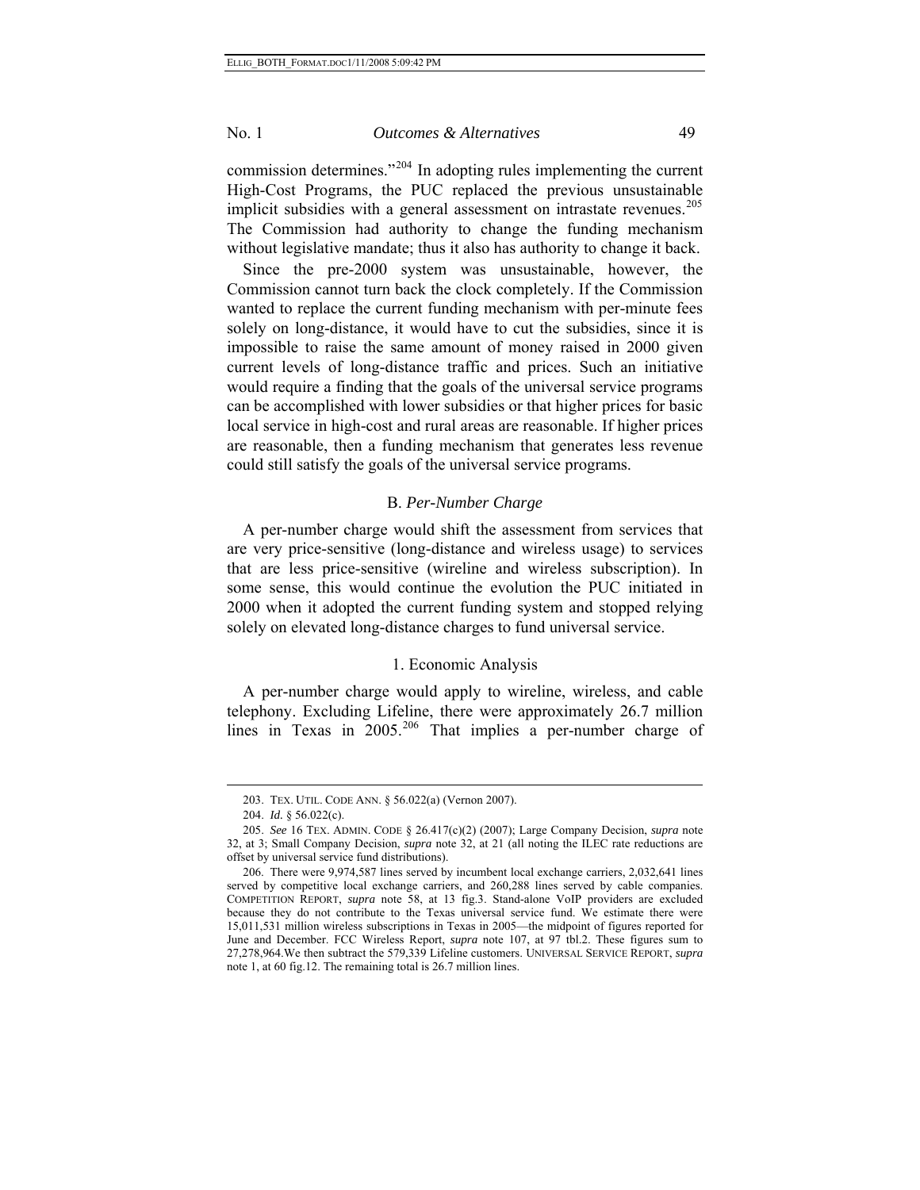commission determines."[204] In adopting rules implementing the current High-Cost Programs, the PUC replaced the previous unsustainable implicit subsidies with a general assessment on intrastate revenues.[205] The Commission had authority to change the funding mechanism without legislative mandate; thus it also has authority to change it back.

Since the pre-2000 system was unsustainable, however, the Commission cannot turn back the clock completely. If the Commission wanted to replace the current funding mechanism with per-minute fees solely on long-distance, it would have to cut the subsidies, since it is impossible to raise the same amount of money raised in 2000 given current levels of long-distance traffic and prices. Such an initiative would require a finding that the goals of the universal service programs can be accomplished with lower subsidies or that higher prices for basic local service in high-cost and rural areas are reasonable. If higher prices are reasonable, then a funding mechanism that generates less revenue could still satisfy the goals of the universal service programs.

### B. *Per-Number Charge*

A per-number charge would shift the assessment from services that are very price-sensitive (long-distance and wireless usage) to services that are less price-sensitive (wireline and wireless subscription). In some sense, this would continue the evolution the PUC initiated in 2000 when it adopted the current funding system and stopped relying solely on elevated long-distance charges to fund universal service.

#### 1. Economic Analysis

A per-number charge would apply to wireline, wireless, and cable telephony. Excluding Lifeline, there were approximately 26.7 million lines in Texas in 2005.[206] That implies a per-number charge of

---

203. TEX. UTIL. CODE ANN. § 56.022(a) (Vernon 2007).

204. *Id.* § 56.022(c).

205. *See* 16 TEX. ADMIN. CODE § 26.417(c)(2) (2007); Large Company Decision, *supra* note 32, at 3; Small Company Decision, *supra* note 32, at 21 (all noting the ILEC rate reductions are offset by universal service fund distributions).

206. There were 9,974,587 lines served by incumbent local exchange carriers, 2,032,641 lines served by competitive local exchange carriers, and 260,288 lines served by cable companies. COMPETITION REPORT, *supra* note 58, at 13 fig.3. Stand-alone VoIP providers are excluded because they do not contribute to the Texas universal service fund. We estimate there were 15,011,531 million wireless subscriptions in Texas in 2005—the midpoint of figures reported for June and December. FCC Wireless Report, *supra* note 107, at 97 tbl.2. These figures sum to 27,278,964.We then subtract the 579,339 Lifeline customers. UNIVERSAL SERVICE REPORT, *supra* note 1, at 60 fig.12. The remaining total is 26.7 million lines.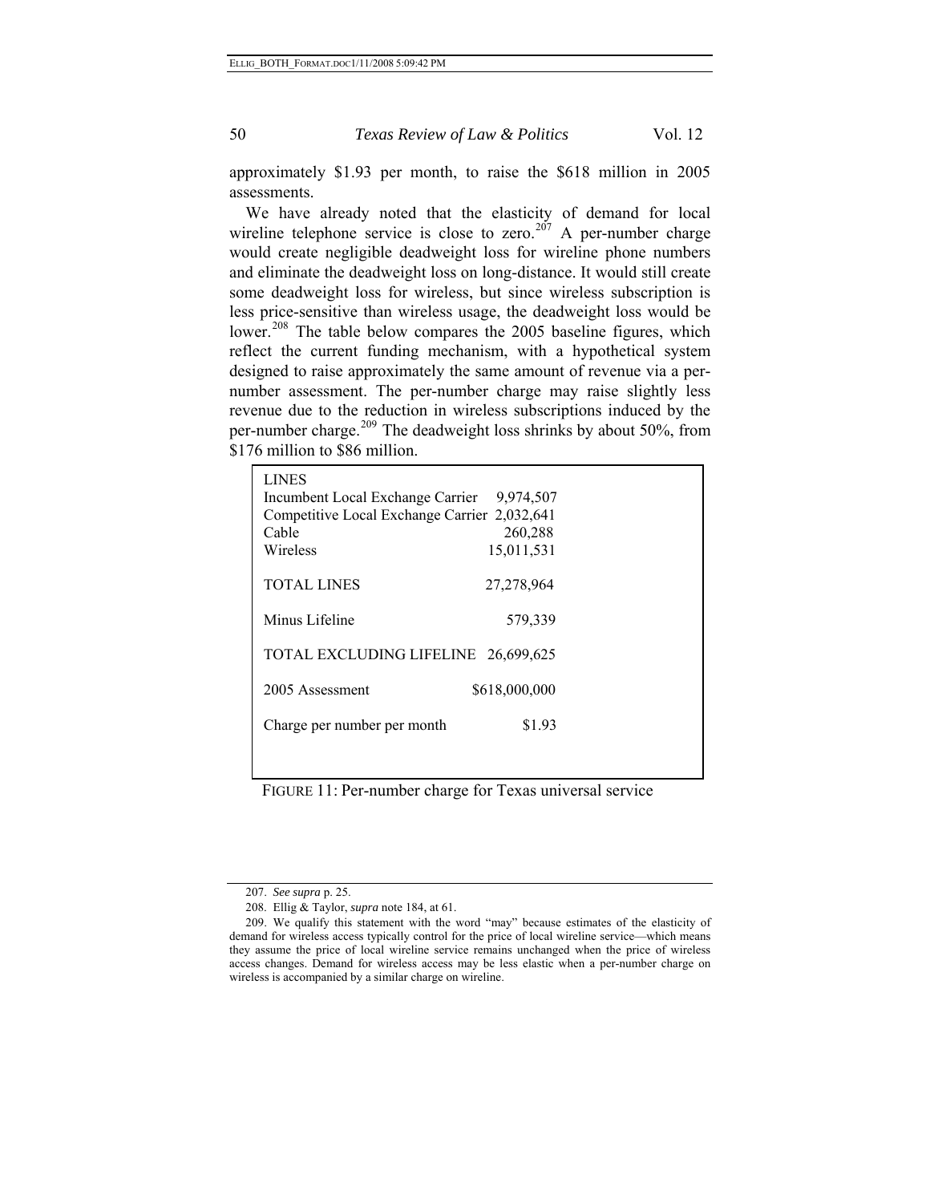approximately $1.93 per month, to raise the $618 million in 2005 assessments.

We have already noted that the elasticity of demand for local wireline telephone service is close to zero.[207] A per-number charge would create negligible deadweight loss for wireline phone numbers and eliminate the deadweight loss on long-distance. It would still create some deadweight loss for wireless, but since wireless subscription is less price-sensitive than wireless usage, the deadweight loss would be lower.[208] The table below compares the 2005 baseline figures, which reflect the current funding mechanism, with a hypothetical system designed to raise approximately the same amount of revenue via a per-number assessment. The per-number charge may raise slightly less revenue due to the reduction in wireless subscriptions induced by the per-number charge.[209] The deadweight loss shrinks by about 50%, from $176 million to $86 million.

| LINES | |
|---|---|
| Incumbent Local Exchange Carrier | 9,974,507 |
| Competitive Local Exchange Carrier | 2,032,641 |
| Cable | 260,288 |
| Wireless | 15,011,531 |
| TOTAL LINES | 27,278,964 |
| Minus Lifeline | 579,339 |
| TOTAL EXCLUDING LIFELINE | 26,699,625 |
| 2005 Assessment | $618,000,000 |
| Charge per number per month | $1.93 |

FIGURE 11: Per-number charge for Texas universal service

207. *See supra* p. 25.

208. Ellig & Taylor, *supra* note 184, at 61.

209. We qualify this statement with the word "may" because estimates of the elasticity of demand for wireless access typically control for the price of local wireline service—which means they assume the price of local wireline service remains unchanged when the price of wireless access changes. Demand for wireless access may be less elastic when a per-number charge on wireless is accompanied by a similar charge on wireline.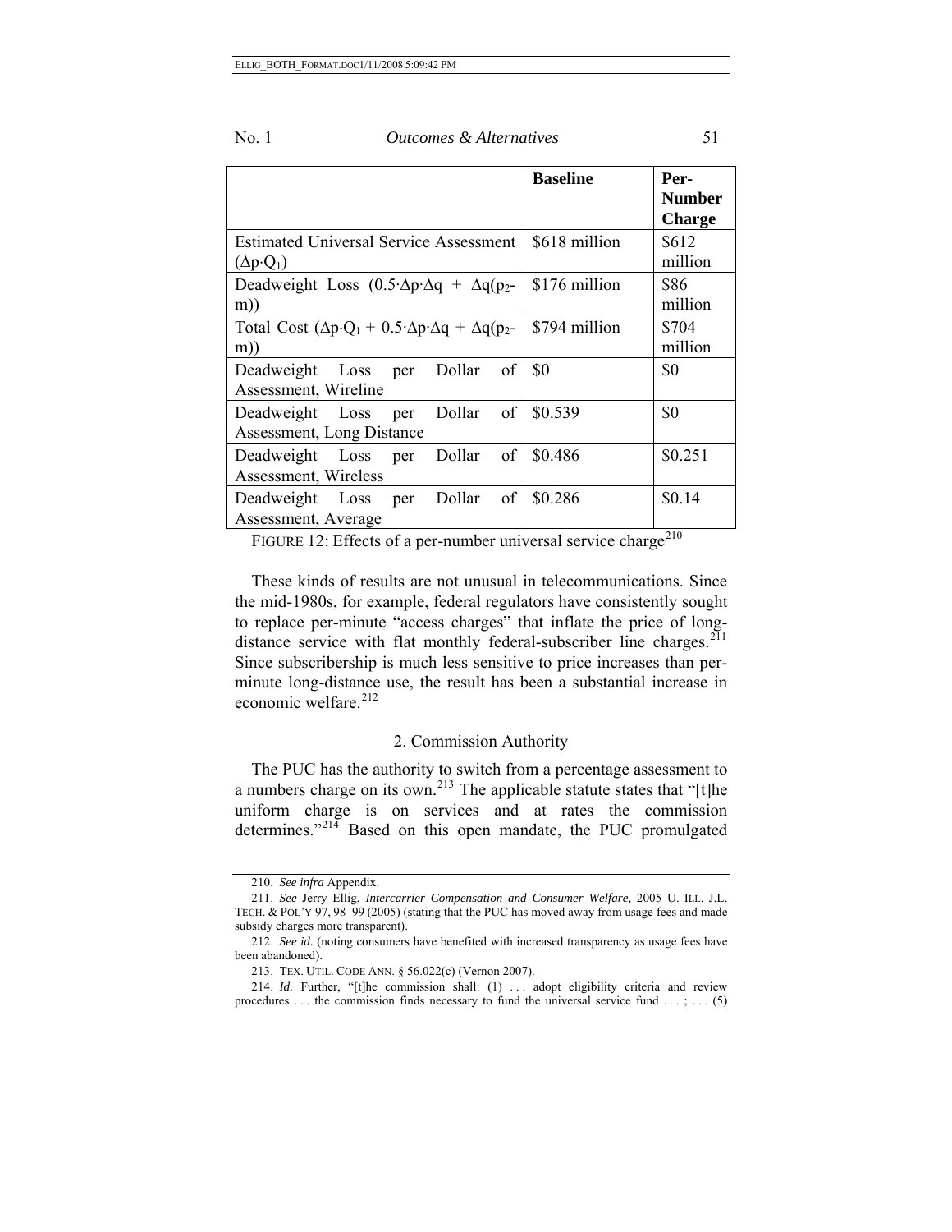| | **Baseline** | **Per-Number Charge** |
|---|---|---|
| Estimated Universal Service Assessment ($\Delta p \cdot Q_1$) | \$618 million | \$612 million |
| Deadweight Loss ($0.5 \cdot \Delta p \cdot \Delta q + \Delta q(p_2 - m)$) | \$176 million | \$86 million |
| Total Cost ($\Delta p \cdot Q_1 + 0.5 \cdot \Delta p \cdot \Delta q + \Delta q(p_2 - m)$) | \$794 million | \$704 million |
| Deadweight Loss per Dollar of Assessment, Wireline | \$0 | \$0 |
| Deadweight Loss per Dollar of Assessment, Long Distance | \$0.539 | \$0 |
| Deadweight Loss per Dollar of Assessment, Wireless | \$0.486 | \$0.251 |
| Deadweight Loss per Dollar of Assessment, Average | \$0.286 | \$0.14 |

FIGURE 12: Effects of a per-number universal service charge[210]

These kinds of results are not unusual in telecommunications. Since the mid-1980s, for example, federal regulators have consistently sought to replace per-minute "access charges" that inflate the price of long-distance service with flat monthly federal-subscriber line charges.[211] Since subscribership is much less sensitive to price increases than per-minute long-distance use, the result has been a substantial increase in economic welfare.[212]

### 2. Commission Authority

The PUC has the authority to switch from a percentage assessment to a numbers charge on its own.[213] The applicable statute states that "[t]he uniform charge is on services and at rates the commission determines."[214] Based on this open mandate, the PUC promulgated

---

210. *See infra* Appendix.

211. *See* Jerry Ellig, *Intercarrier Compensation and Consumer Welfare,* 2005 U. ILL. J.L. TECH. & POL'Y 97, 98–99 (2005) (stating that the PUC has moved away from usage fees and made subsidy charges more transparent).

212. *See id.* (noting consumers have benefited with increased transparency as usage fees have been abandoned).

213. TEX. UTIL. CODE ANN. § 56.022(c) (Vernon 2007).

214. *Id.* Further, "[t]he commission shall: (1) . . . adopt eligibility criteria and review procedures . . . the commission finds necessary to fund the universal service fund . . . ; . . . (5)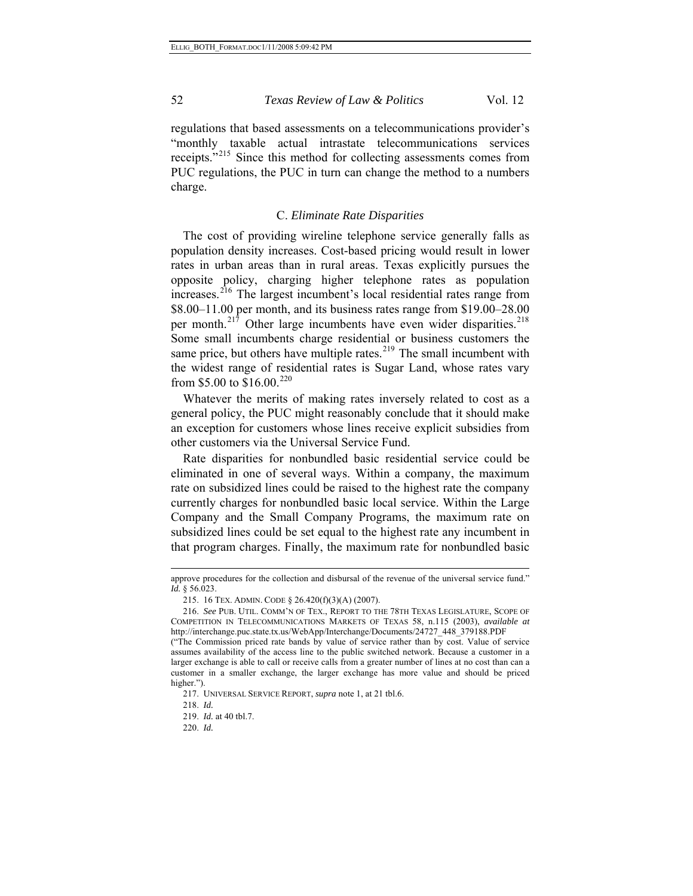regulations that based assessments on a telecommunications provider's "monthly taxable actual intrastate telecommunications services receipts."[215] Since this method for collecting assessments comes from PUC regulations, the PUC in turn can change the method to a numbers charge.

### C. *Eliminate Rate Disparities*

The cost of providing wireline telephone service generally falls as population density increases. Cost-based pricing would result in lower rates in urban areas than in rural areas. Texas explicitly pursues the opposite policy, charging higher telephone rates as population increases.[216] The largest incumbent's local residential rates range from \$8.00–11.00 per month, and its business rates range from \$19.00–28.00 per month.[217] Other large incumbents have even wider disparities.[218] Some small incumbents charge residential or business customers the same price, but others have multiple rates.[219] The small incumbent with the widest range of residential rates is Sugar Land, whose rates vary from \$5.00 to \$16.00.[220]

Whatever the merits of making rates inversely related to cost as a general policy, the PUC might reasonably conclude that it should make an exception for customers whose lines receive explicit subsidies from other customers via the Universal Service Fund.

Rate disparities for nonbundled basic residential service could be eliminated in one of several ways. Within a company, the maximum rate on subsidized lines could be raised to the highest rate the company currently charges for nonbundled basic local service. Within the Large Company and the Small Company Programs, the maximum rate on subsidized lines could be set equal to the highest rate any incumbent in that program charges. Finally, the maximum rate for nonbundled basic

---

approve procedures for the collection and disbursal of the revenue of the universal service fund." *Id.* § 56.023.

215. 16 TEX. ADMIN. CODE § 26.420(f)(3)(A) (2007).

216. *See* PUB. UTIL. COMM'N OF TEX., REPORT TO THE 78TH TEXAS LEGISLATURE, SCOPE OF COMPETITION IN TELECOMMUNICATIONS MARKETS OF TEXAS 58, n.115 (2003), *available at* http://interchange.puc.state.tx.us/WebApp/Interchange/Documents/24727_448_379188.PDF ("The Commission priced rate bands by value of service rather than by cost. Value of service assumes availability of the access line to the public switched network. Because a customer in a larger exchange is able to call or receive calls from a greater number of lines at no cost than can a customer in a smaller exchange, the larger exchange has more value and should be priced higher.").

217. UNIVERSAL SERVICE REPORT, *supra* note 1, at 21 tbl.6.

218. *Id.*

219. *Id.* at 40 tbl.7.

220. *Id.*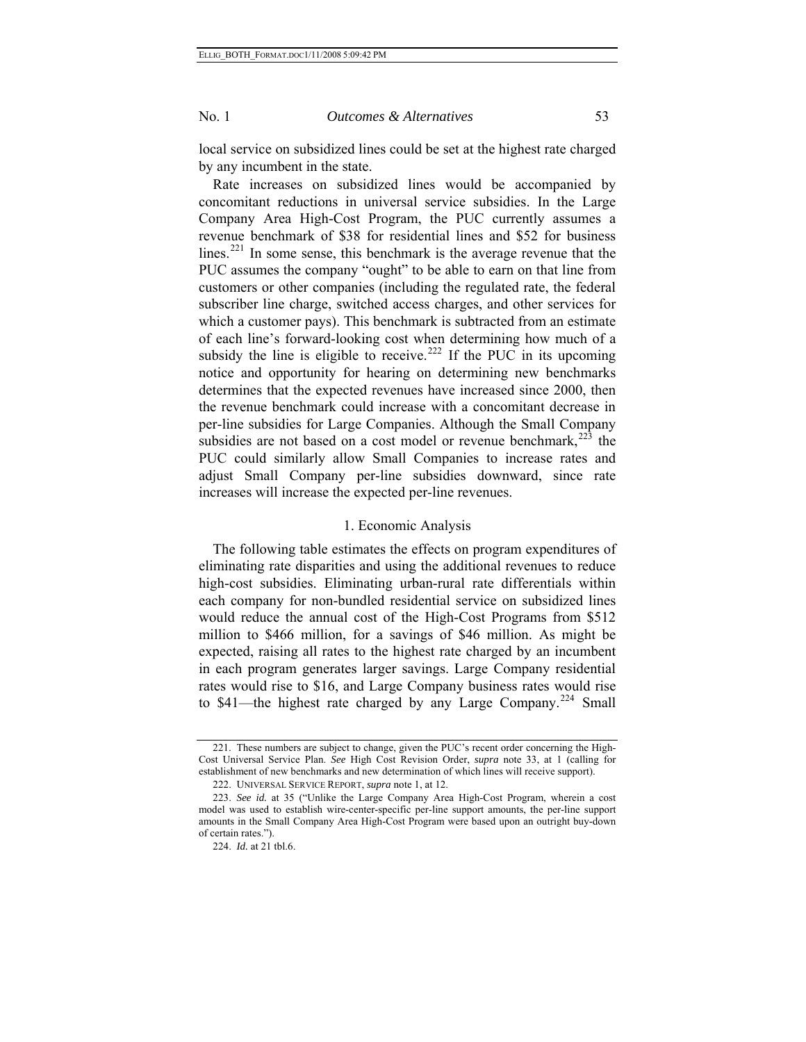local service on subsidized lines could be set at the highest rate charged by any incumbent in the state.

Rate increases on subsidized lines would be accompanied by concomitant reductions in universal service subsidies. In the Large Company Area High-Cost Program, the PUC currently assumes a revenue benchmark of $38 for residential lines and $52 for business lines.[221] In some sense, this benchmark is the average revenue that the PUC assumes the company "ought" to be able to earn on that line from customers or other companies (including the regulated rate, the federal subscriber line charge, switched access charges, and other services for which a customer pays). This benchmark is subtracted from an estimate of each line's forward-looking cost when determining how much of a subsidy the line is eligible to receive.[222] If the PUC in its upcoming notice and opportunity for hearing on determining new benchmarks determines that the expected revenues have increased since 2000, then the revenue benchmark could increase with a concomitant decrease in per-line subsidies for Large Companies. Although the Small Company subsidies are not based on a cost model or revenue benchmark,[223] the PUC could similarly allow Small Companies to increase rates and adjust Small Company per-line subsidies downward, since rate increases will increase the expected per-line revenues.

### 1. Economic Analysis

The following table estimates the effects on program expenditures of eliminating rate disparities and using the additional revenues to reduce high-cost subsidies. Eliminating urban-rural rate differentials within each company for non-bundled residential service on subsidized lines would reduce the annual cost of the High-Cost Programs from $512 million to $466 million, for a savings of $46 million. As might be expected, raising all rates to the highest rate charged by an incumbent in each program generates larger savings. Large Company residential rates would rise to $16, and Large Company business rates would rise to $41—the highest rate charged by any Large Company.[224] Small

---

221. These numbers are subject to change, given the PUC's recent order concerning the High-Cost Universal Service Plan. *See* High Cost Revision Order, *supra* note 33, at 1 (calling for establishment of new benchmarks and new determination of which lines will receive support).

222. UNIVERSAL SERVICE REPORT, *supra* note 1, at 12.

223. *See id.* at 35 ("Unlike the Large Company Area High-Cost Program, wherein a cost model was used to establish wire-center-specific per-line support amounts, the per-line support amounts in the Small Company Area High-Cost Program were based upon an outright buy-down of certain rates.").

224. *Id.* at 21 tbl.6.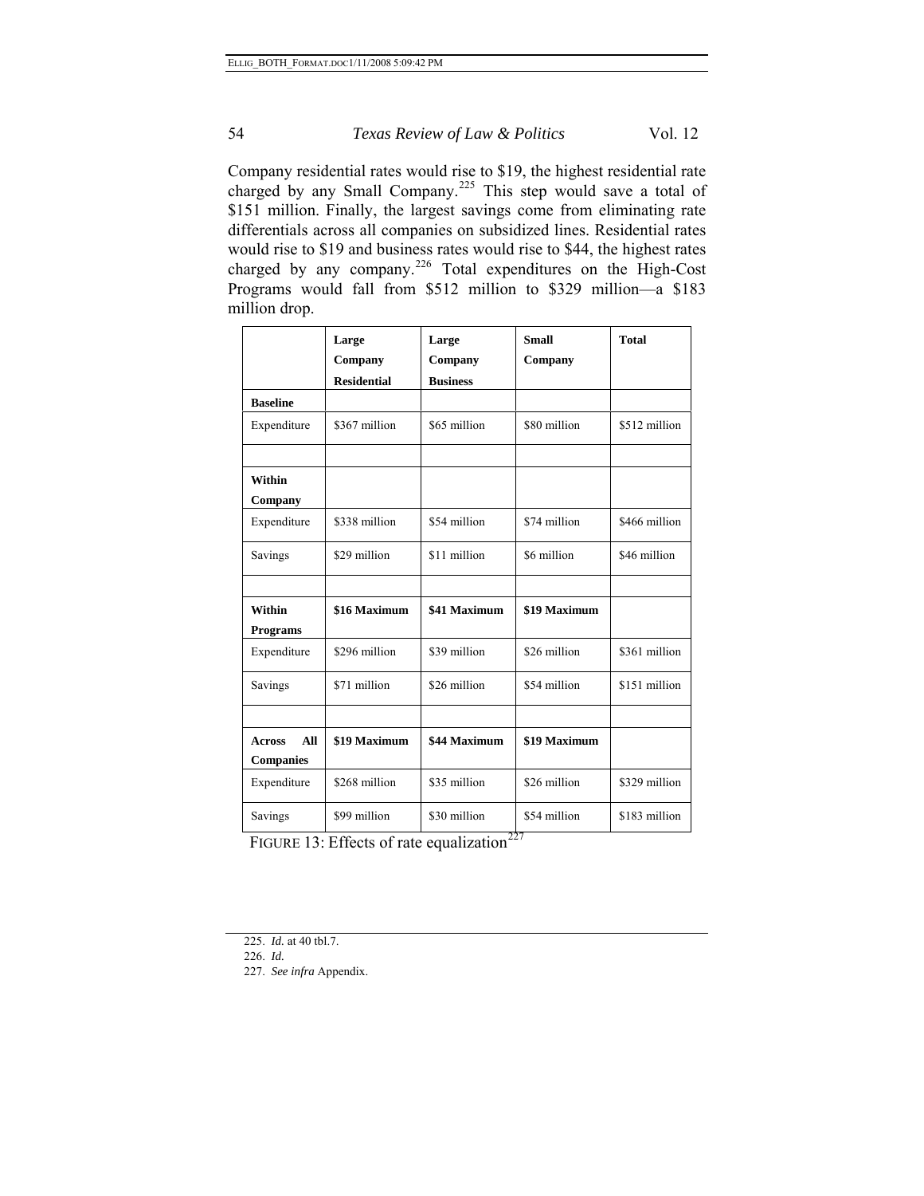Company residential rates would rise to \$19, the highest residential rate charged by any Small Company.[225] This step would save a total of \$151 million. Finally, the largest savings come from eliminating rate differentials across all companies on subsidized lines. Residential rates would rise to \$19 and business rates would rise to \$44, the highest rates charged by any company.[226] Total expenditures on the High-Cost Programs would fall from \$512 million to \$329 million—a \$183 million drop.

| | **Large Company Residential** | **Large Company Business** | **Small Company** | **Total** |
|---|---|---|---|---|
| **Baseline** | | | | |
| Expenditure | \$367 million | \$65 million | \$80 million | \$512 million |
| | | | | |
| **Within Company** | | | | |
| Expenditure | \$338 million | \$54 million | \$74 million | \$466 million |
| Savings | \$29 million | \$11 million | \$6 million | \$46 million |
| | | | | |
| **Within Programs** | **\$16 Maximum** | **\$41 Maximum** | **\$19 Maximum** | |
| Expenditure | \$296 million | \$39 million | \$26 million | \$361 million |
| Savings | \$71 million | \$26 million | \$54 million | \$151 million |
| | | | | |
| **Across All Companies** | **\$19 Maximum** | **\$44 Maximum** | **\$19 Maximum** | |
| Expenditure | \$268 million | \$35 million | \$26 million | \$329 million |
| Savings | \$99 million | \$30 million | \$54 million | \$183 million |

FIGURE 13: Effects of rate equalization[227]

---

225. *Id.* at 40 tbl.7.

226. *Id.*

227. *See infra* Appendix.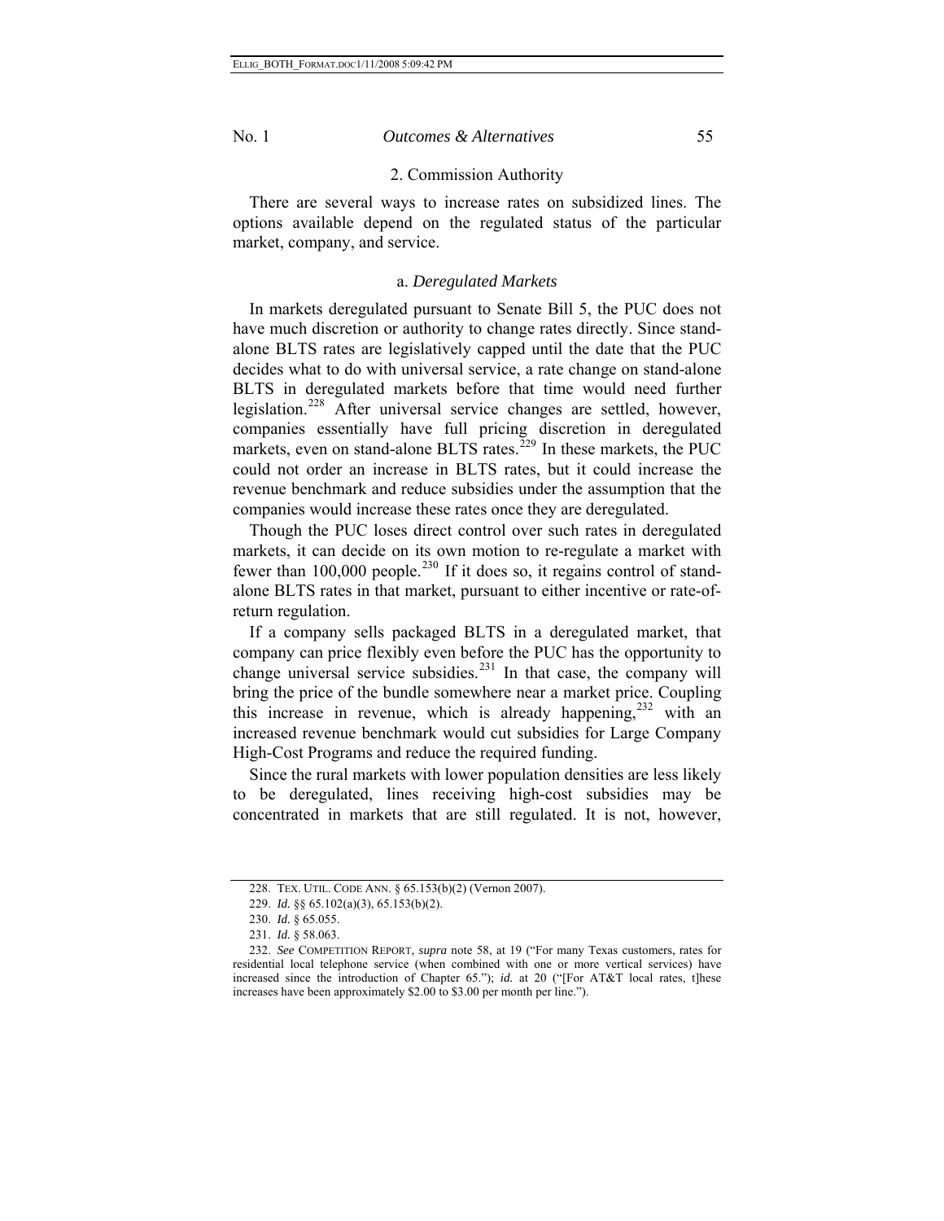### 2. Commission Authority

There are several ways to increase rates on subsidized lines. The options available depend on the regulated status of the particular market, company, and service.

#### a. *Deregulated Markets*

In markets deregulated pursuant to Senate Bill 5, the PUC does not have much discretion or authority to change rates directly. Since stand-alone BLTS rates are legislatively capped until the date that the PUC decides what to do with universal service, a rate change on stand-alone BLTS in deregulated markets before that time would need further legislation.[228] After universal service changes are settled, however, companies essentially have full pricing discretion in deregulated markets, even on stand-alone BLTS rates.[229] In these markets, the PUC could not order an increase in BLTS rates, but it could increase the revenue benchmark and reduce subsidies under the assumption that the companies would increase these rates once they are deregulated.

Though the PUC loses direct control over such rates in deregulated markets, it can decide on its own motion to re-regulate a market with fewer than 100,000 people.[230] If it does so, it regains control of stand-alone BLTS rates in that market, pursuant to either incentive or rate-of-return regulation.

If a company sells packaged BLTS in a deregulated market, that company can price flexibly even before the PUC has the opportunity to change universal service subsidies.[231] In that case, the company will bring the price of the bundle somewhere near a market price. Coupling this increase in revenue, which is already happening,[232] with an increased revenue benchmark would cut subsidies for Large Company High-Cost Programs and reduce the required funding.

Since the rural markets with lower population densities are less likely to be deregulated, lines receiving high-cost subsidies may be concentrated in markets that are still regulated. It is not, however,

---

228. TEX. UTIL. CODE ANN. § 65.153(b)(2) (Vernon 2007).

229. *Id.* §§ 65.102(a)(3), 65.153(b)(2).

230. *Id.* § 65.055.

231. *Id.* § 58.063.

232. *See* COMPETITION REPORT, *supra* note 58, at 19 ("For many Texas customers, rates for residential local telephone service (when combined with one or more vertical services) have increased since the introduction of Chapter 65."); *id.* at 20 ("[For AT&T local rates, t]hese increases have been approximately $2.00 to $3.00 per month per line.").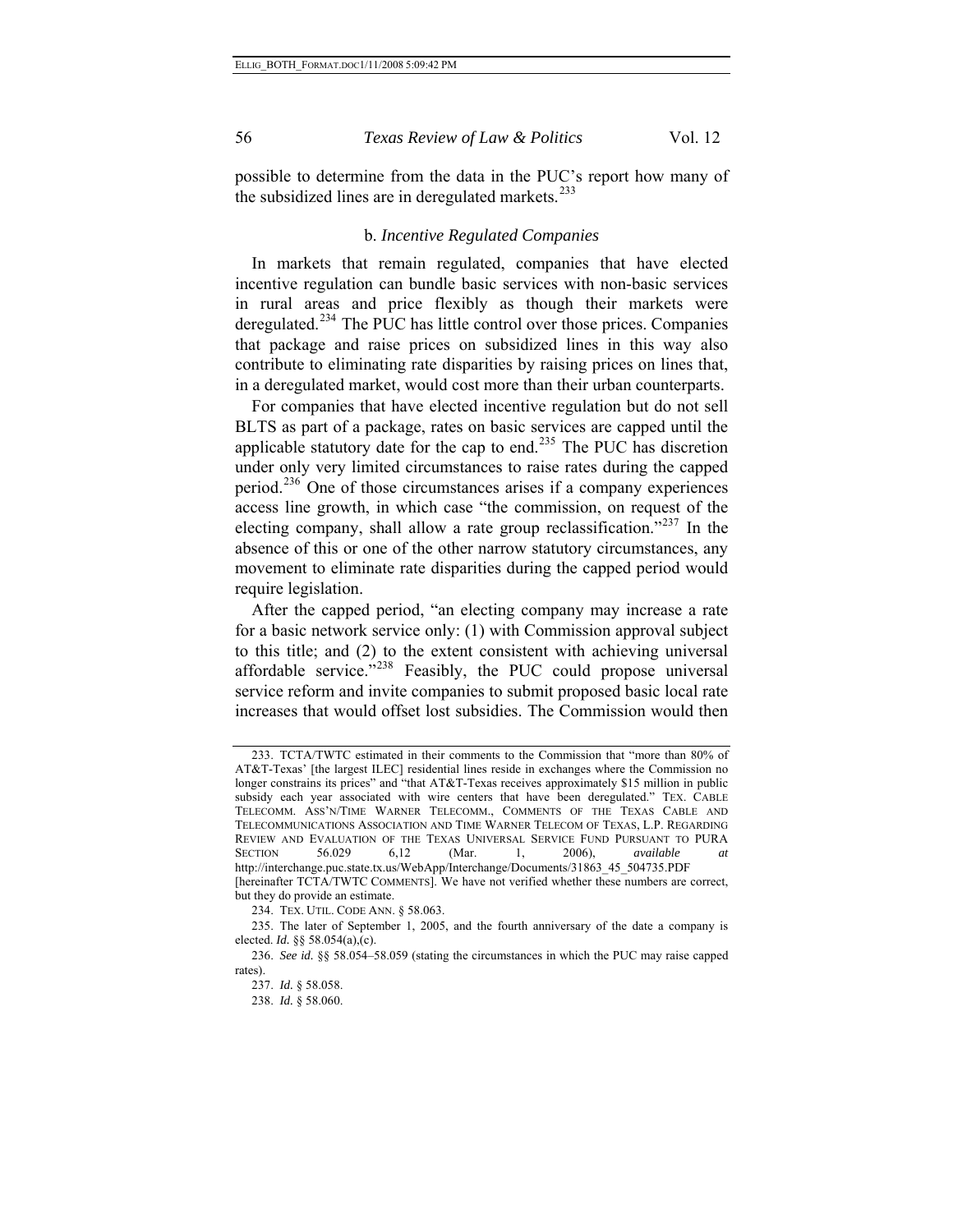possible to determine from the data in the PUC's report how many of the subsidized lines are in deregulated markets.[233]

### b. *Incentive Regulated Companies*

In markets that remain regulated, companies that have elected incentive regulation can bundle basic services with non-basic services in rural areas and price flexibly as though their markets were deregulated.[234] The PUC has little control over those prices. Companies that package and raise prices on subsidized lines in this way also contribute to eliminating rate disparities by raising prices on lines that, in a deregulated market, would cost more than their urban counterparts.

For companies that have elected incentive regulation but do not sell BLTS as part of a package, rates on basic services are capped until the applicable statutory date for the cap to end.[235] The PUC has discretion under only very limited circumstances to raise rates during the capped period.[236] One of those circumstances arises if a company experiences access line growth, in which case "the commission, on request of the electing company, shall allow a rate group reclassification."[237] In the absence of this or one of the other narrow statutory circumstances, any movement to eliminate rate disparities during the capped period would require legislation.

After the capped period, "an electing company may increase a rate for a basic network service only: (1) with Commission approval subject to this title; and (2) to the extent consistent with achieving universal affordable service."[238] Feasibly, the PUC could propose universal service reform and invite companies to submit proposed basic local rate increases that would offset lost subsidies. The Commission would then

---

233. TCTA/TWTC estimated in their comments to the Commission that "more than 80% of AT&T-Texas' [the largest ILEC] residential lines reside in exchanges where the Commission no longer constrains its prices" and "that AT&T-Texas receives approximately $15 million in public subsidy each year associated with wire centers that have been deregulated." TEX. CABLE TELECOMM. ASS'N/TIME WARNER TELECOMM., COMMENTS OF THE TEXAS CABLE AND TELECOMMUNICATIONS ASSOCIATION AND TIME WARNER TELECOM OF TEXAS, L.P. REGARDING REVIEW AND EVALUATION OF THE TEXAS UNIVERSAL SERVICE FUND PURSUANT TO PURA SECTION 56.029 6,12 (Mar. 1, 2006), *available at* http://interchange.puc.state.tx.us/WebApp/Interchange/Documents/31863_45_504735.PDF [hereinafter TCTA/TWTC COMMENTS]. We have not verified whether these numbers are correct, but they do provide an estimate.

234. TEX. UTIL. CODE ANN. § 58.063.

235. The later of September 1, 2005, and the fourth anniversary of the date a company is elected. *Id.* §§ 58.054(a),(c).

236. *See id.* §§ 58.054–58.059 (stating the circumstances in which the PUC may raise capped rates).

237. *Id.* § 58.058.

238. *Id.* § 58.060.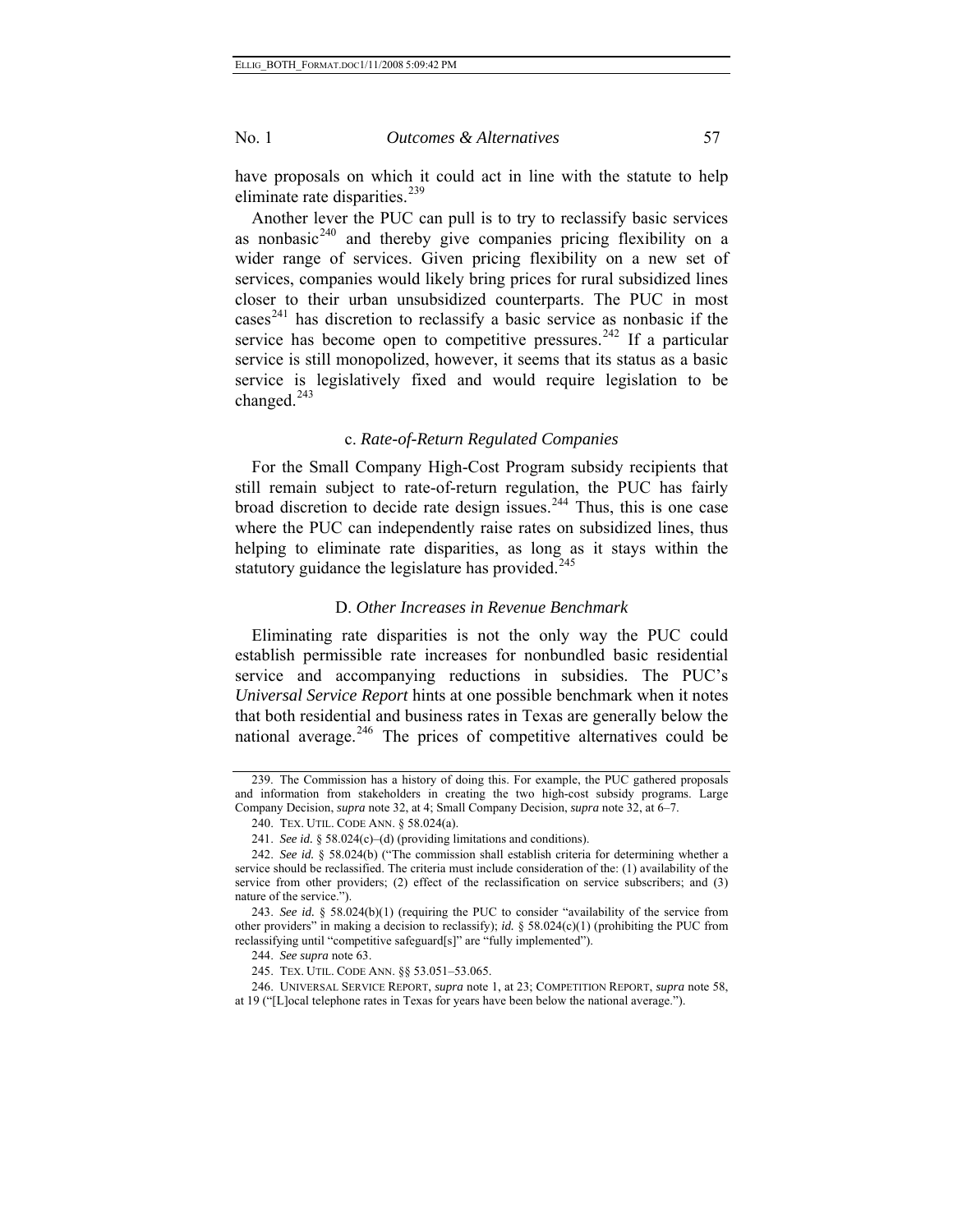have proposals on which it could act in line with the statute to help eliminate rate disparities.[239]

Another lever the PUC can pull is to try to reclassify basic services as nonbasic[240] and thereby give companies pricing flexibility on a wider range of services. Given pricing flexibility on a new set of services, companies would likely bring prices for rural subsidized lines closer to their urban unsubsidized counterparts. The PUC in most cases[241] has discretion to reclassify a basic service as nonbasic if the service has become open to competitive pressures.[242] If a particular service is still monopolized, however, it seems that its status as a basic service is legislatively fixed and would require legislation to be changed.[243]

### c. *Rate-of-Return Regulated Companies*

For the Small Company High-Cost Program subsidy recipients that still remain subject to rate-of-return regulation, the PUC has fairly broad discretion to decide rate design issues.[244] Thus, this is one case where the PUC can independently raise rates on subsidized lines, thus helping to eliminate rate disparities, as long as it stays within the statutory guidance the legislature has provided.[245]

## D. *Other Increases in Revenue Benchmark*

Eliminating rate disparities is not the only way the PUC could establish permissible rate increases for nonbundled basic residential service and accompanying reductions in subsidies. The PUC's *Universal Service Report* hints at one possible benchmark when it notes that both residential and business rates in Texas are generally below the national average.[246] The prices of competitive alternatives could be

---

239. The Commission has a history of doing this. For example, the PUC gathered proposals and information from stakeholders in creating the two high-cost subsidy programs. Large Company Decision, *supra* note 32, at 4; Small Company Decision, *supra* note 32, at 6–7.

240. TEX. UTIL. CODE ANN. § 58.024(a).

241. *See id.* § 58.024(c)–(d) (providing limitations and conditions).

242. *See id.* § 58.024(b) ("The commission shall establish criteria for determining whether a service should be reclassified. The criteria must include consideration of the: (1) availability of the service from other providers; (2) effect of the reclassification on service subscribers; and (3) nature of the service.").

243. *See id.* § 58.024(b)(1) (requiring the PUC to consider "availability of the service from other providers" in making a decision to reclassify); *id.* § 58.024(c)(1) (prohibiting the PUC from reclassifying until "competitive safeguard[s]" are "fully implemented").

244. *See supra* note 63.

245. TEX. UTIL. CODE ANN. §§ 53.051–53.065.

246. UNIVERSAL SERVICE REPORT, *supra* note 1, at 23; COMPETITION REPORT, *supra* note 58, at 19 ("[L]ocal telephone rates in Texas for years have been below the national average.").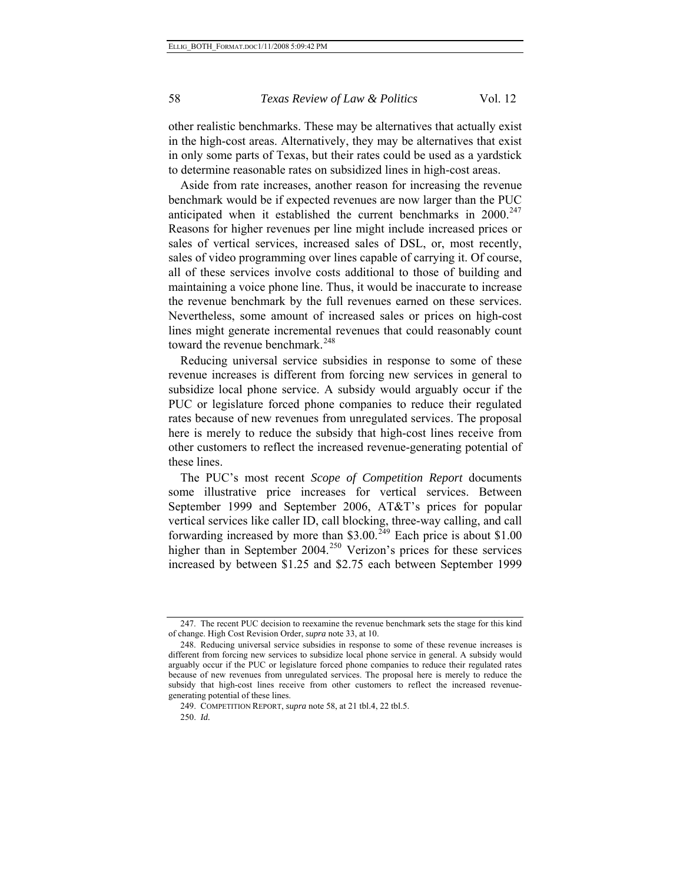other realistic benchmarks. These may be alternatives that actually exist in the high-cost areas. Alternatively, they may be alternatives that exist in only some parts of Texas, but their rates could be used as a yardstick to determine reasonable rates on subsidized lines in high-cost areas.

Aside from rate increases, another reason for increasing the revenue benchmark would be if expected revenues are now larger than the PUC anticipated when it established the current benchmarks in 2000.[247] Reasons for higher revenues per line might include increased prices or sales of vertical services, increased sales of DSL, or, most recently, sales of video programming over lines capable of carrying it. Of course, all of these services involve costs additional to those of building and maintaining a voice phone line. Thus, it would be inaccurate to increase the revenue benchmark by the full revenues earned on these services. Nevertheless, some amount of increased sales or prices on high-cost lines might generate incremental revenues that could reasonably count toward the revenue benchmark.[248]

Reducing universal service subsidies in response to some of these revenue increases is different from forcing new services in general to subsidize local phone service. A subsidy would arguably occur if the PUC or legislature forced phone companies to reduce their regulated rates because of new revenues from unregulated services. The proposal here is merely to reduce the subsidy that high-cost lines receive from other customers to reflect the increased revenue-generating potential of these lines.

The PUC's most recent *Scope of Competition Report* documents some illustrative price increases for vertical services. Between September 1999 and September 2006, AT&T's prices for popular vertical services like caller ID, call blocking, three-way calling, and call forwarding increased by more than \$3.00.[249] Each price is about \$1.00 higher than in September 2004.[250] Verizon's prices for these services increased by between \$1.25 and \$2.75 each between September 1999

---

247. The recent PUC decision to reexamine the revenue benchmark sets the stage for this kind of change. High Cost Revision Order, *supra* note 33, at 10.

248. Reducing universal service subsidies in response to some of these revenue increases is different from forcing new services to subsidize local phone service in general. A subsidy would arguably occur if the PUC or legislature forced phone companies to reduce their regulated rates because of new revenues from unregulated services. The proposal here is merely to reduce the subsidy that high-cost lines receive from other customers to reflect the increased revenue-generating potential of these lines.

249. COMPETITION REPORT, *supra* note 58, at 21 tbl.4, 22 tbl.5.

250. *Id.*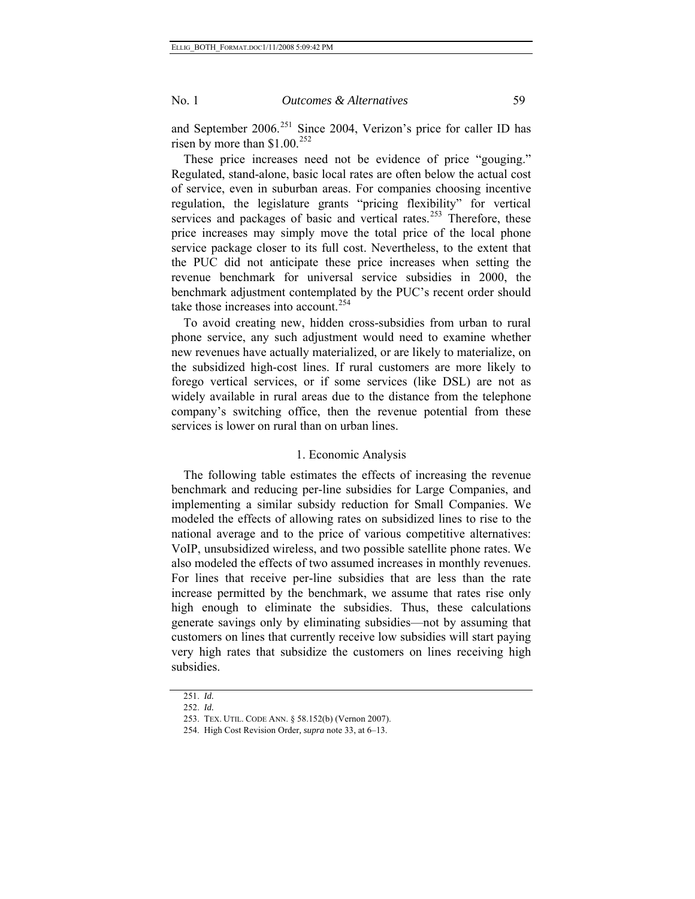and September 2006.[251] Since 2004, Verizon's price for caller ID has risen by more than $1.00.[252]

These price increases need not be evidence of price "gouging." Regulated, stand-alone, basic local rates are often below the actual cost of service, even in suburban areas. For companies choosing incentive regulation, the legislature grants "pricing flexibility" for vertical services and packages of basic and vertical rates.[253] Therefore, these price increases may simply move the total price of the local phone service package closer to its full cost. Nevertheless, to the extent that the PUC did not anticipate these price increases when setting the revenue benchmark for universal service subsidies in 2000, the benchmark adjustment contemplated by the PUC's recent order should take those increases into account.[254]

To avoid creating new, hidden cross-subsidies from urban to rural phone service, any such adjustment would need to examine whether new revenues have actually materialized, or are likely to materialize, on the subsidized high-cost lines. If rural customers are more likely to forego vertical services, or if some services (like DSL) are not as widely available in rural areas due to the distance from the telephone company's switching office, then the revenue potential from these services is lower on rural than on urban lines.

### 1. Economic Analysis

The following table estimates the effects of increasing the revenue benchmark and reducing per-line subsidies for Large Companies, and implementing a similar subsidy reduction for Small Companies. We modeled the effects of allowing rates on subsidized lines to rise to the national average and to the price of various competitive alternatives: VoIP, unsubsidized wireless, and two possible satellite phone rates. We also modeled the effects of two assumed increases in monthly revenues. For lines that receive per-line subsidies that are less than the rate increase permitted by the benchmark, we assume that rates rise only high enough to eliminate the subsidies. Thus, these calculations generate savings only by eliminating subsidies—not by assuming that customers on lines that currently receive low subsidies will start paying very high rates that subsidize the customers on lines receiving high subsidies.

---

251. *Id.*

252. *Id.*

253. TEX. UTIL. CODE ANN. § 58.152(b) (Vernon 2007).

254. High Cost Revision Order, *supra* note 33, at 6–13.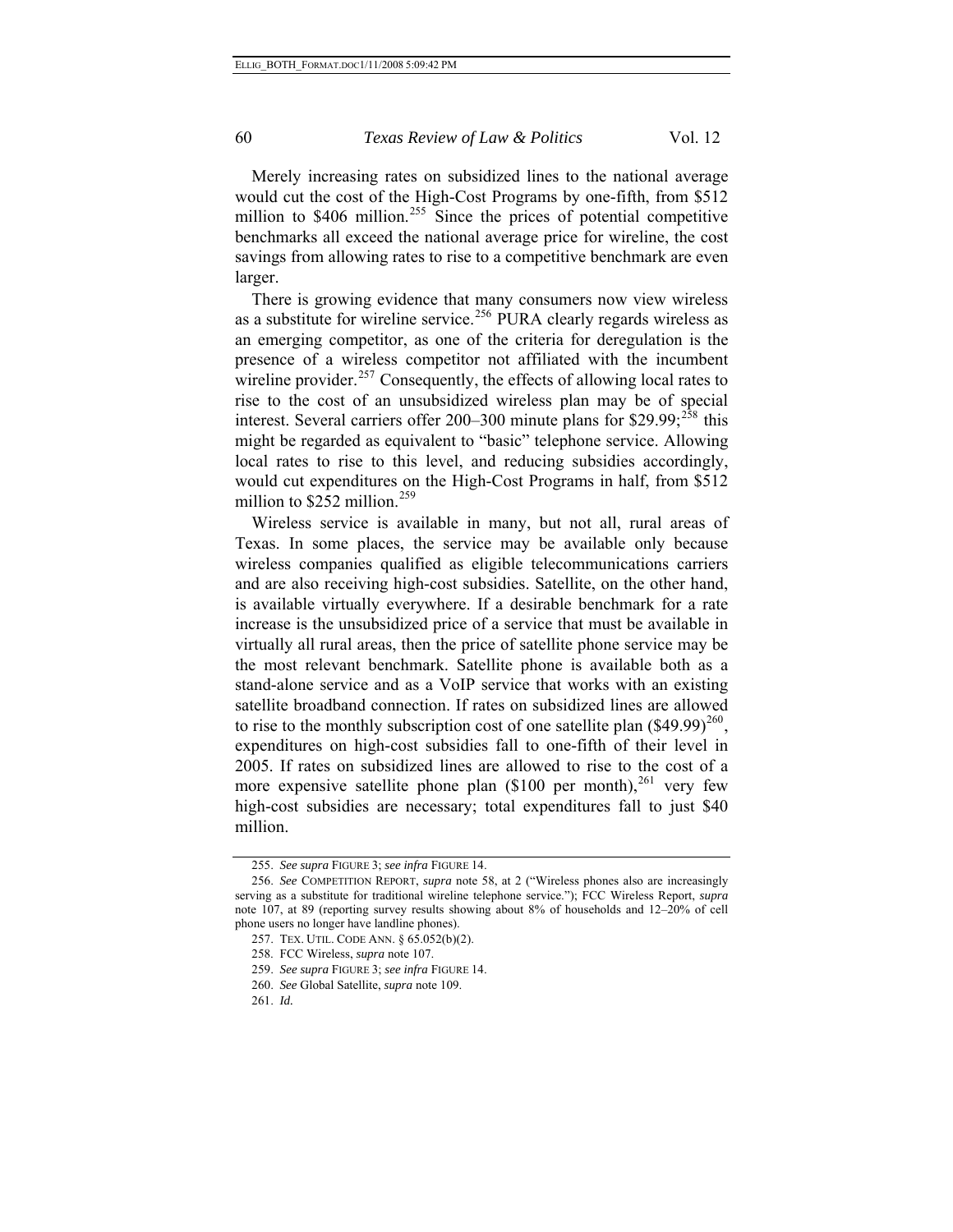Merely increasing rates on subsidized lines to the national average would cut the cost of the High-Cost Programs by one-fifth, from $512 million to $406 million.[255] Since the prices of potential competitive benchmarks all exceed the national average price for wireline, the cost savings from allowing rates to rise to a competitive benchmark are even larger.

There is growing evidence that many consumers now view wireless as a substitute for wireline service.[256] PURA clearly regards wireless as an emerging competitor, as one of the criteria for deregulation is the presence of a wireless competitor not affiliated with the incumbent wireline provider.[257] Consequently, the effects of allowing local rates to rise to the cost of an unsubsidized wireless plan may be of special interest. Several carriers offer 200–300 minute plans for $29.99;[258] this might be regarded as equivalent to "basic" telephone service. Allowing local rates to rise to this level, and reducing subsidies accordingly, would cut expenditures on the High-Cost Programs in half, from $512 million to $252 million.[259]

Wireless service is available in many, but not all, rural areas of Texas. In some places, the service may be available only because wireless companies qualified as eligible telecommunications carriers and are also receiving high-cost subsidies. Satellite, on the other hand, is available virtually everywhere. If a desirable benchmark for a rate increase is the unsubsidized price of a service that must be available in virtually all rural areas, then the price of satellite phone service may be the most relevant benchmark. Satellite phone is available both as a stand-alone service and as a VoIP service that works with an existing satellite broadband connection. If rates on subsidized lines are allowed to rise to the monthly subscription cost of one satellite plan ($49.99)[260], expenditures on high-cost subsidies fall to one-fifth of their level in 2005. If rates on subsidized lines are allowed to rise to the cost of a more expensive satellite phone plan ($100 per month),[261] very few high-cost subsidies are necessary; total expenditures fall to just $40 million.

---

255. *See supra* FIGURE 3; *see infra* FIGURE 14.

256. *See* COMPETITION REPORT, *supra* note 58, at 2 ("Wireless phones also are increasingly serving as a substitute for traditional wireline telephone service."); FCC Wireless Report, *supra* note 107, at 89 (reporting survey results showing about 8% of households and 12–20% of cell phone users no longer have landline phones).

257. TEX. UTIL. CODE ANN. § 65.052(b)(2).

258. FCC Wireless, *supra* note 107.

259. *See supra* FIGURE 3; *see infra* FIGURE 14.

260. *See* Global Satellite, *supra* note 109.

261. *Id.*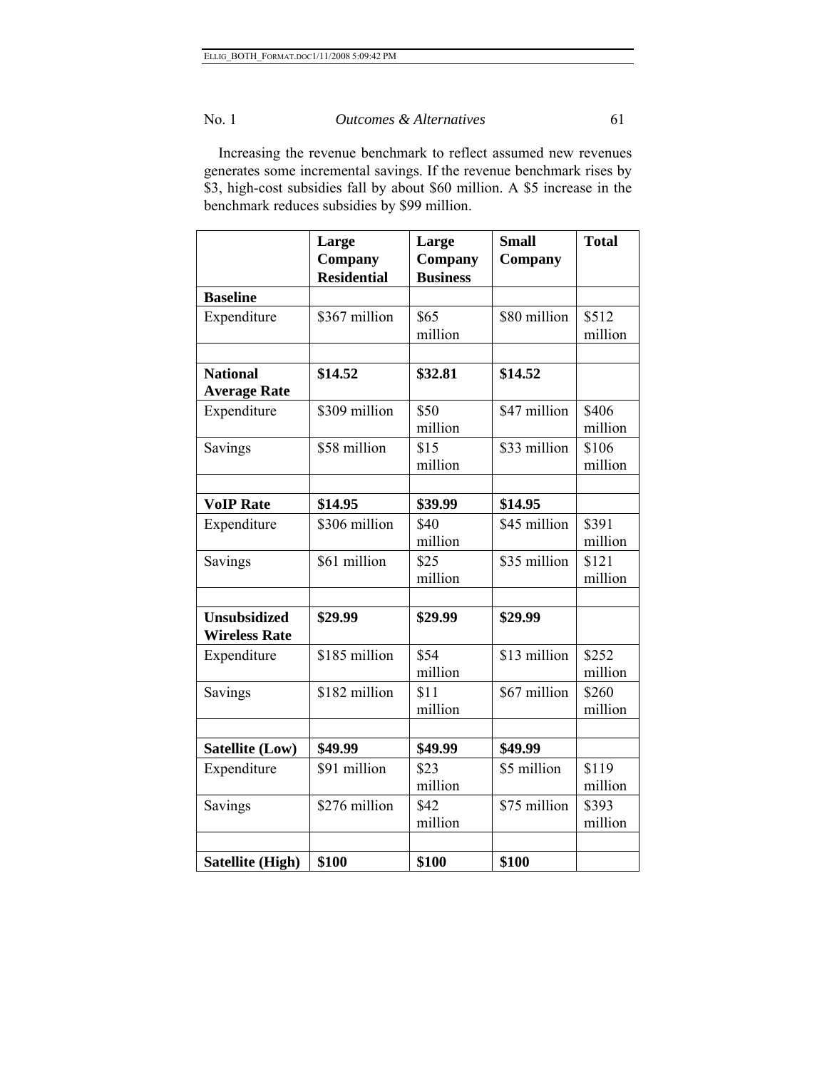Increasing the revenue benchmark to reflect assumed new revenues generates some incremental savings. If the revenue benchmark rises by \$3, high-cost subsidies fall by about \$60 million. A \$5 increase in the benchmark reduces subsidies by \$99 million.

| | **Large Company Residential** | **Large Company Business** | **Small Company** | **Total** |
|---|---|---|---|---|
| **Baseline** | | | | |
| Expenditure | \$367 million | \$65 million | \$80 million | \$512 million |
| | | | | |
| **National Average Rate** | **\$14.52** | **\$32.81** | **\$14.52** | |
| Expenditure | \$309 million | \$50 million | \$47 million | \$406 million |
| Savings | \$58 million | \$15 million | \$33 million | \$106 million |
| | | | | |
| **VoIP Rate** | **\$14.95** | **\$39.99** | **\$14.95** | |
| Expenditure | \$306 million | \$40 million | \$45 million | \$391 million |
| Savings | \$61 million | \$25 million | \$35 million | \$121 million |
| | | | | |
| **Unsubsidized Wireless Rate** | **\$29.99** | **\$29.99** | **\$29.99** | |
| Expenditure | \$185 million | \$54 million | \$13 million | \$252 million |
| Savings | \$182 million | \$11 million | \$67 million | \$260 million |
| | | | | |
| **Satellite (Low)** | **\$49.99** | **\$49.99** | **\$49.99** | |
| Expenditure | \$91 million | \$23 million | \$5 million | \$119 million |
| Savings | \$276 million | \$42 million | \$75 million | \$393 million |
| | | | | |
| **Satellite (High)** | **\$100** | **\$100** | **\$100** | |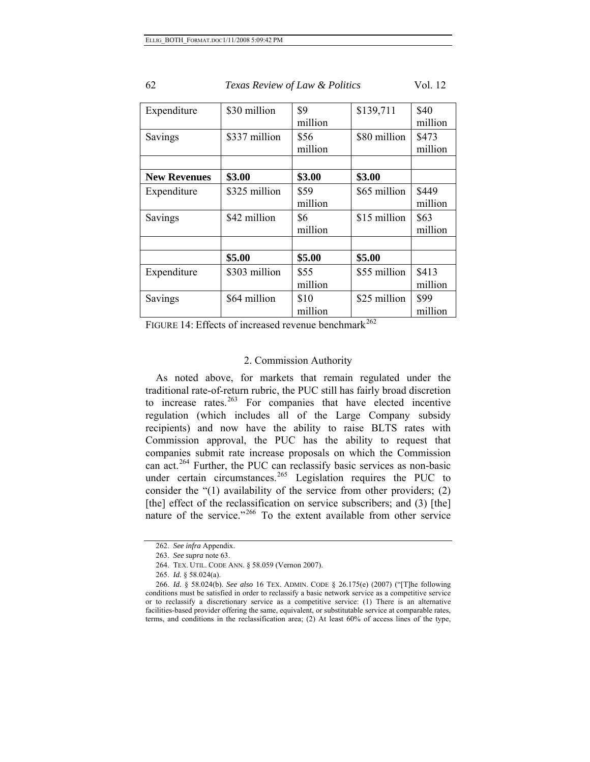| Expenditure | $30 million | $9 million | $139,711 | $40 million |
|---|---|---|---|---|
| Savings | $337 million | $56 million | $80 million | $473 million |
| | | | | |
| **New Revenues** | **$3.00** | **$3.00** | **$3.00** | |
| Expenditure | $325 million | $59 million | $65 million | $449 million |
| Savings | $42 million | $6 million | $15 million | $63 million |
| | | | | |
| | **$5.00** | **$5.00** | **$5.00** | |
| Expenditure | $303 million | $55 million | $55 million | $413 million |
| Savings | $64 million | $10 million | $25 million | $99 million |

FIGURE 14: Effects of increased revenue benchmark[262]

### 2. Commission Authority

As noted above, for markets that remain regulated under the traditional rate-of-return rubric, the PUC still has fairly broad discretion to increase rates.[263] For companies that have elected incentive regulation (which includes all of the Large Company subsidy recipients) and now have the ability to raise BLTS rates with Commission approval, the PUC has the ability to request that companies submit rate increase proposals on which the Commission can act.[264] Further, the PUC can reclassify basic services as non-basic under certain circumstances.[265] Legislation requires the PUC to consider the "(1) availability of the service from other providers; (2) [the] effect of the reclassification on service subscribers; and (3) [the] nature of the service."[266] To the extent available from other service

---

262. *See infra* Appendix.

263. *See supra* note 63.

264. TEX. UTIL. CODE ANN. § 58.059 (Vernon 2007).

265. *Id.* § 58.024(a).

266. *Id.* § 58.024(b). *See also* 16 TEX. ADMIN. CODE § 26.175(e) (2007) ("[T]he following conditions must be satisfied in order to reclassify a basic network service as a competitive service or to reclassify a discretionary service as a competitive service: (1) There is an alternative facilities-based provider offering the same, equivalent, or substitutable service at comparable rates, terms, and conditions in the reclassification area; (2) At least 60% of access lines of the type,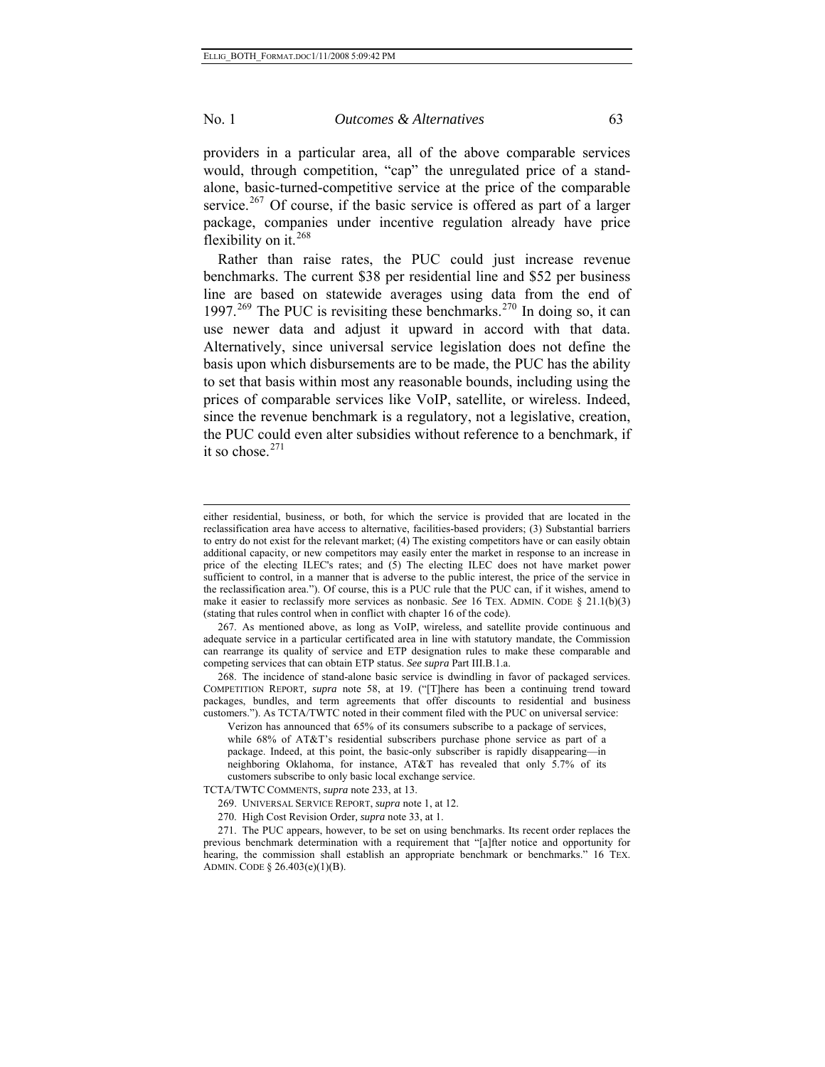providers in a particular area, all of the above comparable services would, through competition, "cap" the unregulated price of a stand-alone, basic-turned-competitive service at the price of the comparable service.[267] Of course, if the basic service is offered as part of a larger package, companies under incentive regulation already have price flexibility on it.[268]

Rather than raise rates, the PUC could just increase revenue benchmarks. The current $38 per residential line and $52 per business line are based on statewide averages using data from the end of 1997.[269] The PUC is revisiting these benchmarks.[270] In doing so, it can use newer data and adjust it upward in accord with that data. Alternatively, since universal service legislation does not define the basis upon which disbursements are to be made, the PUC has the ability to set that basis within most any reasonable bounds, including using the prices of comparable services like VoIP, satellite, or wireless. Indeed, since the revenue benchmark is a regulatory, not a legislative, creation, the PUC could even alter subsidies without reference to a benchmark, if it so chose.[271]

---

either residential, business, or both, for which the service is provided that are located in the reclassification area have access to alternative, facilities-based providers; (3) Substantial barriers to entry do not exist for the relevant market; (4) The existing competitors have or can easily obtain additional capacity, or new competitors may easily enter the market in response to an increase in price of the electing ILEC's rates; and (5) The electing ILEC does not have market power sufficient to control, in a manner that is adverse to the public interest, the price of the service in the reclassification area."). Of course, this is a PUC rule that the PUC can, if it wishes, amend to make it easier to reclassify more services as nonbasic. *See* 16 TEX. ADMIN. CODE § 21.1(b)(3) (stating that rules control when in conflict with chapter 16 of the code).

267. As mentioned above, as long as VoIP, wireless, and satellite provide continuous and adequate service in a particular certificated area in line with statutory mandate, the Commission can rearrange its quality of service and ETP designation rules to make these comparable and competing services that can obtain ETP status. *See supra* Part III.B.1.a.

268. The incidence of stand-alone basic service is dwindling in favor of packaged services. COMPETITION REPORT, *supra* note 58, at 19. ("[T]here has been a continuing trend toward packages, bundles, and term agreements that offer discounts to residential and business customers."). As TCTA/TWTC noted in their comment filed with the PUC on universal service:

> Verizon has announced that 65% of its consumers subscribe to a package of services, while 68% of AT&T's residential subscribers purchase phone service as part of a package. Indeed, at this point, the basic-only subscriber is rapidly disappearing—in neighboring Oklahoma, for instance, AT&T has revealed that only 5.7% of its customers subscribe to only basic local exchange service.

TCTA/TWTC COMMENTS, *supra* note 233, at 13.

269. UNIVERSAL SERVICE REPORT, *supra* note 1, at 12.

270. High Cost Revision Order, *supra* note 33, at 1.

271. The PUC appears, however, to be set on using benchmarks. Its recent order replaces the previous benchmark determination with a requirement that "[a]fter notice and opportunity for hearing, the commission shall establish an appropriate benchmark or benchmarks." 16 TEX. ADMIN. CODE § 26.403(e)(1)(B).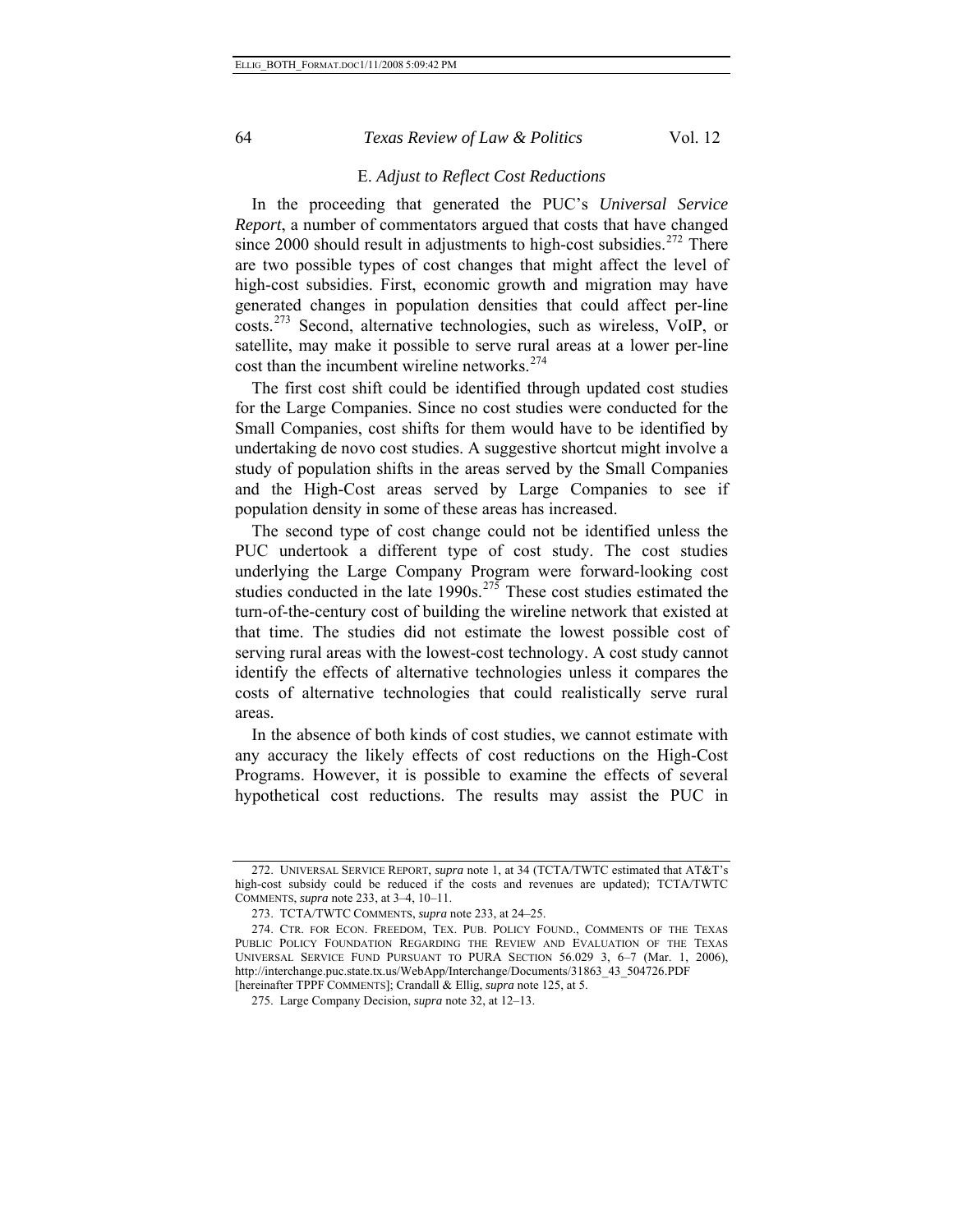### E. *Adjust to Reflect Cost Reductions*

In the proceeding that generated the PUC's *Universal Service Report*, a number of commentators argued that costs that have changed since 2000 should result in adjustments to high-cost subsidies.[272] There are two possible types of cost changes that might affect the level of high-cost subsidies. First, economic growth and migration may have generated changes in population densities that could affect per-line costs.[273] Second, alternative technologies, such as wireless, VoIP, or satellite, may make it possible to serve rural areas at a lower per-line cost than the incumbent wireline networks.[274]

The first cost shift could be identified through updated cost studies for the Large Companies. Since no cost studies were conducted for the Small Companies, cost shifts for them would have to be identified by undertaking de novo cost studies. A suggestive shortcut might involve a study of population shifts in the areas served by the Small Companies and the High-Cost areas served by Large Companies to see if population density in some of these areas has increased.

The second type of cost change could not be identified unless the PUC undertook a different type of cost study. The cost studies underlying the Large Company Program were forward-looking cost studies conducted in the late 1990s.[275] These cost studies estimated the turn-of-the-century cost of building the wireline network that existed at that time. The studies did not estimate the lowest possible cost of serving rural areas with the lowest-cost technology. A cost study cannot identify the effects of alternative technologies unless it compares the costs of alternative technologies that could realistically serve rural areas.

In the absence of both kinds of cost studies, we cannot estimate with any accuracy the likely effects of cost reductions on the High-Cost Programs. However, it is possible to examine the effects of several hypothetical cost reductions. The results may assist the PUC in

---

272. UNIVERSAL SERVICE REPORT, *supra* note 1, at 34 (TCTA/TWTC estimated that AT&T's high-cost subsidy could be reduced if the costs and revenues are updated); TCTA/TWTC COMMENTS, *supra* note 233, at 3–4, 10–11.

273. TCTA/TWTC COMMENTS, *supra* note 233, at 24–25.

274. CTR. FOR ECON. FREEDOM, TEX. PUB. POLICY FOUND., COMMENTS OF THE TEXAS PUBLIC POLICY FOUNDATION REGARDING THE REVIEW AND EVALUATION OF THE TEXAS UNIVERSAL SERVICE FUND PURSUANT TO PURA SECTION 56.029 3, 6–7 (Mar. 1, 2006), http://interchange.puc.state.tx.us/WebApp/Interchange/Documents/31863_43_504726.PDF [hereinafter TPPF COMMENTS]; Crandall & Ellig, *supra* note 125, at 5.

275. Large Company Decision, *supra* note 32, at 12–13.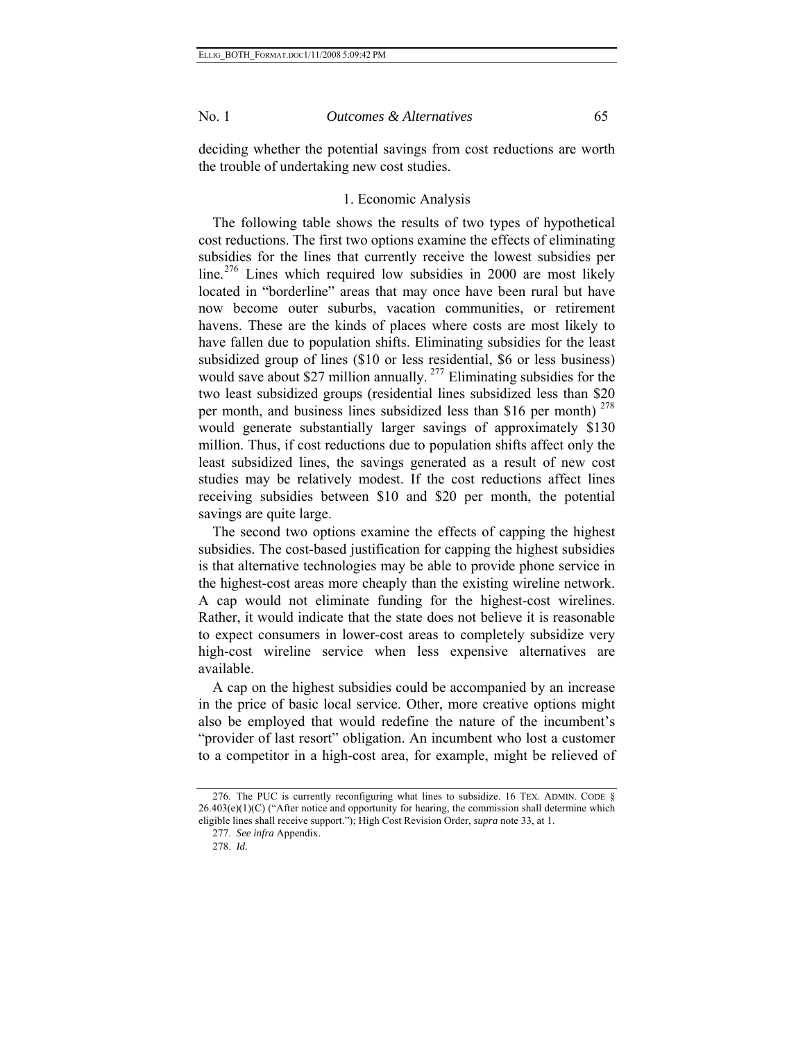deciding whether the potential savings from cost reductions are worth the trouble of undertaking new cost studies.

### 1. Economic Analysis

The following table shows the results of two types of hypothetical cost reductions. The first two options examine the effects of eliminating subsidies for the lines that currently receive the lowest subsidies per line.[276] Lines which required low subsidies in 2000 are most likely located in "borderline" areas that may once have been rural but have now become outer suburbs, vacation communities, or retirement havens. These are the kinds of places where costs are most likely to have fallen due to population shifts. Eliminating subsidies for the least subsidized group of lines ($10 or less residential, $6 or less business) would save about $27 million annually.[277] Eliminating subsidies for the two least subsidized groups (residential lines subsidized less than $20 per month, and business lines subsidized less than $16 per month)[278] would generate substantially larger savings of approximately $130 million. Thus, if cost reductions due to population shifts affect only the least subsidized lines, the savings generated as a result of new cost studies may be relatively modest. If the cost reductions affect lines receiving subsidies between $10 and $20 per month, the potential savings are quite large.

The second two options examine the effects of capping the highest subsidies. The cost-based justification for capping the highest subsidies is that alternative technologies may be able to provide phone service in the highest-cost areas more cheaply than the existing wireline network. A cap would not eliminate funding for the highest-cost wirelines. Rather, it would indicate that the state does not believe it is reasonable to expect consumers in lower-cost areas to completely subsidize very high-cost wireline service when less expensive alternatives are available.

A cap on the highest subsidies could be accompanied by an increase in the price of basic local service. Other, more creative options might also be employed that would redefine the nature of the incumbent's "provider of last resort" obligation. An incumbent who lost a customer to a competitor in a high-cost area, for example, might be relieved of

---

276. The PUC is currently reconfiguring what lines to subsidize. 16 TEX. ADMIN. CODE § 26.403(e)(1)(C) ("After notice and opportunity for hearing, the commission shall determine which eligible lines shall receive support."); High Cost Revision Order, *supra* note 33, at 1.

277. *See infra* Appendix.

278. *Id.*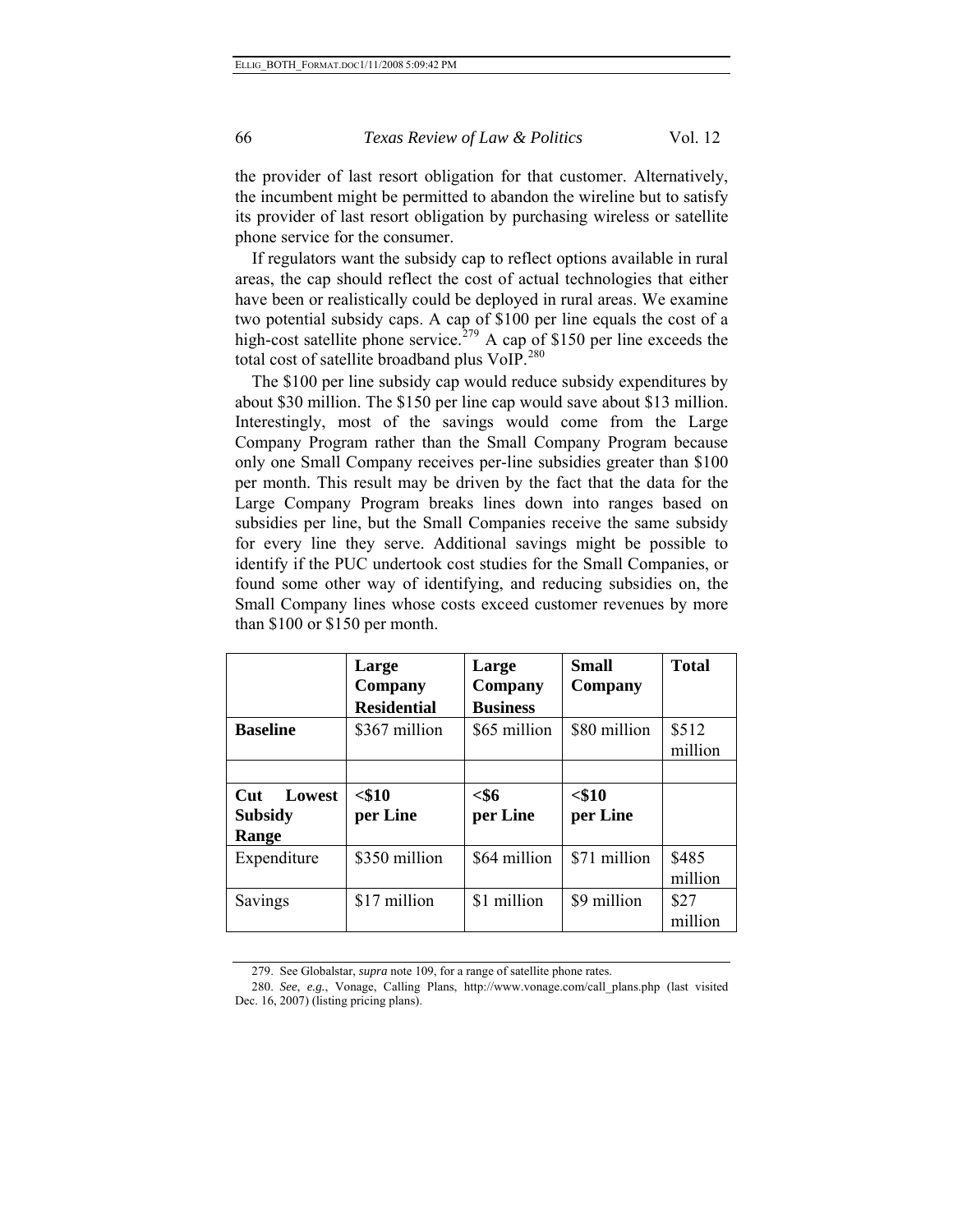the provider of last resort obligation for that customer. Alternatively, the incumbent might be permitted to abandon the wireline but to satisfy its provider of last resort obligation by purchasing wireless or satellite phone service for the consumer.

If regulators want the subsidy cap to reflect options available in rural areas, the cap should reflect the cost of actual technologies that either have been or realistically could be deployed in rural areas. We examine two potential subsidy caps. A cap of $100 per line equals the cost of a high-cost satellite phone service.[279] A cap of $150 per line exceeds the total cost of satellite broadband plus VoIP.[280]

The $100 per line subsidy cap would reduce subsidy expenditures by about $30 million. The $150 per line cap would save about $13 million. Interestingly, most of the savings would come from the Large Company Program rather than the Small Company Program because only one Small Company receives per-line subsidies greater than $100 per month. This result may be driven by the fact that the data for the Large Company Program breaks lines down into ranges based on subsidies per line, but the Small Companies receive the same subsidy for every line they serve. Additional savings might be possible to identify if the PUC undertook cost studies for the Small Companies, or found some other way of identifying, and reducing subsidies on, the Small Company lines whose costs exceed customer revenues by more than $100 or $150 per month.

| | **Large Company Residential** | **Large Company Business** | **Small Company** | **Total** |
|---|---|---|---|---|
| **Baseline** | $367 million | $65 million | $80 million | $512 million |
| | | | | |
| **Cut Lowest Subsidy Range** | **<$10 per Line** | **<$6 per Line** | **<$10 per Line** | |
| Expenditure | $350 million | $64 million | $71 million | $485 million |
| Savings | $17 million | $1 million | $9 million | $27 million |

279. See Globalstar, *supra* note 109, for a range of satellite phone rates.

280. *See, e.g.*, Vonage, Calling Plans, http://www.vonage.com/call_plans.php (last visited Dec. 16, 2007) (listing pricing plans).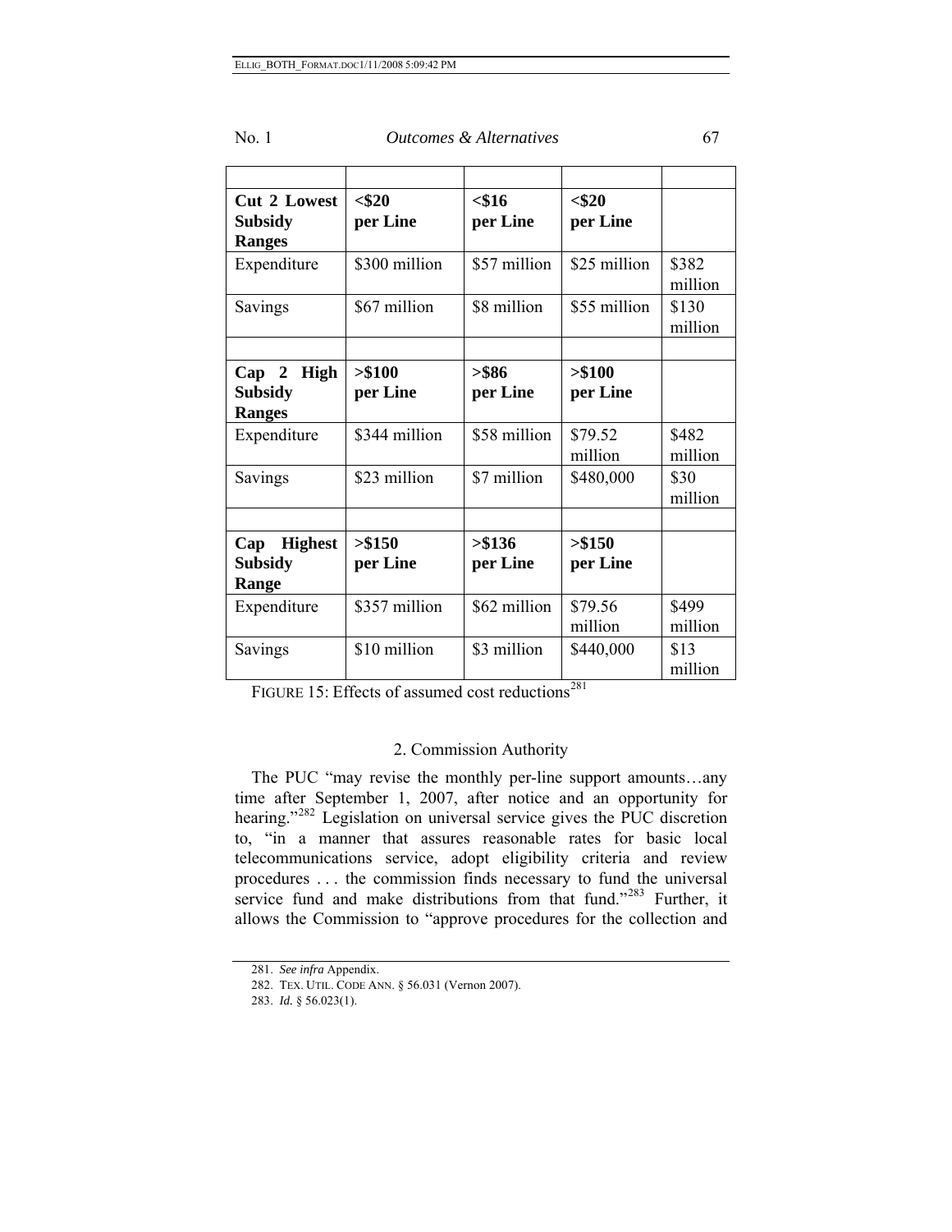| | | | | |
|---|---|---|---|---|
| **Cut 2 Lowest Subsidy Ranges** | **<$20 per Line** | **<$16 per Line** | **<$20 per Line** | |
| Expenditure | $300 million | $57 million | $25 million | $382 million |
| Savings | $67 million | $8 million | $55 million | $130 million |
| | | | | |
| **Cap 2 High Subsidy Ranges** | **>$100 per Line** | **>$86 per Line** | **>$100 per Line** | |
| Expenditure | $344 million | $58 million | $79.52 million | $482 million |
| Savings | $23 million | $7 million | $480,000 | $30 million |
| | | | | |
| **Cap Highest Subsidy Range** | **>$150 per Line** | **>$136 per Line** | **>$150 per Line** | |
| Expenditure | $357 million | $62 million | $79.56 million | $499 million |
| Savings | $10 million | $3 million | $440,000 | $13 million |

FIGURE 15: Effects of assumed cost reductions[281]

### 2. Commission Authority

The PUC "may revise the monthly per-line support amounts…any time after September 1, 2007, after notice and an opportunity for hearing."[282] Legislation on universal service gives the PUC discretion to, "in a manner that assures reasonable rates for basic local telecommunications service, adopt eligibility criteria and review procedures . . . the commission finds necessary to fund the universal service fund and make distributions from that fund."[283] Further, it allows the Commission to "approve procedures for the collection and

281. *See infra* Appendix.

282. TEX. UTIL. CODE ANN. § 56.031 (Vernon 2007).

283. *Id.* § 56.023(1).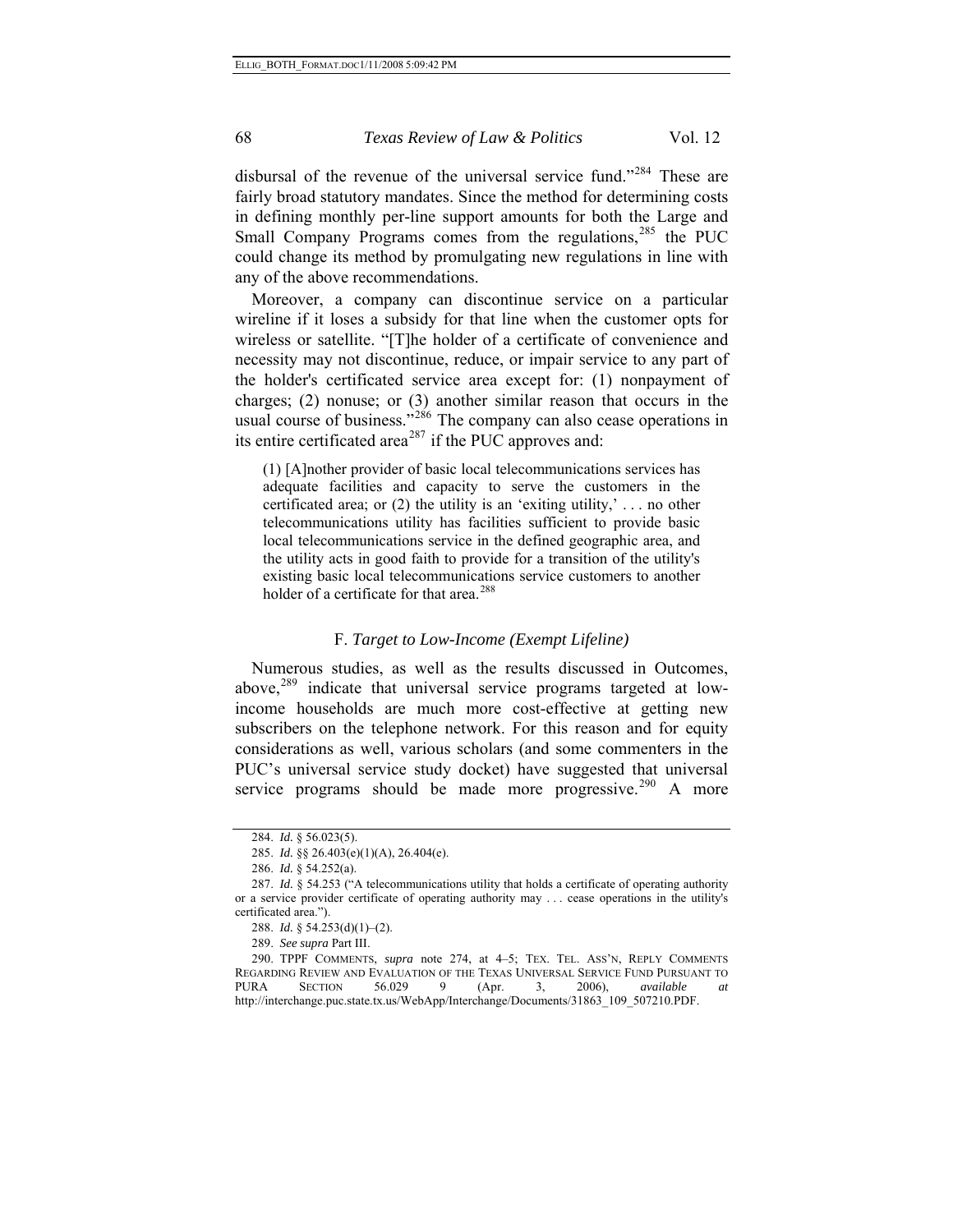disbursal of the revenue of the universal service fund."[284] These are fairly broad statutory mandates. Since the method for determining costs in defining monthly per-line support amounts for both the Large and Small Company Programs comes from the regulations,[285] the PUC could change its method by promulgating new regulations in line with any of the above recommendations.

Moreover, a company can discontinue service on a particular wireline if it loses a subsidy for that line when the customer opts for wireless or satellite. "[T]he holder of a certificate of convenience and necessity may not discontinue, reduce, or impair service to any part of the holder's certificated service area except for: (1) nonpayment of charges; (2) nonuse; or (3) another similar reason that occurs in the usual course of business."[286] The company can also cease operations in its entire certificated area[287] if the PUC approves and:

> (1) [A]nother provider of basic local telecommunications services has adequate facilities and capacity to serve the customers in the certificated area; or (2) the utility is an 'exiting utility,' . . . no other telecommunications utility has facilities sufficient to provide basic local telecommunications service in the defined geographic area, and the utility acts in good faith to provide for a transition of the utility's existing basic local telecommunications service customers to another holder of a certificate for that area.[288]

### F. *Target to Low-Income (Exempt Lifeline)*

Numerous studies, as well as the results discussed in Outcomes, above,[289] indicate that universal service programs targeted at low-income households are much more cost-effective at getting new subscribers on the telephone network. For this reason and for equity considerations as well, various scholars (and some commenters in the PUC's universal service study docket) have suggested that universal service programs should be made more progressive.[290] A more

---

284. *Id.* § 56.023(5).

285. *Id.* §§ 26.403(e)(1)(A), 26.404(e).

286. *Id.* § 54.252(a).

287. *Id.* § 54.253 ("A telecommunications utility that holds a certificate of operating authority or a service provider certificate of operating authority may . . . cease operations in the utility's certificated area.").

288. *Id.* § 54.253(d)(1)–(2).

289. *See supra* Part III.

290. TPPF COMMENTS, *supra* note 274, at 4–5; TEX. TEL. ASS'N, REPLY COMMENTS REGARDING REVIEW AND EVALUATION OF THE TEXAS UNIVERSAL SERVICE FUND PURSUANT TO PURA SECTION 56.029 9 (Apr. 3, 2006), *available at* http://interchange.puc.state.tx.us/WebApp/Interchange/Documents/31863_109_507210.PDF.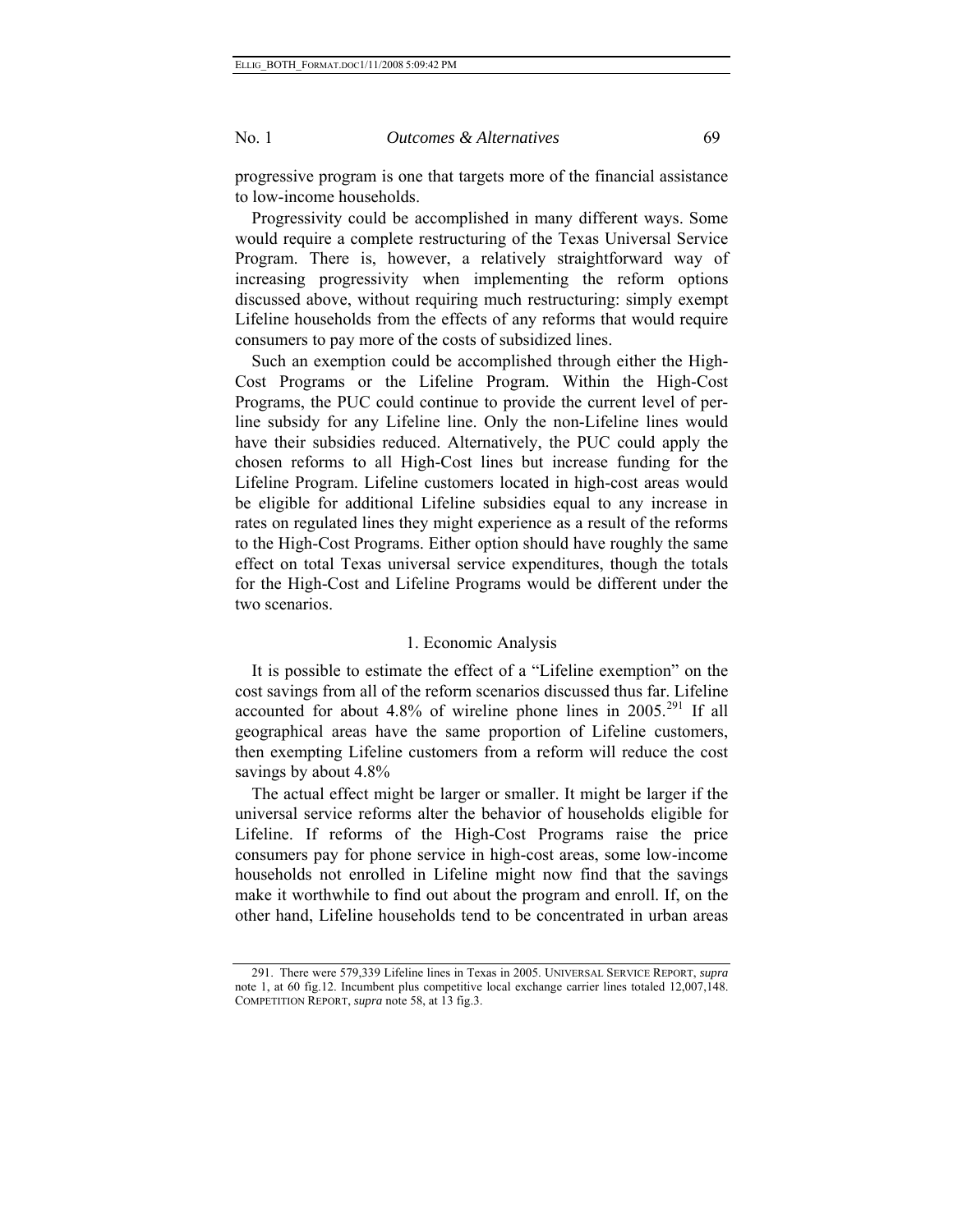progressive program is one that targets more of the financial assistance to low-income households.

Progressivity could be accomplished in many different ways. Some would require a complete restructuring of the Texas Universal Service Program. There is, however, a relatively straightforward way of increasing progressivity when implementing the reform options discussed above, without requiring much restructuring: simply exempt Lifeline households from the effects of any reforms that would require consumers to pay more of the costs of subsidized lines.

Such an exemption could be accomplished through either the High-Cost Programs or the Lifeline Program. Within the High-Cost Programs, the PUC could continue to provide the current level of per-line subsidy for any Lifeline line. Only the non-Lifeline lines would have their subsidies reduced. Alternatively, the PUC could apply the chosen reforms to all High-Cost lines but increase funding for the Lifeline Program. Lifeline customers located in high-cost areas would be eligible for additional Lifeline subsidies equal to any increase in rates on regulated lines they might experience as a result of the reforms to the High-Cost Programs. Either option should have roughly the same effect on total Texas universal service expenditures, though the totals for the High-Cost and Lifeline Programs would be different under the two scenarios.

### 1. Economic Analysis

It is possible to estimate the effect of a "Lifeline exemption" on the cost savings from all of the reform scenarios discussed thus far. Lifeline accounted for about 4.8% of wireline phone lines in 2005.[291] If all geographical areas have the same proportion of Lifeline customers, then exempting Lifeline customers from a reform will reduce the cost savings by about 4.8%

The actual effect might be larger or smaller. It might be larger if the universal service reforms alter the behavior of households eligible for Lifeline. If reforms of the High-Cost Programs raise the price consumers pay for phone service in high-cost areas, some low-income households not enrolled in Lifeline might now find that the savings make it worthwhile to find out about the program and enroll. If, on the other hand, Lifeline households tend to be concentrated in urban areas

291. There were 579,339 Lifeline lines in Texas in 2005. UNIVERSAL SERVICE REPORT, *supra* note 1, at 60 fig.12. Incumbent plus competitive local exchange carrier lines totaled 12,007,148. COMPETITION REPORT, *supra* note 58, at 13 fig.3.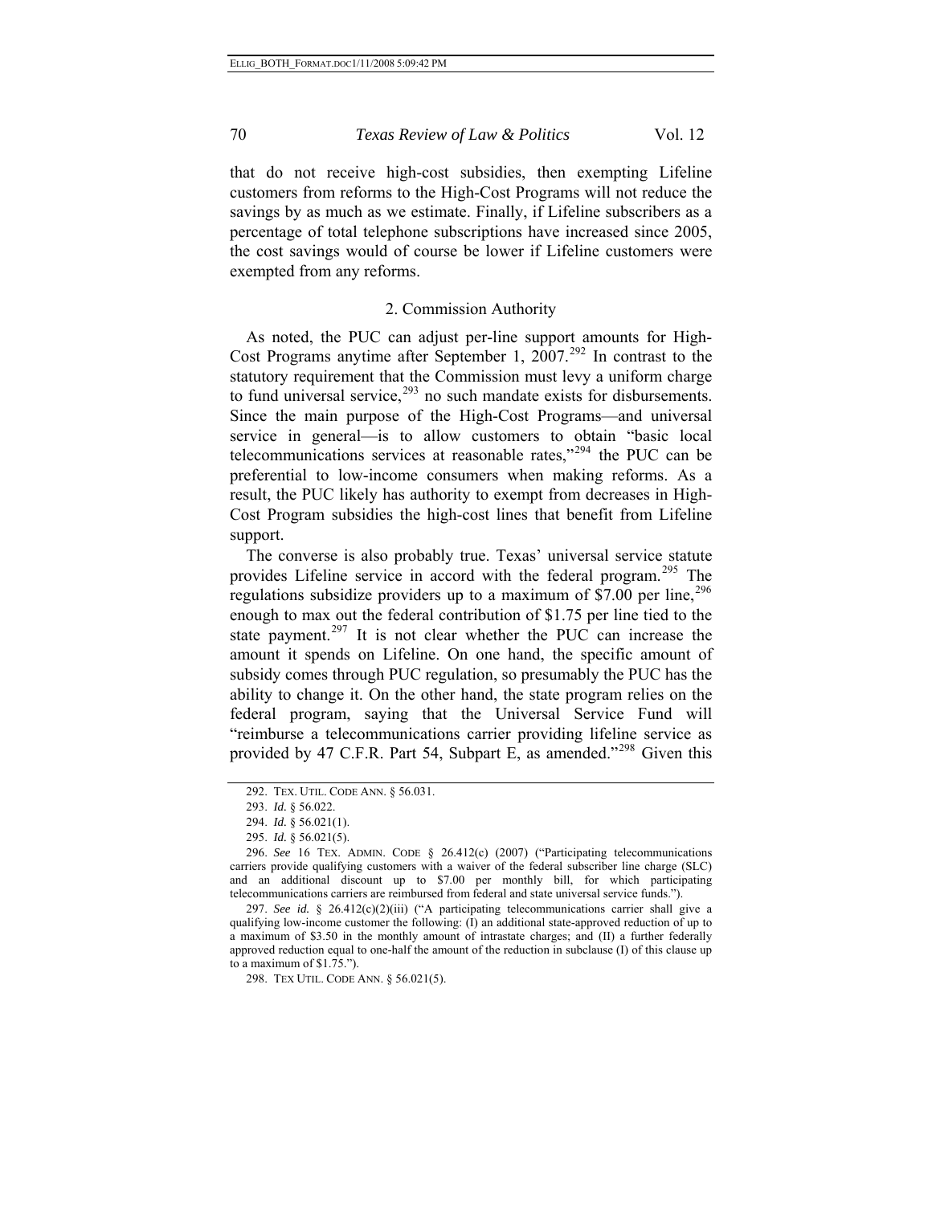that do not receive high-cost subsidies, then exempting Lifeline customers from reforms to the High-Cost Programs will not reduce the savings by as much as we estimate. Finally, if Lifeline subscribers as a percentage of total telephone subscriptions have increased since 2005, the cost savings would of course be lower if Lifeline customers were exempted from any reforms.

### 2. Commission Authority

As noted, the PUC can adjust per-line support amounts for High-Cost Programs anytime after September 1, 2007.[292] In contrast to the statutory requirement that the Commission must levy a uniform charge to fund universal service,[293] no such mandate exists for disbursements. Since the main purpose of the High-Cost Programs—and universal service in general—is to allow customers to obtain "basic local telecommunications services at reasonable rates,"[294] the PUC can be preferential to low-income consumers when making reforms. As a result, the PUC likely has authority to exempt from decreases in High-Cost Program subsidies the high-cost lines that benefit from Lifeline support.

The converse is also probably true. Texas' universal service statute provides Lifeline service in accord with the federal program.[295] The regulations subsidize providers up to a maximum of $7.00 per line,[296] enough to max out the federal contribution of $1.75 per line tied to the state payment.[297] It is not clear whether the PUC can increase the amount it spends on Lifeline. On one hand, the specific amount of subsidy comes through PUC regulation, so presumably the PUC has the ability to change it. On the other hand, the state program relies on the federal program, saying that the Universal Service Fund will "reimburse a telecommunications carrier providing lifeline service as provided by 47 C.F.R. Part 54, Subpart E, as amended."[298] Given this

---

292. TEX. UTIL. CODE ANN. § 56.031.

293. *Id.* § 56.022.

294. *Id.* § 56.021(1).

295. *Id.* § 56.021(5).

296. *See* 16 TEX. ADMIN. CODE § 26.412(c) (2007) ("Participating telecommunications carriers provide qualifying customers with a waiver of the federal subscriber line charge (SLC) and an additional discount up to $7.00 per monthly bill, for which participating telecommunications carriers are reimbursed from federal and state universal service funds.").

297. *See id.* § 26.412(c)(2)(iii) ("A participating telecommunications carrier shall give a qualifying low-income customer the following: (I) an additional state-approved reduction of up to a maximum of $3.50 in the monthly amount of intrastate charges; and (II) a further federally approved reduction equal to one-half the amount of the reduction in subclause (I) of this clause up to a maximum of $1.75.").

298. TEX UTIL. CODE ANN. § 56.021(5).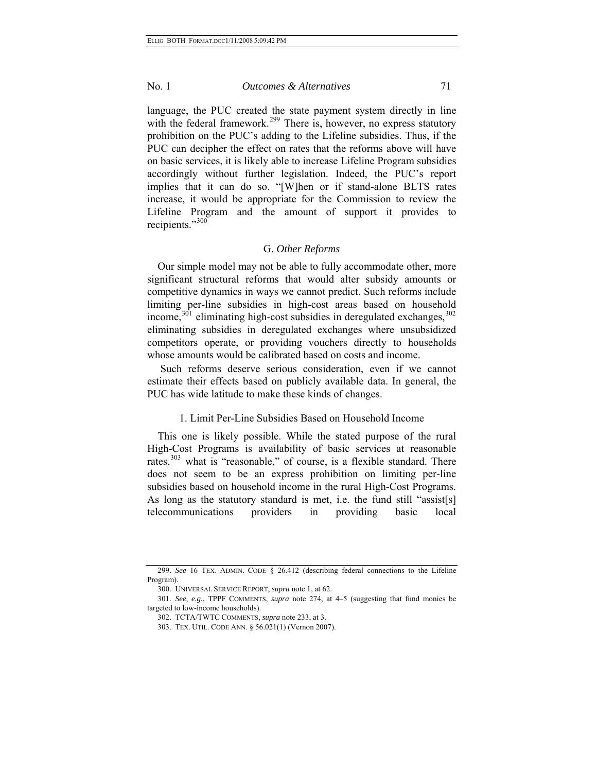language, the PUC created the state payment system directly in line with the federal framework.[299] There is, however, no express statutory prohibition on the PUC's adding to the Lifeline subsidies. Thus, if the PUC can decipher the effect on rates that the reforms above will have on basic services, it is likely able to increase Lifeline Program subsidies accordingly without further legislation. Indeed, the PUC's report implies that it can do so. "[W]hen or if stand-alone BLTS rates increase, it would be appropriate for the Commission to review the Lifeline Program and the amount of support it provides to recipients."[300]

### G. *Other Reforms*

Our simple model may not be able to fully accommodate other, more significant structural reforms that would alter subsidy amounts or competitive dynamics in ways we cannot predict. Such reforms include limiting per-line subsidies in high-cost areas based on household income,[301] eliminating high-cost subsidies in deregulated exchanges,[302] eliminating subsidies in deregulated exchanges where unsubsidized competitors operate, or providing vouchers directly to households whose amounts would be calibrated based on costs and income.

Such reforms deserve serious consideration, even if we cannot estimate their effects based on publicly available data. In general, the PUC has wide latitude to make these kinds of changes.

#### 1. Limit Per-Line Subsidies Based on Household Income

This one is likely possible. While the stated purpose of the rural High-Cost Programs is availability of basic services at reasonable rates,[303] what is "reasonable," of course, is a flexible standard. There does not seem to be an express prohibition on limiting per-line subsidies based on household income in the rural High-Cost Programs. As long as the statutory standard is met, i.e. the fund still "assist[s] telecommunications providers in providing basic local

---

299. *See* 16 TEX. ADMIN. CODE § 26.412 (describing federal connections to the Lifeline Program).

300. UNIVERSAL SERVICE REPORT, *supra* note 1, at 62.

301. *See*, *e.g.*, TPPF COMMENTS, *supra* note 274, at 4–5 (suggesting that fund monies be targeted to low-income households).

302. TCTA/TWTC COMMENTS, *supra* note 233, at 3.

303. TEX. UTIL. CODE ANN. § 56.021(1) (Vernon 2007).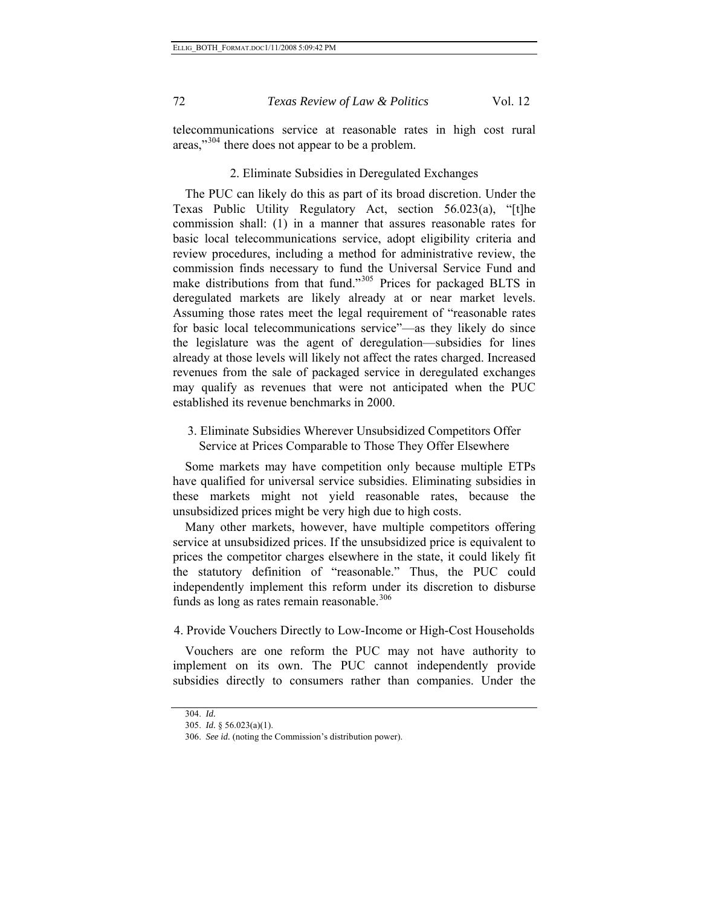telecommunications service at reasonable rates in high cost rural areas,"[304] there does not appear to be a problem.

### 2. Eliminate Subsidies in Deregulated Exchanges

The PUC can likely do this as part of its broad discretion. Under the Texas Public Utility Regulatory Act, section 56.023(a), "[t]he commission shall: (1) in a manner that assures reasonable rates for basic local telecommunications service, adopt eligibility criteria and review procedures, including a method for administrative review, the commission finds necessary to fund the Universal Service Fund and make distributions from that fund."[305] Prices for packaged BLTS in deregulated markets are likely already at or near market levels. Assuming those rates meet the legal requirement of "reasonable rates for basic local telecommunications service"—as they likely do since the legislature was the agent of deregulation—subsidies for lines already at those levels will likely not affect the rates charged. Increased revenues from the sale of packaged service in deregulated exchanges may qualify as revenues that were not anticipated when the PUC established its revenue benchmarks in 2000.

### 3. Eliminate Subsidies Wherever Unsubsidized Competitors Offer Service at Prices Comparable to Those They Offer Elsewhere

Some markets may have competition only because multiple ETPs have qualified for universal service subsidies. Eliminating subsidies in these markets might not yield reasonable rates, because the unsubsidized prices might be very high due to high costs.

Many other markets, however, have multiple competitors offering service at unsubsidized prices. If the unsubsidized price is equivalent to prices the competitor charges elsewhere in the state, it could likely fit the statutory definition of "reasonable." Thus, the PUC could independently implement this reform under its discretion to disburse funds as long as rates remain reasonable.[306]

### 4. Provide Vouchers Directly to Low-Income or High-Cost Households

Vouchers are one reform the PUC may not have authority to implement on its own. The PUC cannot independently provide subsidies directly to consumers rather than companies. Under the

---

304. *Id.*

305. *Id.* § 56.023(a)(1).

306. *See id.* (noting the Commission's distribution power).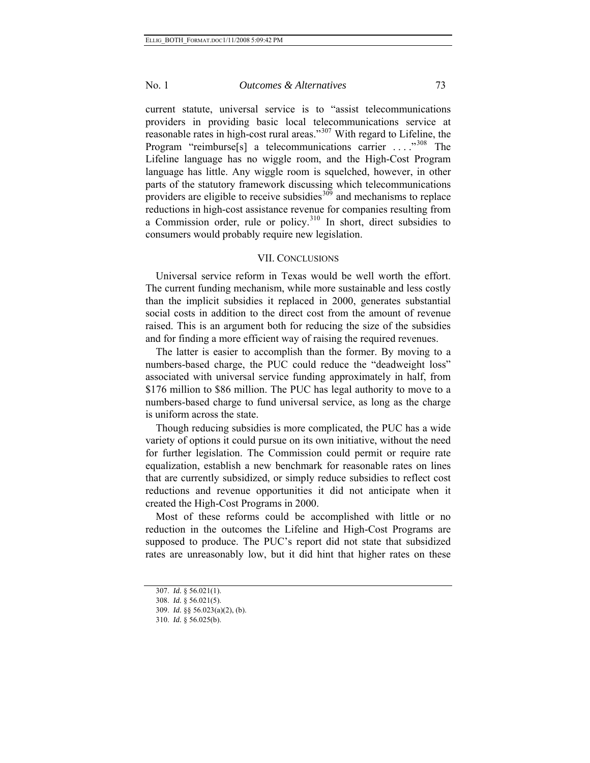current statute, universal service is to "assist telecommunications providers in providing basic local telecommunications service at reasonable rates in high-cost rural areas."[307] With regard to Lifeline, the Program "reimburse[s] a telecommunications carrier . . . ."[308] The Lifeline language has no wiggle room, and the High-Cost Program language has little. Any wiggle room is squelched, however, in other parts of the statutory framework discussing which telecommunications providers are eligible to receive subsidies[309] and mechanisms to replace reductions in high-cost assistance revenue for companies resulting from a Commission order, rule or policy.[310] In short, direct subsidies to consumers would probably require new legislation.

## VII. CONCLUSIONS

Universal service reform in Texas would be well worth the effort. The current funding mechanism, while more sustainable and less costly than the implicit subsidies it replaced in 2000, generates substantial social costs in addition to the direct cost from the amount of revenue raised. This is an argument both for reducing the size of the subsidies and for finding a more efficient way of raising the required revenues.

The latter is easier to accomplish than the former. By moving to a numbers-based charge, the PUC could reduce the "deadweight loss" associated with universal service funding approximately in half, from \$176 million to \$86 million. The PUC has legal authority to move to a numbers-based charge to fund universal service, as long as the charge is uniform across the state.

Though reducing subsidies is more complicated, the PUC has a wide variety of options it could pursue on its own initiative, without the need for further legislation. The Commission could permit or require rate equalization, establish a new benchmark for reasonable rates on lines that are currently subsidized, or simply reduce subsidies to reflect cost reductions and revenue opportunities it did not anticipate when it created the High-Cost Programs in 2000.

Most of these reforms could be accomplished with little or no reduction in the outcomes the Lifeline and High-Cost Programs are supposed to produce. The PUC's report did not state that subsidized rates are unreasonably low, but it did hint that higher rates on these

---

307. *Id.* § 56.021(1).

308. *Id.* § 56.021(5).

309. *Id.* §§ 56.023(a)(2), (b).

310. *Id.* § 56.025(b).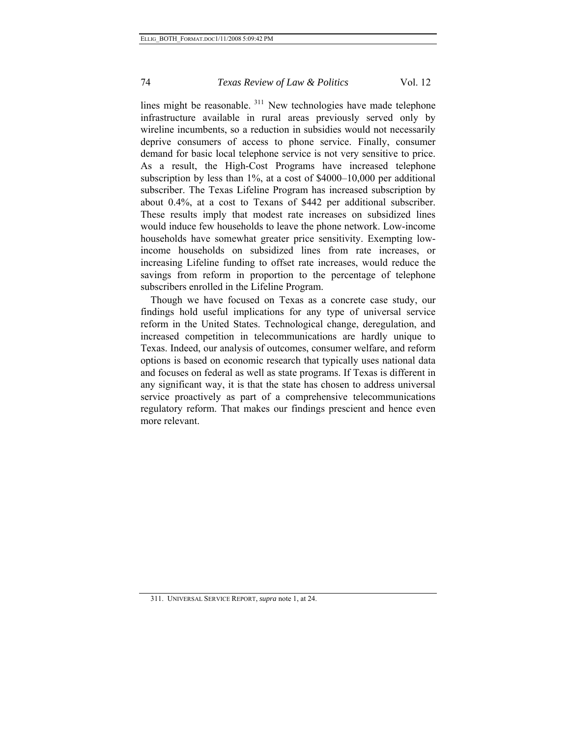lines might be reasonable.[311] New technologies have made telephone infrastructure available in rural areas previously served only by wireline incumbents, so a reduction in subsidies would not necessarily deprive consumers of access to phone service. Finally, consumer demand for basic local telephone service is not very sensitive to price. As a result, the High-Cost Programs have increased telephone subscription by less than 1%, at a cost of $4000–10,000 per additional subscriber. The Texas Lifeline Program has increased subscription by about 0.4%, at a cost to Texans of $442 per additional subscriber. These results imply that modest rate increases on subsidized lines would induce few households to leave the phone network. Low-income households have somewhat greater price sensitivity. Exempting low-income households on subsidized lines from rate increases, or increasing Lifeline funding to offset rate increases, would reduce the savings from reform in proportion to the percentage of telephone subscribers enrolled in the Lifeline Program.

Though we have focused on Texas as a concrete case study, our findings hold useful implications for any type of universal service reform in the United States. Technological change, deregulation, and increased competition in telecommunications are hardly unique to Texas. Indeed, our analysis of outcomes, consumer welfare, and reform options is based on economic research that typically uses national data and focuses on federal as well as state programs. If Texas is different in any significant way, it is that the state has chosen to address universal service proactively as part of a comprehensive telecommunications regulatory reform. That makes our findings prescient and hence even more relevant.

---

311. UNIVERSAL SERVICE REPORT, *supra* note 1, at 24.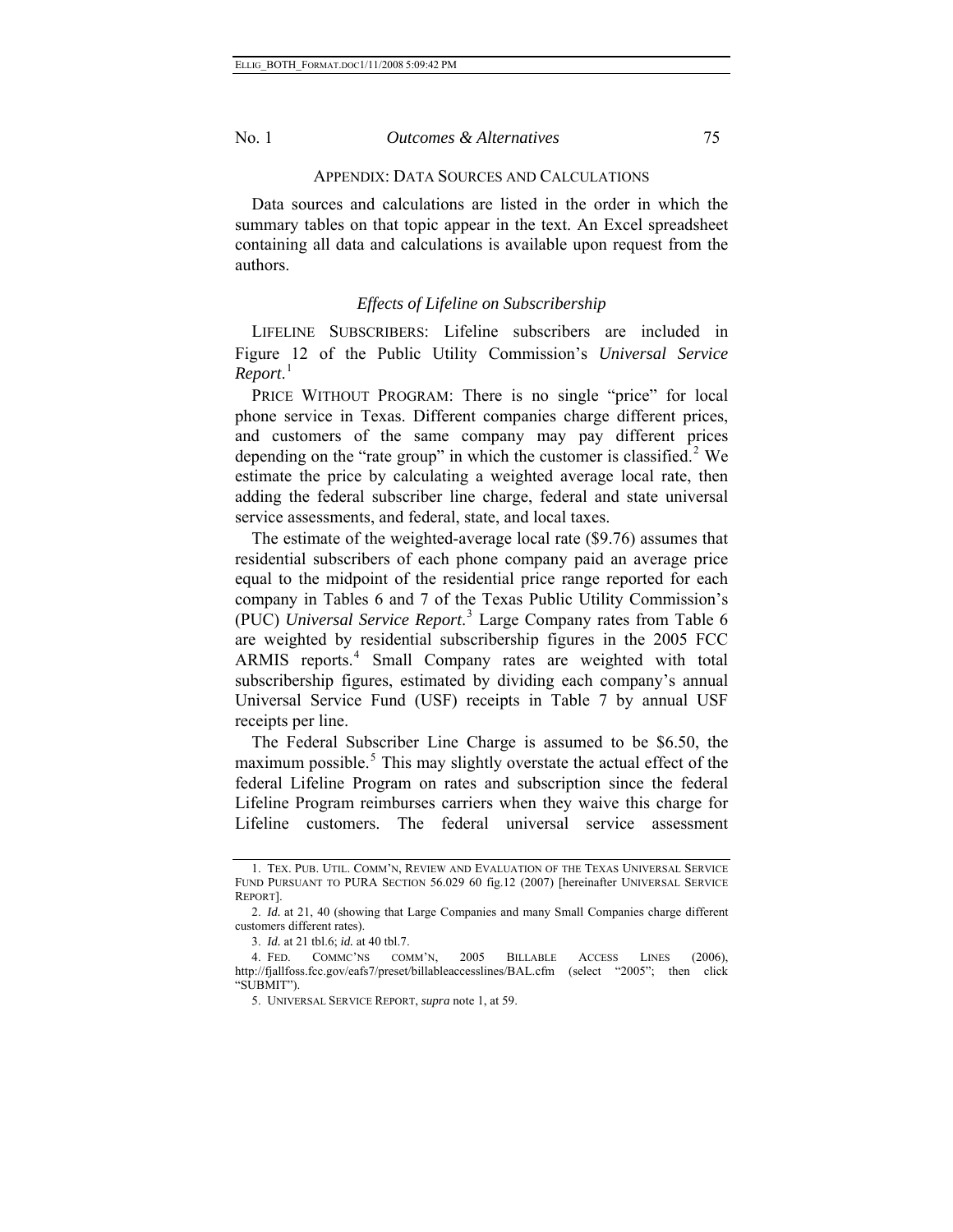## APPENDIX: DATA SOURCES AND CALCULATIONS

Data sources and calculations are listed in the order in which the summary tables on that topic appear in the text. An Excel spreadsheet containing all data and calculations is available upon request from the authors.

### *Effects of Lifeline on Subscribership*

LIFELINE SUBSCRIBERS: Lifeline subscribers are included in Figure 12 of the Public Utility Commission's *Universal Service Report*.[1]

PRICE WITHOUT PROGRAM: There is no single "price" for local phone service in Texas. Different companies charge different prices, and customers of the same company may pay different prices depending on the "rate group" in which the customer is classified.[2] We estimate the price by calculating a weighted average local rate, then adding the federal subscriber line charge, federal and state universal service assessments, and federal, state, and local taxes.

The estimate of the weighted-average local rate ($9.76) assumes that residential subscribers of each phone company paid an average price equal to the midpoint of the residential price range reported for each company in Tables 6 and 7 of the Texas Public Utility Commission's (PUC) *Universal Service Report*.[3] Large Company rates from Table 6 are weighted by residential subscribership figures in the 2005 FCC ARMIS reports.[4] Small Company rates are weighted with total subscribership figures, estimated by dividing each company's annual Universal Service Fund (USF) receipts in Table 7 by annual USF receipts per line.

The Federal Subscriber Line Charge is assumed to be $6.50, the maximum possible.[5] This may slightly overstate the actual effect of the federal Lifeline Program on rates and subscription since the federal Lifeline Program reimburses carriers when they waive this charge for Lifeline customers. The federal universal service assessment

---

1. TEX. PUB. UTIL. COMM'N, REVIEW AND EVALUATION OF THE TEXAS UNIVERSAL SERVICE FUND PURSUANT TO PURA SECTION 56.029 60 fig.12 (2007) [hereinafter UNIVERSAL SERVICE REPORT].

2. *Id.* at 21, 40 (showing that Large Companies and many Small Companies charge different customers different rates).

3. *Id.* at 21 tbl.6; *id.* at 40 tbl.7.

4. FED. COMMC'NS COMM'N, 2005 BILLABLE ACCESS LINES (2006), http://fjallfoss.fcc.gov/eafs7/preset/billableaccesslines/BAL.cfm (select "2005"; then click "SUBMIT").

5. UNIVERSAL SERVICE REPORT, *supra* note 1, at 59.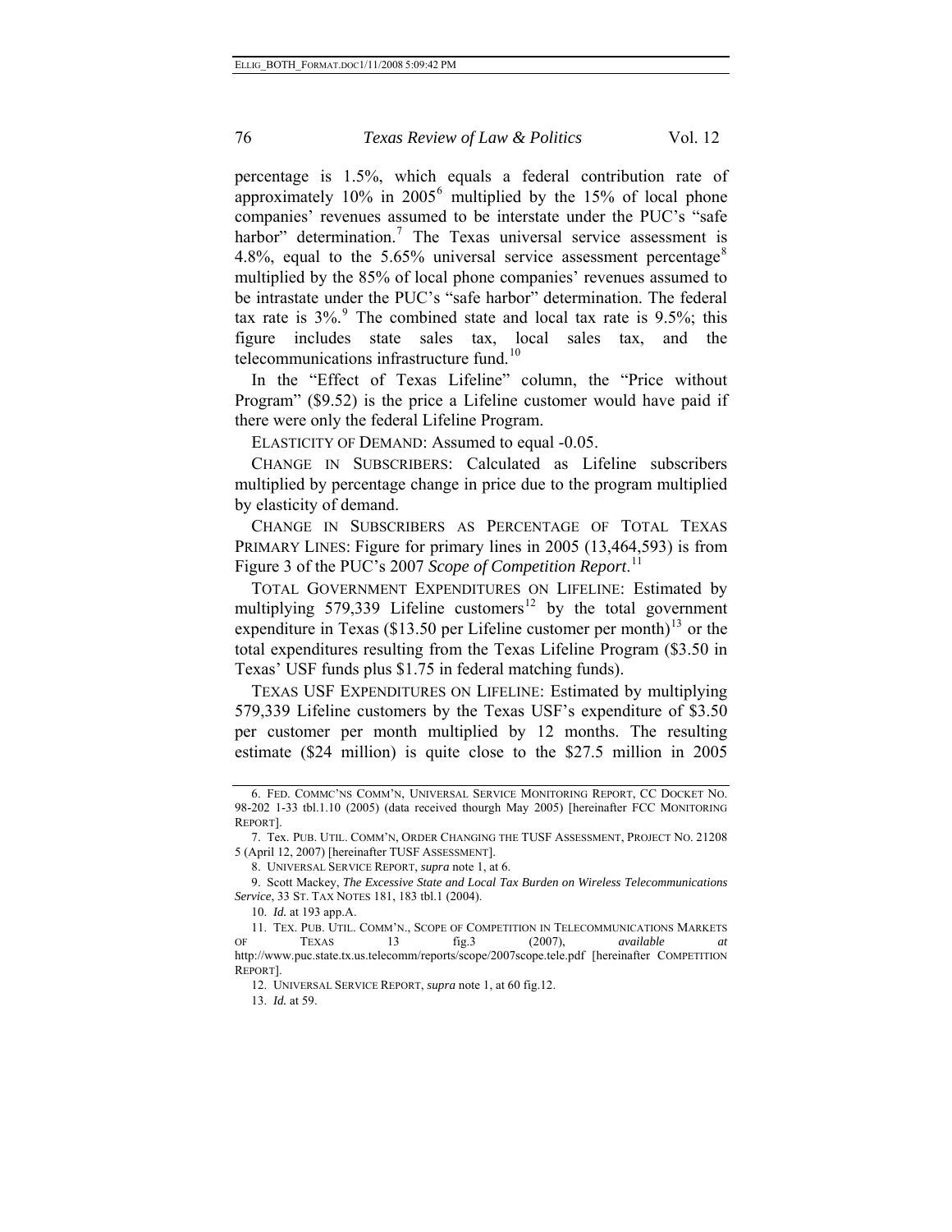percentage is 1.5%, which equals a federal contribution rate of approximately 10% in 2005[6] multiplied by the 15% of local phone companies' revenues assumed to be interstate under the PUC's "safe harbor" determination.[7] The Texas universal service assessment is 4.8%, equal to the 5.65% universal service assessment percentage[8] multiplied by the 85% of local phone companies' revenues assumed to be intrastate under the PUC's "safe harbor" determination. The federal tax rate is 3%.[9] The combined state and local tax rate is 9.5%; this figure includes state sales tax, local sales tax, and the telecommunications infrastructure fund.[10]

In the "Effect of Texas Lifeline" column, the "Price without Program" ($9.52) is the price a Lifeline customer would have paid if there were only the federal Lifeline Program.

ELASTICITY OF DEMAND: Assumed to equal -0.05.

CHANGE IN SUBSCRIBERS: Calculated as Lifeline subscribers multiplied by percentage change in price due to the program multiplied by elasticity of demand.

CHANGE IN SUBSCRIBERS AS PERCENTAGE OF TOTAL TEXAS PRIMARY LINES: Figure for primary lines in 2005 (13,464,593) is from Figure 3 of the PUC's 2007 *Scope of Competition Report*.[11]

TOTAL GOVERNMENT EXPENDITURES ON LIFELINE: Estimated by multiplying 579,339 Lifeline customers[12] by the total government expenditure in Texas ($13.50 per Lifeline customer per month)[13] or the total expenditures resulting from the Texas Lifeline Program ($3.50 in Texas' USF funds plus $1.75 in federal matching funds).

TEXAS USF EXPENDITURES ON LIFELINE: Estimated by multiplying 579,339 Lifeline customers by the Texas USF's expenditure of $3.50 per customer per month multiplied by 12 months. The resulting estimate ($24 million) is quite close to the $27.5 million in 2005

---

6. FED. COMMC'NS COMM'N, UNIVERSAL SERVICE MONITORING REPORT, CC DOCKET NO. 98-202 1-33 tbl.1.10 (2005) (data received thourgh May 2005) [hereinafter FCC MONITORING REPORT].

7. TEX. PUB. UTIL. COMM'N, ORDER CHANGING THE TUSF ASSESSMENT, PROJECT NO. 21208 5 (April 12, 2007) [hereinafter TUSF ASSESSMENT].

8. UNIVERSAL SERVICE REPORT, *supra* note 1, at 6.

9. Scott Mackey, *The Excessive State and Local Tax Burden on Wireless Telecommunications Service*, 33 ST. TAX NOTES 181, 183 tbl.1 (2004).

10. *Id.* at 193 app.A.

11. TEX. PUB. UTIL. COMM'N., SCOPE OF COMPETITION IN TELECOMMUNICATIONS MARKETS OF TEXAS 13 fig.3 (2007), *available at* http://www.puc.state.tx.us.telecomm/reports/scope/2007scope.tele.pdf [hereinafter COMPETITION REPORT].

12. UNIVERSAL SERVICE REPORT, *supra* note 1, at 60 fig.12.

13. *Id.* at 59.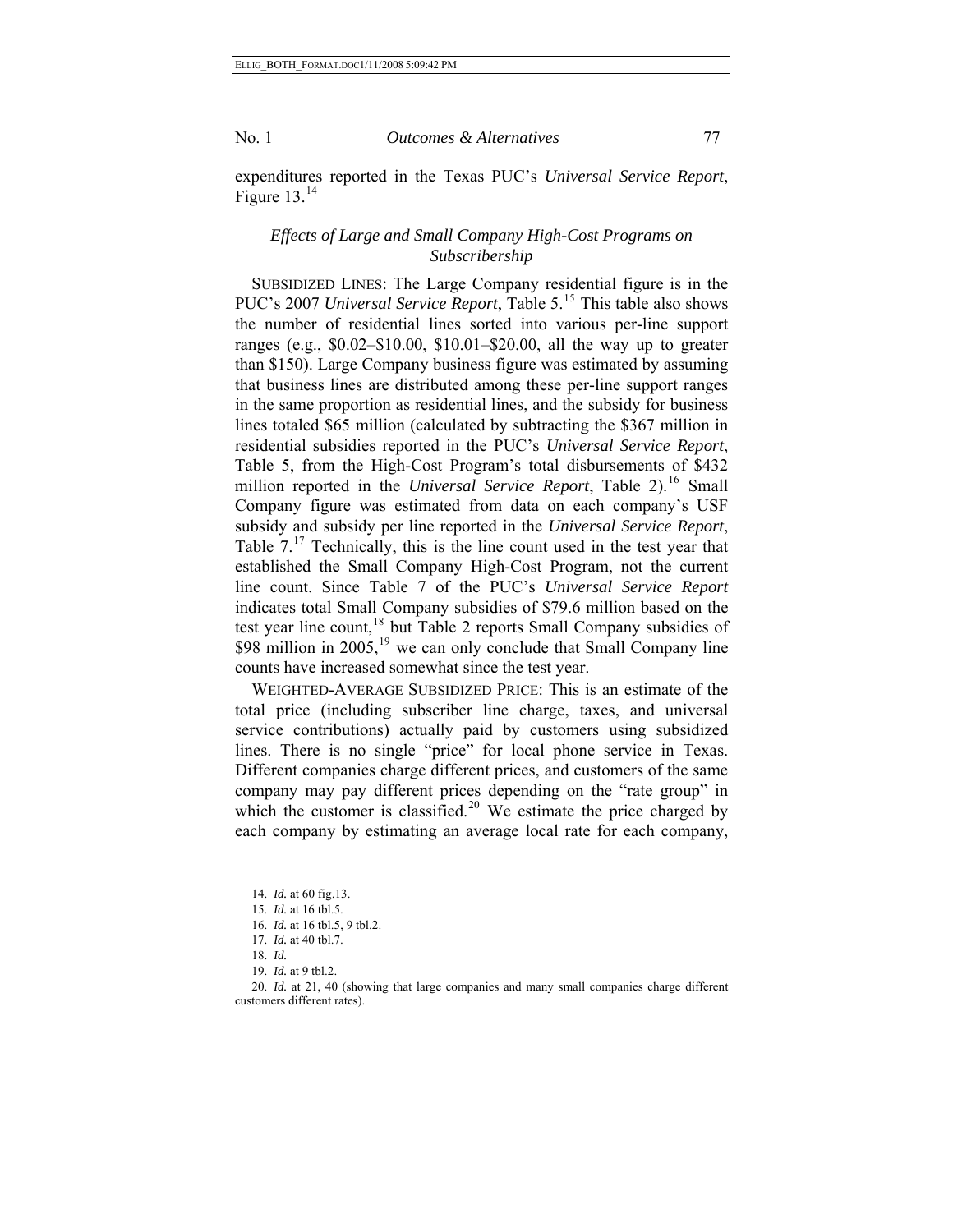expenditures reported in the Texas PUC's *Universal Service Report*, Figure 13.[14]

### *Effects of Large and Small Company High-Cost Programs on Subscribership*

SUBSIDIZED LINES: The Large Company residential figure is in the PUC's 2007 *Universal Service Report*, Table 5.[15] This table also shows the number of residential lines sorted into various per-line support ranges (e.g., \$0.02–\$10.00, \$10.01–\$20.00, all the way up to greater than \$150). Large Company business figure was estimated by assuming that business lines are distributed among these per-line support ranges in the same proportion as residential lines, and the subsidy for business lines totaled \$65 million (calculated by subtracting the \$367 million in residential subsidies reported in the PUC's *Universal Service Report*, Table 5, from the High-Cost Program's total disbursements of \$432 million reported in the *Universal Service Report*, Table 2).[16] Small Company figure was estimated from data on each company's USF subsidy and subsidy per line reported in the *Universal Service Report*, Table 7.[17] Technically, this is the line count used in the test year that established the Small Company High-Cost Program, not the current line count. Since Table 7 of the PUC's *Universal Service Report* indicates total Small Company subsidies of \$79.6 million based on the test year line count,[18] but Table 2 reports Small Company subsidies of \$98 million in 2005,[19] we can only conclude that Small Company line counts have increased somewhat since the test year.

WEIGHTED-AVERAGE SUBSIDIZED PRICE: This is an estimate of the total price (including subscriber line charge, taxes, and universal service contributions) actually paid by customers using subsidized lines. There is no single "price" for local phone service in Texas. Different companies charge different prices, and customers of the same company may pay different prices depending on the "rate group" in which the customer is classified.[20] We estimate the price charged by each company by estimating an average local rate for each company,

---

14. *Id.* at 60 fig.13.
15. *Id.* at 16 tbl.5.
16. *Id.* at 16 tbl.5, 9 tbl.2.
17. *Id.* at 40 tbl.7.
18. *Id.*
19. *Id.* at 9 tbl.2.
20. *Id.* at 21, 40 (showing that large companies and many small companies charge different customers different rates).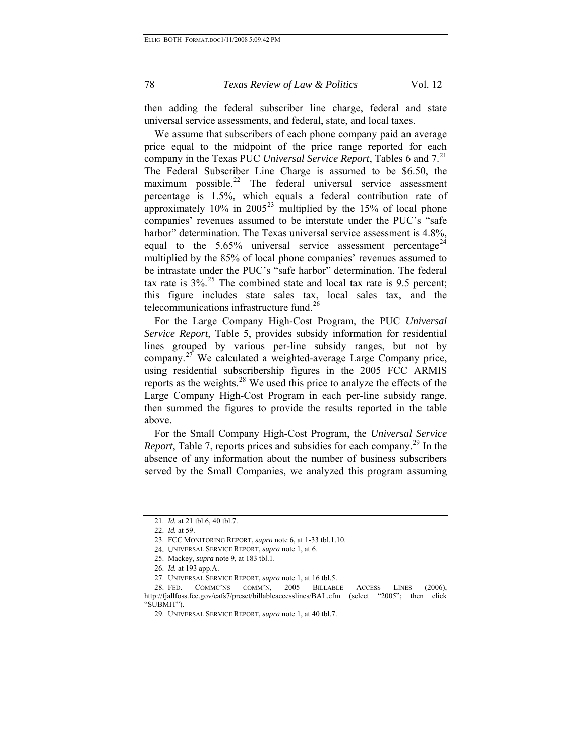then adding the federal subscriber line charge, federal and state universal service assessments, and federal, state, and local taxes.

We assume that subscribers of each phone company paid an average price equal to the midpoint of the price range reported for each company in the Texas PUC *Universal Service Report*, Tables 6 and 7.[21] The Federal Subscriber Line Charge is assumed to be $6.50, the maximum possible.[22] The federal universal service assessment percentage is 1.5%, which equals a federal contribution rate of approximately 10% in 2005[23] multiplied by the 15% of local phone companies' revenues assumed to be interstate under the PUC's "safe harbor" determination. The Texas universal service assessment is 4.8%, equal to the 5.65% universal service assessment percentage[24] multiplied by the 85% of local phone companies' revenues assumed to be intrastate under the PUC's "safe harbor" determination. The federal tax rate is 3%.[25] The combined state and local tax rate is 9.5 percent; this figure includes state sales tax, local sales tax, and the telecommunications infrastructure fund.[26]

For the Large Company High-Cost Program, the PUC *Universal Service Report*, Table 5, provides subsidy information for residential lines grouped by various per-line subsidy ranges, but not by company.[27] We calculated a weighted-average Large Company price, using residential subscribership figures in the 2005 FCC ARMIS reports as the weights.[28] We used this price to analyze the effects of the Large Company High-Cost Program in each per-line subsidy range, then summed the figures to provide the results reported in the table above.

For the Small Company High-Cost Program, the *Universal Service Report*, Table 7, reports prices and subsidies for each company.[29] In the absence of any information about the number of business subscribers served by the Small Companies, we analyzed this program assuming

---

21. *Id.* at 21 tbl.6, 40 tbl.7.

22. *Id.* at 59.

23. FCC MONITORING REPORT, *supra* note 6, at 1-33 tbl.1.10.

24. UNIVERSAL SERVICE REPORT, *supra* note 1, at 6.

25. Mackey, *supra* note 9, at 183 tbl.1.

26. *Id.* at 193 app.A.

27. UNIVERSAL SERVICE REPORT, *supra* note 1, at 16 tbl.5.

28. FED. COMMC'NS COMM'N, 2005 BILLABLE ACCESS LINES (2006), http://fjallfoss.fcc.gov/eafs7/preset/billableaccesslines/BAL.cfm (select "2005"; then click "SUBMIT").

29. UNIVERSAL SERVICE REPORT, *supra* note 1, at 40 tbl.7.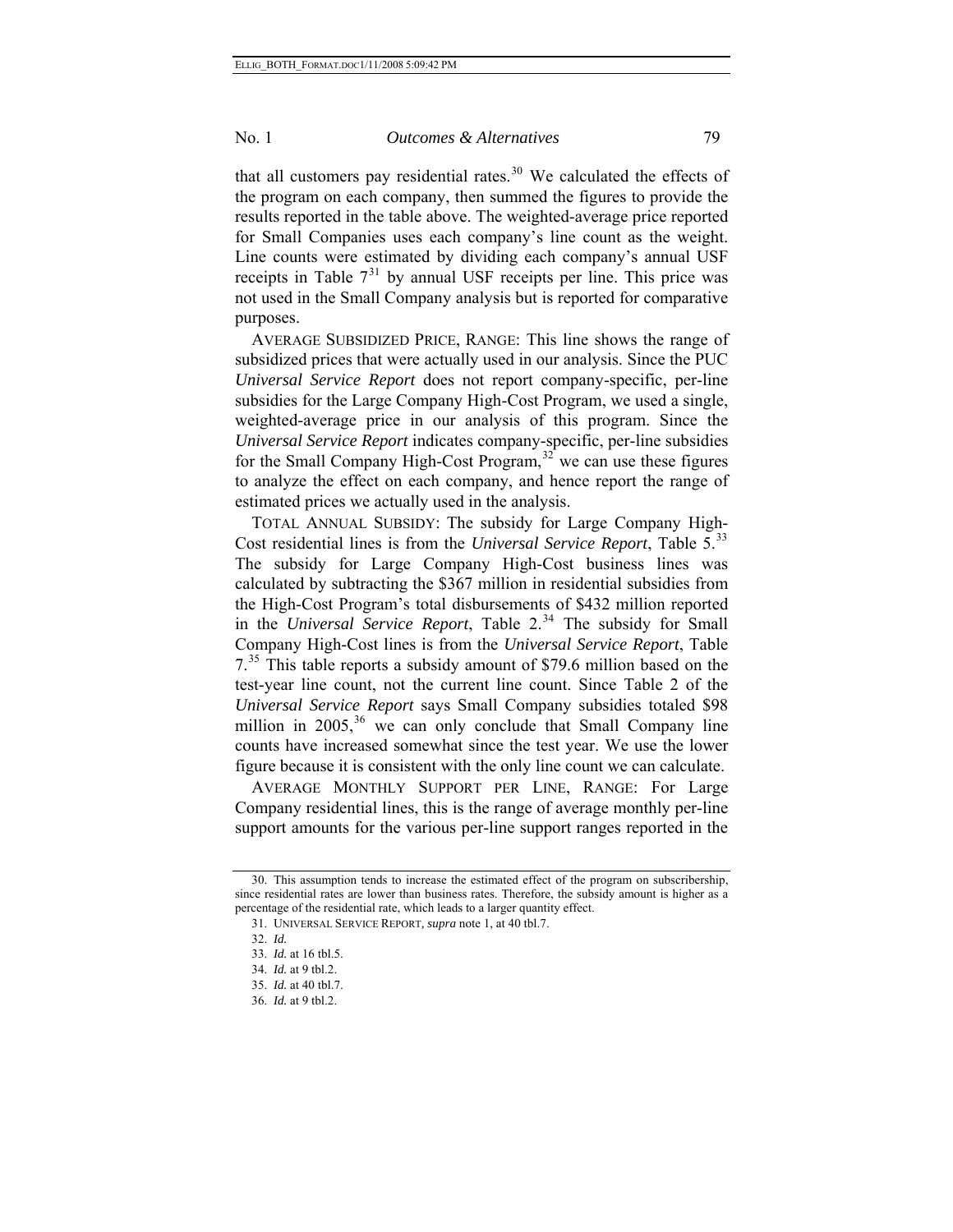that all customers pay residential rates.[30] We calculated the effects of the program on each company, then summed the figures to provide the results reported in the table above. The weighted-average price reported for Small Companies uses each company's line count as the weight. Line counts were estimated by dividing each company's annual USF receipts in Table 7[31] by annual USF receipts per line. This price was not used in the Small Company analysis but is reported for comparative purposes.

AVERAGE SUBSIDIZED PRICE, RANGE: This line shows the range of subsidized prices that were actually used in our analysis. Since the PUC *Universal Service Report* does not report company-specific, per-line subsidies for the Large Company High-Cost Program, we used a single, weighted-average price in our analysis of this program. Since the *Universal Service Report* indicates company-specific, per-line subsidies for the Small Company High-Cost Program,[32] we can use these figures to analyze the effect on each company, and hence report the range of estimated prices we actually used in the analysis.

TOTAL ANNUAL SUBSIDY: The subsidy for Large Company High-Cost residential lines is from the *Universal Service Report*, Table 5.[33] The subsidy for Large Company High-Cost business lines was calculated by subtracting the $367 million in residential subsidies from the High-Cost Program's total disbursements of $432 million reported in the *Universal Service Report*, Table 2.[34] The subsidy for Small Company High-Cost lines is from the *Universal Service Report*, Table 7.[35] This table reports a subsidy amount of $79.6 million based on the test-year line count, not the current line count. Since Table 2 of the *Universal Service Report* says Small Company subsidies totaled $98 million in 2005,[36] we can only conclude that Small Company line counts have increased somewhat since the test year. We use the lower figure because it is consistent with the only line count we can calculate.

AVERAGE MONTHLY SUPPORT PER LINE, RANGE: For Large Company residential lines, this is the range of average monthly per-line support amounts for the various per-line support ranges reported in the

---

30. This assumption tends to increase the estimated effect of the program on subscribership, since residential rates are lower than business rates. Therefore, the subsidy amount is higher as a percentage of the residential rate, which leads to a larger quantity effect.

31. UNIVERSAL SERVICE REPORT, *supra* note 1, at 40 tbl.7.

32. *Id.*

33. *Id.* at 16 tbl.5.

34. *Id.* at 9 tbl.2.

35. *Id.* at 40 tbl.7.

36. *Id.* at 9 tbl.2.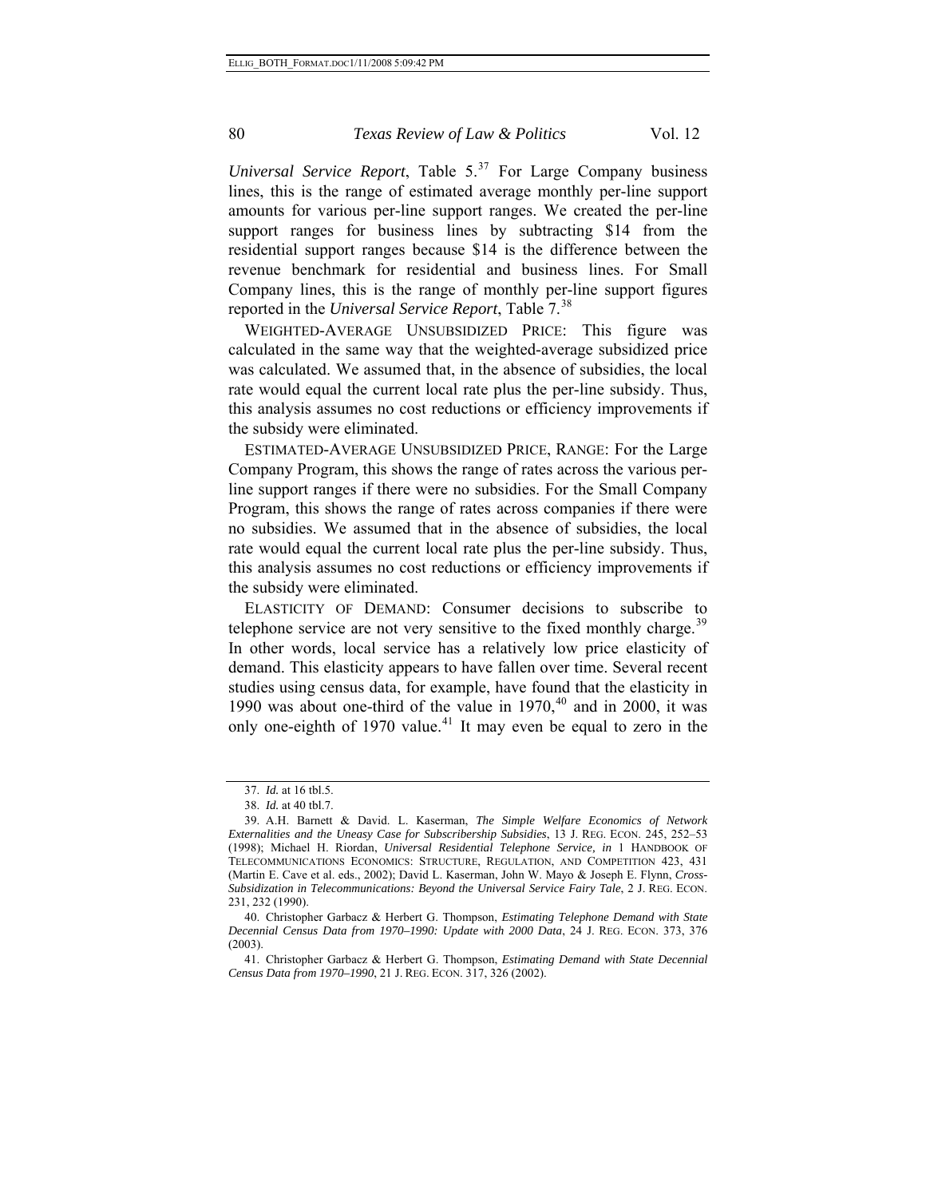*Universal Service Report*, Table 5.[37] For Large Company business lines, this is the range of estimated average monthly per-line support amounts for various per-line support ranges. We created the per-line support ranges for business lines by subtracting $14 from the residential support ranges because $14 is the difference between the revenue benchmark for residential and business lines. For Small Company lines, this is the range of monthly per-line support figures reported in the *Universal Service Report*, Table 7.[38]

WEIGHTED-AVERAGE UNSUBSIDIZED PRICE: This figure was calculated in the same way that the weighted-average subsidized price was calculated. We assumed that, in the absence of subsidies, the local rate would equal the current local rate plus the per-line subsidy. Thus, this analysis assumes no cost reductions or efficiency improvements if the subsidy were eliminated.

ESTIMATED-AVERAGE UNSUBSIDIZED PRICE, RANGE: For the Large Company Program, this shows the range of rates across the various per-line support ranges if there were no subsidies. For the Small Company Program, this shows the range of rates across companies if there were no subsidies. We assumed that in the absence of subsidies, the local rate would equal the current local rate plus the per-line subsidy. Thus, this analysis assumes no cost reductions or efficiency improvements if the subsidy were eliminated.

ELASTICITY OF DEMAND: Consumer decisions to subscribe to telephone service are not very sensitive to the fixed monthly charge.[39] In other words, local service has a relatively low price elasticity of demand. This elasticity appears to have fallen over time. Several recent studies using census data, for example, have found that the elasticity in 1990 was about one-third of the value in 1970,[40] and in 2000, it was only one-eighth of 1970 value.[41] It may even be equal to zero in the

37. *Id.* at 16 tbl.5.

38. *Id.* at 40 tbl.7.

39. A.H. Barnett & David. L. Kaserman, *The Simple Welfare Economics of Network Externalities and the Uneasy Case for Subscribership Subsidies*, 13 J. REG. ECON. 245, 252–53 (1998); Michael H. Riordan, *Universal Residential Telephone Service*, *in* 1 HANDBOOK OF TELECOMMUNICATIONS ECONOMICS: STRUCTURE, REGULATION, AND COMPETITION 423, 431 (Martin E. Cave et al. eds., 2002); David L. Kaserman, John W. Mayo & Joseph E. Flynn, *Cross-Subsidization in Telecommunications: Beyond the Universal Service Fairy Tale*, 2 J. REG. ECON. 231, 232 (1990).

40. Christopher Garbacz & Herbert G. Thompson, *Estimating Telephone Demand with State Decennial Census Data from 1970–1990: Update with 2000 Data*, 24 J. REG. ECON. 373, 376 (2003).

41. Christopher Garbacz & Herbert G. Thompson, *Estimating Demand with State Decennial Census Data from 1970–1990*, 21 J. REG. ECON. 317, 326 (2002).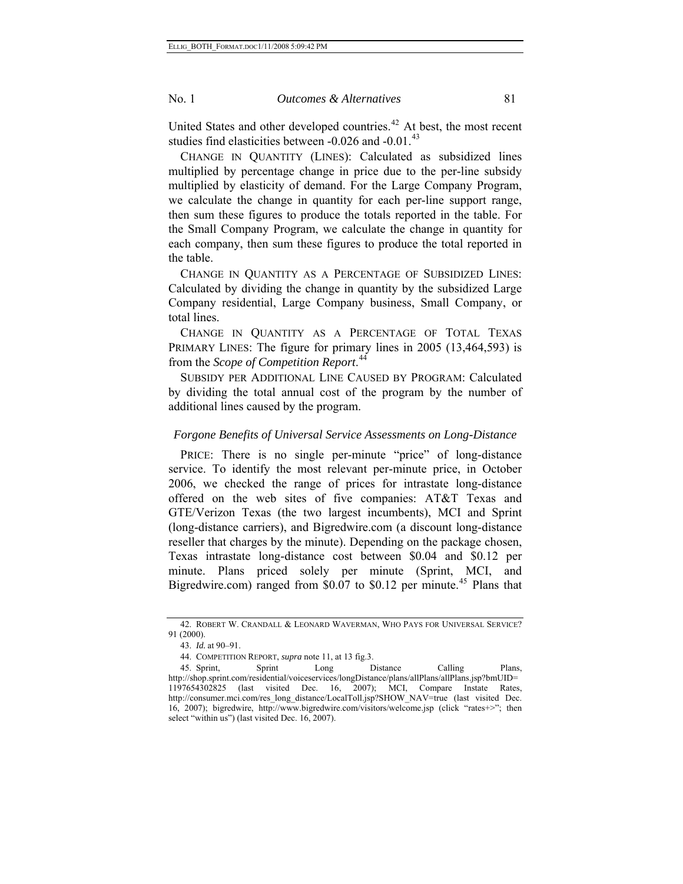United States and other developed countries.[42] At best, the most recent studies find elasticities between -0.026 and -0.01.[43]

CHANGE IN QUANTITY (LINES): Calculated as subsidized lines multiplied by percentage change in price due to the per-line subsidy multiplied by elasticity of demand. For the Large Company Program, we calculate the change in quantity for each per-line support range, then sum these figures to produce the totals reported in the table. For the Small Company Program, we calculate the change in quantity for each company, then sum these figures to produce the total reported in the table.

CHANGE IN QUANTITY AS A PERCENTAGE OF SUBSIDIZED LINES: Calculated by dividing the change in quantity by the subsidized Large Company residential, Large Company business, Small Company, or total lines.

CHANGE IN QUANTITY AS A PERCENTAGE OF TOTAL TEXAS PRIMARY LINES: The figure for primary lines in 2005 (13,464,593) is from the *Scope of Competition Report*.[44]

SUBSIDY PER ADDITIONAL LINE CAUSED BY PROGRAM: Calculated by dividing the total annual cost of the program by the number of additional lines caused by the program.

### *Forgone Benefits of Universal Service Assessments on Long-Distance*

PRICE: There is no single per-minute "price" of long-distance service. To identify the most relevant per-minute price, in October 2006, we checked the range of prices for intrastate long-distance offered on the web sites of five companies: AT&T Texas and GTE/Verizon Texas (the two largest incumbents), MCI and Sprint (long-distance carriers), and Bigredwire.com (a discount long-distance reseller that charges by the minute). Depending on the package chosen, Texas intrastate long-distance cost between $0.04 and $0.12 per minute. Plans priced solely per minute (Sprint, MCI, and Bigredwire.com) ranged from $0.07 to $0.12 per minute.[45] Plans that

---

42. ROBERT W. CRANDALL & LEONARD WAVERMAN, WHO PAYS FOR UNIVERSAL SERVICE? 91 (2000).

43. *Id.* at 90–91.

44. COMPETITION REPORT, *supra* note 11, at 13 fig.3.

45. Sprint, Sprint Long Distance Calling Plans, http://shop.sprint.com/residential/voiceservices/longDistance/plans/allPlans/allPlans.jsp?bmUID=1197654302825 (last visited Dec. 16, 2007); MCI, Compare Instate Rates, http://consumer.mci.com/res_long_distance/LocalToll.jsp?SHOW_NAV=true (last visited Dec. 16, 2007); bigredwire, http://www.bigredwire.com/visitors/welcome.jsp (click "rates+>"; then select "within us") (last visited Dec. 16, 2007).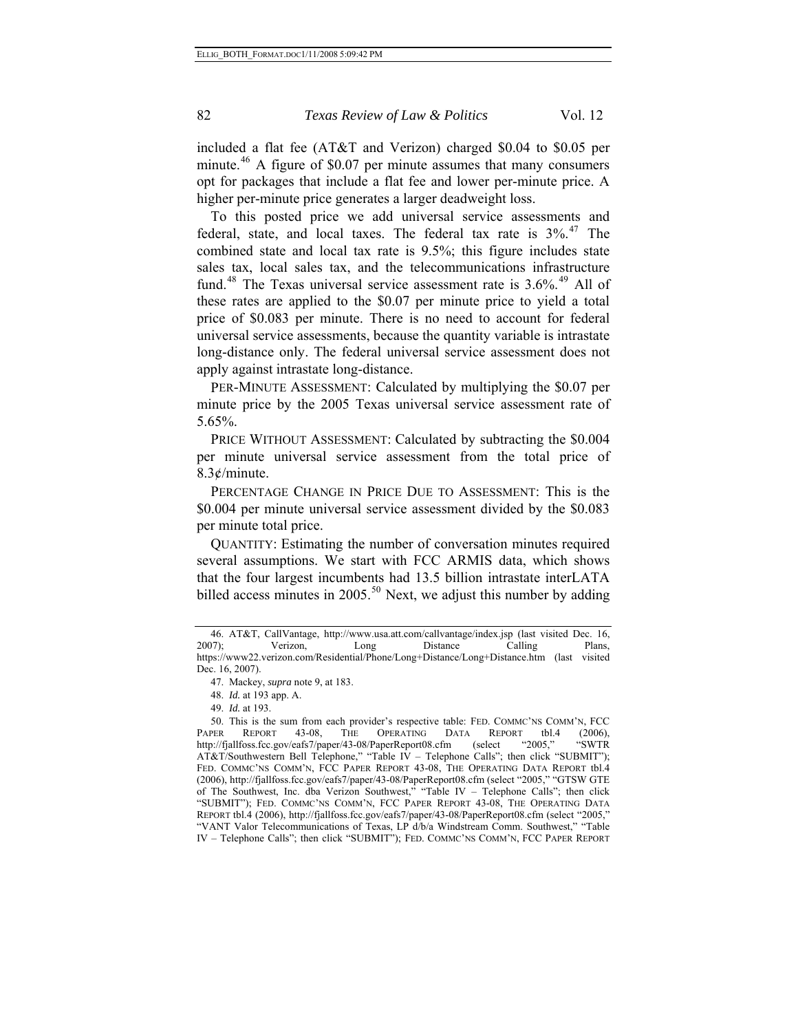included a flat fee (AT&T and Verizon) charged $0.04 to $0.05 per minute.[46] A figure of $0.07 per minute assumes that many consumers opt for packages that include a flat fee and lower per-minute price. A higher per-minute price generates a larger deadweight loss.

To this posted price we add universal service assessments and federal, state, and local taxes. The federal tax rate is 3%.[47] The combined state and local tax rate is 9.5%; this figure includes state sales tax, local sales tax, and the telecommunications infrastructure fund.[48] The Texas universal service assessment rate is 3.6%.[49] All of these rates are applied to the $0.07 per minute price to yield a total price of $0.083 per minute. There is no need to account for federal universal service assessments, because the quantity variable is intrastate long-distance only. The federal universal service assessment does not apply against intrastate long-distance.

PER-MINUTE ASSESSMENT: Calculated by multiplying the $0.07 per minute price by the 2005 Texas universal service assessment rate of 5.65%.

PRICE WITHOUT ASSESSMENT: Calculated by subtracting the $0.004 per minute universal service assessment from the total price of 8.3¢/minute.

PERCENTAGE CHANGE IN PRICE DUE TO ASSESSMENT: This is the $0.004 per minute universal service assessment divided by the $0.083 per minute total price.

QUANTITY: Estimating the number of conversation minutes required several assumptions. We start with FCC ARMIS data, which shows that the four largest incumbents had 13.5 billion intrastate interLATA billed access minutes in 2005.[50] Next, we adjust this number by adding

---

46. AT&T, CallVantage, http://www.usa.att.com/callvantage/index.jsp (last visited Dec. 16, 2007); Verizon, Long Distance Calling Plans, https://www22.verizon.com/Residential/Phone/Long+Distance/Long+Distance.htm (last visited Dec. 16, 2007).

47. Mackey, *supra* note 9, at 183.

48. *Id.* at 193 app. A.

49. *Id.* at 193.

50. This is the sum from each provider's respective table: FED. COMMC'NS COMM'N, FCC PAPER REPORT 43-08, THE OPERATING DATA REPORT tbl.4 (2006), http://fjallfoss.fcc.gov/eafs7/paper/43-08/PaperReport08.cfm (select "2005," "SWTR AT&T/Southwestern Bell Telephone," "Table IV – Telephone Calls"; then click "SUBMIT"); FED. COMMC'NS COMM'N, FCC PAPER REPORT 43-08, THE OPERATING DATA REPORT tbl.4 (2006), http://fjallfoss.fcc.gov/eafs7/paper/43-08/PaperReport08.cfm (select "2005," "GTSW GTE of The Southwest, Inc. dba Verizon Southwest," "Table IV – Telephone Calls"; then click "SUBMIT"); FED. COMMC'NS COMM'N, FCC PAPER REPORT 43-08, THE OPERATING DATA REPORT tbl.4 (2006), http://fjallfoss.fcc.gov/eafs7/paper/43-08/PaperReport08.cfm (select "2005," "VANT Valor Telecommunications of Texas, LP d/b/a Windstream Comm. Southwest," "Table IV – Telephone Calls"; then click "SUBMIT"); FED. COMMC'NS COMM'N, FCC PAPER REPORT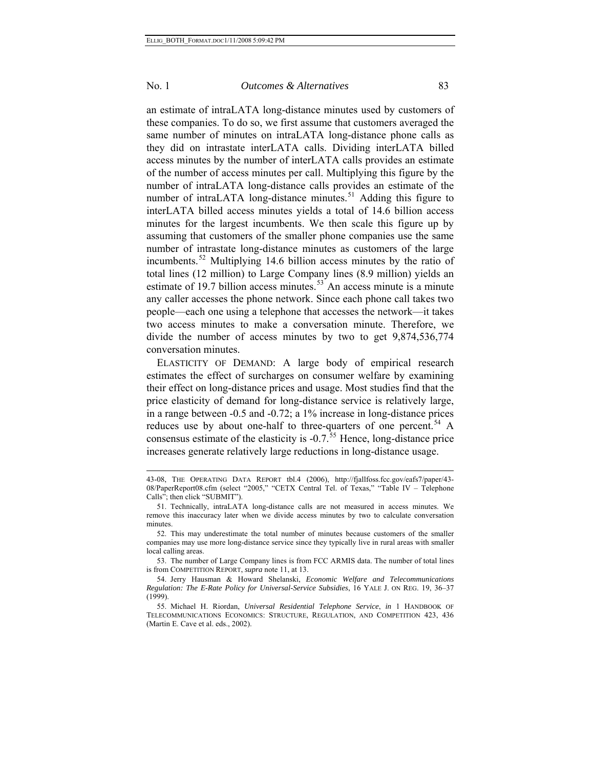an estimate of intraLATA long-distance minutes used by customers of these companies. To do so, we first assume that customers averaged the same number of minutes on intraLATA long-distance phone calls as they did on intrastate interLATA calls. Dividing interLATA billed access minutes by the number of interLATA calls provides an estimate of the number of access minutes per call. Multiplying this figure by the number of intraLATA long-distance calls provides an estimate of the number of intraLATA long-distance minutes.[51] Adding this figure to interLATA billed access minutes yields a total of 14.6 billion access minutes for the largest incumbents. We then scale this figure up by assuming that customers of the smaller phone companies use the same number of intrastate long-distance minutes as customers of the large incumbents.[52] Multiplying 14.6 billion access minutes by the ratio of total lines (12 million) to Large Company lines (8.9 million) yields an estimate of 19.7 billion access minutes.[53] An access minute is a minute any caller accesses the phone network. Since each phone call takes two people—each one using a telephone that accesses the network—it takes two access minutes to make a conversation minute. Therefore, we divide the number of access minutes by two to get 9,874,536,774 conversation minutes.

ELASTICITY OF DEMAND: A large body of empirical research estimates the effect of surcharges on consumer welfare by examining their effect on long-distance prices and usage. Most studies find that the price elasticity of demand for long-distance service is relatively large, in a range between -0.5 and -0.72; a 1% increase in long-distance prices reduces use by about one-half to three-quarters of one percent.[54] A consensus estimate of the elasticity is -0.7.[55] Hence, long-distance price increases generate relatively large reductions in long-distance usage.

---

43-08, THE OPERATING DATA REPORT tbl.4 (2006), http://fjallfoss.fcc.gov/eafs7/paper/43-08/PaperReport08.cfm (select "2005," "CETX Central Tel. of Texas," "Table IV – Telephone Calls"; then click "SUBMIT").

51. Technically, intraLATA long-distance calls are not measured in access minutes. We remove this inaccuracy later when we divide access minutes by two to calculate conversation minutes.

52. This may underestimate the total number of minutes because customers of the smaller companies may use more long-distance service since they typically live in rural areas with smaller local calling areas.

53. The number of Large Company lines is from FCC ARMIS data. The number of total lines is from COMPETITION REPORT, *supra* note 11, at 13.

54. Jerry Hausman & Howard Shelanski, *Economic Welfare and Telecommunications Regulation: The E-Rate Policy for Universal-Service Subsidies*, 16 YALE J. ON REG. 19, 36–37 (1999).

55. Michael H. Riordan, *Universal Residential Telephone Service*, *in* 1 HANDBOOK OF TELECOMMUNICATIONS ECONOMICS: STRUCTURE, REGULATION, AND COMPETITION 423, 436 (Martin E. Cave et al. eds., 2002).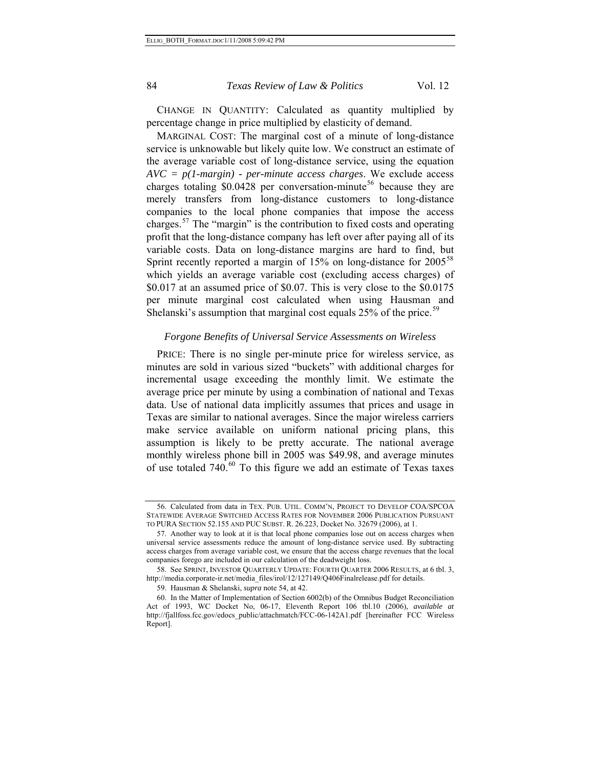CHANGE IN QUANTITY: Calculated as quantity multiplied by percentage change in price multiplied by elasticity of demand.

MARGINAL COST: The marginal cost of a minute of long-distance service is unknowable but likely quite low. We construct an estimate of the average variable cost of long-distance service, using the equation *AVC = p(1-margin) - per-minute access charges*. We exclude access charges totaling $0.0428 per conversation-minute[56] because they are merely transfers from long-distance customers to long-distance companies to the local phone companies that impose the access charges.[57] The "margin" is the contribution to fixed costs and operating profit that the long-distance company has left over after paying all of its variable costs. Data on long-distance margins are hard to find, but Sprint recently reported a margin of 15% on long-distance for 2005[58] which yields an average variable cost (excluding access charges) of $0.017 at an assumed price of $0.07. This is very close to the $0.0175 per minute marginal cost calculated when using Hausman and Shelanski's assumption that marginal cost equals 25% of the price.[59]

### *Forgone Benefits of Universal Service Assessments on Wireless*

PRICE: There is no single per-minute price for wireless service, as minutes are sold in various sized "buckets" with additional charges for incremental usage exceeding the monthly limit. We estimate the average price per minute by using a combination of national and Texas data. Use of national data implicitly assumes that prices and usage in Texas are similar to national averages. Since the major wireless carriers make service available on uniform national pricing plans, this assumption is likely to be pretty accurate. The national average monthly wireless phone bill in 2005 was $49.98, and average minutes of use totaled 740.[60] To this figure we add an estimate of Texas taxes

---

56. Calculated from data in TEX. PUB. UTIL. COMM'N, PROJECT TO DEVELOP COA/SPCOA STATEWIDE AVERAGE SWITCHED ACCESS RATES FOR NOVEMBER 2006 PUBLICATION PURSUANT TO PURA SECTION 52.155 AND PUC SUBST. R. 26.223, Docket No. 32679 (2006), at 1.

57. Another way to look at it is that local phone companies lose out on access charges when universal service assessments reduce the amount of long-distance service used. By subtracting access charges from average variable cost, we ensure that the access charge revenues that the local companies forego are included in our calculation of the deadweight loss.

58. See SPRINT, INVESTOR QUARTERLY UPDATE: FOURTH QUARTER 2006 RESULTS, at 6 tbl. 3, http://media.corporate-ir.net/media_files/irol/12/127149/Q406Finalrelease.pdf for details.

59. Hausman & Shelanski, *supra* note 54, at 42.

60. In the Matter of Implementation of Section 6002(b) of the Omnibus Budget Reconciliation Act of 1993, WC Docket No, 06-17, Eleventh Report 106 tbl.10 (2006), *available at* http://fjallfoss.fcc.gov/edocs_public/attachmatch/FCC-06-142A1.pdf [hereinafter FCC Wireless Report].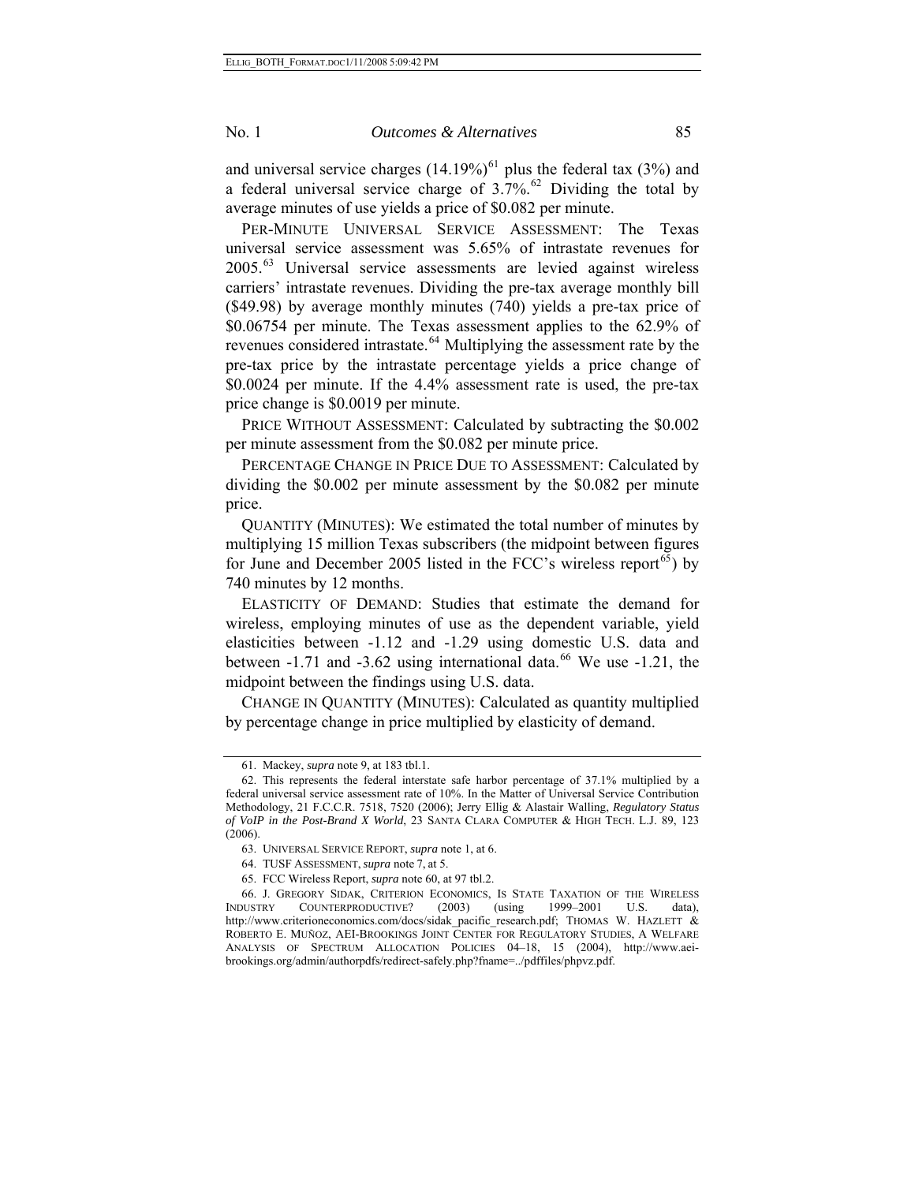and universal service charges (14.19%)[61] plus the federal tax (3%) and a federal universal service charge of 3.7%.[62] Dividing the total by average minutes of use yields a price of $0.082 per minute.

PER-MINUTE UNIVERSAL SERVICE ASSESSMENT: The Texas universal service assessment was 5.65% of intrastate revenues for 2005.[63] Universal service assessments are levied against wireless carriers' intrastate revenues. Dividing the pre-tax average monthly bill ($49.98) by average monthly minutes (740) yields a pre-tax price of $0.06754 per minute. The Texas assessment applies to the 62.9% of revenues considered intrastate.[64] Multiplying the assessment rate by the pre-tax price by the intrastate percentage yields a price change of $0.0024 per minute. If the 4.4% assessment rate is used, the pre-tax price change is $0.0019 per minute.

PRICE WITHOUT ASSESSMENT: Calculated by subtracting the $0.002 per minute assessment from the $0.082 per minute price.

PERCENTAGE CHANGE IN PRICE DUE TO ASSESSMENT: Calculated by dividing the $0.002 per minute assessment by the $0.082 per minute price.

QUANTITY (MINUTES): We estimated the total number of minutes by multiplying 15 million Texas subscribers (the midpoint between figures for June and December 2005 listed in the FCC's wireless report[65]) by 740 minutes by 12 months.

ELASTICITY OF DEMAND: Studies that estimate the demand for wireless, employing minutes of use as the dependent variable, yield elasticities between -1.12 and -1.29 using domestic U.S. data and between -1.71 and -3.62 using international data.[66] We use -1.21, the midpoint between the findings using U.S. data.

CHANGE IN QUANTITY (MINUTES): Calculated as quantity multiplied by percentage change in price multiplied by elasticity of demand.

---

61. Mackey, *supra* note 9, at 183 tbl.1.

62. This represents the federal interstate safe harbor percentage of 37.1% multiplied by a federal universal service assessment rate of 10%. In the Matter of Universal Service Contribution Methodology, 21 F.C.C.R. 7518, 7520 (2006); Jerry Ellig & Alastair Walling, *Regulatory Status of VoIP in the Post-Brand X World*, 23 SANTA CLARA COMPUTER & HIGH TECH. L.J. 89, 123 (2006).

63. UNIVERSAL SERVICE REPORT, *supra* note 1, at 6.

64. TUSF ASSESSMENT, *supra* note 7, at 5.

65. FCC Wireless Report, *supra* note 60, at 97 tbl.2.

66. J. GREGORY SIDAK, CRITERION ECONOMICS, IS STATE TAXATION OF THE WIRELESS INDUSTRY COUNTERPRODUCTIVE? (2003) (using 1999–2001 U.S. data), http://www.criterioneconomics.com/docs/sidak_pacific_research.pdf; THOMAS W. HAZLETT & ROBERTO E. MUÑOZ, AEI-BROOKINGS JOINT CENTER FOR REGULATORY STUDIES, A WELFARE ANALYSIS OF SPECTRUM ALLOCATION POLICIES 04–18, 15 (2004), http://www.aei-brookings.org/admin/authorpdfs/redirect-safely.php?fname=../pdffiles/phpvz.pdf.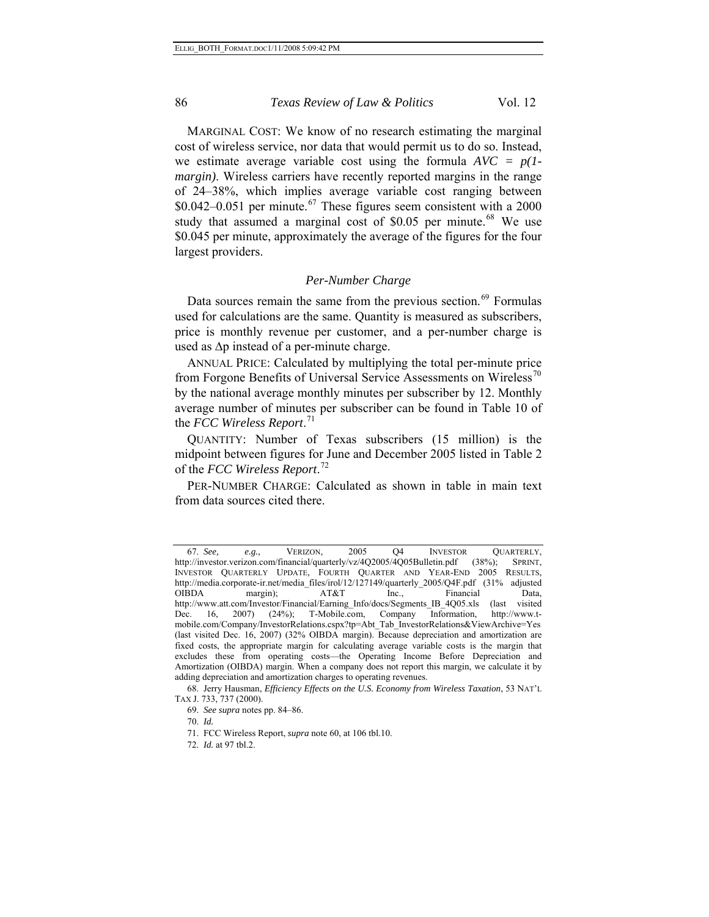MARGINAL COST: We know of no research estimating the marginal cost of wireless service, nor data that would permit us to do so. Instead, we estimate average variable cost using the formula $AVC = p(1-margin)$. Wireless carriers have recently reported margins in the range of 24–38%, which implies average variable cost ranging between \$0.042–0.051 per minute.[67] These figures seem consistent with a 2000 study that assumed a marginal cost of \$0.05 per minute.[68] We use \$0.045 per minute, approximately the average of the figures for the four largest providers.

### *Per-Number Charge*

Data sources remain the same from the previous section.[69] Formulas used for calculations are the same. Quantity is measured as subscribers, price is monthly revenue per customer, and a per-number charge is used as $\Delta p$ instead of a per-minute charge.

ANNUAL PRICE: Calculated by multiplying the total per-minute price from Forgone Benefits of Universal Service Assessments on Wireless[70] by the national average monthly minutes per subscriber by 12. Monthly average number of minutes per subscriber can be found in Table 10 of the *FCC Wireless Report*.[71]

QUANTITY: Number of Texas subscribers (15 million) is the midpoint between figures for June and December 2005 listed in Table 2 of the *FCC Wireless Report*.[72]

PER-NUMBER CHARGE: Calculated as shown in table in main text from data sources cited there.

---

67. *See, e.g.*, VERIZON, 2005 Q4 INVESTOR QUARTERLY, http://investor.verizon.com/financial/quarterly/vz/4Q2005/4Q05Bulletin.pdf (38%); SPRINT, INVESTOR QUARTERLY UPDATE, FOURTH QUARTER AND YEAR-END 2005 RESULTS, http://media.corporate-ir.net/media_files/irol/12/127149/quarterly_2005/Q4F.pdf (31% adjusted OIBDA margin); AT&T Inc., Financial Data, http://www.att.com/Investor/Financial/Earning_Info/docs/Segments_IB_4Q05.xls (last visited Dec. 16, 2007) (24%); T-Mobile.com, Company Information, http://www.t-mobile.com/Company/InvestorRelations.cspx?tp=Abt_Tab_InvestorRelations&ViewArchive=Yes (last visited Dec. 16, 2007) (32% OIBDA margin). Because depreciation and amortization are fixed costs, the appropriate margin for calculating average variable costs is the margin that excludes these from operating costs—the Operating Income Before Depreciation and Amortization (OIBDA) margin. When a company does not report this margin, we calculate it by adding depreciation and amortization charges to operating revenues.

68. Jerry Hausman, *Efficiency Effects on the U.S. Economy from Wireless Taxation*, 53 NAT'L TAX J. 733, 737 (2000).

69. *See supra* notes pp. 84–86.

70. *Id.*

71. FCC Wireless Report, *supra* note 60, at 106 tbl.10.

72. *Id.* at 97 tbl.2.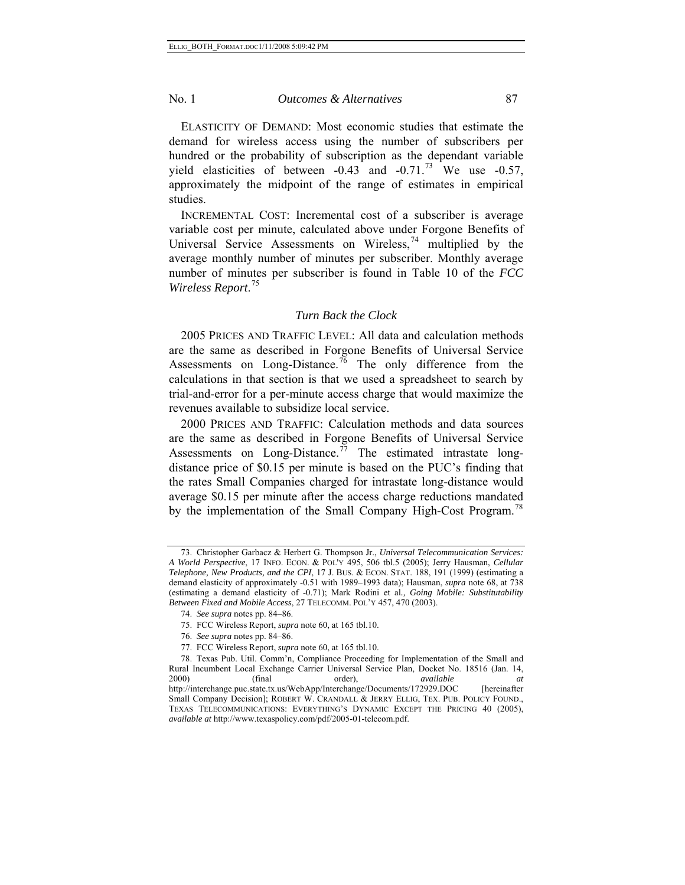ELASTICITY OF DEMAND: Most economic studies that estimate the demand for wireless access using the number of subscribers per hundred or the probability of subscription as the dependant variable yield elasticities of between -0.43 and -0.71.[73] We use -0.57, approximately the midpoint of the range of estimates in empirical studies.

INCREMENTAL COST: Incremental cost of a subscriber is average variable cost per minute, calculated above under Forgone Benefits of Universal Service Assessments on Wireless,[74] multiplied by the average monthly number of minutes per subscriber. Monthly average number of minutes per subscriber is found in Table 10 of the *FCC Wireless Report*.[75]

### *Turn Back the Clock*

2005 PRICES AND TRAFFIC LEVEL: All data and calculation methods are the same as described in Forgone Benefits of Universal Service Assessments on Long-Distance.[76] The only difference from the calculations in that section is that we used a spreadsheet to search by trial-and-error for a per-minute access charge that would maximize the revenues available to subsidize local service.

2000 PRICES AND TRAFFIC: Calculation methods and data sources are the same as described in Forgone Benefits of Universal Service Assessments on Long-Distance.[77] The estimated intrastate long-distance price of $0.15 per minute is based on the PUC's finding that the rates Small Companies charged for intrastate long-distance would average $0.15 per minute after the access charge reductions mandated by the implementation of the Small Company High-Cost Program.[78]

---

73. Christopher Garbacz & Herbert G. Thompson Jr., *Universal Telecommunication Services: A World Perspective*, 17 INFO. ECON. & POL'Y 495, 506 tbl.5 (2005); Jerry Hausman, *Cellular Telephone, New Products, and the CPI*, 17 J. BUS. & ECON. STAT. 188, 191 (1999) (estimating a demand elasticity of approximately -0.51 with 1989–1993 data); Hausman, *supra* note 68, at 738 (estimating a demand elasticity of -0.71); Mark Rodini et al., *Going Mobile: Substitutability Between Fixed and Mobile Access*, 27 TELECOMM. POL'Y 457, 470 (2003).

74. *See supra* notes pp. 84–86.

75. FCC Wireless Report, *supra* note 60, at 165 tbl.10.

76. *See supra* notes pp. 84–86.

77. FCC Wireless Report, *supra* note 60, at 165 tbl.10.

78. Texas Pub. Util. Comm'n, Compliance Proceeding for Implementation of the Small and Rural Incumbent Local Exchange Carrier Universal Service Plan, Docket No. 18516 (Jan. 14, 2000) (final order), *available at* http://interchange.puc.state.tx.us/WebApp/Interchange/Documents/172929.DOC [hereinafter Small Company Decision]; ROBERT W. CRANDALL & JERRY ELLIG, TEX. PUB. POLICY FOUND., TEXAS TELECOMMUNICATIONS: EVERYTHING'S DYNAMIC EXCEPT THE PRICING 40 (2005), *available at* http://www.texaspolicy.com/pdf/2005-01-telecom.pdf.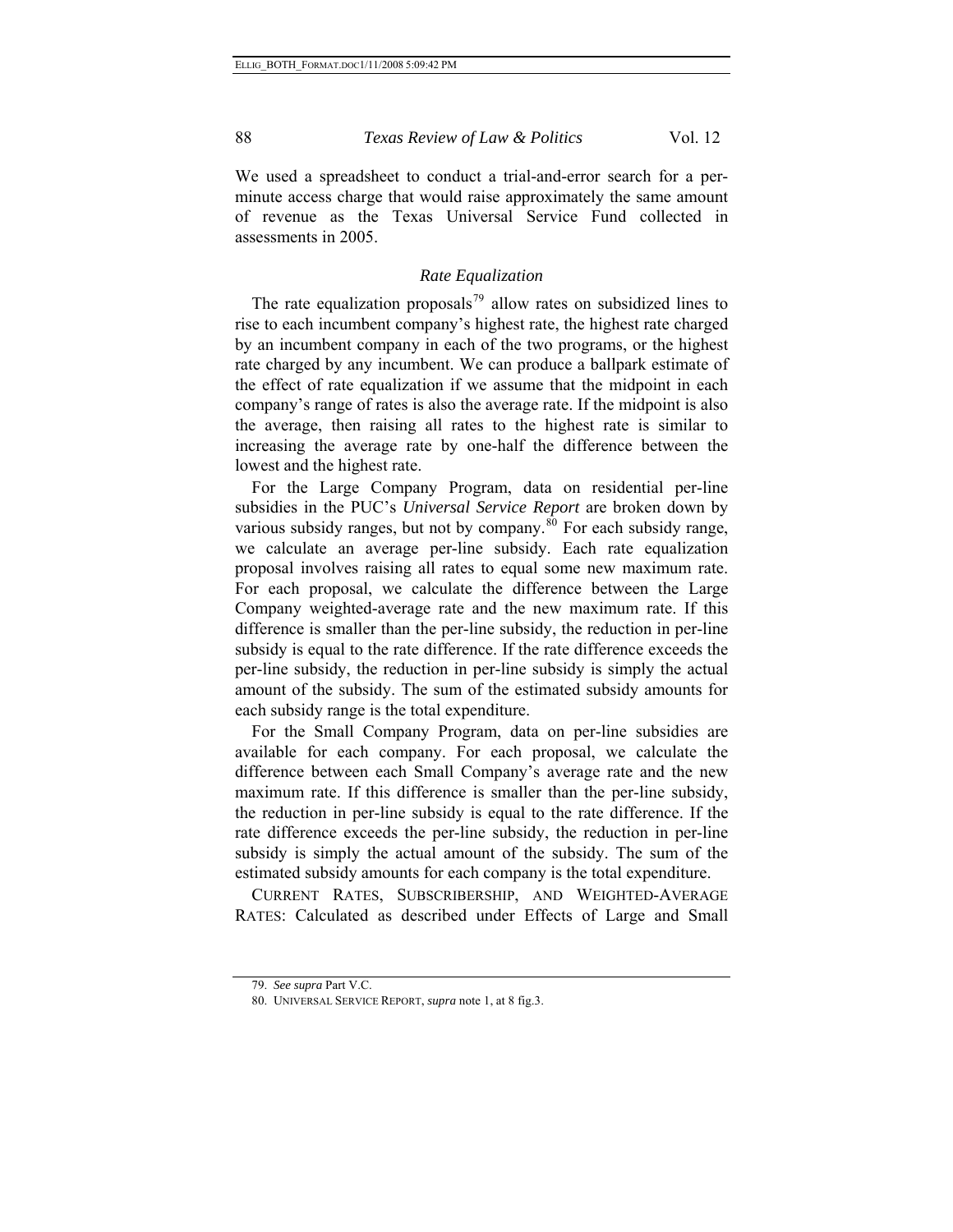We used a spreadsheet to conduct a trial-and-error search for a per-minute access charge that would raise approximately the same amount of revenue as the Texas Universal Service Fund collected in assessments in 2005.

### *Rate Equalization*

The rate equalization proposals[79] allow rates on subsidized lines to rise to each incumbent company's highest rate, the highest rate charged by an incumbent company in each of the two programs, or the highest rate charged by any incumbent. We can produce a ballpark estimate of the effect of rate equalization if we assume that the midpoint in each company's range of rates is also the average rate. If the midpoint is also the average, then raising all rates to the highest rate is similar to increasing the average rate by one-half the difference between the lowest and the highest rate.

For the Large Company Program, data on residential per-line subsidies in the PUC's *Universal Service Report* are broken down by various subsidy ranges, but not by company.[80] For each subsidy range, we calculate an average per-line subsidy. Each rate equalization proposal involves raising all rates to equal some new maximum rate. For each proposal, we calculate the difference between the Large Company weighted-average rate and the new maximum rate. If this difference is smaller than the per-line subsidy, the reduction in per-line subsidy is equal to the rate difference. If the rate difference exceeds the per-line subsidy, the reduction in per-line subsidy is simply the actual amount of the subsidy. The sum of the estimated subsidy amounts for each subsidy range is the total expenditure.

For the Small Company Program, data on per-line subsidies are available for each company. For each proposal, we calculate the difference between each Small Company's average rate and the new maximum rate. If this difference is smaller than the per-line subsidy, the reduction in per-line subsidy is equal to the rate difference. If the rate difference exceeds the per-line subsidy, the reduction in per-line subsidy is simply the actual amount of the subsidy. The sum of the estimated subsidy amounts for each company is the total expenditure.

CURRENT RATES, SUBSCRIBERSHIP, AND WEIGHTED-AVERAGE RATES: Calculated as described under Effects of Large and Small

---

79. *See supra* Part V.C.

80. UNIVERSAL SERVICE REPORT, *supra* note 1, at 8 fig.3.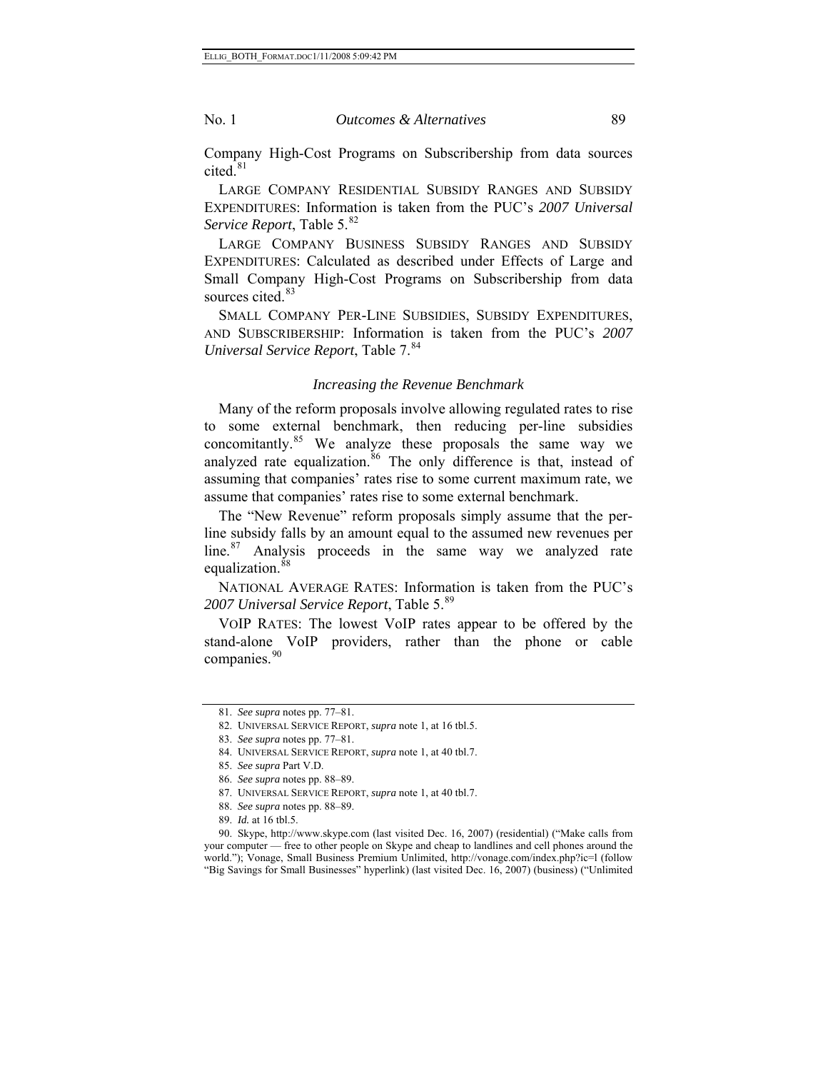Company High-Cost Programs on Subscribership from data sources cited.[81]

LARGE COMPANY RESIDENTIAL SUBSIDY RANGES AND SUBSIDY EXPENDITURES: Information is taken from the PUC's *2007 Universal Service Report*, Table 5.[82]

LARGE COMPANY BUSINESS SUBSIDY RANGES AND SUBSIDY EXPENDITURES: Calculated as described under Effects of Large and Small Company High-Cost Programs on Subscribership from data sources cited.[83]

SMALL COMPANY PER-LINE SUBSIDIES, SUBSIDY EXPENDITURES, AND SUBSCRIBERSHIP: Information is taken from the PUC's *2007 Universal Service Report*, Table 7.[84]

### *Increasing the Revenue Benchmark*

Many of the reform proposals involve allowing regulated rates to rise to some external benchmark, then reducing per-line subsidies concomitantly.[85] We analyze these proposals the same way we analyzed rate equalization.[86] The only difference is that, instead of assuming that companies' rates rise to some current maximum rate, we assume that companies' rates rise to some external benchmark.

The "New Revenue" reform proposals simply assume that the per-line subsidy falls by an amount equal to the assumed new revenues per line.[87] Analysis proceeds in the same way we analyzed rate equalization.[88]

NATIONAL AVERAGE RATES: Information is taken from the PUC's *2007 Universal Service Report*, Table 5.[89]

VOIP RATES: The lowest VoIP rates appear to be offered by the stand-alone VoIP providers, rather than the phone or cable companies.[90]

---

81. *See supra* notes pp. 77–81.

82. UNIVERSAL SERVICE REPORT, *supra* note 1, at 16 tbl.5.

83. *See supra* notes pp. 77–81.

84. UNIVERSAL SERVICE REPORT, *supra* note 1, at 40 tbl.7.

85. *See supra* Part V.D.

86. *See supra* notes pp. 88–89.

87. UNIVERSAL SERVICE REPORT, *supra* note 1, at 40 tbl.7.

88. *See supra* notes pp. 88–89.

89. *Id.* at 16 tbl.5.

90. Skype, http://www.skype.com (last visited Dec. 16, 2007) (residential) ("Make calls from your computer — free to other people on Skype and cheap to landlines and cell phones around the world."); Vonage, Small Business Premium Unlimited, http://vonage.com/index.php?ic=l (follow "Big Savings for Small Businesses" hyperlink) (last visited Dec. 16, 2007) (business) ("Unlimited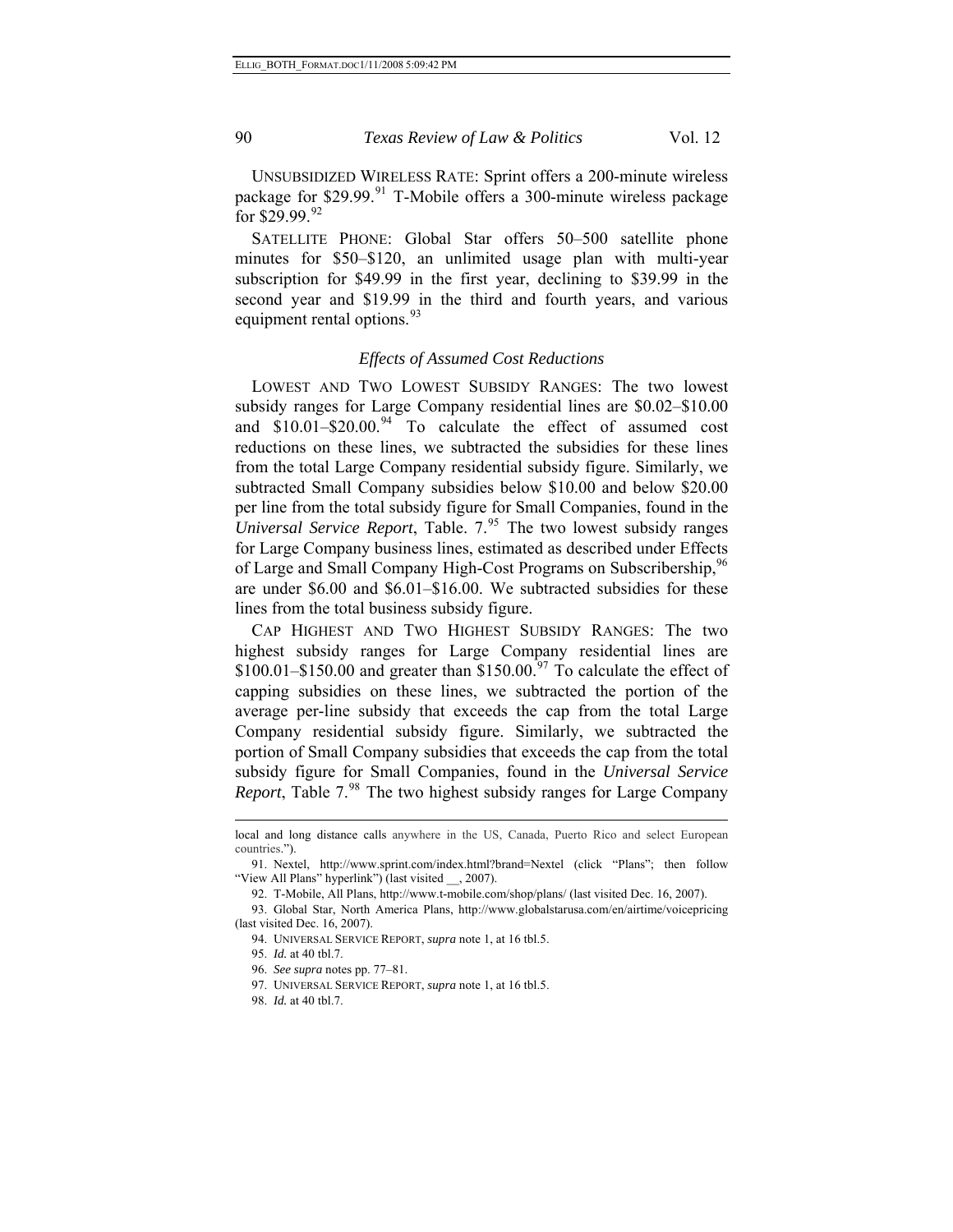UNSUBSIDIZED WIRELESS RATE: Sprint offers a 200-minute wireless package for $29.99.[91] T-Mobile offers a 300-minute wireless package for $29.99.[92]

SATELLITE PHONE: Global Star offers 50–500 satellite phone minutes for $50–$120, an unlimited usage plan with multi-year subscription for $49.99 in the first year, declining to $39.99 in the second year and $19.99 in the third and fourth years, and various equipment rental options.[93]

### *Effects of Assumed Cost Reductions*

LOWEST AND TWO LOWEST SUBSIDY RANGES: The two lowest subsidy ranges for Large Company residential lines are $0.02–$10.00 and $10.01–$20.00.[94] To calculate the effect of assumed cost reductions on these lines, we subtracted the subsidies for these lines from the total Large Company residential subsidy figure. Similarly, we subtracted Small Company subsidies below $10.00 and below $20.00 per line from the total subsidy figure for Small Companies, found in the *Universal Service Report*, Table. 7.[95] The two lowest subsidy ranges for Large Company business lines, estimated as described under Effects of Large and Small Company High-Cost Programs on Subscribership,[96] are under $6.00 and $6.01–$16.00. We subtracted subsidies for these lines from the total business subsidy figure.

CAP HIGHEST AND TWO HIGHEST SUBSIDY RANGES: The two highest subsidy ranges for Large Company residential lines are $100.01–$150.00 and greater than $150.00.[97] To calculate the effect of capping subsidies on these lines, we subtracted the portion of the average per-line subsidy that exceeds the cap from the total Large Company residential subsidy figure. Similarly, we subtracted the portion of Small Company subsidies that exceeds the cap from the total subsidy figure for Small Companies, found in the *Universal Service Report*, Table 7.[98] The two highest subsidy ranges for Large Company

---

local and long distance calls anywhere in the US, Canada, Puerto Rico and select European countries.").

91. Nextel, http://www.sprint.com/index.html?brand=Nextel (click "Plans"; then follow "View All Plans" hyperlink") (last visited __, 2007).

92. T-Mobile, All Plans, http://www.t-mobile.com/shop/plans/ (last visited Dec. 16, 2007).

93. Global Star, North America Plans, http://www.globalstarusa.com/en/airtime/voicepricing (last visited Dec. 16, 2007).

94. UNIVERSAL SERVICE REPORT, *supra* note 1, at 16 tbl.5.

95. *Id.* at 40 tbl.7.

96. *See supra* notes pp. 77–81.

97. UNIVERSAL SERVICE REPORT, *supra* note 1, at 16 tbl.5.

98. *Id.* at 40 tbl.7.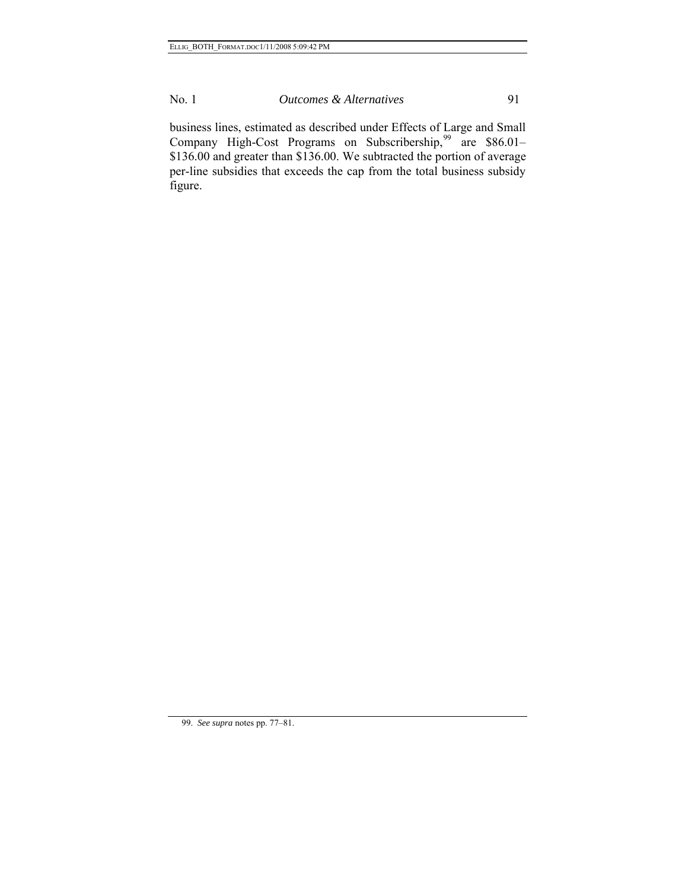business lines, estimated as described under Effects of Large and Small Company High-Cost Programs on Subscribership,[99] are \$86.01–\$136.00 and greater than \$136.00. We subtracted the portion of average per-line subsidies that exceeds the cap from the total business subsidy figure.

99. *See supra* notes pp. 77–81.